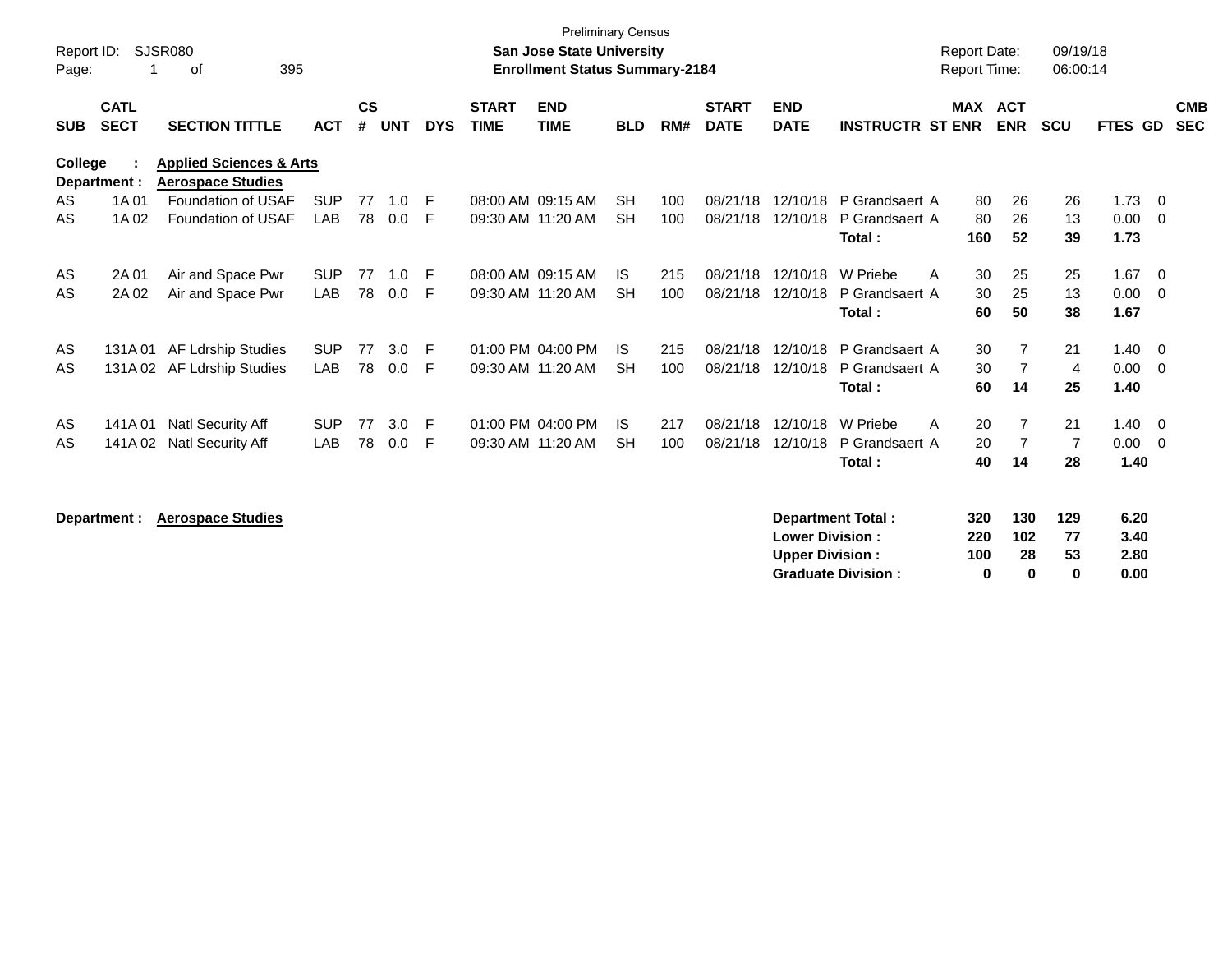Preliminary Census

**San Jose State University**
**Enrollment Status Summary-2184**

Report ID: SJSR080
Report Date: 09/19/18
Report Time: 06:00:14

**College : Applied Sciences & Arts**
**Department : Aerospace Studies**

| SUB | CATL SECT | SECTION TITTLE | ACT | CS # | UNT | DYS | START TIME | END TIME | BLD | RM# | START DATE | END DATE | INSTRUCTR | ST | MAX ENR | ACT ENR | SCU | FTES | GD | CMB SEC |
|---|---|---|---|---|---|---|---|---|---|---|---|---|---|---|---|---|---|---|---|---|
| AS | 1A 01 | Foundation of USAF | SUP | 77 | 1.0 | F | 08:00 AM | 09:15 AM | SH | 100 | 08/21/18 | 12/10/18 | P Grandsaert | A | 80 | 26 | 26 | 1.73 | 0 | |
| AS | 1A 02 | Foundation of USAF | LAB | 78 | 0.0 | F | 09:30 AM | 11:20 AM | SH | 100 | 08/21/18 | 12/10/18 | P Grandsaert | A | 80 | 26 | 13 | 0.00 | 0 | |
| | | | | | | | | | | | | | **Total :** | | **160** | **52** | **39** | **1.73** | | |
| AS | 2A 01 | Air and Space Pwr | SUP | 77 | 1.0 | F | 08:00 AM | 09:15 AM | IS | 215 | 08/21/18 | 12/10/18 | W Priebe | A | 30 | 25 | 25 | 1.67 | 0 | |
| AS | 2A 02 | Air and Space Pwr | LAB | 78 | 0.0 | F | 09:30 AM | 11:20 AM | SH | 100 | 08/21/18 | 12/10/18 | P Grandsaert | A | 30 | 25 | 13 | 0.00 | 0 | |
| | | | | | | | | | | | | | **Total :** | | **60** | **50** | **38** | **1.67** | | |
| AS | 131A 01 | AF Ldrship Studies | SUP | 77 | 3.0 | F | 01:00 PM | 04:00 PM | IS | 215 | 08/21/18 | 12/10/18 | P Grandsaert | A | 30 | 7 | 21 | 1.40 | 0 | |
| AS | 131A 02 | AF Ldrship Studies | LAB | 78 | 0.0 | F | 09:30 AM | 11:20 AM | SH | 100 | 08/21/18 | 12/10/18 | P Grandsaert | A | 30 | 7 | 4 | 0.00 | 0 | |
| | | | | | | | | | | | | | **Total :** | | **60** | **14** | **25** | **1.40** | | |
| AS | 141A 01 | Natl Security Aff | SUP | 77 | 3.0 | F | 01:00 PM | 04:00 PM | IS | 217 | 08/21/18 | 12/10/18 | W Priebe | A | 20 | 7 | 21 | 1.40 | 0 | |
| AS | 141A 02 | Natl Security Aff | LAB | 78 | 0.0 | F | 09:30 AM | 11:20 AM | SH | 100 | 08/21/18 | 12/10/18 | P Grandsaert | A | 20 | 7 | 7 | 0.00 | 0 | |
| | | | | | | | | | | | | | **Total :** | | **40** | **14** | **28** | **1.40** | | |

**Department : Aerospace Studies**

| | MAX ENR | ACT ENR | SCU | FTES |
|---|---|---|---|---|
| **Department Total :** | **320** | **130** | **129** | **6.20** |
| **Lower Division :** | **220** | **102** | **77** | **3.40** |
| **Upper Division :** | **100** | **28** | **53** | **2.80** |
| **Graduate Division :** | **0** | **0** | **0** | **0.00** |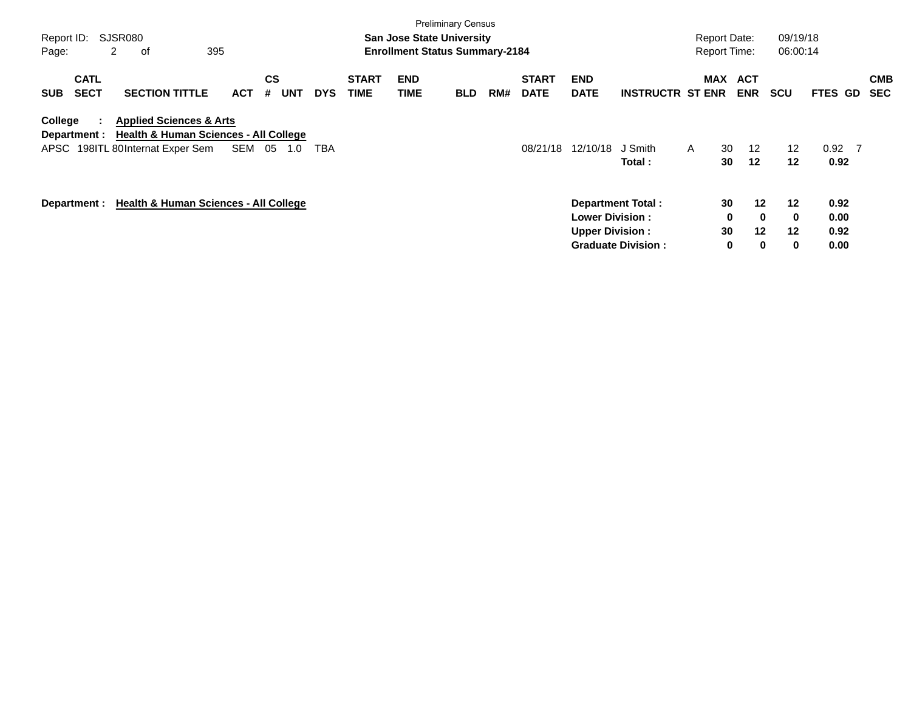Preliminary Census

**San Jose State University**
**Enrollment Status Summary-2184**

Report ID: SJSR080
Report Date: 09/19/18
Report Time: 06:00:14

| SUB | CATL SECT | SECTION TITTLE | ACT | CS # | UNT | DYS | START TIME | END TIME | BLD | RM# | START DATE | END DATE | INSTRUCTR | ST | MAX ENR | ACT ENR | SCU | FTES | GD | CMB SEC |
|---|---|---|---|---|---|---|---|---|---|---|---|---|---|---|---|---|---|---|---|---|
| **College :** | | **Applied Sciences & Arts** | | | | | | | | | | | | | | | | | | |
| **Department :** | | **Health & Human Sciences - All College** | | | | | | | | | | | | | | | | | | |
| APSC | 198ITL 80 | Internat Exper Sem | SEM | 05 | 1.0 | TBA | | | | | 08/21/18 | 12/10/18 | J Smith | A | 30 | 12 | 12 | 0.92 | 7 | |
| | | | | | | | | | | | | | **Total :** | | **30** | **12** | **12** | **0.92** | | |

| Department : Health & Human Sciences - All College | MAX ENR | ACT ENR | SCU | FTES |
|---|---|---|---|---|
| **Department Total :** | **30** | **12** | **12** | **0.92** |
| **Lower Division :** | **0** | **0** | **0** | **0.00** |
| **Upper Division :** | **30** | **12** | **12** | **0.92** |
| **Graduate Division :** | **0** | **0** | **0** | **0.00** |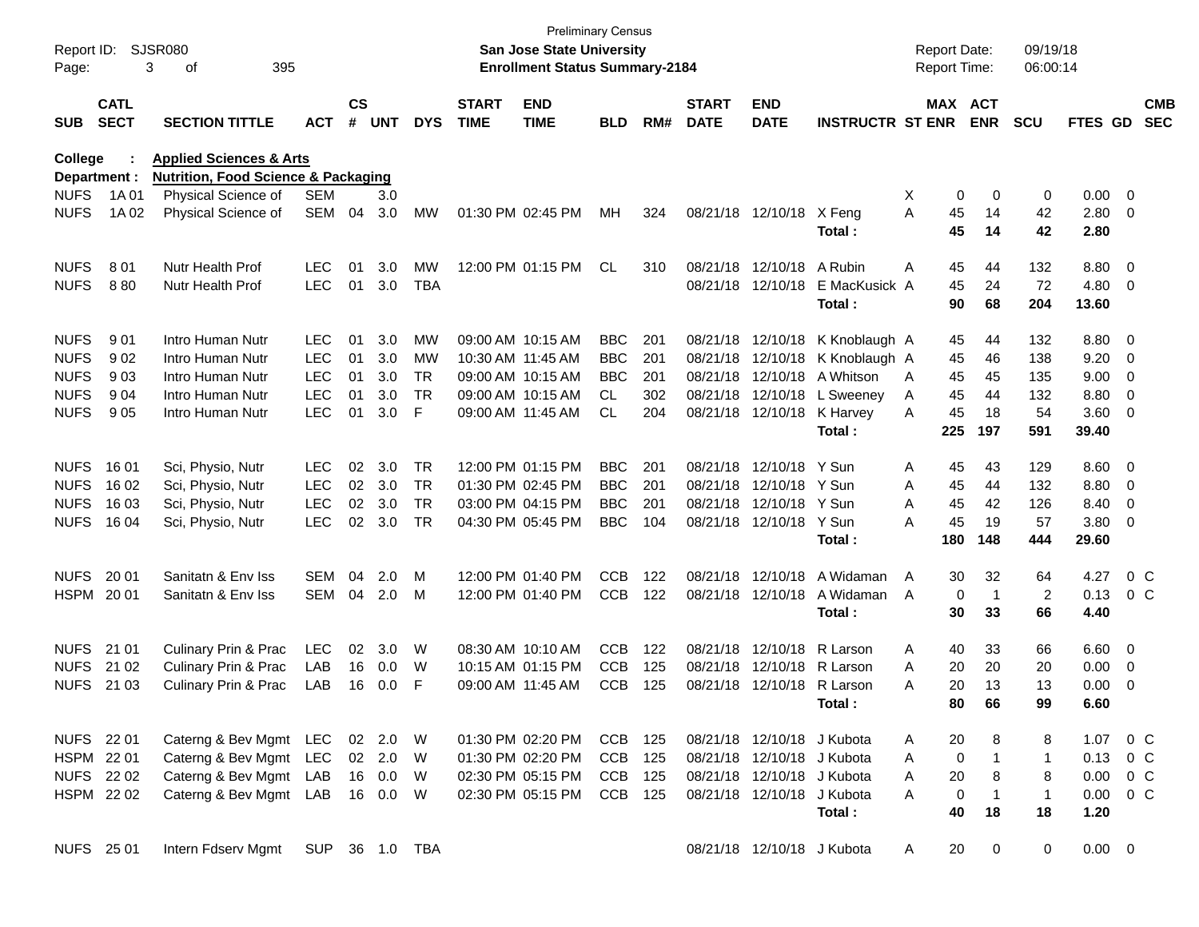Preliminary Census
**San Jose State University**
**Enrollment Status Summary-2184**

Report ID: SJSR080
Report Date: 09/19/18
Report Time: 06:00:14

| SUB | CATL SECT | SECTION TITTLE | ACT | CS # | UNT | DYS | START TIME | END TIME | BLD | RM# | START DATE | END DATE | INSTRUCTR | ST | MAX ENR | ACT ENR | SCU | FTES | GD | CMB SEC |
|---|---|---|---|---|---|---|---|---|---|---|---|---|---|---|---|---|---|---|---|---|
| **College :** | | **Applied Sciences & Arts** | | | | | | | | | | | | | | | | | | |
| **Department :** | | **Nutrition, Food Science & Packaging** | | | | | | | | | | | | | | | | | | |
| NUFS | 1A 01 | Physical Science of | SEM | | 3.0 | | | | | | | | | X | 0 | 0 | 0 | 0.00 | 0 | |
| NUFS | 1A 02 | Physical Science of | SEM | 04 | 3.0 | MW | 01:30 PM | 02:45 PM | MH | 324 | 08/21/18 | 12/10/18 | X Feng | A | 45 | 14 | 42 | 2.80 | 0 | |
| | | | | | | | | | | | | | **Total :** | | **45** | **14** | **42** | **2.80** | | |
| NUFS | 8 01 | Nutr Health Prof | LEC | 01 | 3.0 | MW | 12:00 PM | 01:15 PM | CL | 310 | 08/21/18 | 12/10/18 | A Rubin | A | 45 | 44 | 132 | 8.80 | 0 | |
| NUFS | 8 80 | Nutr Health Prof | LEC | 01 | 3.0 | TBA | | | | | 08/21/18 | 12/10/18 | E MacKusick | A | 45 | 24 | 72 | 4.80 | 0 | |
| | | | | | | | | | | | | | **Total :** | | **90** | **68** | **204** | **13.60** | | |
| NUFS | 9 01 | Intro Human Nutr | LEC | 01 | 3.0 | MW | 09:00 AM | 10:15 AM | BBC | 201 | 08/21/18 | 12/10/18 | K Knoblaugh | A | 45 | 44 | 132 | 8.80 | 0 | |
| NUFS | 9 02 | Intro Human Nutr | LEC | 01 | 3.0 | MW | 10:30 AM | 11:45 AM | BBC | 201 | 08/21/18 | 12/10/18 | K Knoblaugh | A | 45 | 46 | 138 | 9.20 | 0 | |
| NUFS | 9 03 | Intro Human Nutr | LEC | 01 | 3.0 | TR | 09:00 AM | 10:15 AM | BBC | 201 | 08/21/18 | 12/10/18 | A Whitson | A | 45 | 45 | 135 | 9.00 | 0 | |
| NUFS | 9 04 | Intro Human Nutr | LEC | 01 | 3.0 | TR | 09:00 AM | 10:15 AM | CL | 302 | 08/21/18 | 12/10/18 | L Sweeney | A | 45 | 44 | 132 | 8.80 | 0 | |
| NUFS | 9 05 | Intro Human Nutr | LEC | 01 | 3.0 | F | 09:00 AM | 11:45 AM | CL | 204 | 08/21/18 | 12/10/18 | K Harvey | A | 45 | 18 | 54 | 3.60 | 0 | |
| | | | | | | | | | | | | | **Total :** | | **225** | **197** | **591** | **39.40** | | |
| NUFS | 16 01 | Sci, Physio, Nutr | LEC | 02 | 3.0 | TR | 12:00 PM | 01:15 PM | BBC | 201 | 08/21/18 | 12/10/18 | Y Sun | A | 45 | 43 | 129 | 8.60 | 0 | |
| NUFS | 16 02 | Sci, Physio, Nutr | LEC | 02 | 3.0 | TR | 01:30 PM | 02:45 PM | BBC | 201 | 08/21/18 | 12/10/18 | Y Sun | A | 45 | 44 | 132 | 8.80 | 0 | |
| NUFS | 16 03 | Sci, Physio, Nutr | LEC | 02 | 3.0 | TR | 03:00 PM | 04:15 PM | BBC | 201 | 08/21/18 | 12/10/18 | Y Sun | A | 45 | 42 | 126 | 8.40 | 0 | |
| NUFS | 16 04 | Sci, Physio, Nutr | LEC | 02 | 3.0 | TR | 04:30 PM | 05:45 PM | BBC | 104 | 08/21/18 | 12/10/18 | Y Sun | A | 45 | 19 | 57 | 3.80 | 0 | |
| | | | | | | | | | | | | | **Total :** | | **180** | **148** | **444** | **29.60** | | |
| NUFS | 20 01 | Sanitatn & Env Iss | SEM | 04 | 2.0 | M | 12:00 PM | 01:40 PM | CCB | 122 | 08/21/18 | 12/10/18 | A Widaman | A | 30 | 32 | 64 | 4.27 | 0 | C |
| HSPM | 20 01 | Sanitatn & Env Iss | SEM | 04 | 2.0 | M | 12:00 PM | 01:40 PM | CCB | 122 | 08/21/18 | 12/10/18 | A Widaman | A | 0 | 1 | 2 | 0.13 | 0 | C |
| | | | | | | | | | | | | | **Total :** | | **30** | **33** | **66** | **4.40** | | |
| NUFS | 21 01 | Culinary Prin & Prac | LEC | 02 | 3.0 | W | 08:30 AM | 10:10 AM | CCB | 122 | 08/21/18 | 12/10/18 | R Larson | A | 40 | 33 | 66 | 6.60 | 0 | |
| NUFS | 21 02 | Culinary Prin & Prac | LAB | 16 | 0.0 | W | 10:15 AM | 01:15 PM | CCB | 125 | 08/21/18 | 12/10/18 | R Larson | A | 20 | 20 | 20 | 0.00 | 0 | |
| NUFS | 21 03 | Culinary Prin & Prac | LAB | 16 | 0.0 | F | 09:00 AM | 11:45 AM | CCB | 125 | 08/21/18 | 12/10/18 | R Larson | A | 20 | 13 | 13 | 0.00 | 0 | |
| | | | | | | | | | | | | | **Total :** | | **80** | **66** | **99** | **6.60** | | |
| NUFS | 22 01 | Caterng & Bev Mgmt | LEC | 02 | 2.0 | W | 01:30 PM | 02:20 PM | CCB | 125 | 08/21/18 | 12/10/18 | J Kubota | A | 20 | 8 | 8 | 1.07 | 0 | C |
| HSPM | 22 01 | Caterng & Bev Mgmt | LEC | 02 | 2.0 | W | 01:30 PM | 02:20 PM | CCB | 125 | 08/21/18 | 12/10/18 | J Kubota | A | 0 | 1 | 1 | 0.13 | 0 | C |
| NUFS | 22 02 | Caterng & Bev Mgmt | LAB | 16 | 0.0 | W | 02:30 PM | 05:15 PM | CCB | 125 | 08/21/18 | 12/10/18 | J Kubota | A | 20 | 8 | 8 | 0.00 | 0 | C |
| HSPM | 22 02 | Caterng & Bev Mgmt | LAB | 16 | 0.0 | W | 02:30 PM | 05:15 PM | CCB | 125 | 08/21/18 | 12/10/18 | J Kubota | A | 0 | 1 | 1 | 0.00 | 0 | C |
| | | | | | | | | | | | | | **Total :** | | **40** | **18** | **18** | **1.20** | | |
| NUFS | 25 01 | Intern Fdserv Mgmt | SUP | 36 | 1.0 | TBA | | | | | 08/21/18 | 12/10/18 | J Kubota | A | 20 | 0 | 0 | 0.00 | 0 | |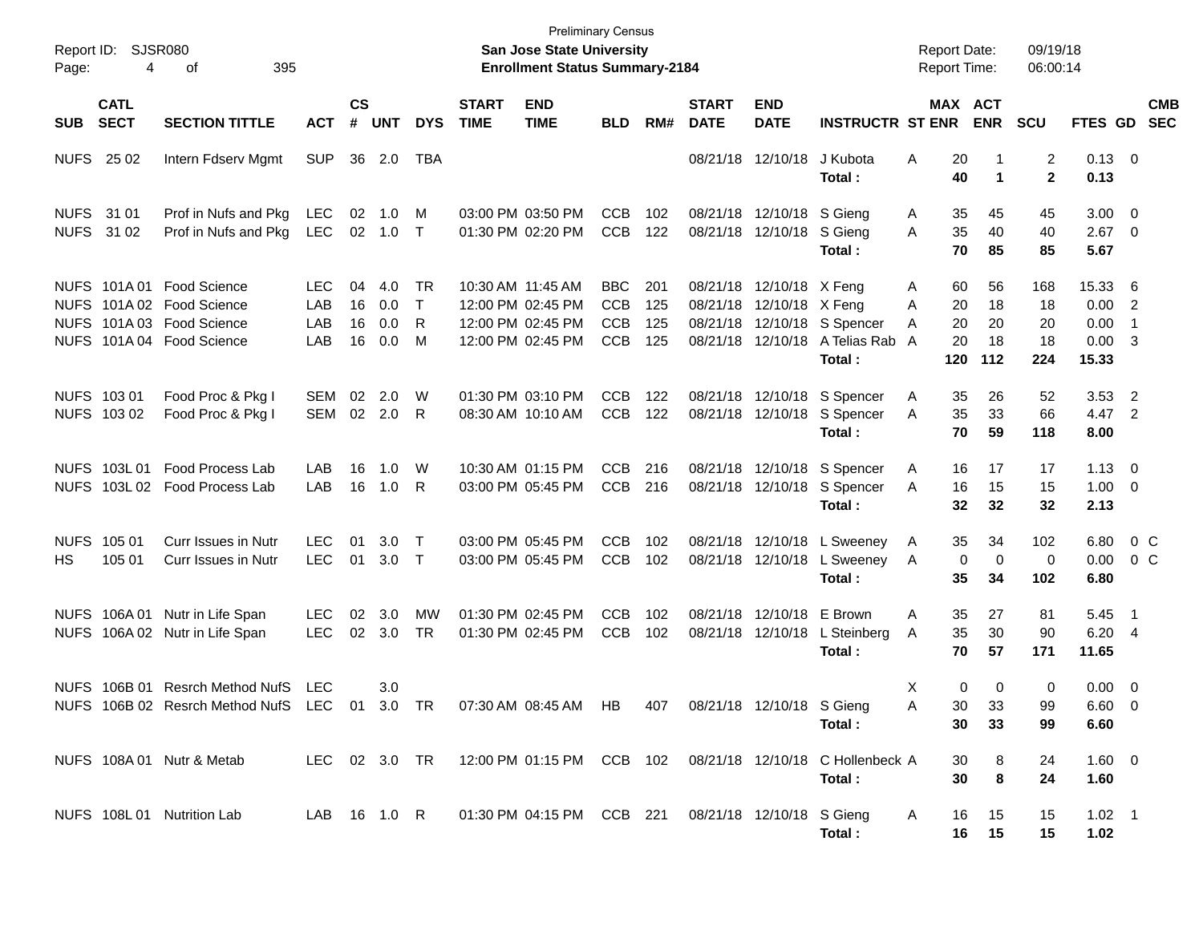Preliminary Census

**San Jose State University**

**Enrollment Status Summary-2184**

Report ID: SJSR080

Report Date: 09/19/18

Report Time: 06:00:14

| SUB | CATL SECT | SECTION TITTLE | ACT | CS # | UNT | DYS | START TIME | END TIME | BLD | RM# | START DATE | END DATE | INSTRUCTR | ST | MAX ENR | ACT ENR | SCU | FTES | GD | CMB SEC |
|---|---|---|---|---|---|---|---|---|---|---|---|---|---|---|---|---|---|---|---|---|
| NUFS | 25 02 | Intern Fdserv Mgmt | SUP | 36 | 2.0 | TBA | | | | | 08/21/18 | 12/10/18 | J Kubota | A | 20 | 1 | 2 | 0.13 | 0 | |
| | | | | | | | | | | | | | **Total :** | | **40** | **1** | **2** | **0.13** | | |
| NUFS | 31 01 | Prof in Nufs and Pkg | LEC | 02 | 1.0 | M | 03:00 PM | 03:50 PM | CCB | 102 | 08/21/18 | 12/10/18 | S Gieng | A | 35 | 45 | 45 | 3.00 | 0 | |
| NUFS | 31 02 | Prof in Nufs and Pkg | LEC | 02 | 1.0 | T | 01:30 PM | 02:20 PM | CCB | 122 | 08/21/18 | 12/10/18 | S Gieng | A | 35 | 40 | 40 | 2.67 | 0 | |
| | | | | | | | | | | | | | **Total :** | | **70** | **85** | **85** | **5.67** | | |
| NUFS | 101A 01 | Food Science | LEC | 04 | 4.0 | TR | 10:30 AM | 11:45 AM | BBC | 201 | 08/21/18 | 12/10/18 | X Feng | A | 60 | 56 | 168 | 15.33 | 6 | |
| NUFS | 101A 02 | Food Science | LAB | 16 | 0.0 | T | 12:00 PM | 02:45 PM | CCB | 125 | 08/21/18 | 12/10/18 | X Feng | A | 20 | 18 | 18 | 0.00 | 2 | |
| NUFS | 101A 03 | Food Science | LAB | 16 | 0.0 | R | 12:00 PM | 02:45 PM | CCB | 125 | 08/21/18 | 12/10/18 | S Spencer | A | 20 | 20 | 20 | 0.00 | 1 | |
| NUFS | 101A 04 | Food Science | LAB | 16 | 0.0 | M | 12:00 PM | 02:45 PM | CCB | 125 | 08/21/18 | 12/10/18 | A Telias Rab | A | 20 | 18 | 18 | 0.00 | 3 | |
| | | | | | | | | | | | | | **Total :** | | **120** | **112** | **224** | **15.33** | | |
| NUFS | 103 01 | Food Proc & Pkg I | SEM | 02 | 2.0 | W | 01:30 PM | 03:10 PM | CCB | 122 | 08/21/18 | 12/10/18 | S Spencer | A | 35 | 26 | 52 | 3.53 | 2 | |
| NUFS | 103 02 | Food Proc & Pkg I | SEM | 02 | 2.0 | R | 08:30 AM | 10:10 AM | CCB | 122 | 08/21/18 | 12/10/18 | S Spencer | A | 35 | 33 | 66 | 4.47 | 2 | |
| | | | | | | | | | | | | | **Total :** | | **70** | **59** | **118** | **8.00** | | |
| NUFS | 103L 01 | Food Process Lab | LAB | 16 | 1.0 | W | 10:30 AM | 01:15 PM | CCB | 216 | 08/21/18 | 12/10/18 | S Spencer | A | 16 | 17 | 17 | 1.13 | 0 | |
| NUFS | 103L 02 | Food Process Lab | LAB | 16 | 1.0 | R | 03:00 PM | 05:45 PM | CCB | 216 | 08/21/18 | 12/10/18 | S Spencer | A | 16 | 15 | 15 | 1.00 | 0 | |
| | | | | | | | | | | | | | **Total :** | | **32** | **32** | **32** | **2.13** | | |
| NUFS | 105 01 | Curr Issues in Nutr | LEC | 01 | 3.0 | T | 03:00 PM | 05:45 PM | CCB | 102 | 08/21/18 | 12/10/18 | L Sweeney | A | 35 | 34 | 102 | 6.80 | 0 | C |
| HS | 105 01 | Curr Issues in Nutr | LEC | 01 | 3.0 | T | 03:00 PM | 05:45 PM | CCB | 102 | 08/21/18 | 12/10/18 | L Sweeney | A | 0 | 0 | 0 | 0.00 | 0 | C |
| | | | | | | | | | | | | | **Total :** | | **35** | **34** | **102** | **6.80** | | |
| NUFS | 106A 01 | Nutr in Life Span | LEC | 02 | 3.0 | MW | 01:30 PM | 02:45 PM | CCB | 102 | 08/21/18 | 12/10/18 | E Brown | A | 35 | 27 | 81 | 5.45 | 1 | |
| NUFS | 106A 02 | Nutr in Life Span | LEC | 02 | 3.0 | TR | 01:30 PM | 02:45 PM | CCB | 102 | 08/21/18 | 12/10/18 | L Steinberg | A | 35 | 30 | 90 | 6.20 | 4 | |
| | | | | | | | | | | | | | **Total :** | | **70** | **57** | **171** | **11.65** | | |
| NUFS | 106B 01 | Resrch Method NufS | LEC | | 3.0 | | | | | | | | | X | 0 | 0 | 0 | 0.00 | 0 | |
| NUFS | 106B 02 | Resrch Method NufS | LEC | 01 | 3.0 | TR | 07:30 AM | 08:45 AM | HB | 407 | 08/21/18 | 12/10/18 | S Gieng | A | 30 | 33 | 99 | 6.60 | 0 | |
| | | | | | | | | | | | | | **Total :** | | **30** | **33** | **99** | **6.60** | | |
| NUFS | 108A 01 | Nutr & Metab | LEC | 02 | 3.0 | TR | 12:00 PM | 01:15 PM | CCB | 102 | 08/21/18 | 12/10/18 | C Hollenbeck | A | 30 | 8 | 24 | 1.60 | 0 | |
| | | | | | | | | | | | | | **Total :** | | **30** | **8** | **24** | **1.60** | | |
| NUFS | 108L 01 | Nutrition Lab | LAB | 16 | 1.0 | R | 01:30 PM | 04:15 PM | CCB | 221 | 08/21/18 | 12/10/18 | S Gieng | A | 16 | 15 | 15 | 1.02 | 1 | |
| | | | | | | | | | | | | | **Total :** | | **16** | **15** | **15** | **1.02** | | |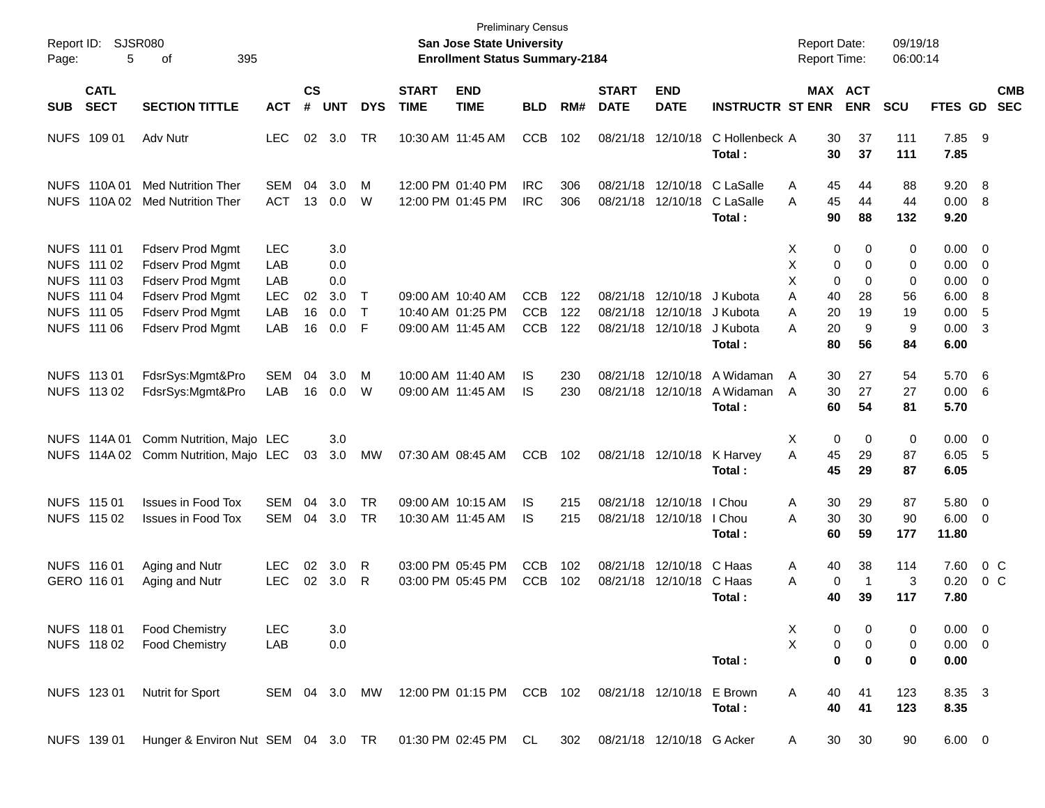Preliminary Census

**San Jose State University**

**Enrollment Status Summary-2184**

Report ID: SJSR080

Report Date: 09/19/18

Report Time: 06:00:14

| SUB | CATL SECT | SECTION TITTLE | ACT | CS # | UNT | DYS | START TIME | END TIME | BLD | RM# | START DATE | END DATE | INSTRUCTR | ST | MAX ENR | ACT ENR | SCU | FTES | GD | CMB SEC |
|---|---|---|---|---|---|---|---|---|---|---|---|---|---|---|---|---|---|---|---|---|
| NUFS | 109 01 | Adv Nutr | LEC | 02 | 3.0 | TR | 10:30 AM | 11:45 AM | CCB | 102 | 08/21/18 | 12/10/18 | C Hollenbeck | A | 30 | 37 | 111 | 7.85 | 9 | |
| | | | | | | | | | | | | | **Total :** | | **30** | **37** | **111** | **7.85** | | |
| NUFS | 110A 01 | Med Nutrition Ther | SEM | 04 | 3.0 | M | 12:00 PM | 01:40 PM | IRC | 306 | 08/21/18 | 12/10/18 | C LaSalle | A | 45 | 44 | 88 | 9.20 | 8 | |
| NUFS | 110A 02 | Med Nutrition Ther | ACT | 13 | 0.0 | W | 12:00 PM | 01:45 PM | IRC | 306 | 08/21/18 | 12/10/18 | C LaSalle | A | 45 | 44 | 44 | 0.00 | 8 | |
| | | | | | | | | | | | | | **Total :** | | **90** | **88** | **132** | **9.20** | | |
| NUFS | 111 01 | Fdserv Prod Mgmt | LEC | | 3.0 | | | | | | | | | X | 0 | 0 | 0 | 0.00 | 0 | |
| NUFS | 111 02 | Fdserv Prod Mgmt | LAB | | 0.0 | | | | | | | | | X | 0 | 0 | 0 | 0.00 | 0 | |
| NUFS | 111 03 | Fdserv Prod Mgmt | LAB | | 0.0 | | | | | | | | | X | 0 | 0 | 0 | 0.00 | 0 | |
| NUFS | 111 04 | Fdserv Prod Mgmt | LEC | 02 | 3.0 | T | 09:00 AM | 10:40 AM | CCB | 122 | 08/21/18 | 12/10/18 | J Kubota | A | 40 | 28 | 56 | 6.00 | 8 | |
| NUFS | 111 05 | Fdserv Prod Mgmt | LAB | 16 | 0.0 | T | 10:40 AM | 01:25 PM | CCB | 122 | 08/21/18 | 12/10/18 | J Kubota | A | 20 | 19 | 19 | 0.00 | 5 | |
| NUFS | 111 06 | Fdserv Prod Mgmt | LAB | 16 | 0.0 | F | 09:00 AM | 11:45 AM | CCB | 122 | 08/21/18 | 12/10/18 | J Kubota | A | 20 | 9 | 9 | 0.00 | 3 | |
| | | | | | | | | | | | | | **Total :** | | **80** | **56** | **84** | **6.00** | | |
| NUFS | 113 01 | FdsrSys:Mgmt&Pro | SEM | 04 | 3.0 | M | 10:00 AM | 11:40 AM | IS | 230 | 08/21/18 | 12/10/18 | A Widaman | A | 30 | 27 | 54 | 5.70 | 6 | |
| NUFS | 113 02 | FdsrSys:Mgmt&Pro | LAB | 16 | 0.0 | W | 09:00 AM | 11:45 AM | IS | 230 | 08/21/18 | 12/10/18 | A Widaman | A | 30 | 27 | 27 | 0.00 | 6 | |
| | | | | | | | | | | | | | **Total :** | | **60** | **54** | **81** | **5.70** | | |
| NUFS | 114A 01 | Comm Nutrition, Majo | LEC | | 3.0 | | | | | | | | | X | 0 | 0 | 0 | 0.00 | 0 | |
| NUFS | 114A 02 | Comm Nutrition, Majo | LEC | 03 | 3.0 | MW | 07:30 AM | 08:45 AM | CCB | 102 | 08/21/18 | 12/10/18 | K Harvey | A | 45 | 29 | 87 | 6.05 | 5 | |
| | | | | | | | | | | | | | **Total :** | | **45** | **29** | **87** | **6.05** | | |
| NUFS | 115 01 | Issues in Food Tox | SEM | 04 | 3.0 | TR | 09:00 AM | 10:15 AM | IS | 215 | 08/21/18 | 12/10/18 | I Chou | A | 30 | 29 | 87 | 5.80 | 0 | |
| NUFS | 115 02 | Issues in Food Tox | SEM | 04 | 3.0 | TR | 10:30 AM | 11:45 AM | IS | 215 | 08/21/18 | 12/10/18 | I Chou | A | 30 | 30 | 90 | 6.00 | 0 | |
| | | | | | | | | | | | | | **Total :** | | **60** | **59** | **177** | **11.80** | | |
| NUFS | 116 01 | Aging and Nutr | LEC | 02 | 3.0 | R | 03:00 PM | 05:45 PM | CCB | 102 | 08/21/18 | 12/10/18 | C Haas | A | 40 | 38 | 114 | 7.60 | 0 | C |
| GERO | 116 01 | Aging and Nutr | LEC | 02 | 3.0 | R | 03:00 PM | 05:45 PM | CCB | 102 | 08/21/18 | 12/10/18 | C Haas | A | 0 | 1 | 3 | 0.20 | 0 | C |
| | | | | | | | | | | | | | **Total :** | | **40** | **39** | **117** | **7.80** | | |
| NUFS | 118 01 | Food Chemistry | LEC | | 3.0 | | | | | | | | | X | 0 | 0 | 0 | 0.00 | 0 | |
| NUFS | 118 02 | Food Chemistry | LAB | | 0.0 | | | | | | | | | X | 0 | 0 | 0 | 0.00 | 0 | |
| | | | | | | | | | | | | | **Total :** | | **0** | **0** | **0** | **0.00** | | |
| NUFS | 123 01 | Nutrit for Sport | SEM | 04 | 3.0 | MW | 12:00 PM | 01:15 PM | CCB | 102 | 08/21/18 | 12/10/18 | E Brown | A | 40 | 41 | 123 | 8.35 | 3 | |
| | | | | | | | | | | | | | **Total :** | | **40** | **41** | **123** | **8.35** | | |
| NUFS | 139 01 | Hunger & Environ Nut | SEM | 04 | 3.0 | TR | 01:30 PM | 02:45 PM | CL | 302 | 08/21/18 | 12/10/18 | G Acker | A | 30 | 30 | 90 | 6.00 | 0 | |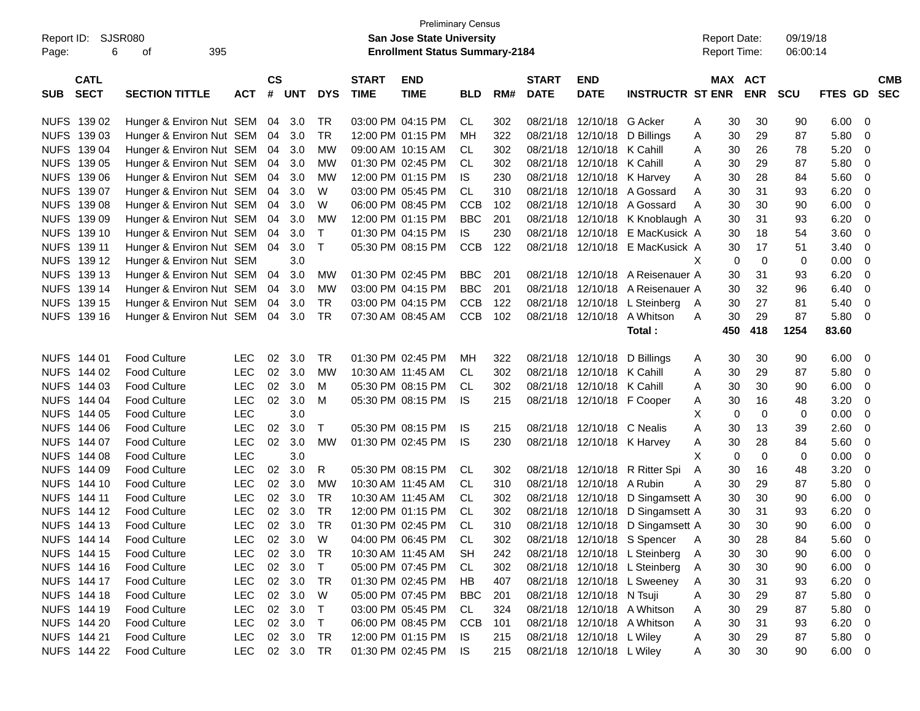Preliminary Census

Report ID: SJSR080 — **San Jose State University** — Report Date: 09/19/18

**Enrollment Status Summary-2184** — Report Time: 06:00:14

| SUB | CATL SECT | SECTION TITTLE | ACT | CS # | UNT | DYS | START TIME | END TIME | BLD | RM# | START DATE | END DATE | INSTRUCTR | ST | MAX ENR | ACT ENR | SCU | FTES | GD | CMB SEC |
|---|---|---|---|---|---|---|---|---|---|---|---|---|---|---|---|---|---|---|---|---|
| NUFS | 139 02 | Hunger & Environ Nut | SEM | 04 | 3.0 | TR | 03:00 PM | 04:15 PM | CL | 302 | 08/21/18 | 12/10/18 | G Acker | A | 30 | 30 | 90 | 6.00 | 0 | |
| NUFS | 139 03 | Hunger & Environ Nut | SEM | 04 | 3.0 | TR | 12:00 PM | 01:15 PM | MH | 322 | 08/21/18 | 12/10/18 | D Billings | A | 30 | 29 | 87 | 5.80 | 0 | |
| NUFS | 139 04 | Hunger & Environ Nut | SEM | 04 | 3.0 | MW | 09:00 AM | 10:15 AM | CL | 302 | 08/21/18 | 12/10/18 | K Cahill | A | 30 | 26 | 78 | 5.20 | 0 | |
| NUFS | 139 05 | Hunger & Environ Nut | SEM | 04 | 3.0 | MW | 01:30 PM | 02:45 PM | CL | 302 | 08/21/18 | 12/10/18 | K Cahill | A | 30 | 29 | 87 | 5.80 | 0 | |
| NUFS | 139 06 | Hunger & Environ Nut | SEM | 04 | 3.0 | MW | 12:00 PM | 01:15 PM | IS | 230 | 08/21/18 | 12/10/18 | K Harvey | A | 30 | 28 | 84 | 5.60 | 0 | |
| NUFS | 139 07 | Hunger & Environ Nut | SEM | 04 | 3.0 | W | 03:00 PM | 05:45 PM | CL | 310 | 08/21/18 | 12/10/18 | A Gossard | A | 30 | 31 | 93 | 6.20 | 0 | |
| NUFS | 139 08 | Hunger & Environ Nut | SEM | 04 | 3.0 | W | 06:00 PM | 08:45 PM | CCB | 102 | 08/21/18 | 12/10/18 | A Gossard | A | 30 | 30 | 90 | 6.00 | 0 | |
| NUFS | 139 09 | Hunger & Environ Nut | SEM | 04 | 3.0 | MW | 12:00 PM | 01:15 PM | BBC | 201 | 08/21/18 | 12/10/18 | K Knoblaugh | A | 30 | 31 | 93 | 6.20 | 0 | |
| NUFS | 139 10 | Hunger & Environ Nut | SEM | 04 | 3.0 | T | 01:30 PM | 04:15 PM | IS | 230 | 08/21/18 | 12/10/18 | E MacKusick | A | 30 | 18 | 54 | 3.60 | 0 | |
| NUFS | 139 11 | Hunger & Environ Nut | SEM | 04 | 3.0 | T | 05:30 PM | 08:15 PM | CCB | 122 | 08/21/18 | 12/10/18 | E MacKusick | A | 30 | 17 | 51 | 3.40 | 0 | |
| NUFS | 139 12 | Hunger & Environ Nut | SEM | | 3.0 | | | | | | | | | X | 0 | 0 | 0 | 0.00 | 0 | |
| NUFS | 139 13 | Hunger & Environ Nut | SEM | 04 | 3.0 | MW | 01:30 PM | 02:45 PM | BBC | 201 | 08/21/18 | 12/10/18 | A Reisenauer | A | 30 | 31 | 93 | 6.20 | 0 | |
| NUFS | 139 14 | Hunger & Environ Nut | SEM | 04 | 3.0 | MW | 03:00 PM | 04:15 PM | BBC | 201 | 08/21/18 | 12/10/18 | A Reisenauer | A | 30 | 32 | 96 | 6.40 | 0 | |
| NUFS | 139 15 | Hunger & Environ Nut | SEM | 04 | 3.0 | TR | 03:00 PM | 04:15 PM | CCB | 122 | 08/21/18 | 12/10/18 | L Steinberg | A | 30 | 27 | 81 | 5.40 | 0 | |
| NUFS | 139 16 | Hunger & Environ Nut | SEM | 04 | 3.0 | TR | 07:30 AM | 08:45 AM | CCB | 102 | 08/21/18 | 12/10/18 | A Whitson | A | 30 | 29 | 87 | 5.80 | 0 | |
| | | | | | | | | | | | | | **Total :** | | **450** | **418** | **1254** | **83.60** | | |
| NUFS | 144 01 | Food Culture | LEC | 02 | 3.0 | TR | 01:30 PM | 02:45 PM | MH | 322 | 08/21/18 | 12/10/18 | D Billings | A | 30 | 30 | 90 | 6.00 | 0 | |
| NUFS | 144 02 | Food Culture | LEC | 02 | 3.0 | MW | 10:30 AM | 11:45 AM | CL | 302 | 08/21/18 | 12/10/18 | K Cahill | A | 30 | 29 | 87 | 5.80 | 0 | |
| NUFS | 144 03 | Food Culture | LEC | 02 | 3.0 | M | 05:30 PM | 08:15 PM | CL | 302 | 08/21/18 | 12/10/18 | K Cahill | A | 30 | 30 | 90 | 6.00 | 0 | |
| NUFS | 144 04 | Food Culture | LEC | 02 | 3.0 | M | 05:30 PM | 08:15 PM | IS | 215 | 08/21/18 | 12/10/18 | F Cooper | A | 30 | 16 | 48 | 3.20 | 0 | |
| NUFS | 144 05 | Food Culture | LEC | | 3.0 | | | | | | | | | X | 0 | 0 | 0 | 0.00 | 0 | |
| NUFS | 144 06 | Food Culture | LEC | 02 | 3.0 | T | 05:30 PM | 08:15 PM | IS | 215 | 08/21/18 | 12/10/18 | C Nealis | A | 30 | 13 | 39 | 2.60 | 0 | |
| NUFS | 144 07 | Food Culture | LEC | 02 | 3.0 | MW | 01:30 PM | 02:45 PM | IS | 230 | 08/21/18 | 12/10/18 | K Harvey | A | 30 | 28 | 84 | 5.60 | 0 | |
| NUFS | 144 08 | Food Culture | LEC | | 3.0 | | | | | | | | | X | 0 | 0 | 0 | 0.00 | 0 | |
| NUFS | 144 09 | Food Culture | LEC | 02 | 3.0 | R | 05:30 PM | 08:15 PM | CL | 302 | 08/21/18 | 12/10/18 | R Ritter Spi | A | 30 | 16 | 48 | 3.20 | 0 | |
| NUFS | 144 10 | Food Culture | LEC | 02 | 3.0 | MW | 10:30 AM | 11:45 AM | CL | 310 | 08/21/18 | 12/10/18 | A Rubin | A | 30 | 29 | 87 | 5.80 | 0 | |
| NUFS | 144 11 | Food Culture | LEC | 02 | 3.0 | TR | 10:30 AM | 11:45 AM | CL | 302 | 08/21/18 | 12/10/18 | D Singamsett | A | 30 | 30 | 90 | 6.00 | 0 | |
| NUFS | 144 12 | Food Culture | LEC | 02 | 3.0 | TR | 12:00 PM | 01:15 PM | CL | 302 | 08/21/18 | 12/10/18 | D Singamsett | A | 30 | 31 | 93 | 6.20 | 0 | |
| NUFS | 144 13 | Food Culture | LEC | 02 | 3.0 | TR | 01:30 PM | 02:45 PM | CL | 310 | 08/21/18 | 12/10/18 | D Singamsett | A | 30 | 30 | 90 | 6.00 | 0 | |
| NUFS | 144 14 | Food Culture | LEC | 02 | 3.0 | W | 04:00 PM | 06:45 PM | CL | 302 | 08/21/18 | 12/10/18 | S Spencer | A | 30 | 28 | 84 | 5.60 | 0 | |
| NUFS | 144 15 | Food Culture | LEC | 02 | 3.0 | TR | 10:30 AM | 11:45 AM | SH | 242 | 08/21/18 | 12/10/18 | L Steinberg | A | 30 | 30 | 90 | 6.00 | 0 | |
| NUFS | 144 16 | Food Culture | LEC | 02 | 3.0 | T | 05:00 PM | 07:45 PM | CL | 302 | 08/21/18 | 12/10/18 | L Steinberg | A | 30 | 30 | 90 | 6.00 | 0 | |
| NUFS | 144 17 | Food Culture | LEC | 02 | 3.0 | TR | 01:30 PM | 02:45 PM | HB | 407 | 08/21/18 | 12/10/18 | L Sweeney | A | 30 | 31 | 93 | 6.20 | 0 | |
| NUFS | 144 18 | Food Culture | LEC | 02 | 3.0 | W | 05:00 PM | 07:45 PM | BBC | 201 | 08/21/18 | 12/10/18 | N Tsuji | A | 30 | 29 | 87 | 5.80 | 0 | |
| NUFS | 144 19 | Food Culture | LEC | 02 | 3.0 | T | 03:00 PM | 05:45 PM | CL | 324 | 08/21/18 | 12/10/18 | A Whitson | A | 30 | 29 | 87 | 5.80 | 0 | |
| NUFS | 144 20 | Food Culture | LEC | 02 | 3.0 | T | 06:00 PM | 08:45 PM | CCB | 101 | 08/21/18 | 12/10/18 | A Whitson | A | 30 | 31 | 93 | 6.20 | 0 | |
| NUFS | 144 21 | Food Culture | LEC | 02 | 3.0 | TR | 12:00 PM | 01:15 PM | IS | 215 | 08/21/18 | 12/10/18 | L Wiley | A | 30 | 29 | 87 | 5.80 | 0 | |
| NUFS | 144 22 | Food Culture | LEC | 02 | 3.0 | TR | 01:30 PM | 02:45 PM | IS | 215 | 08/21/18 | 12/10/18 | L Wiley | A | 30 | 30 | 90 | 6.00 | 0 | |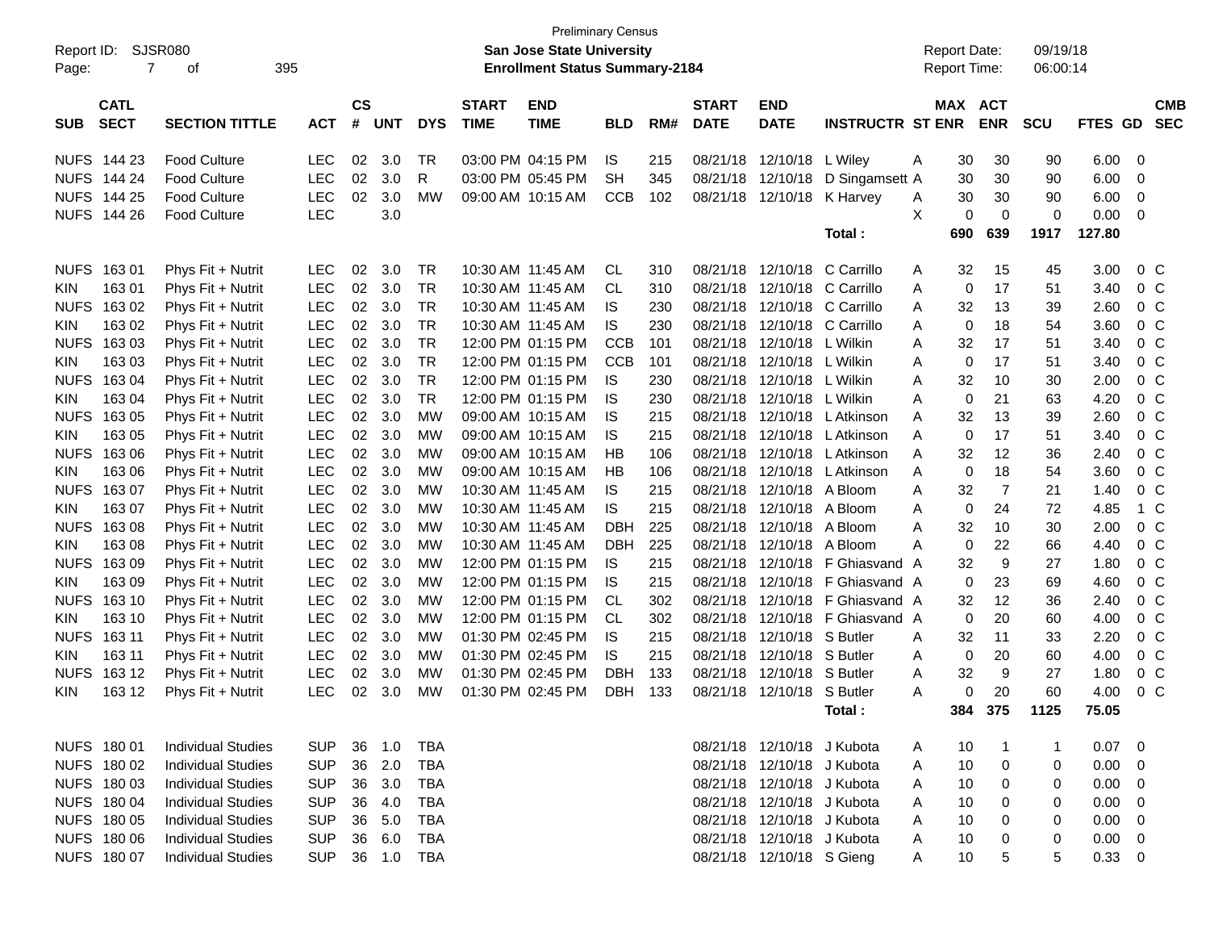Preliminary Census

Report ID: SJSR080

**San Jose State University**

**Enrollment Status Summary-2184**

Report Date: 09/19/18

Report Time: 06:00:14

| SUB | CATL SECT | SECTION TITTLE | ACT | CS # | UNT | DYS | START TIME | END TIME | BLD | RM# | START DATE | END DATE | INSTRUCTR | ST | MAX ENR | ACT ENR | SCU | FTES | GD | CMB SEC |
|---|---|---|---|---|---|---|---|---|---|---|---|---|---|---|---|---|---|---|---|---|
| NUFS | 144 23 | Food Culture | LEC | 02 | 3.0 | TR | 03:00 PM | 04:15 PM | IS | 215 | 08/21/18 | 12/10/18 | L Wiley | A | 30 | 30 | 90 | 6.00 | 0 | |
| NUFS | 144 24 | Food Culture | LEC | 02 | 3.0 | R | 03:00 PM | 05:45 PM | SH | 345 | 08/21/18 | 12/10/18 | D Singamsett | A | 30 | 30 | 90 | 6.00 | 0 | |
| NUFS | 144 25 | Food Culture | LEC | 02 | 3.0 | MW | 09:00 AM | 10:15 AM | CCB | 102 | 08/21/18 | 12/10/18 | K Harvey | A | 30 | 30 | 90 | 6.00 | 0 | |
| NUFS | 144 26 | Food Culture | LEC | | 3.0 | | | | | | | | | X | 0 | 0 | 0 | 0.00 | 0 | |
| | | | | | | | | | | | | | Total : | | 690 | 639 | 1917 | 127.80 | | |
| NUFS | 163 01 | Phys Fit + Nutrit | LEC | 02 | 3.0 | TR | 10:30 AM | 11:45 AM | CL | 310 | 08/21/18 | 12/10/18 | C Carrillo | A | 32 | 15 | 45 | 3.00 | 0 | C |
| KIN | 163 01 | Phys Fit + Nutrit | LEC | 02 | 3.0 | TR | 10:30 AM | 11:45 AM | CL | 310 | 08/21/18 | 12/10/18 | C Carrillo | A | 0 | 17 | 51 | 3.40 | 0 | C |
| NUFS | 163 02 | Phys Fit + Nutrit | LEC | 02 | 3.0 | TR | 10:30 AM | 11:45 AM | IS | 230 | 08/21/18 | 12/10/18 | C Carrillo | A | 32 | 13 | 39 | 2.60 | 0 | C |
| KIN | 163 02 | Phys Fit + Nutrit | LEC | 02 | 3.0 | TR | 10:30 AM | 11:45 AM | IS | 230 | 08/21/18 | 12/10/18 | C Carrillo | A | 0 | 18 | 54 | 3.60 | 0 | C |
| NUFS | 163 03 | Phys Fit + Nutrit | LEC | 02 | 3.0 | TR | 12:00 PM | 01:15 PM | CCB | 101 | 08/21/18 | 12/10/18 | L Wilkin | A | 32 | 17 | 51 | 3.40 | 0 | C |
| KIN | 163 03 | Phys Fit + Nutrit | LEC | 02 | 3.0 | TR | 12:00 PM | 01:15 PM | CCB | 101 | 08/21/18 | 12/10/18 | L Wilkin | A | 0 | 17 | 51 | 3.40 | 0 | C |
| NUFS | 163 04 | Phys Fit + Nutrit | LEC | 02 | 3.0 | TR | 12:00 PM | 01:15 PM | IS | 230 | 08/21/18 | 12/10/18 | L Wilkin | A | 32 | 10 | 30 | 2.00 | 0 | C |
| KIN | 163 04 | Phys Fit + Nutrit | LEC | 02 | 3.0 | TR | 12:00 PM | 01:15 PM | IS | 230 | 08/21/18 | 12/10/18 | L Wilkin | A | 0 | 21 | 63 | 4.20 | 0 | C |
| NUFS | 163 05 | Phys Fit + Nutrit | LEC | 02 | 3.0 | MW | 09:00 AM | 10:15 AM | IS | 215 | 08/21/18 | 12/10/18 | L Atkinson | A | 32 | 13 | 39 | 2.60 | 0 | C |
| KIN | 163 05 | Phys Fit + Nutrit | LEC | 02 | 3.0 | MW | 09:00 AM | 10:15 AM | IS | 215 | 08/21/18 | 12/10/18 | L Atkinson | A | 0 | 17 | 51 | 3.40 | 0 | C |
| NUFS | 163 06 | Phys Fit + Nutrit | LEC | 02 | 3.0 | MW | 09:00 AM | 10:15 AM | HB | 106 | 08/21/18 | 12/10/18 | L Atkinson | A | 32 | 12 | 36 | 2.40 | 0 | C |
| KIN | 163 06 | Phys Fit + Nutrit | LEC | 02 | 3.0 | MW | 09:00 AM | 10:15 AM | HB | 106 | 08/21/18 | 12/10/18 | L Atkinson | A | 0 | 18 | 54 | 3.60 | 0 | C |
| NUFS | 163 07 | Phys Fit + Nutrit | LEC | 02 | 3.0 | MW | 10:30 AM | 11:45 AM | IS | 215 | 08/21/18 | 12/10/18 | A Bloom | A | 32 | 7 | 21 | 1.40 | 0 | C |
| KIN | 163 07 | Phys Fit + Nutrit | LEC | 02 | 3.0 | MW | 10:30 AM | 11:45 AM | IS | 215 | 08/21/18 | 12/10/18 | A Bloom | A | 0 | 24 | 72 | 4.85 | 1 | C |
| NUFS | 163 08 | Phys Fit + Nutrit | LEC | 02 | 3.0 | MW | 10:30 AM | 11:45 AM | DBH | 225 | 08/21/18 | 12/10/18 | A Bloom | A | 32 | 10 | 30 | 2.00 | 0 | C |
| KIN | 163 08 | Phys Fit + Nutrit | LEC | 02 | 3.0 | MW | 10:30 AM | 11:45 AM | DBH | 225 | 08/21/18 | 12/10/18 | A Bloom | A | 0 | 22 | 66 | 4.40 | 0 | C |
| NUFS | 163 09 | Phys Fit + Nutrit | LEC | 02 | 3.0 | MW | 12:00 PM | 01:15 PM | IS | 215 | 08/21/18 | 12/10/18 | F Ghiasvand | A | 32 | 9 | 27 | 1.80 | 0 | C |
| KIN | 163 09 | Phys Fit + Nutrit | LEC | 02 | 3.0 | MW | 12:00 PM | 01:15 PM | IS | 215 | 08/21/18 | 12/10/18 | F Ghiasvand | A | 0 | 23 | 69 | 4.60 | 0 | C |
| NUFS | 163 10 | Phys Fit + Nutrit | LEC | 02 | 3.0 | MW | 12:00 PM | 01:15 PM | CL | 302 | 08/21/18 | 12/10/18 | F Ghiasvand | A | 32 | 12 | 36 | 2.40 | 0 | C |
| KIN | 163 10 | Phys Fit + Nutrit | LEC | 02 | 3.0 | MW | 12:00 PM | 01:15 PM | CL | 302 | 08/21/18 | 12/10/18 | F Ghiasvand | A | 0 | 20 | 60 | 4.00 | 0 | C |
| NUFS | 163 11 | Phys Fit + Nutrit | LEC | 02 | 3.0 | MW | 01:30 PM | 02:45 PM | IS | 215 | 08/21/18 | 12/10/18 | S Butler | A | 32 | 11 | 33 | 2.20 | 0 | C |
| KIN | 163 11 | Phys Fit + Nutrit | LEC | 02 | 3.0 | MW | 01:30 PM | 02:45 PM | IS | 215 | 08/21/18 | 12/10/18 | S Butler | A | 0 | 20 | 60 | 4.00 | 0 | C |
| NUFS | 163 12 | Phys Fit + Nutrit | LEC | 02 | 3.0 | MW | 01:30 PM | 02:45 PM | DBH | 133 | 08/21/18 | 12/10/18 | S Butler | A | 32 | 9 | 27 | 1.80 | 0 | C |
| KIN | 163 12 | Phys Fit + Nutrit | LEC | 02 | 3.0 | MW | 01:30 PM | 02:45 PM | DBH | 133 | 08/21/18 | 12/10/18 | S Butler | A | 0 | 20 | 60 | 4.00 | 0 | C |
| | | | | | | | | | | | | | Total : | | 384 | 375 | 1125 | 75.05 | | |
| NUFS | 180 01 | Individual Studies | SUP | 36 | 1.0 | TBA | | | | | 08/21/18 | 12/10/18 | J Kubota | A | 10 | 1 | 1 | 0.07 | 0 | |
| NUFS | 180 02 | Individual Studies | SUP | 36 | 2.0 | TBA | | | | | 08/21/18 | 12/10/18 | J Kubota | A | 10 | 0 | 0 | 0.00 | 0 | |
| NUFS | 180 03 | Individual Studies | SUP | 36 | 3.0 | TBA | | | | | 08/21/18 | 12/10/18 | J Kubota | A | 10 | 0 | 0 | 0.00 | 0 | |
| NUFS | 180 04 | Individual Studies | SUP | 36 | 4.0 | TBA | | | | | 08/21/18 | 12/10/18 | J Kubota | A | 10 | 0 | 0 | 0.00 | 0 | |
| NUFS | 180 05 | Individual Studies | SUP | 36 | 5.0 | TBA | | | | | 08/21/18 | 12/10/18 | J Kubota | A | 10 | 0 | 0 | 0.00 | 0 | |
| NUFS | 180 06 | Individual Studies | SUP | 36 | 6.0 | TBA | | | | | 08/21/18 | 12/10/18 | J Kubota | A | 10 | 0 | 0 | 0.00 | 0 | |
| NUFS | 180 07 | Individual Studies | SUP | 36 | 1.0 | TBA | | | | | 08/21/18 | 12/10/18 | S Gieng | A | 10 | 5 | 5 | 0.33 | 0 | |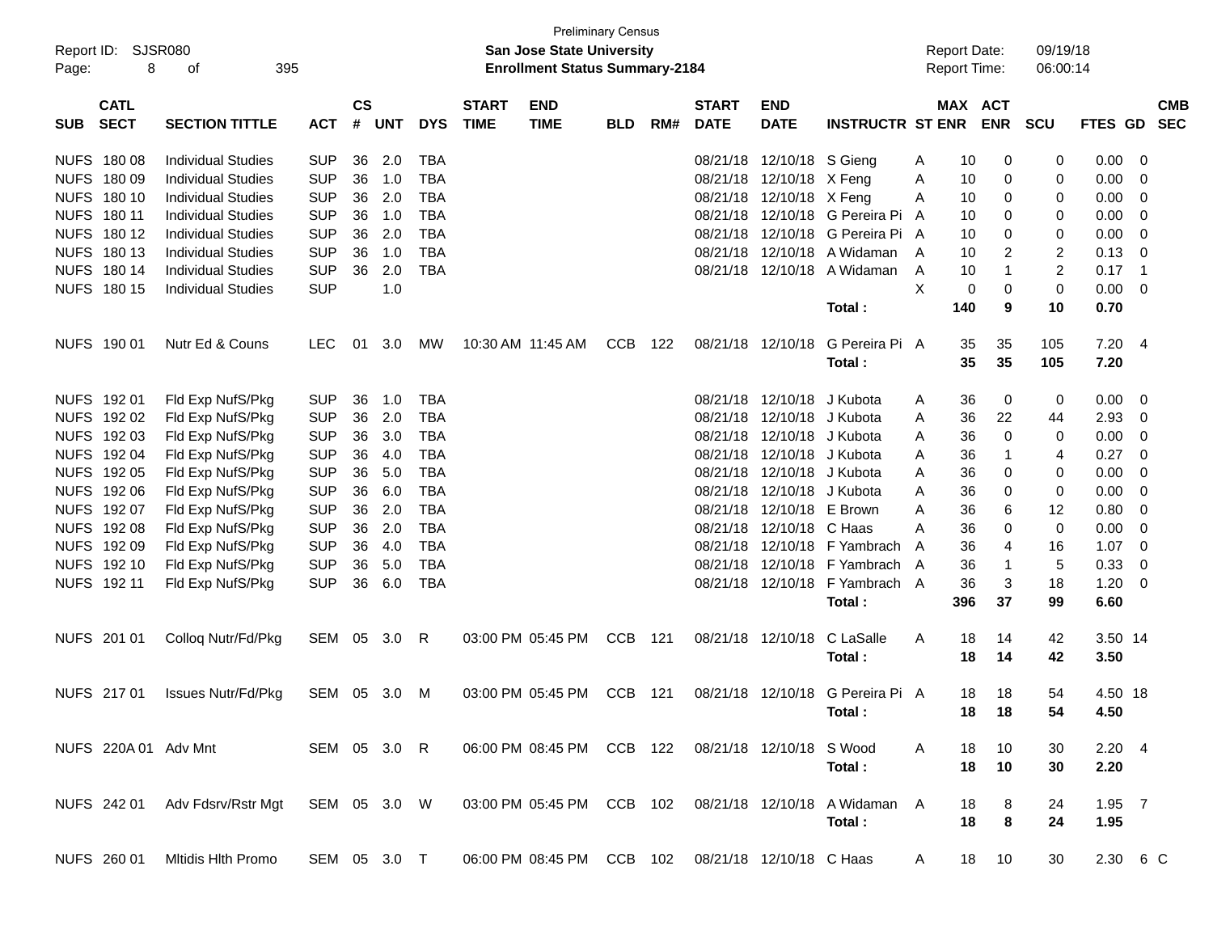Preliminary Census

**San Jose State University**
**Enrollment Status Summary-2184**

Report ID: SJSR080
Report Date: 09/19/18
Report Time: 06:00:14

| SUB | CATL SECT | SECTION TITTLE | ACT | CS # | UNT | DYS | START TIME | END TIME | BLD | RM# | START DATE | END DATE | INSTRUCTR | ST | MAX ENR | ACT ENR | SCU | FTES | GD | CMB SEC |
|---|---|---|---|---|---|---|---|---|---|---|---|---|---|---|---|---|---|---|---|---|
| NUFS | 180 08 | Individual Studies | SUP | 36 | 2.0 | TBA | | | | | 08/21/18 | 12/10/18 | S Gieng | A | 10 | 0 | 0 | 0.00 | 0 | |
| NUFS | 180 09 | Individual Studies | SUP | 36 | 1.0 | TBA | | | | | 08/21/18 | 12/10/18 | X Feng | A | 10 | 0 | 0 | 0.00 | 0 | |
| NUFS | 180 10 | Individual Studies | SUP | 36 | 2.0 | TBA | | | | | 08/21/18 | 12/10/18 | X Feng | A | 10 | 0 | 0 | 0.00 | 0 | |
| NUFS | 180 11 | Individual Studies | SUP | 36 | 1.0 | TBA | | | | | 08/21/18 | 12/10/18 | G Pereira Pi | A | 10 | 0 | 0 | 0.00 | 0 | |
| NUFS | 180 12 | Individual Studies | SUP | 36 | 2.0 | TBA | | | | | 08/21/18 | 12/10/18 | G Pereira Pi | A | 10 | 0 | 0 | 0.00 | 0 | |
| NUFS | 180 13 | Individual Studies | SUP | 36 | 1.0 | TBA | | | | | 08/21/18 | 12/10/18 | A Widaman | A | 10 | 2 | 2 | 0.13 | 0 | |
| NUFS | 180 14 | Individual Studies | SUP | 36 | 2.0 | TBA | | | | | 08/21/18 | 12/10/18 | A Widaman | A | 10 | 1 | 2 | 0.17 | 1 | |
| NUFS | 180 15 | Individual Studies | SUP | | 1.0 | | | | | | | | | X | 0 | 0 | 0 | 0.00 | 0 | |
| | | | | | | | | | | | | | **Total :** | | **140** | **9** | **10** | **0.70** | | |
| NUFS | 190 01 | Nutr Ed & Couns | LEC | 01 | 3.0 | MW | 10:30 AM | 11:45 AM | CCB | 122 | 08/21/18 | 12/10/18 | G Pereira Pi | A | 35 | 35 | 105 | 7.20 | 4 | |
| | | | | | | | | | | | | | **Total :** | | **35** | **35** | **105** | **7.20** | | |
| NUFS | 192 01 | Fld Exp NufS/Pkg | SUP | 36 | 1.0 | TBA | | | | | 08/21/18 | 12/10/18 | J Kubota | A | 36 | 0 | 0 | 0.00 | 0 | |
| NUFS | 192 02 | Fld Exp NufS/Pkg | SUP | 36 | 2.0 | TBA | | | | | 08/21/18 | 12/10/18 | J Kubota | A | 36 | 22 | 44 | 2.93 | 0 | |
| NUFS | 192 03 | Fld Exp NufS/Pkg | SUP | 36 | 3.0 | TBA | | | | | 08/21/18 | 12/10/18 | J Kubota | A | 36 | 0 | 0 | 0.00 | 0 | |
| NUFS | 192 04 | Fld Exp NufS/Pkg | SUP | 36 | 4.0 | TBA | | | | | 08/21/18 | 12/10/18 | J Kubota | A | 36 | 1 | 4 | 0.27 | 0 | |
| NUFS | 192 05 | Fld Exp NufS/Pkg | SUP | 36 | 5.0 | TBA | | | | | 08/21/18 | 12/10/18 | J Kubota | A | 36 | 0 | 0 | 0.00 | 0 | |
| NUFS | 192 06 | Fld Exp NufS/Pkg | SUP | 36 | 6.0 | TBA | | | | | 08/21/18 | 12/10/18 | J Kubota | A | 36 | 0 | 0 | 0.00 | 0 | |
| NUFS | 192 07 | Fld Exp NufS/Pkg | SUP | 36 | 2.0 | TBA | | | | | 08/21/18 | 12/10/18 | E Brown | A | 36 | 6 | 12 | 0.80 | 0 | |
| NUFS | 192 08 | Fld Exp NufS/Pkg | SUP | 36 | 2.0 | TBA | | | | | 08/21/18 | 12/10/18 | C Haas | A | 36 | 0 | 0 | 0.00 | 0 | |
| NUFS | 192 09 | Fld Exp NufS/Pkg | SUP | 36 | 4.0 | TBA | | | | | 08/21/18 | 12/10/18 | F Yambrach | A | 36 | 4 | 16 | 1.07 | 0 | |
| NUFS | 192 10 | Fld Exp NufS/Pkg | SUP | 36 | 5.0 | TBA | | | | | 08/21/18 | 12/10/18 | F Yambrach | A | 36 | 1 | 5 | 0.33 | 0 | |
| NUFS | 192 11 | Fld Exp NufS/Pkg | SUP | 36 | 6.0 | TBA | | | | | 08/21/18 | 12/10/18 | F Yambrach | A | 36 | 3 | 18 | 1.20 | 0 | |
| | | | | | | | | | | | | | **Total :** | | **396** | **37** | **99** | **6.60** | | |
| NUFS | 201 01 | Colloq Nutr/Fd/Pkg | SEM | 05 | 3.0 | R | 03:00 PM | 05:45 PM | CCB | 121 | 08/21/18 | 12/10/18 | C LaSalle | A | 18 | 14 | 42 | 3.50 | 14 | |
| | | | | | | | | | | | | | **Total :** | | **18** | **14** | **42** | **3.50** | | |
| NUFS | 217 01 | Issues Nutr/Fd/Pkg | SEM | 05 | 3.0 | M | 03:00 PM | 05:45 PM | CCB | 121 | 08/21/18 | 12/10/18 | G Pereira Pi | A | 18 | 18 | 54 | 4.50 | 18 | |
| | | | | | | | | | | | | | **Total :** | | **18** | **18** | **54** | **4.50** | | |
| NUFS | 220A 01 | Adv Mnt | SEM | 05 | 3.0 | R | 06:00 PM | 08:45 PM | CCB | 122 | 08/21/18 | 12/10/18 | S Wood | A | 18 | 10 | 30 | 2.20 | 4 | |
| | | | | | | | | | | | | | **Total :** | | **18** | **10** | **30** | **2.20** | | |
| NUFS | 242 01 | Adv Fdsrv/Rstr Mgt | SEM | 05 | 3.0 | W | 03:00 PM | 05:45 PM | CCB | 102 | 08/21/18 | 12/10/18 | A Widaman | A | 18 | 8 | 24 | 1.95 | 7 | |
| | | | | | | | | | | | | | **Total :** | | **18** | **8** | **24** | **1.95** | | |
| NUFS | 260 01 | Mltidis Hlth Promo | SEM | 05 | 3.0 | T | 06:00 PM | 08:45 PM | CCB | 102 | 08/21/18 | 12/10/18 | C Haas | A | 18 | 10 | 30 | 2.30 | 6 | C |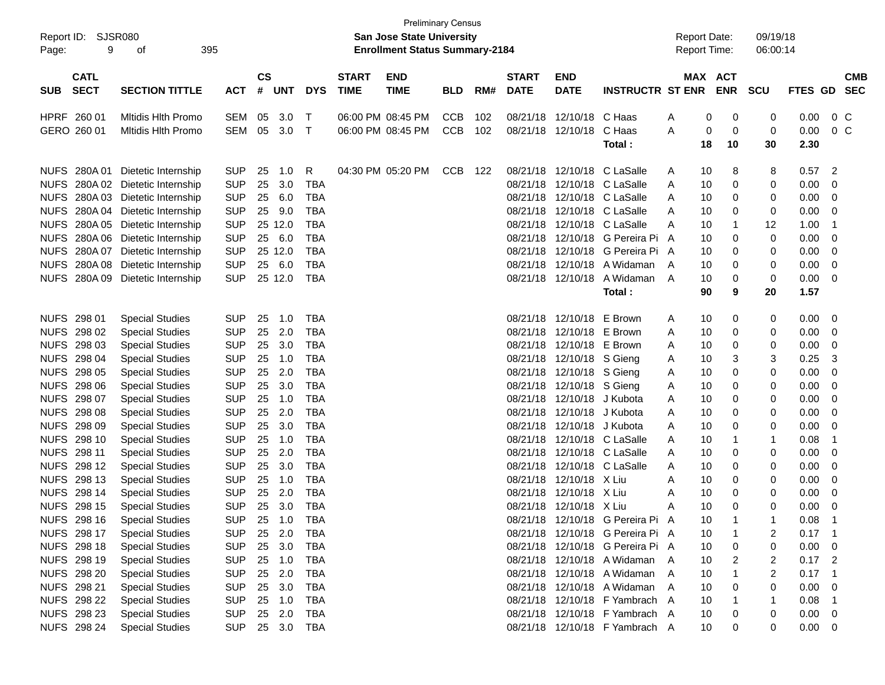Preliminary Census

Report ID: SJSR080

**San Jose State University**

**Enrollment Status Summary-2184**

Report Date: 09/19/18

Report Time: 06:00:14

| SUB | CATL SECT | SECTION TITTLE | ACT | CS # | UNT | DYS | START TIME | END TIME | BLD | RM# | START DATE | END DATE | INSTRUCTR | ST | MAX ENR | ACT ENR | SCU | FTES | GD | CMB SEC |
|---|---|---|---|---|---|---|---|---|---|---|---|---|---|---|---|---|---|---|---|---|
| HPRF | 260 01 | Mltidis Hlth Promo | SEM | 05 | 3.0 | T | 06:00 PM | 08:45 PM | CCB | 102 | 08/21/18 | 12/10/18 | C Haas | A | 0 | 0 | 0 | 0.00 | 0 | C |
| GERO | 260 01 | Mltidis Hlth Promo | SEM | 05 | 3.0 | T | 06:00 PM | 08:45 PM | CCB | 102 | 08/21/18 | 12/10/18 | C Haas | A | 0 | 0 | 0 | 0.00 | 0 | C |
| | | | | | | | | | | | | | **Total :** | | **18** | **10** | **30** | **2.30** | | |
| NUFS | 280A 01 | Dietetic Internship | SUP | 25 | 1.0 | R | 04:30 PM | 05:20 PM | CCB | 122 | 08/21/18 | 12/10/18 | C LaSalle | A | 10 | 8 | 8 | 0.57 | 2 | |
| NUFS | 280A 02 | Dietetic Internship | SUP | 25 | 3.0 | TBA | | | | | 08/21/18 | 12/10/18 | C LaSalle | A | 10 | 0 | 0 | 0.00 | 0 | |
| NUFS | 280A 03 | Dietetic Internship | SUP | 25 | 6.0 | TBA | | | | | 08/21/18 | 12/10/18 | C LaSalle | A | 10 | 0 | 0 | 0.00 | 0 | |
| NUFS | 280A 04 | Dietetic Internship | SUP | 25 | 9.0 | TBA | | | | | 08/21/18 | 12/10/18 | C LaSalle | A | 10 | 0 | 0 | 0.00 | 0 | |
| NUFS | 280A 05 | Dietetic Internship | SUP | 25 | 12.0 | TBA | | | | | 08/21/18 | 12/10/18 | C LaSalle | A | 10 | 1 | 12 | 1.00 | 1 | |
| NUFS | 280A 06 | Dietetic Internship | SUP | 25 | 6.0 | TBA | | | | | 08/21/18 | 12/10/18 | G Pereira Pi | A | 10 | 0 | 0 | 0.00 | 0 | |
| NUFS | 280A 07 | Dietetic Internship | SUP | 25 | 12.0 | TBA | | | | | 08/21/18 | 12/10/18 | G Pereira Pi | A | 10 | 0 | 0 | 0.00 | 0 | |
| NUFS | 280A 08 | Dietetic Internship | SUP | 25 | 6.0 | TBA | | | | | 08/21/18 | 12/10/18 | A Widaman | A | 10 | 0 | 0 | 0.00 | 0 | |
| NUFS | 280A 09 | Dietetic Internship | SUP | 25 | 12.0 | TBA | | | | | 08/21/18 | 12/10/18 | A Widaman | A | 10 | 0 | 0 | 0.00 | 0 | |
| | | | | | | | | | | | | | **Total :** | | **90** | **9** | **20** | **1.57** | | |
| NUFS | 298 01 | Special Studies | SUP | 25 | 1.0 | TBA | | | | | 08/21/18 | 12/10/18 | E Brown | A | 10 | 0 | 0 | 0.00 | 0 | |
| NUFS | 298 02 | Special Studies | SUP | 25 | 2.0 | TBA | | | | | 08/21/18 | 12/10/18 | E Brown | A | 10 | 0 | 0 | 0.00 | 0 | |
| NUFS | 298 03 | Special Studies | SUP | 25 | 3.0 | TBA | | | | | 08/21/18 | 12/10/18 | E Brown | A | 10 | 0 | 0 | 0.00 | 0 | |
| NUFS | 298 04 | Special Studies | SUP | 25 | 1.0 | TBA | | | | | 08/21/18 | 12/10/18 | S Gieng | A | 10 | 3 | 3 | 0.25 | 3 | |
| NUFS | 298 05 | Special Studies | SUP | 25 | 2.0 | TBA | | | | | 08/21/18 | 12/10/18 | S Gieng | A | 10 | 0 | 0 | 0.00 | 0 | |
| NUFS | 298 06 | Special Studies | SUP | 25 | 3.0 | TBA | | | | | 08/21/18 | 12/10/18 | S Gieng | A | 10 | 0 | 0 | 0.00 | 0 | |
| NUFS | 298 07 | Special Studies | SUP | 25 | 1.0 | TBA | | | | | 08/21/18 | 12/10/18 | J Kubota | A | 10 | 0 | 0 | 0.00 | 0 | |
| NUFS | 298 08 | Special Studies | SUP | 25 | 2.0 | TBA | | | | | 08/21/18 | 12/10/18 | J Kubota | A | 10 | 0 | 0 | 0.00 | 0 | |
| NUFS | 298 09 | Special Studies | SUP | 25 | 3.0 | TBA | | | | | 08/21/18 | 12/10/18 | J Kubota | A | 10 | 0 | 0 | 0.00 | 0 | |
| NUFS | 298 10 | Special Studies | SUP | 25 | 1.0 | TBA | | | | | 08/21/18 | 12/10/18 | C LaSalle | A | 10 | 1 | 1 | 0.08 | 1 | |
| NUFS | 298 11 | Special Studies | SUP | 25 | 2.0 | TBA | | | | | 08/21/18 | 12/10/18 | C LaSalle | A | 10 | 0 | 0 | 0.00 | 0 | |
| NUFS | 298 12 | Special Studies | SUP | 25 | 3.0 | TBA | | | | | 08/21/18 | 12/10/18 | C LaSalle | A | 10 | 0 | 0 | 0.00 | 0 | |
| NUFS | 298 13 | Special Studies | SUP | 25 | 1.0 | TBA | | | | | 08/21/18 | 12/10/18 | X Liu | A | 10 | 0 | 0 | 0.00 | 0 | |
| NUFS | 298 14 | Special Studies | SUP | 25 | 2.0 | TBA | | | | | 08/21/18 | 12/10/18 | X Liu | A | 10 | 0 | 0 | 0.00 | 0 | |
| NUFS | 298 15 | Special Studies | SUP | 25 | 3.0 | TBA | | | | | 08/21/18 | 12/10/18 | X Liu | A | 10 | 0 | 0 | 0.00 | 0 | |
| NUFS | 298 16 | Special Studies | SUP | 25 | 1.0 | TBA | | | | | 08/21/18 | 12/10/18 | G Pereira Pi | A | 10 | 1 | 1 | 0.08 | 1 | |
| NUFS | 298 17 | Special Studies | SUP | 25 | 2.0 | TBA | | | | | 08/21/18 | 12/10/18 | G Pereira Pi | A | 10 | 1 | 2 | 0.17 | 1 | |
| NUFS | 298 18 | Special Studies | SUP | 25 | 3.0 | TBA | | | | | 08/21/18 | 12/10/18 | G Pereira Pi | A | 10 | 0 | 0 | 0.00 | 0 | |
| NUFS | 298 19 | Special Studies | SUP | 25 | 1.0 | TBA | | | | | 08/21/18 | 12/10/18 | A Widaman | A | 10 | 2 | 2 | 0.17 | 2 | |
| NUFS | 298 20 | Special Studies | SUP | 25 | 2.0 | TBA | | | | | 08/21/18 | 12/10/18 | A Widaman | A | 10 | 1 | 2 | 0.17 | 1 | |
| NUFS | 298 21 | Special Studies | SUP | 25 | 3.0 | TBA | | | | | 08/21/18 | 12/10/18 | A Widaman | A | 10 | 0 | 0 | 0.00 | 0 | |
| NUFS | 298 22 | Special Studies | SUP | 25 | 1.0 | TBA | | | | | 08/21/18 | 12/10/18 | F Yambrach | A | 10 | 1 | 1 | 0.08 | 1 | |
| NUFS | 298 23 | Special Studies | SUP | 25 | 2.0 | TBA | | | | | 08/21/18 | 12/10/18 | F Yambrach | A | 10 | 0 | 0 | 0.00 | 0 | |
| NUFS | 298 24 | Special Studies | SUP | 25 | 3.0 | TBA | | | | | 08/21/18 | 12/10/18 | F Yambrach | A | 10 | 0 | 0 | 0.00 | 0 | |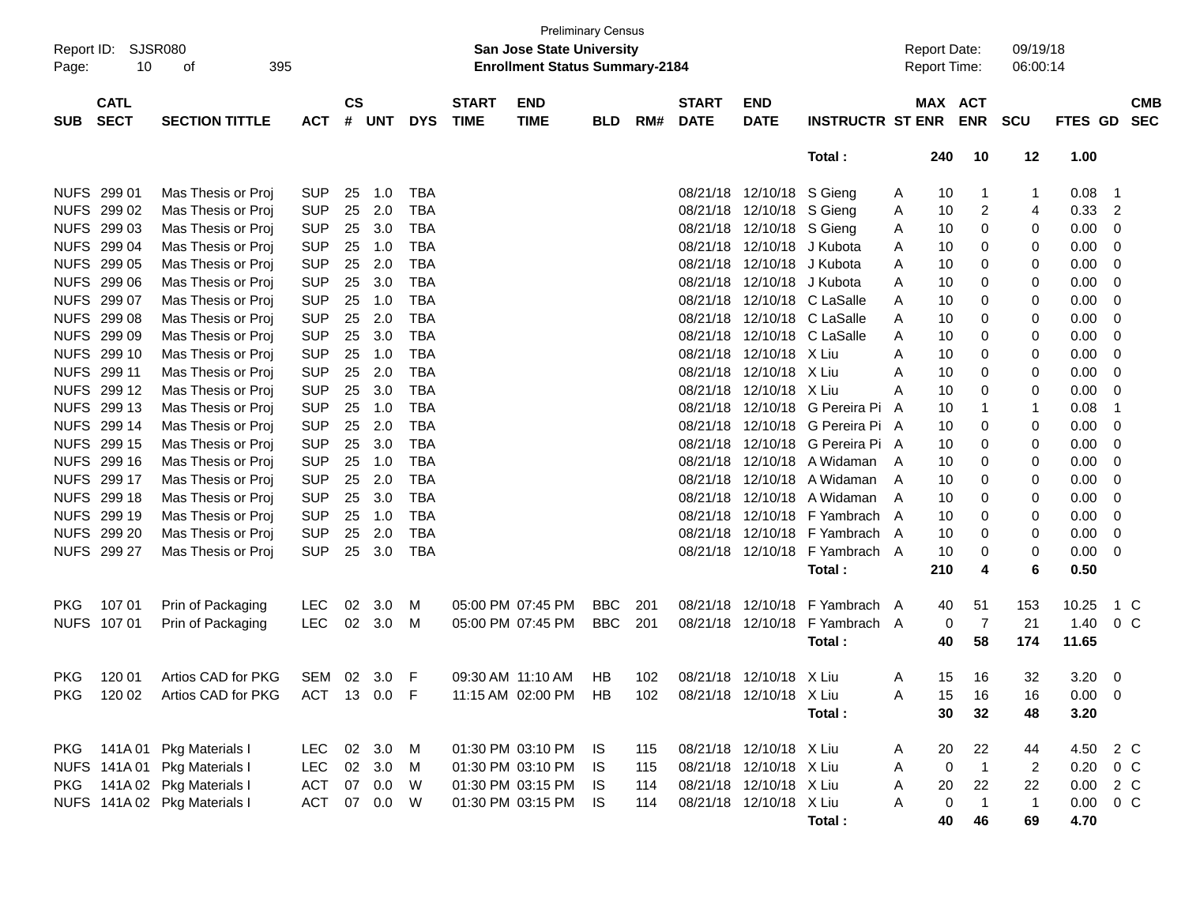Preliminary Census

**San Jose State University**

**Enrollment Status Summary-2184**

Report ID: SJSR080

Report Date: 09/19/18

Report Time: 06:00:14

| SUB | CATL SECT | SECTION TITTLE | ACT | CS # | UNT | DYS | START TIME | END TIME | BLD | RM# | START DATE | END DATE | INSTRUCTR | ST | MAX ENR | ACT ENR | SCU | FTES | GD | CMB SEC |
|---|---|---|---|---|---|---|---|---|---|---|---|---|---|---|---|---|---|---|---|---|
| | | | | | | | | | | | | | Total : | | 240 | 10 | 12 | 1.00 | | |
| NUFS | 299 01 | Mas Thesis or Proj | SUP | 25 | 1.0 | TBA | | | | | 08/21/18 | 12/10/18 | S Gieng | A | 10 | 1 | 1 | 0.08 | 1 | |
| NUFS | 299 02 | Mas Thesis or Proj | SUP | 25 | 2.0 | TBA | | | | | 08/21/18 | 12/10/18 | S Gieng | A | 10 | 2 | 4 | 0.33 | 2 | |
| NUFS | 299 03 | Mas Thesis or Proj | SUP | 25 | 3.0 | TBA | | | | | 08/21/18 | 12/10/18 | S Gieng | A | 10 | 0 | 0 | 0.00 | 0 | |
| NUFS | 299 04 | Mas Thesis or Proj | SUP | 25 | 1.0 | TBA | | | | | 08/21/18 | 12/10/18 | J Kubota | A | 10 | 0 | 0 | 0.00 | 0 | |
| NUFS | 299 05 | Mas Thesis or Proj | SUP | 25 | 2.0 | TBA | | | | | 08/21/18 | 12/10/18 | J Kubota | A | 10 | 0 | 0 | 0.00 | 0 | |
| NUFS | 299 06 | Mas Thesis or Proj | SUP | 25 | 3.0 | TBA | | | | | 08/21/18 | 12/10/18 | J Kubota | A | 10 | 0 | 0 | 0.00 | 0 | |
| NUFS | 299 07 | Mas Thesis or Proj | SUP | 25 | 1.0 | TBA | | | | | 08/21/18 | 12/10/18 | C LaSalle | A | 10 | 0 | 0 | 0.00 | 0 | |
| NUFS | 299 08 | Mas Thesis or Proj | SUP | 25 | 2.0 | TBA | | | | | 08/21/18 | 12/10/18 | C LaSalle | A | 10 | 0 | 0 | 0.00 | 0 | |
| NUFS | 299 09 | Mas Thesis or Proj | SUP | 25 | 3.0 | TBA | | | | | 08/21/18 | 12/10/18 | C LaSalle | A | 10 | 0 | 0 | 0.00 | 0 | |
| NUFS | 299 10 | Mas Thesis or Proj | SUP | 25 | 1.0 | TBA | | | | | 08/21/18 | 12/10/18 | X Liu | A | 10 | 0 | 0 | 0.00 | 0 | |
| NUFS | 299 11 | Mas Thesis or Proj | SUP | 25 | 2.0 | TBA | | | | | 08/21/18 | 12/10/18 | X Liu | A | 10 | 0 | 0 | 0.00 | 0 | |
| NUFS | 299 12 | Mas Thesis or Proj | SUP | 25 | 3.0 | TBA | | | | | 08/21/18 | 12/10/18 | X Liu | A | 10 | 0 | 0 | 0.00 | 0 | |
| NUFS | 299 13 | Mas Thesis or Proj | SUP | 25 | 1.0 | TBA | | | | | 08/21/18 | 12/10/18 | G Pereira Pi | A | 10 | 1 | 1 | 0.08 | 1 | |
| NUFS | 299 14 | Mas Thesis or Proj | SUP | 25 | 2.0 | TBA | | | | | 08/21/18 | 12/10/18 | G Pereira Pi | A | 10 | 0 | 0 | 0.00 | 0 | |
| NUFS | 299 15 | Mas Thesis or Proj | SUP | 25 | 3.0 | TBA | | | | | 08/21/18 | 12/10/18 | G Pereira Pi | A | 10 | 0 | 0 | 0.00 | 0 | |
| NUFS | 299 16 | Mas Thesis or Proj | SUP | 25 | 1.0 | TBA | | | | | 08/21/18 | 12/10/18 | A Widaman | A | 10 | 0 | 0 | 0.00 | 0 | |
| NUFS | 299 17 | Mas Thesis or Proj | SUP | 25 | 2.0 | TBA | | | | | 08/21/18 | 12/10/18 | A Widaman | A | 10 | 0 | 0 | 0.00 | 0 | |
| NUFS | 299 18 | Mas Thesis or Proj | SUP | 25 | 3.0 | TBA | | | | | 08/21/18 | 12/10/18 | A Widaman | A | 10 | 0 | 0 | 0.00 | 0 | |
| NUFS | 299 19 | Mas Thesis or Proj | SUP | 25 | 1.0 | TBA | | | | | 08/21/18 | 12/10/18 | F Yambrach | A | 10 | 0 | 0 | 0.00 | 0 | |
| NUFS | 299 20 | Mas Thesis or Proj | SUP | 25 | 2.0 | TBA | | | | | 08/21/18 | 12/10/18 | F Yambrach | A | 10 | 0 | 0 | 0.00 | 0 | |
| NUFS | 299 27 | Mas Thesis or Proj | SUP | 25 | 3.0 | TBA | | | | | 08/21/18 | 12/10/18 | F Yambrach | A | 10 | 0 | 0 | 0.00 | 0 | |
| | | | | | | | | | | | | | Total : | | 210 | 4 | 6 | 0.50 | | |
| PKG | 107 01 | Prin of Packaging | LEC | 02 | 3.0 | M | 05:00 PM | 07:45 PM | BBC | 201 | 08/21/18 | 12/10/18 | F Yambrach | A | 40 | 51 | 153 | 10.25 | 1 | C |
| NUFS | 107 01 | Prin of Packaging | LEC | 02 | 3.0 | M | 05:00 PM | 07:45 PM | BBC | 201 | 08/21/18 | 12/10/18 | F Yambrach | A | 0 | 7 | 21 | 1.40 | 0 | C |
| | | | | | | | | | | | | | Total : | | 40 | 58 | 174 | 11.65 | | |
| PKG | 120 01 | Artios CAD for PKG | SEM | 02 | 3.0 | F | 09:30 AM | 11:10 AM | HB | 102 | 08/21/18 | 12/10/18 | X Liu | A | 15 | 16 | 32 | 3.20 | 0 | |
| PKG | 120 02 | Artios CAD for PKG | ACT | 13 | 0.0 | F | 11:15 AM | 02:00 PM | HB | 102 | 08/21/18 | 12/10/18 | X Liu | A | 15 | 16 | 16 | 0.00 | 0 | |
| | | | | | | | | | | | | | Total : | | 30 | 32 | 48 | 3.20 | | |
| PKG | 141A 01 | Pkg Materials I | LEC | 02 | 3.0 | M | 01:30 PM | 03:10 PM | IS | 115 | 08/21/18 | 12/10/18 | X Liu | A | 20 | 22 | 44 | 4.50 | 2 | C |
| NUFS | 141A 01 | Pkg Materials I | LEC | 02 | 3.0 | M | 01:30 PM | 03:10 PM | IS | 115 | 08/21/18 | 12/10/18 | X Liu | A | 0 | 1 | 2 | 0.20 | 0 | C |
| PKG | 141A 02 | Pkg Materials I | ACT | 07 | 0.0 | W | 01:30 PM | 03:15 PM | IS | 114 | 08/21/18 | 12/10/18 | X Liu | A | 20 | 22 | 22 | 0.00 | 2 | C |
| NUFS | 141A 02 | Pkg Materials I | ACT | 07 | 0.0 | W | 01:30 PM | 03:15 PM | IS | 114 | 08/21/18 | 12/10/18 | X Liu | A | 0 | 1 | 1 | 0.00 | 0 | C |
| | | | | | | | | | | | | | Total : | | 40 | 46 | 69 | 4.70 | | |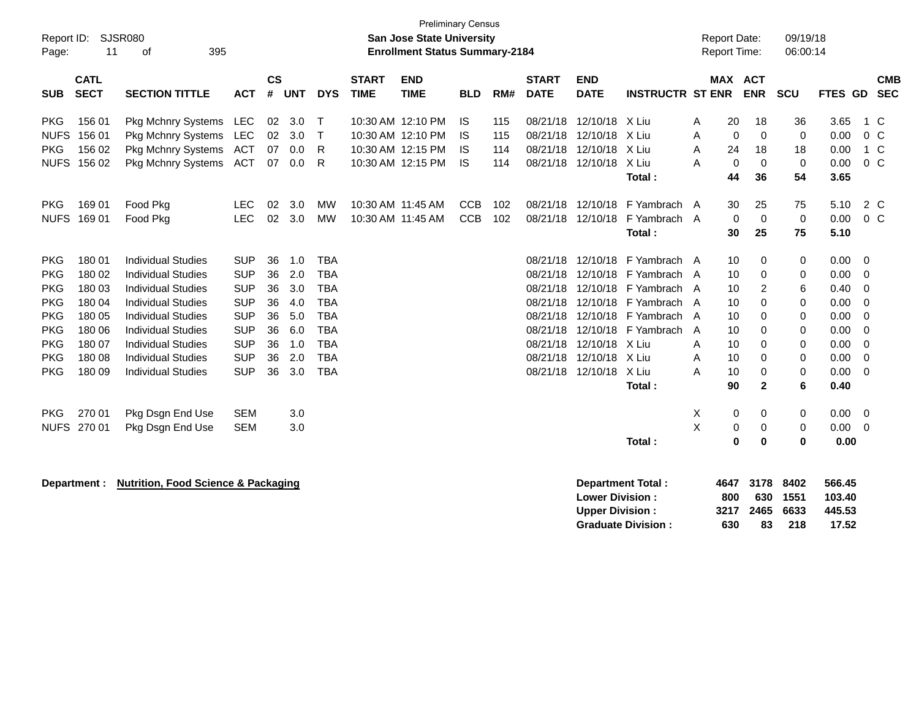Preliminary Census

Report ID: SJSR080

**San Jose State University**

**Enrollment Status Summary-2184**

Report Date: 09/19/18

Report Time: 06:00:14

| SUB | CATL SECT | SECTION TITTLE | ACT | CS # | UNT | DYS | START TIME | END TIME | BLD | RM# | START DATE | END DATE | INSTRUCTR | ST | MAX ENR | ACT ENR | SCU | FTES | GD | CMB SEC |
|---|---|---|---|---|---|---|---|---|---|---|---|---|---|---|---|---|---|---|---|---|
| PKG | 156 01 | Pkg Mchnry Systems | LEC | 02 | 3.0 | T | 10:30 AM | 12:10 PM | IS | 115 | 08/21/18 | 12/10/18 | X Liu | A | 20 | 18 | 36 | 3.65 | 1 | C |
| NUFS | 156 01 | Pkg Mchnry Systems | LEC | 02 | 3.0 | T | 10:30 AM | 12:10 PM | IS | 115 | 08/21/18 | 12/10/18 | X Liu | A | 0 | 0 | 0 | 0.00 | 0 | C |
| PKG | 156 02 | Pkg Mchnry Systems | ACT | 07 | 0.0 | R | 10:30 AM | 12:15 PM | IS | 114 | 08/21/18 | 12/10/18 | X Liu | A | 24 | 18 | 18 | 0.00 | 1 | C |
| NUFS | 156 02 | Pkg Mchnry Systems | ACT | 07 | 0.0 | R | 10:30 AM | 12:15 PM | IS | 114 | 08/21/18 | 12/10/18 | X Liu | A | 0 | 0 | 0 | 0.00 | 0 | C |
| | | | | | | | | | | | | | **Total :** | | **44** | **36** | **54** | **3.65** | | |
| PKG | 169 01 | Food Pkg | LEC | 02 | 3.0 | MW | 10:30 AM | 11:45 AM | CCB | 102 | 08/21/18 | 12/10/18 | F Yambrach | A | 30 | 25 | 75 | 5.10 | 2 | C |
| NUFS | 169 01 | Food Pkg | LEC | 02 | 3.0 | MW | 10:30 AM | 11:45 AM | CCB | 102 | 08/21/18 | 12/10/18 | F Yambrach | A | 0 | 0 | 0 | 0.00 | 0 | C |
| | | | | | | | | | | | | | **Total :** | | **30** | **25** | **75** | **5.10** | | |
| PKG | 180 01 | Individual Studies | SUP | 36 | 1.0 | TBA | | | | | 08/21/18 | 12/10/18 | F Yambrach | A | 10 | 0 | 0 | 0.00 | 0 | |
| PKG | 180 02 | Individual Studies | SUP | 36 | 2.0 | TBA | | | | | 08/21/18 | 12/10/18 | F Yambrach | A | 10 | 0 | 0 | 0.00 | 0 | |
| PKG | 180 03 | Individual Studies | SUP | 36 | 3.0 | TBA | | | | | 08/21/18 | 12/10/18 | F Yambrach | A | 10 | 2 | 6 | 0.40 | 0 | |
| PKG | 180 04 | Individual Studies | SUP | 36 | 4.0 | TBA | | | | | 08/21/18 | 12/10/18 | F Yambrach | A | 10 | 0 | 0 | 0.00 | 0 | |
| PKG | 180 05 | Individual Studies | SUP | 36 | 5.0 | TBA | | | | | 08/21/18 | 12/10/18 | F Yambrach | A | 10 | 0 | 0 | 0.00 | 0 | |
| PKG | 180 06 | Individual Studies | SUP | 36 | 6.0 | TBA | | | | | 08/21/18 | 12/10/18 | F Yambrach | A | 10 | 0 | 0 | 0.00 | 0 | |
| PKG | 180 07 | Individual Studies | SUP | 36 | 1.0 | TBA | | | | | 08/21/18 | 12/10/18 | X Liu | A | 10 | 0 | 0 | 0.00 | 0 | |
| PKG | 180 08 | Individual Studies | SUP | 36 | 2.0 | TBA | | | | | 08/21/18 | 12/10/18 | X Liu | A | 10 | 0 | 0 | 0.00 | 0 | |
| PKG | 180 09 | Individual Studies | SUP | 36 | 3.0 | TBA | | | | | 08/21/18 | 12/10/18 | X Liu | A | 10 | 0 | 0 | 0.00 | 0 | |
| | | | | | | | | | | | | | **Total :** | | **90** | **2** | **6** | **0.40** | | |
| PKG | 270 01 | Pkg Dsgn End Use | SEM | | 3.0 | | | | | | | | | X | 0 | 0 | 0 | 0.00 | 0 | |
| NUFS | 270 01 | Pkg Dsgn End Use | SEM | | 3.0 | | | | | | | | | X | 0 | 0 | 0 | 0.00 | 0 | |
| | | | | | | | | | | | | | **Total :** | | **0** | **0** | **0** | **0.00** | | |

**Department : Nutrition, Food Science & Packaging**

| | MAX ENR | ACT ENR | SCU | FTES |
|---|---|---|---|---|
| **Department Total :** | **4647** | **3178** | **8402** | **566.45** |
| **Lower Division :** | **800** | **630** | **1551** | **103.40** |
| **Upper Division :** | **3217** | **2465** | **6633** | **445.53** |
| **Graduate Division :** | **630** | **83** | **218** | **17.52** |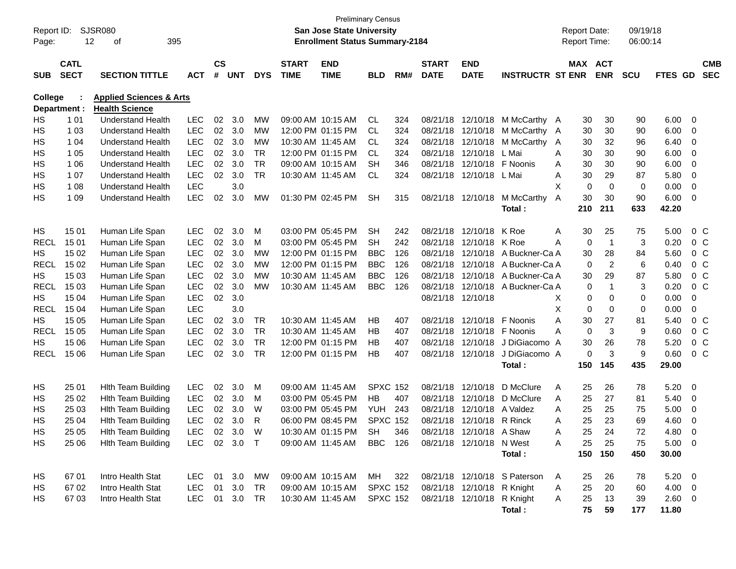Preliminary Census

**San Jose State University**
**Enrollment Status Summary-2184**

Report ID: SJSR080
Report Date: 09/19/18
Report Time: 06:00:14

| SUB | CATL SECT | SECTION TITTLE | ACT | CS # | UNT | DYS | START TIME | END TIME | BLD | RM# | START DATE | END DATE | INSTRUCTR | ST | MAX ENR | ACT ENR | SCU | FTES | GD | CMB SEC |
|---|---|---|---|---|---|---|---|---|---|---|---|---|---|---|---|---|---|---|---|---|
| **College :** | | **Applied Sciences & Arts** | | | | | | | | | | | | | | | | | | |
| **Department :** | | **Health Science** | | | | | | | | | | | | | | | | | | |
| HS | 1 01 | Understand Health | LEC | 02 | 3.0 | MW | 09:00 AM | 10:15 AM | CL | 324 | 08/21/18 | 12/10/18 | M McCarthy | A | 30 | 30 | 90 | 6.00 | 0 | |
| HS | 1 03 | Understand Health | LEC | 02 | 3.0 | MW | 12:00 PM | 01:15 PM | CL | 324 | 08/21/18 | 12/10/18 | M McCarthy | A | 30 | 30 | 90 | 6.00 | 0 | |
| HS | 1 04 | Understand Health | LEC | 02 | 3.0 | MW | 10:30 AM | 11:45 AM | CL | 324 | 08/21/18 | 12/10/18 | M McCarthy | A | 30 | 32 | 96 | 6.40 | 0 | |
| HS | 1 05 | Understand Health | LEC | 02 | 3.0 | TR | 12:00 PM | 01:15 PM | CL | 324 | 08/21/18 | 12/10/18 | L Mai | A | 30 | 30 | 90 | 6.00 | 0 | |
| HS | 1 06 | Understand Health | LEC | 02 | 3.0 | TR | 09:00 AM | 10:15 AM | SH | 346 | 08/21/18 | 12/10/18 | F Noonis | A | 30 | 30 | 90 | 6.00 | 0 | |
| HS | 1 07 | Understand Health | LEC | 02 | 3.0 | TR | 10:30 AM | 11:45 AM | CL | 324 | 08/21/18 | 12/10/18 | L Mai | A | 30 | 29 | 87 | 5.80 | 0 | |
| HS | 1 08 | Understand Health | LEC | | 3.0 | | | | | | | | | X | 0 | 0 | 0 | 0.00 | 0 | |
| HS | 1 09 | Understand Health | LEC | 02 | 3.0 | MW | 01:30 PM | 02:45 PM | SH | 315 | 08/21/18 | 12/10/18 | M McCarthy | A | 30 | 30 | 90 | 6.00 | 0 | |
| | | | | | | | | | | | | | **Total :** | | **210** | **211** | **633** | **42.20** | | |
| HS | 15 01 | Human Life Span | LEC | 02 | 3.0 | M | 03:00 PM | 05:45 PM | SH | 242 | 08/21/18 | 12/10/18 | K Roe | A | 30 | 25 | 75 | 5.00 | 0 | C |
| RECL | 15 01 | Human Life Span | LEC | 02 | 3.0 | M | 03:00 PM | 05:45 PM | SH | 242 | 08/21/18 | 12/10/18 | K Roe | A | 0 | 1 | 3 | 0.20 | 0 | C |
| HS | 15 02 | Human Life Span | LEC | 02 | 3.0 | MW | 12:00 PM | 01:15 PM | BBC | 126 | 08/21/18 | 12/10/18 | A Buckner-Ca | A | 30 | 28 | 84 | 5.60 | 0 | C |
| RECL | 15 02 | Human Life Span | LEC | 02 | 3.0 | MW | 12:00 PM | 01:15 PM | BBC | 126 | 08/21/18 | 12/10/18 | A Buckner-Ca | A | 0 | 2 | 6 | 0.40 | 0 | C |
| HS | 15 03 | Human Life Span | LEC | 02 | 3.0 | MW | 10:30 AM | 11:45 AM | BBC | 126 | 08/21/18 | 12/10/18 | A Buckner-Ca | A | 30 | 29 | 87 | 5.80 | 0 | C |
| RECL | 15 03 | Human Life Span | LEC | 02 | 3.0 | MW | 10:30 AM | 11:45 AM | BBC | 126 | 08/21/18 | 12/10/18 | A Buckner-Ca | A | 0 | 1 | 3 | 0.20 | 0 | C |
| HS | 15 04 | Human Life Span | LEC | 02 | 3.0 | | | | | | 08/21/18 | 12/10/18 | | X | 0 | 0 | 0 | 0.00 | 0 | |
| RECL | 15 04 | Human Life Span | LEC | | 3.0 | | | | | | | | | X | 0 | 0 | 0 | 0.00 | 0 | |
| HS | 15 05 | Human Life Span | LEC | 02 | 3.0 | TR | 10:30 AM | 11:45 AM | HB | 407 | 08/21/18 | 12/10/18 | F Noonis | A | 30 | 27 | 81 | 5.40 | 0 | C |
| RECL | 15 05 | Human Life Span | LEC | 02 | 3.0 | TR | 10:30 AM | 11:45 AM | HB | 407 | 08/21/18 | 12/10/18 | F Noonis | A | 0 | 3 | 9 | 0.60 | 0 | C |
| HS | 15 06 | Human Life Span | LEC | 02 | 3.0 | TR | 12:00 PM | 01:15 PM | HB | 407 | 08/21/18 | 12/10/18 | J DiGiacomo | A | 30 | 26 | 78 | 5.20 | 0 | C |
| RECL | 15 06 | Human Life Span | LEC | 02 | 3.0 | TR | 12:00 PM | 01:15 PM | HB | 407 | 08/21/18 | 12/10/18 | J DiGiacomo | A | 0 | 3 | 9 | 0.60 | 0 | C |
| | | | | | | | | | | | | | **Total :** | | **150** | **145** | **435** | **29.00** | | |
| HS | 25 01 | Hlth Team Building | LEC | 02 | 3.0 | M | 09:00 AM | 11:45 AM | SPXC | 152 | 08/21/18 | 12/10/18 | D McClure | A | 25 | 26 | 78 | 5.20 | 0 | |
| HS | 25 02 | Hlth Team Building | LEC | 02 | 3.0 | M | 03:00 PM | 05:45 PM | HB | 407 | 08/21/18 | 12/10/18 | D McClure | A | 25 | 27 | 81 | 5.40 | 0 | |
| HS | 25 03 | Hlth Team Building | LEC | 02 | 3.0 | W | 03:00 PM | 05:45 PM | YUH | 243 | 08/21/18 | 12/10/18 | A Valdez | A | 25 | 25 | 75 | 5.00 | 0 | |
| HS | 25 04 | Hlth Team Building | LEC | 02 | 3.0 | R | 06:00 PM | 08:45 PM | SPXC | 152 | 08/21/18 | 12/10/18 | R Rinck | A | 25 | 23 | 69 | 4.60 | 0 | |
| HS | 25 05 | Hlth Team Building | LEC | 02 | 3.0 | W | 10:30 AM | 01:15 PM | SH | 346 | 08/21/18 | 12/10/18 | A Shaw | A | 25 | 24 | 72 | 4.80 | 0 | |
| HS | 25 06 | Hlth Team Building | LEC | 02 | 3.0 | T | 09:00 AM | 11:45 AM | BBC | 126 | 08/21/18 | 12/10/18 | N West | A | 25 | 25 | 75 | 5.00 | 0 | |
| | | | | | | | | | | | | | **Total :** | | **150** | **150** | **450** | **30.00** | | |
| HS | 67 01 | Intro Health Stat | LEC | 01 | 3.0 | MW | 09:00 AM | 10:15 AM | MH | 322 | 08/21/18 | 12/10/18 | S Paterson | A | 25 | 26 | 78 | 5.20 | 0 | |
| HS | 67 02 | Intro Health Stat | LEC | 01 | 3.0 | TR | 09:00 AM | 10:15 AM | SPXC | 152 | 08/21/18 | 12/10/18 | R Knight | A | 25 | 20 | 60 | 4.00 | 0 | |
| HS | 67 03 | Intro Health Stat | LEC | 01 | 3.0 | TR | 10:30 AM | 11:45 AM | SPXC | 152 | 08/21/18 | 12/10/18 | R Knight | A | 25 | 13 | 39 | 2.60 | 0 | |
| | | | | | | | | | | | | | **Total :** | | **75** | **59** | **177** | **11.80** | | |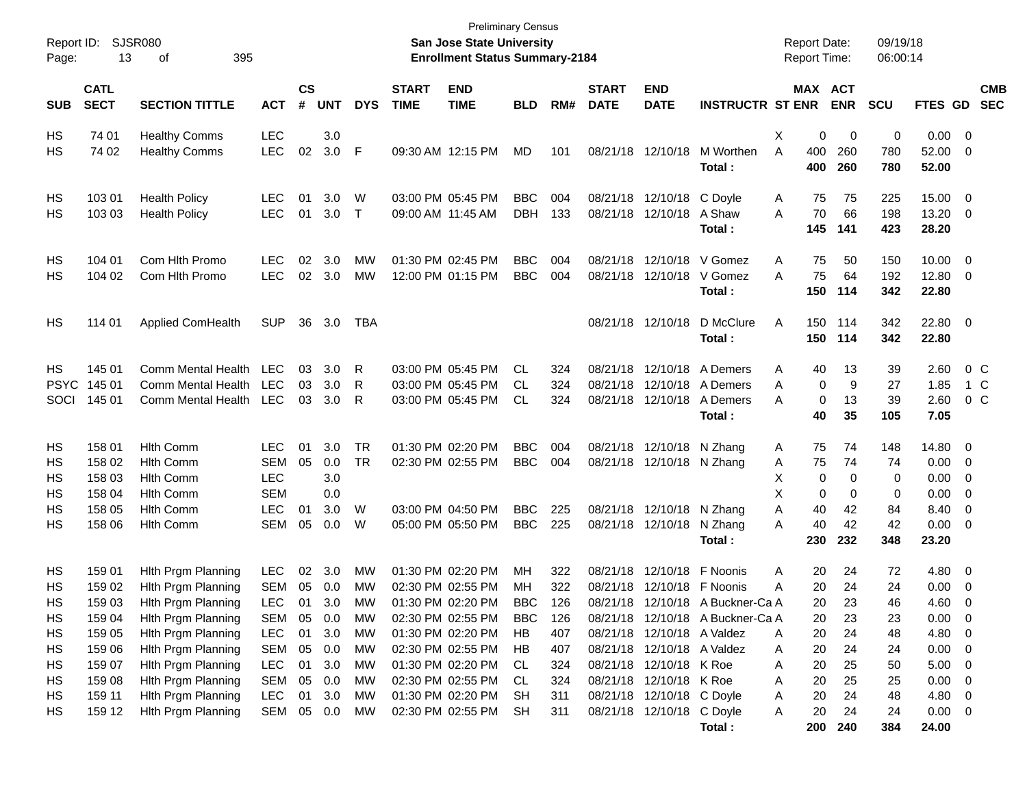Preliminary Census

Report ID: SJSR080
**San Jose State University**
**Enrollment Status Summary-2184**

Report Date: 09/19/18
Report Time: 06:00:14

| SUB | CATL SECT | SECTION TITTLE | ACT | CS # | UNT | DYS | START TIME | END TIME | BLD | RM# | START DATE | END DATE | INSTRUCTR | ST | MAX ENR | ACT ENR | SCU | FTES | GD | CMB SEC |
|---|---|---|---|---|---|---|---|---|---|---|---|---|---|---|---|---|---|---|---|---|
| HS | 74 01 | Healthy Comms | LEC | | 3.0 | | | | | | | | | X | 0 | 0 | 0 | 0.00 | 0 | |
| HS | 74 02 | Healthy Comms | LEC | 02 | 3.0 | F | 09:30 AM | 12:15 PM | MD | 101 | 08/21/18 | 12/10/18 | M Worthen | A | 400 | 260 | 780 | 52.00 | 0 | |
| | | | | | | | | | | | | | **Total :** | | **400** | **260** | **780** | **52.00** | | |
| HS | 103 01 | Health Policy | LEC | 01 | 3.0 | W | 03:00 PM | 05:45 PM | BBC | 004 | 08/21/18 | 12/10/18 | C Doyle | A | 75 | 75 | 225 | 15.00 | 0 | |
| HS | 103 03 | Health Policy | LEC | 01 | 3.0 | T | 09:00 AM | 11:45 AM | DBH | 133 | 08/21/18 | 12/10/18 | A Shaw | A | 70 | 66 | 198 | 13.20 | 0 | |
| | | | | | | | | | | | | | **Total :** | | **145** | **141** | **423** | **28.20** | | |
| HS | 104 01 | Com Hlth Promo | LEC | 02 | 3.0 | MW | 01:30 PM | 02:45 PM | BBC | 004 | 08/21/18 | 12/10/18 | V Gomez | A | 75 | 50 | 150 | 10.00 | 0 | |
| HS | 104 02 | Com Hlth Promo | LEC | 02 | 3.0 | MW | 12:00 PM | 01:15 PM | BBC | 004 | 08/21/18 | 12/10/18 | V Gomez | A | 75 | 64 | 192 | 12.80 | 0 | |
| | | | | | | | | | | | | | **Total :** | | **150** | **114** | **342** | **22.80** | | |
| HS | 114 01 | Applied ComHealth | SUP | 36 | 3.0 | TBA | | | | | 08/21/18 | 12/10/18 | D McClure | A | 150 | 114 | 342 | 22.80 | 0 | |
| | | | | | | | | | | | | | **Total :** | | **150** | **114** | **342** | **22.80** | | |
| HS | 145 01 | Comm Mental Health | LEC | 03 | 3.0 | R | 03:00 PM | 05:45 PM | CL | 324 | 08/21/18 | 12/10/18 | A Demers | A | 40 | 13 | 39 | 2.60 | 0 | C |
| PSYC | 145 01 | Comm Mental Health | LEC | 03 | 3.0 | R | 03:00 PM | 05:45 PM | CL | 324 | 08/21/18 | 12/10/18 | A Demers | A | 0 | 9 | 27 | 1.85 | 1 | C |
| SOCI | 145 01 | Comm Mental Health | LEC | 03 | 3.0 | R | 03:00 PM | 05:45 PM | CL | 324 | 08/21/18 | 12/10/18 | A Demers | A | 0 | 13 | 39 | 2.60 | 0 | C |
| | | | | | | | | | | | | | **Total :** | | **40** | **35** | **105** | **7.05** | | |
| HS | 158 01 | Hlth Comm | LEC | 01 | 3.0 | TR | 01:30 PM | 02:20 PM | BBC | 004 | 08/21/18 | 12/10/18 | N Zhang | A | 75 | 74 | 148 | 14.80 | 0 | |
| HS | 158 02 | Hlth Comm | SEM | 05 | 0.0 | TR | 02:30 PM | 02:55 PM | BBC | 004 | 08/21/18 | 12/10/18 | N Zhang | A | 75 | 74 | 74 | 0.00 | 0 | |
| HS | 158 03 | Hlth Comm | LEC | | 3.0 | | | | | | | | | X | 0 | 0 | 0 | 0.00 | 0 | |
| HS | 158 04 | Hlth Comm | SEM | | 0.0 | | | | | | | | | X | 0 | 0 | 0 | 0.00 | 0 | |
| HS | 158 05 | Hlth Comm | LEC | 01 | 3.0 | W | 03:00 PM | 04:50 PM | BBC | 225 | 08/21/18 | 12/10/18 | N Zhang | A | 40 | 42 | 84 | 8.40 | 0 | |
| HS | 158 06 | Hlth Comm | SEM | 05 | 0.0 | W | 05:00 PM | 05:50 PM | BBC | 225 | 08/21/18 | 12/10/18 | N Zhang | A | 40 | 42 | 42 | 0.00 | 0 | |
| | | | | | | | | | | | | | **Total :** | | **230** | **232** | **348** | **23.20** | | |
| HS | 159 01 | Hlth Prgm Planning | LEC | 02 | 3.0 | MW | 01:30 PM | 02:20 PM | MH | 322 | 08/21/18 | 12/10/18 | F Noonis | A | 20 | 24 | 72 | 4.80 | 0 | |
| HS | 159 02 | Hlth Prgm Planning | SEM | 05 | 0.0 | MW | 02:30 PM | 02:55 PM | MH | 322 | 08/21/18 | 12/10/18 | F Noonis | A | 20 | 24 | 24 | 0.00 | 0 | |
| HS | 159 03 | Hlth Prgm Planning | LEC | 01 | 3.0 | MW | 01:30 PM | 02:20 PM | BBC | 126 | 08/21/18 | 12/10/18 | A Buckner-Ca | A | 20 | 23 | 46 | 4.60 | 0 | |
| HS | 159 04 | Hlth Prgm Planning | SEM | 05 | 0.0 | MW | 02:30 PM | 02:55 PM | BBC | 126 | 08/21/18 | 12/10/18 | A Buckner-Ca | A | 20 | 23 | 23 | 0.00 | 0 | |
| HS | 159 05 | Hlth Prgm Planning | LEC | 01 | 3.0 | MW | 01:30 PM | 02:20 PM | HB | 407 | 08/21/18 | 12/10/18 | A Valdez | A | 20 | 24 | 48 | 4.80 | 0 | |
| HS | 159 06 | Hlth Prgm Planning | SEM | 05 | 0.0 | MW | 02:30 PM | 02:55 PM | HB | 407 | 08/21/18 | 12/10/18 | A Valdez | A | 20 | 24 | 24 | 0.00 | 0 | |
| HS | 159 07 | Hlth Prgm Planning | LEC | 01 | 3.0 | MW | 01:30 PM | 02:20 PM | CL | 324 | 08/21/18 | 12/10/18 | K Roe | A | 20 | 25 | 50 | 5.00 | 0 | |
| HS | 159 08 | Hlth Prgm Planning | SEM | 05 | 0.0 | MW | 02:30 PM | 02:55 PM | CL | 324 | 08/21/18 | 12/10/18 | K Roe | A | 20 | 25 | 25 | 0.00 | 0 | |
| HS | 159 11 | Hlth Prgm Planning | LEC | 01 | 3.0 | MW | 01:30 PM | 02:20 PM | SH | 311 | 08/21/18 | 12/10/18 | C Doyle | A | 20 | 24 | 48 | 4.80 | 0 | |
| HS | 159 12 | Hlth Prgm Planning | SEM | 05 | 0.0 | MW | 02:30 PM | 02:55 PM | SH | 311 | 08/21/18 | 12/10/18 | C Doyle | A | 20 | 24 | 24 | 0.00 | 0 | |
| | | | | | | | | | | | | | **Total :** | | **200** | **240** | **384** | **24.00** | | |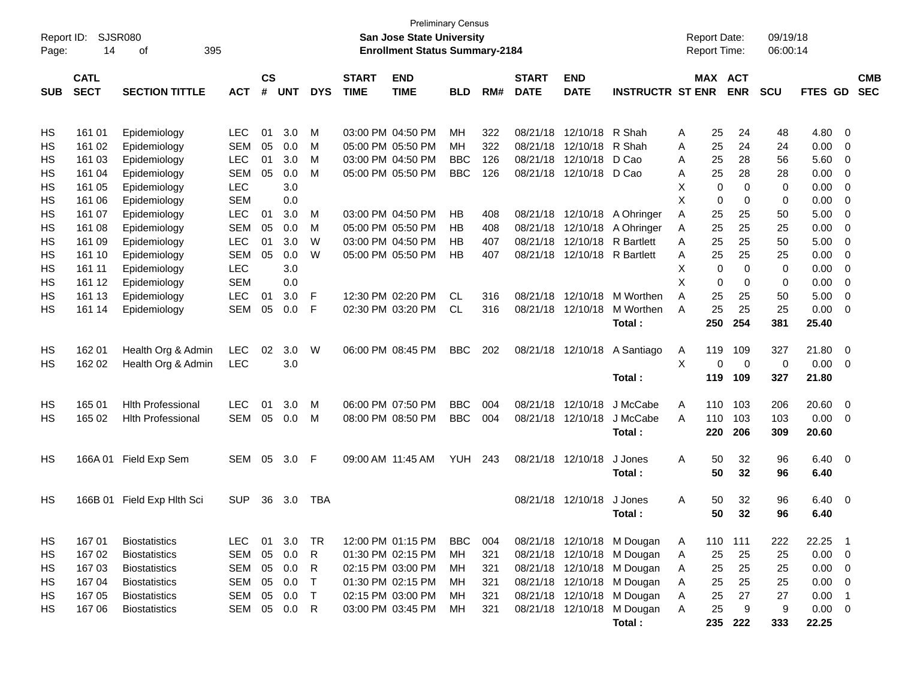Preliminary Census
**San Jose State University**
**Enrollment Status Summary-2184**

Report ID: SJSR080
Report Date: 09/19/18
Report Time: 06:00:14

| SUB | CATL SECT | SECTION TITTLE | ACT | CS # | UNT | DYS | START TIME | END TIME | BLD | RM# | START DATE | END DATE | INSTRUCTR | ST | MAX ENR | ACT ENR | SCU | FTES | GD | CMB SEC |
|---|---|---|---|---|---|---|---|---|---|---|---|---|---|---|---|---|---|---|---|---|
| HS | 161 01 | Epidemiology | LEC | 01 | 3.0 | M | 03:00 PM | 04:50 PM | MH | 322 | 08/21/18 | 12/10/18 | R Shah | A | 25 | 24 | 48 | 4.80 | 0 | |
| HS | 161 02 | Epidemiology | SEM | 05 | 0.0 | M | 05:00 PM | 05:50 PM | MH | 322 | 08/21/18 | 12/10/18 | R Shah | A | 25 | 24 | 24 | 0.00 | 0 | |
| HS | 161 03 | Epidemiology | LEC | 01 | 3.0 | M | 03:00 PM | 04:50 PM | BBC | 126 | 08/21/18 | 12/10/18 | D Cao | A | 25 | 28 | 56 | 5.60 | 0 | |
| HS | 161 04 | Epidemiology | SEM | 05 | 0.0 | M | 05:00 PM | 05:50 PM | BBC | 126 | 08/21/18 | 12/10/18 | D Cao | A | 25 | 28 | 28 | 0.00 | 0 | |
| HS | 161 05 | Epidemiology | LEC | | 3.0 | | | | | | | | | X | 0 | 0 | 0 | 0.00 | 0 | |
| HS | 161 06 | Epidemiology | SEM | | 0.0 | | | | | | | | | X | 0 | 0 | 0 | 0.00 | 0 | |
| HS | 161 07 | Epidemiology | LEC | 01 | 3.0 | M | 03:00 PM | 04:50 PM | HB | 408 | 08/21/18 | 12/10/18 | A Ohringer | A | 25 | 25 | 50 | 5.00 | 0 | |
| HS | 161 08 | Epidemiology | SEM | 05 | 0.0 | M | 05:00 PM | 05:50 PM | HB | 408 | 08/21/18 | 12/10/18 | A Ohringer | A | 25 | 25 | 25 | 0.00 | 0 | |
| HS | 161 09 | Epidemiology | LEC | 01 | 3.0 | W | 03:00 PM | 04:50 PM | HB | 407 | 08/21/18 | 12/10/18 | R Bartlett | A | 25 | 25 | 50 | 5.00 | 0 | |
| HS | 161 10 | Epidemiology | SEM | 05 | 0.0 | W | 05:00 PM | 05:50 PM | HB | 407 | 08/21/18 | 12/10/18 | R Bartlett | A | 25 | 25 | 25 | 0.00 | 0 | |
| HS | 161 11 | Epidemiology | LEC | | 3.0 | | | | | | | | | X | 0 | 0 | 0 | 0.00 | 0 | |
| HS | 161 12 | Epidemiology | SEM | | 0.0 | | | | | | | | | X | 0 | 0 | 0 | 0.00 | 0 | |
| HS | 161 13 | Epidemiology | LEC | 01 | 3.0 | F | 12:30 PM | 02:20 PM | CL | 316 | 08/21/18 | 12/10/18 | M Worthen | A | 25 | 25 | 50 | 5.00 | 0 | |
| HS | 161 14 | Epidemiology | SEM | 05 | 0.0 | F | 02:30 PM | 03:20 PM | CL | 316 | 08/21/18 | 12/10/18 | M Worthen | A | 25 | 25 | 25 | 0.00 | 0 | |
| | | | | | | | | | | | | | **Total :** | | **250** | **254** | **381** | **25.40** | | |
| HS | 162 01 | Health Org & Admin | LEC | 02 | 3.0 | W | 06:00 PM | 08:45 PM | BBC | 202 | 08/21/18 | 12/10/18 | A Santiago | A | 119 | 109 | 327 | 21.80 | 0 | |
| HS | 162 02 | Health Org & Admin | LEC | | 3.0 | | | | | | | | | X | 0 | 0 | 0 | 0.00 | 0 | |
| | | | | | | | | | | | | | **Total :** | | **119** | **109** | **327** | **21.80** | | |
| HS | 165 01 | Hlth Professional | LEC | 01 | 3.0 | M | 06:00 PM | 07:50 PM | BBC | 004 | 08/21/18 | 12/10/18 | J McCabe | A | 110 | 103 | 206 | 20.60 | 0 | |
| HS | 165 02 | Hlth Professional | SEM | 05 | 0.0 | M | 08:00 PM | 08:50 PM | BBC | 004 | 08/21/18 | 12/10/18 | J McCabe | A | 110 | 103 | 103 | 0.00 | 0 | |
| | | | | | | | | | | | | | **Total :** | | **220** | **206** | **309** | **20.60** | | |
| HS | 166A 01 | Field Exp Sem | SEM | 05 | 3.0 | F | 09:00 AM | 11:45 AM | YUH | 243 | 08/21/18 | 12/10/18 | J Jones | A | 50 | 32 | 96 | 6.40 | 0 | |
| | | | | | | | | | | | | | **Total :** | | **50** | **32** | **96** | **6.40** | | |
| HS | 166B 01 | Field Exp Hlth Sci | SUP | 36 | 3.0 | TBA | | | | | 08/21/18 | 12/10/18 | J Jones | A | 50 | 32 | 96 | 6.40 | 0 | |
| | | | | | | | | | | | | | **Total :** | | **50** | **32** | **96** | **6.40** | | |
| HS | 167 01 | Biostatistics | LEC | 01 | 3.0 | TR | 12:00 PM | 01:15 PM | BBC | 004 | 08/21/18 | 12/10/18 | M Dougan | A | 110 | 111 | 222 | 22.25 | 1 | |
| HS | 167 02 | Biostatistics | SEM | 05 | 0.0 | R | 01:30 PM | 02:15 PM | MH | 321 | 08/21/18 | 12/10/18 | M Dougan | A | 25 | 25 | 25 | 0.00 | 0 | |
| HS | 167 03 | Biostatistics | SEM | 05 | 0.0 | R | 02:15 PM | 03:00 PM | MH | 321 | 08/21/18 | 12/10/18 | M Dougan | A | 25 | 25 | 25 | 0.00 | 0 | |
| HS | 167 04 | Biostatistics | SEM | 05 | 0.0 | T | 01:30 PM | 02:15 PM | MH | 321 | 08/21/18 | 12/10/18 | M Dougan | A | 25 | 25 | 25 | 0.00 | 0 | |
| HS | 167 05 | Biostatistics | SEM | 05 | 0.0 | T | 02:15 PM | 03:00 PM | MH | 321 | 08/21/18 | 12/10/18 | M Dougan | A | 25 | 27 | 27 | 0.00 | 1 | |
| HS | 167 06 | Biostatistics | SEM | 05 | 0.0 | R | 03:00 PM | 03:45 PM | MH | 321 | 08/21/18 | 12/10/18 | M Dougan | A | 25 | 9 | 9 | 0.00 | 0 | |
| | | | | | | | | | | | | | **Total :** | | **235** | **222** | **333** | **22.25** | | |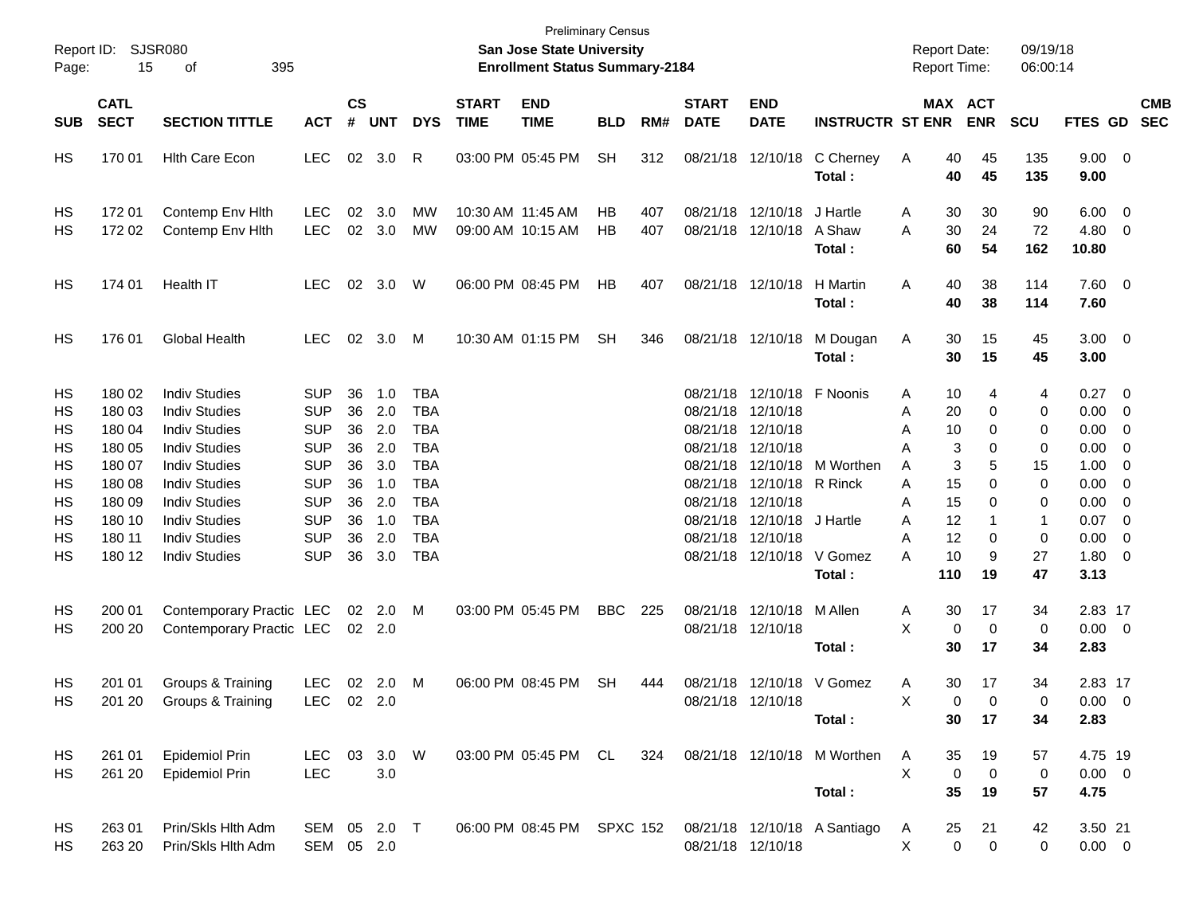Preliminary Census

**San Jose State University**
**Enrollment Status Summary-2184**

Report ID: SJSR080
Report Date: 09/19/18
Report Time: 06:00:14

| SUB | CATL SECT | SECTION TITTLE | ACT | CS # | UNT | DYS | START TIME | END TIME | BLD | RM# | START DATE | END DATE | INSTRUCTR | ST | MAX ENR | ACT ENR | SCU | FTES | GD | CMB SEC |
|---|---|---|---|---|---|---|---|---|---|---|---|---|---|---|---|---|---|---|---|---|
| HS | 170 01 | Hlth Care Econ | LEC | 02 | 3.0 | R | 03:00 PM | 05:45 PM | SH | 312 | 08/21/18 | 12/10/18 | C Cherney | A | 40 | 45 | 135 | 9.00 | 0 | |
| | | | | | | | | | | | | | **Total :** | | **40** | **45** | **135** | **9.00** | | |
| HS | 172 01 | Contemp Env Hlth | LEC | 02 | 3.0 | MW | 10:30 AM | 11:45 AM | HB | 407 | 08/21/18 | 12/10/18 | J Hartle | A | 30 | 30 | 90 | 6.00 | 0 | |
| HS | 172 02 | Contemp Env Hlth | LEC | 02 | 3.0 | MW | 09:00 AM | 10:15 AM | HB | 407 | 08/21/18 | 12/10/18 | A Shaw | A | 30 | 24 | 72 | 4.80 | 0 | |
| | | | | | | | | | | | | | **Total :** | | **60** | **54** | **162** | **10.80** | | |
| HS | 174 01 | Health IT | LEC | 02 | 3.0 | W | 06:00 PM | 08:45 PM | HB | 407 | 08/21/18 | 12/10/18 | H Martin | A | 40 | 38 | 114 | 7.60 | 0 | |
| | | | | | | | | | | | | | **Total :** | | **40** | **38** | **114** | **7.60** | | |
| HS | 176 01 | Global Health | LEC | 02 | 3.0 | M | 10:30 AM | 01:15 PM | SH | 346 | 08/21/18 | 12/10/18 | M Dougan | A | 30 | 15 | 45 | 3.00 | 0 | |
| | | | | | | | | | | | | | **Total :** | | **30** | **15** | **45** | **3.00** | | |
| HS | 180 02 | Indiv Studies | SUP | 36 | 1.0 | TBA | | | | | 08/21/18 | 12/10/18 | F Noonis | A | 10 | 4 | 4 | 0.27 | 0 | |
| HS | 180 03 | Indiv Studies | SUP | 36 | 2.0 | TBA | | | | | 08/21/18 | 12/10/18 | | A | 20 | 0 | 0 | 0.00 | 0 | |
| HS | 180 04 | Indiv Studies | SUP | 36 | 2.0 | TBA | | | | | 08/21/18 | 12/10/18 | | A | 10 | 0 | 0 | 0.00 | 0 | |
| HS | 180 05 | Indiv Studies | SUP | 36 | 2.0 | TBA | | | | | 08/21/18 | 12/10/18 | | A | 3 | 0 | 0 | 0.00 | 0 | |
| HS | 180 07 | Indiv Studies | SUP | 36 | 3.0 | TBA | | | | | 08/21/18 | 12/10/18 | M Worthen | A | 3 | 5 | 15 | 1.00 | 0 | |
| HS | 180 08 | Indiv Studies | SUP | 36 | 1.0 | TBA | | | | | 08/21/18 | 12/10/18 | R Rinck | A | 15 | 0 | 0 | 0.00 | 0 | |
| HS | 180 09 | Indiv Studies | SUP | 36 | 2.0 | TBA | | | | | 08/21/18 | 12/10/18 | | A | 15 | 0 | 0 | 0.00 | 0 | |
| HS | 180 10 | Indiv Studies | SUP | 36 | 1.0 | TBA | | | | | 08/21/18 | 12/10/18 | J Hartle | A | 12 | 1 | 1 | 0.07 | 0 | |
| HS | 180 11 | Indiv Studies | SUP | 36 | 2.0 | TBA | | | | | 08/21/18 | 12/10/18 | | A | 12 | 0 | 0 | 0.00 | 0 | |
| HS | 180 12 | Indiv Studies | SUP | 36 | 3.0 | TBA | | | | | 08/21/18 | 12/10/18 | V Gomez | A | 10 | 9 | 27 | 1.80 | 0 | |
| | | | | | | | | | | | | | **Total :** | | **110** | **19** | **47** | **3.13** | | |
| HS | 200 01 | Contemporary Practic | LEC | 02 | 2.0 | M | 03:00 PM | 05:45 PM | BBC | 225 | 08/21/18 | 12/10/18 | M Allen | A | 30 | 17 | 34 | 2.83 | 17 | |
| HS | 200 20 | Contemporary Practic | LEC | 02 | 2.0 | | | | | | 08/21/18 | 12/10/18 | | X | 0 | 0 | 0 | 0.00 | 0 | |
| | | | | | | | | | | | | | **Total :** | | **30** | **17** | **34** | **2.83** | | |
| HS | 201 01 | Groups & Training | LEC | 02 | 2.0 | M | 06:00 PM | 08:45 PM | SH | 444 | 08/21/18 | 12/10/18 | V Gomez | A | 30 | 17 | 34 | 2.83 | 17 | |
| HS | 201 20 | Groups & Training | LEC | 02 | 2.0 | | | | | | 08/21/18 | 12/10/18 | | X | 0 | 0 | 0 | 0.00 | 0 | |
| | | | | | | | | | | | | | **Total :** | | **30** | **17** | **34** | **2.83** | | |
| HS | 261 01 | Epidemiol Prin | LEC | 03 | 3.0 | W | 03:00 PM | 05:45 PM | CL | 324 | 08/21/18 | 12/10/18 | M Worthen | A | 35 | 19 | 57 | 4.75 | 19 | |
| HS | 261 20 | Epidemiol Prin | LEC | | 3.0 | | | | | | | | | X | 0 | 0 | 0 | 0.00 | 0 | |
| | | | | | | | | | | | | | **Total :** | | **35** | **19** | **57** | **4.75** | | |
| HS | 263 01 | Prin/Skls Hlth Adm | SEM | 05 | 2.0 | T | 06:00 PM | 08:45 PM | SPXC | 152 | 08/21/18 | 12/10/18 | A Santiago | A | 25 | 21 | 42 | 3.50 | 21 | |
| HS | 263 20 | Prin/Skls Hlth Adm | SEM | 05 | 2.0 | | | | | | 08/21/18 | 12/10/18 | | X | 0 | 0 | 0 | 0.00 | 0 | |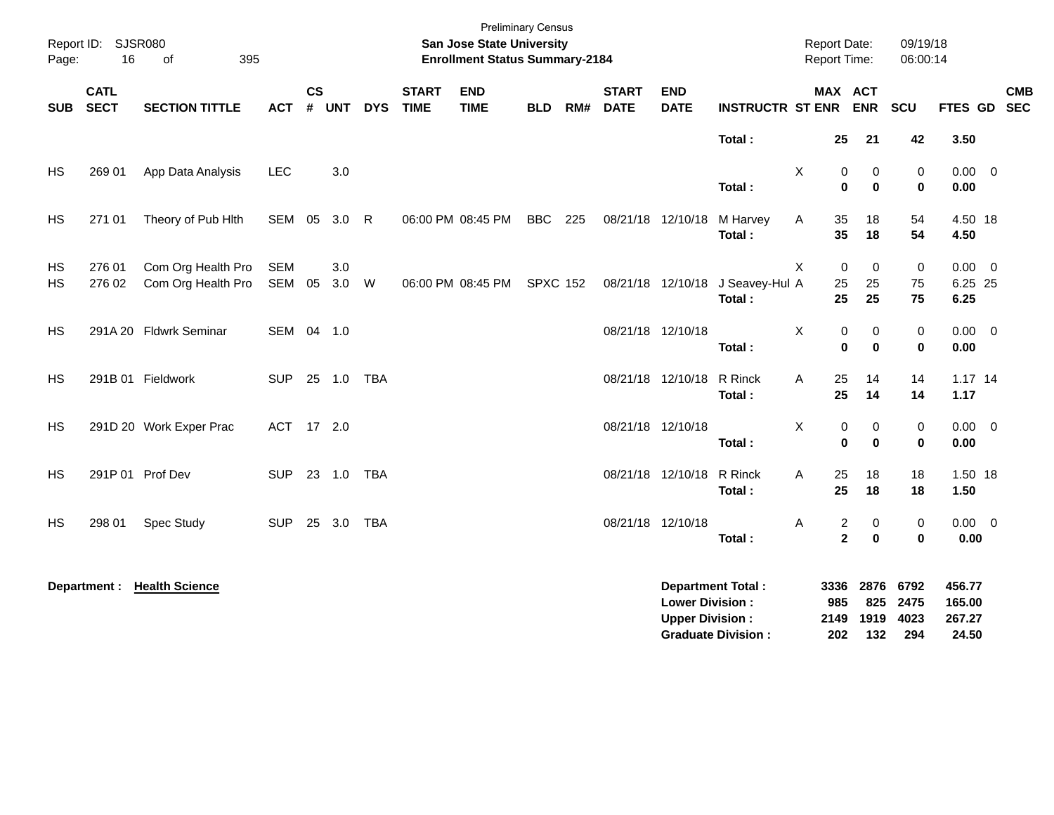Preliminary Census

**San Jose State University**

**Enrollment Status Summary-2184**

Report ID: SJSR080

Report Date: 09/19/18

Report Time: 06:00:14

| SUB | CATL SECT | SECTION TITTLE | ACT | CS # | UNT | DYS | START TIME | END TIME | BLD | RM# | START DATE | END DATE | INSTRUCTR | ST | MAX ENR | ACT ENR | SCU | FTES | GD | CMB SEC |
|---|---|---|---|---|---|---|---|---|---|---|---|---|---|---|---|---|---|---|---|---|
| | | | | | | | | | | | | | **Total :** | | **25** | **21** | **42** | **3.50** | | |
| HS | 269 01 | App Data Analysis | LEC | | 3.0 | | | | | | | | | X | 0 | 0 | 0 | 0.00 | 0 | |
| | | | | | | | | | | | | | **Total :** | | **0** | **0** | **0** | **0.00** | | |
| HS | 271 01 | Theory of Pub Hlth | SEM | 05 | 3.0 | R | 06:00 PM | 08:45 PM | BBC | 225 | 08/21/18 | 12/10/18 | M Harvey | A | 35 | 18 | 54 | 4.50 | 18 | |
| | | | | | | | | | | | | | **Total :** | | **35** | **18** | **54** | **4.50** | | |
| HS | 276 01 | Com Org Health Pro | SEM | | 3.0 | | | | | | | | | X | 0 | 0 | 0 | 0.00 | 0 | |
| HS | 276 02 | Com Org Health Pro | SEM | 05 | 3.0 | W | 06:00 PM | 08:45 PM | SPXC | 152 | 08/21/18 | 12/10/18 | J Seavey-Hul | A | 25 | 25 | 75 | 6.25 | 25 | |
| | | | | | | | | | | | | | **Total :** | | **25** | **25** | **75** | **6.25** | | |
| HS | 291A 20 | Fldwrk Seminar | SEM | 04 | 1.0 | | | | | | 08/21/18 | 12/10/18 | | X | 0 | 0 | 0 | 0.00 | 0 | |
| | | | | | | | | | | | | | **Total :** | | **0** | **0** | **0** | **0.00** | | |
| HS | 291B 01 | Fieldwork | SUP | 25 | 1.0 | TBA | | | | | 08/21/18 | 12/10/18 | R Rinck | A | 25 | 14 | 14 | 1.17 | 14 | |
| | | | | | | | | | | | | | **Total :** | | **25** | **14** | **14** | **1.17** | | |
| HS | 291D 20 | Work Exper Prac | ACT | 17 | 2.0 | | | | | | 08/21/18 | 12/10/18 | | X | 0 | 0 | 0 | 0.00 | 0 | |
| | | | | | | | | | | | | | **Total :** | | **0** | **0** | **0** | **0.00** | | |
| HS | 291P 01 | Prof Dev | SUP | 23 | 1.0 | TBA | | | | | 08/21/18 | 12/10/18 | R Rinck | A | 25 | 18 | 18 | 1.50 | 18 | |
| | | | | | | | | | | | | | **Total :** | | **25** | **18** | **18** | **1.50** | | |
| HS | 298 01 | Spec Study | SUP | 25 | 3.0 | TBA | | | | | 08/21/18 | 12/10/18 | | A | 2 | 0 | 0 | 0.00 | 0 | |
| | | | | | | | | | | | | | **Total :** | | **2** | **0** | **0** | **0.00** | | |

**Department :** **Health Science**

| | MAX ENR | ACT ENR | SCU | FTES |
|---|---|---|---|---|
| **Department Total :** | **3336** | **2876** | **6792** | **456.77** |
| **Lower Division :** | **985** | **825** | **2475** | **165.00** |
| **Upper Division :** | **2149** | **1919** | **4023** | **267.27** |
| **Graduate Division :** | **202** | **132** | **294** | **24.50** |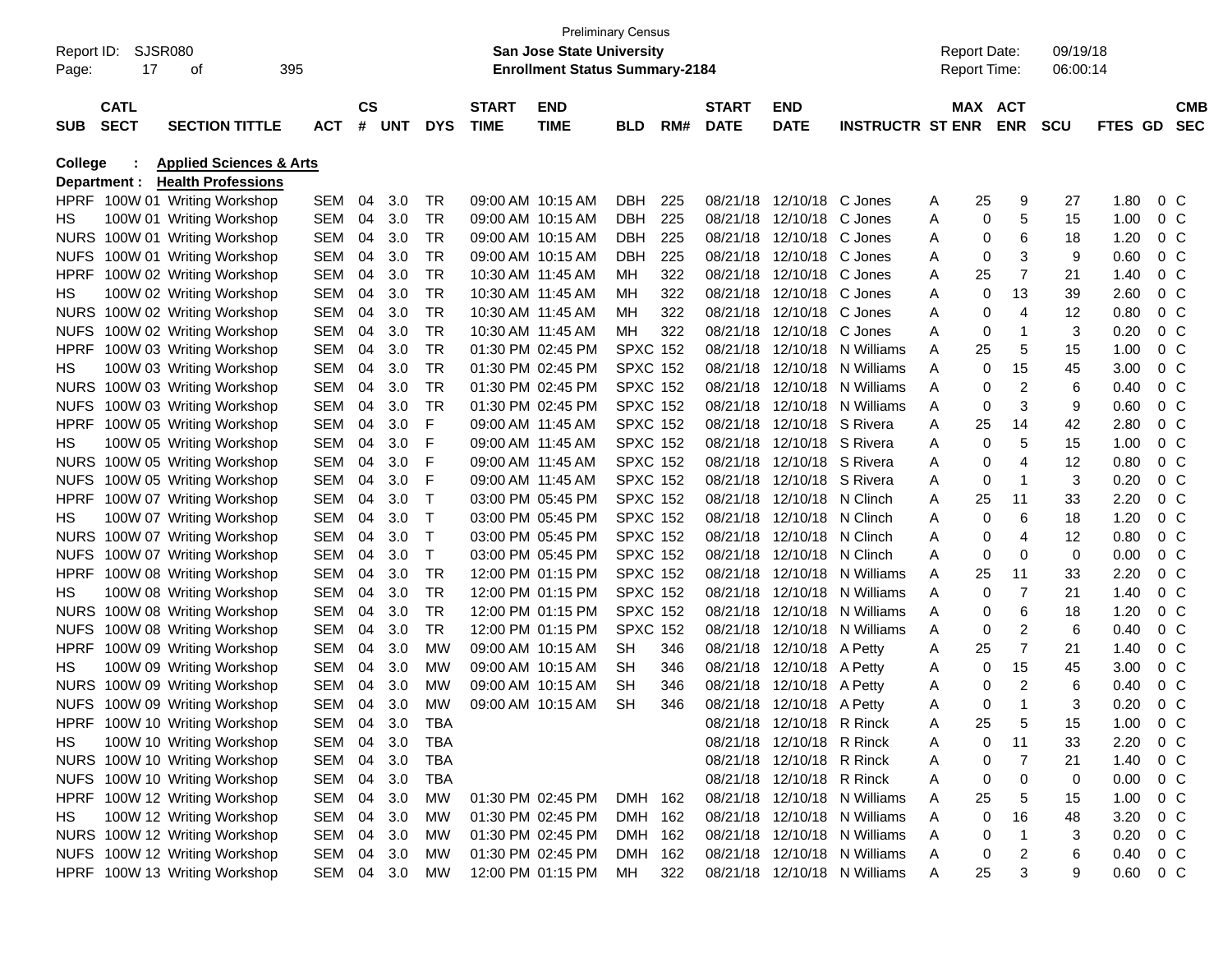Preliminary Census

Report ID: SJSR080 **San Jose State University** Report Date: 09/19/18

**Enrollment Status Summary-2184** Report Time: 06:00:14

**College : Applied Sciences & Arts**

**Department : Health Professions**

| SUB | CATL SECT | SECTION TITTLE | ACT | CS # | UNT | DYS | START TIME | END TIME | BLD | RM# | START DATE | END DATE | INSTRUCTR | ST | MAX ENR | ACT ENR | SCU | FTES | GD | CMB SEC |
|---|---|---|---|---|---|---|---|---|---|---|---|---|---|---|---|---|---|---|---|---|
| HPRF | 100W 01 | Writing Workshop | SEM | 04 | 3.0 | TR | 09:00 AM | 10:15 AM | DBH | 225 | 08/21/18 | 12/10/18 | C Jones | A | 25 | 9 | 27 | 1.80 | 0 | C |
| HS | 100W 01 | Writing Workshop | SEM | 04 | 3.0 | TR | 09:00 AM | 10:15 AM | DBH | 225 | 08/21/18 | 12/10/18 | C Jones | A | 0 | 5 | 15 | 1.00 | 0 | C |
| NURS | 100W 01 | Writing Workshop | SEM | 04 | 3.0 | TR | 09:00 AM | 10:15 AM | DBH | 225 | 08/21/18 | 12/10/18 | C Jones | A | 0 | 6 | 18 | 1.20 | 0 | C |
| NUFS | 100W 01 | Writing Workshop | SEM | 04 | 3.0 | TR | 09:00 AM | 10:15 AM | DBH | 225 | 08/21/18 | 12/10/18 | C Jones | A | 0 | 3 | 9 | 0.60 | 0 | C |
| HPRF | 100W 02 | Writing Workshop | SEM | 04 | 3.0 | TR | 10:30 AM | 11:45 AM | MH | 322 | 08/21/18 | 12/10/18 | C Jones | A | 25 | 7 | 21 | 1.40 | 0 | C |
| HS | 100W 02 | Writing Workshop | SEM | 04 | 3.0 | TR | 10:30 AM | 11:45 AM | MH | 322 | 08/21/18 | 12/10/18 | C Jones | A | 0 | 13 | 39 | 2.60 | 0 | C |
| NURS | 100W 02 | Writing Workshop | SEM | 04 | 3.0 | TR | 10:30 AM | 11:45 AM | MH | 322 | 08/21/18 | 12/10/18 | C Jones | A | 0 | 4 | 12 | 0.80 | 0 | C |
| NUFS | 100W 02 | Writing Workshop | SEM | 04 | 3.0 | TR | 10:30 AM | 11:45 AM | MH | 322 | 08/21/18 | 12/10/18 | C Jones | A | 0 | 1 | 3 | 0.20 | 0 | C |
| HPRF | 100W 03 | Writing Workshop | SEM | 04 | 3.0 | TR | 01:30 PM | 02:45 PM | SPXC | 152 | 08/21/18 | 12/10/18 | N Williams | A | 25 | 5 | 15 | 1.00 | 0 | C |
| HS | 100W 03 | Writing Workshop | SEM | 04 | 3.0 | TR | 01:30 PM | 02:45 PM | SPXC | 152 | 08/21/18 | 12/10/18 | N Williams | A | 0 | 15 | 45 | 3.00 | 0 | C |
| NURS | 100W 03 | Writing Workshop | SEM | 04 | 3.0 | TR | 01:30 PM | 02:45 PM | SPXC | 152 | 08/21/18 | 12/10/18 | N Williams | A | 0 | 2 | 6 | 0.40 | 0 | C |
| NUFS | 100W 03 | Writing Workshop | SEM | 04 | 3.0 | TR | 01:30 PM | 02:45 PM | SPXC | 152 | 08/21/18 | 12/10/18 | N Williams | A | 0 | 3 | 9 | 0.60 | 0 | C |
| HPRF | 100W 05 | Writing Workshop | SEM | 04 | 3.0 | F | 09:00 AM | 11:45 AM | SPXC | 152 | 08/21/18 | 12/10/18 | S Rivera | A | 25 | 14 | 42 | 2.80 | 0 | C |
| HS | 100W 05 | Writing Workshop | SEM | 04 | 3.0 | F | 09:00 AM | 11:45 AM | SPXC | 152 | 08/21/18 | 12/10/18 | S Rivera | A | 0 | 5 | 15 | 1.00 | 0 | C |
| NURS | 100W 05 | Writing Workshop | SEM | 04 | 3.0 | F | 09:00 AM | 11:45 AM | SPXC | 152 | 08/21/18 | 12/10/18 | S Rivera | A | 0 | 4 | 12 | 0.80 | 0 | C |
| NUFS | 100W 05 | Writing Workshop | SEM | 04 | 3.0 | F | 09:00 AM | 11:45 AM | SPXC | 152 | 08/21/18 | 12/10/18 | S Rivera | A | 0 | 1 | 3 | 0.20 | 0 | C |
| HPRF | 100W 07 | Writing Workshop | SEM | 04 | 3.0 | T | 03:00 PM | 05:45 PM | SPXC | 152 | 08/21/18 | 12/10/18 | N Clinch | A | 25 | 11 | 33 | 2.20 | 0 | C |
| HS | 100W 07 | Writing Workshop | SEM | 04 | 3.0 | T | 03:00 PM | 05:45 PM | SPXC | 152 | 08/21/18 | 12/10/18 | N Clinch | A | 0 | 6 | 18 | 1.20 | 0 | C |
| NURS | 100W 07 | Writing Workshop | SEM | 04 | 3.0 | T | 03:00 PM | 05:45 PM | SPXC | 152 | 08/21/18 | 12/10/18 | N Clinch | A | 0 | 4 | 12 | 0.80 | 0 | C |
| NUFS | 100W 07 | Writing Workshop | SEM | 04 | 3.0 | T | 03:00 PM | 05:45 PM | SPXC | 152 | 08/21/18 | 12/10/18 | N Clinch | A | 0 | 0 | 0 | 0.00 | 0 | C |
| HPRF | 100W 08 | Writing Workshop | SEM | 04 | 3.0 | TR | 12:00 PM | 01:15 PM | SPXC | 152 | 08/21/18 | 12/10/18 | N Williams | A | 25 | 11 | 33 | 2.20 | 0 | C |
| HS | 100W 08 | Writing Workshop | SEM | 04 | 3.0 | TR | 12:00 PM | 01:15 PM | SPXC | 152 | 08/21/18 | 12/10/18 | N Williams | A | 0 | 7 | 21 | 1.40 | 0 | C |
| NURS | 100W 08 | Writing Workshop | SEM | 04 | 3.0 | TR | 12:00 PM | 01:15 PM | SPXC | 152 | 08/21/18 | 12/10/18 | N Williams | A | 0 | 6 | 18 | 1.20 | 0 | C |
| NUFS | 100W 08 | Writing Workshop | SEM | 04 | 3.0 | TR | 12:00 PM | 01:15 PM | SPXC | 152 | 08/21/18 | 12/10/18 | N Williams | A | 0 | 2 | 6 | 0.40 | 0 | C |
| HPRF | 100W 09 | Writing Workshop | SEM | 04 | 3.0 | MW | 09:00 AM | 10:15 AM | SH | 346 | 08/21/18 | 12/10/18 | A Petty | A | 25 | 7 | 21 | 1.40 | 0 | C |
| HS | 100W 09 | Writing Workshop | SEM | 04 | 3.0 | MW | 09:00 AM | 10:15 AM | SH | 346 | 08/21/18 | 12/10/18 | A Petty | A | 0 | 15 | 45 | 3.00 | 0 | C |
| NURS | 100W 09 | Writing Workshop | SEM | 04 | 3.0 | MW | 09:00 AM | 10:15 AM | SH | 346 | 08/21/18 | 12/10/18 | A Petty | A | 0 | 2 | 6 | 0.40 | 0 | C |
| NUFS | 100W 09 | Writing Workshop | SEM | 04 | 3.0 | MW | 09:00 AM | 10:15 AM | SH | 346 | 08/21/18 | 12/10/18 | A Petty | A | 0 | 1 | 3 | 0.20 | 0 | C |
| HPRF | 100W 10 | Writing Workshop | SEM | 04 | 3.0 | TBA | | | | | 08/21/18 | 12/10/18 | R Rinck | A | 25 | 5 | 15 | 1.00 | 0 | C |
| HS | 100W 10 | Writing Workshop | SEM | 04 | 3.0 | TBA | | | | | 08/21/18 | 12/10/18 | R Rinck | A | 0 | 11 | 33 | 2.20 | 0 | C |
| NURS | 100W 10 | Writing Workshop | SEM | 04 | 3.0 | TBA | | | | | 08/21/18 | 12/10/18 | R Rinck | A | 0 | 7 | 21 | 1.40 | 0 | C |
| NUFS | 100W 10 | Writing Workshop | SEM | 04 | 3.0 | TBA | | | | | 08/21/18 | 12/10/18 | R Rinck | A | 0 | 0 | 0 | 0.00 | 0 | C |
| HPRF | 100W 12 | Writing Workshop | SEM | 04 | 3.0 | MW | 01:30 PM | 02:45 PM | DMH | 162 | 08/21/18 | 12/10/18 | N Williams | A | 25 | 5 | 15 | 1.00 | 0 | C |
| HS | 100W 12 | Writing Workshop | SEM | 04 | 3.0 | MW | 01:30 PM | 02:45 PM | DMH | 162 | 08/21/18 | 12/10/18 | N Williams | A | 0 | 16 | 48 | 3.20 | 0 | C |
| NURS | 100W 12 | Writing Workshop | SEM | 04 | 3.0 | MW | 01:30 PM | 02:45 PM | DMH | 162 | 08/21/18 | 12/10/18 | N Williams | A | 0 | 1 | 3 | 0.20 | 0 | C |
| NUFS | 100W 12 | Writing Workshop | SEM | 04 | 3.0 | MW | 01:30 PM | 02:45 PM | DMH | 162 | 08/21/18 | 12/10/18 | N Williams | A | 0 | 2 | 6 | 0.40 | 0 | C |
| HPRF | 100W 13 | Writing Workshop | SEM | 04 | 3.0 | MW | 12:00 PM | 01:15 PM | MH | 322 | 08/21/18 | 12/10/18 | N Williams | A | 25 | 3 | 9 | 0.60 | 0 | C |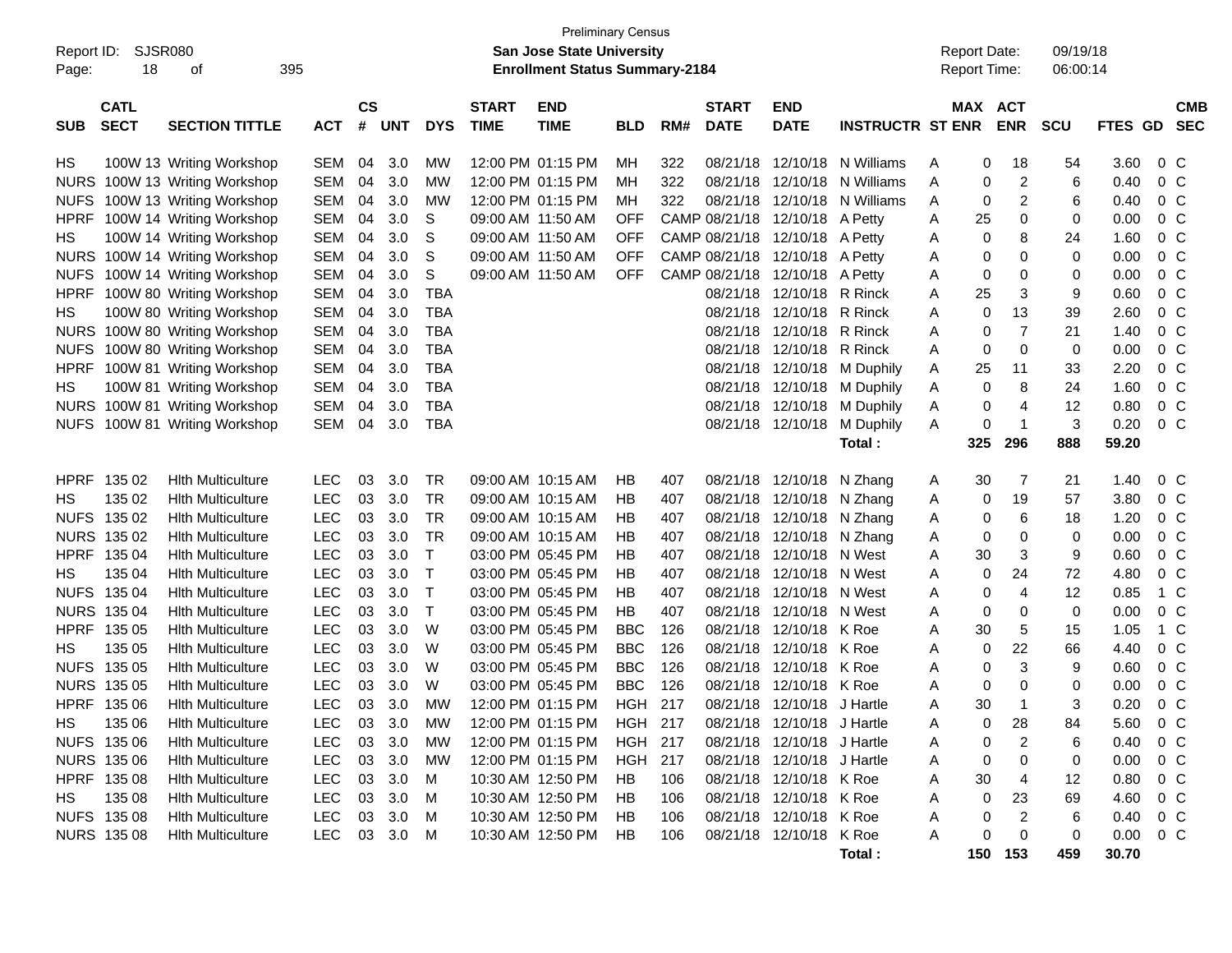Preliminary Census

Report ID: SJSR080

**San Jose State University**

**Enrollment Status Summary-2184**

Report Date: 09/19/18

Report Time: 06:00:14

| SUB | CATL SECT | SECTION TITTLE | ACT | CS # | UNT | DYS | START TIME | END TIME | BLD | RM# | START DATE | END DATE | INSTRUCTR | ST | MAX ENR | ACT ENR | SCU | FTES | GD | CMB SEC |
|---|---|---|---|---|---|---|---|---|---|---|---|---|---|---|---|---|---|---|---|---|
| HS | 100W 13 | Writing Workshop | SEM | 04 | 3.0 | MW | 12:00 PM | 01:15 PM | MH | 322 | 08/21/18 | 12/10/18 | N Williams | A | 0 | 18 | 54 | 3.60 | 0 | C |
| NURS | 100W 13 | Writing Workshop | SEM | 04 | 3.0 | MW | 12:00 PM | 01:15 PM | MH | 322 | 08/21/18 | 12/10/18 | N Williams | A | 0 | 2 | 6 | 0.40 | 0 | C |
| NUFS | 100W 13 | Writing Workshop | SEM | 04 | 3.0 | MW | 12:00 PM | 01:15 PM | MH | 322 | 08/21/18 | 12/10/18 | N Williams | A | 0 | 2 | 6 | 0.40 | 0 | C |
| HPRF | 100W 14 | Writing Workshop | SEM | 04 | 3.0 | S | 09:00 AM | 11:50 AM | OFF | CAMP | 08/21/18 | 12/10/18 | A Petty | A | 25 | 0 | 0 | 0.00 | 0 | C |
| HS | 100W 14 | Writing Workshop | SEM | 04 | 3.0 | S | 09:00 AM | 11:50 AM | OFF | CAMP | 08/21/18 | 12/10/18 | A Petty | A | 0 | 8 | 24 | 1.60 | 0 | C |
| NURS | 100W 14 | Writing Workshop | SEM | 04 | 3.0 | S | 09:00 AM | 11:50 AM | OFF | CAMP | 08/21/18 | 12/10/18 | A Petty | A | 0 | 0 | 0 | 0.00 | 0 | C |
| NUFS | 100W 14 | Writing Workshop | SEM | 04 | 3.0 | S | 09:00 AM | 11:50 AM | OFF | CAMP | 08/21/18 | 12/10/18 | A Petty | A | 0 | 0 | 0 | 0.00 | 0 | C |
| HPRF | 100W 80 | Writing Workshop | SEM | 04 | 3.0 | TBA | | | | | 08/21/18 | 12/10/18 | R Rinck | A | 25 | 3 | 9 | 0.60 | 0 | C |
| HS | 100W 80 | Writing Workshop | SEM | 04 | 3.0 | TBA | | | | | 08/21/18 | 12/10/18 | R Rinck | A | 0 | 13 | 39 | 2.60 | 0 | C |
| NURS | 100W 80 | Writing Workshop | SEM | 04 | 3.0 | TBA | | | | | 08/21/18 | 12/10/18 | R Rinck | A | 0 | 7 | 21 | 1.40 | 0 | C |
| NUFS | 100W 80 | Writing Workshop | SEM | 04 | 3.0 | TBA | | | | | 08/21/18 | 12/10/18 | R Rinck | A | 0 | 0 | 0 | 0.00 | 0 | C |
| HPRF | 100W 81 | Writing Workshop | SEM | 04 | 3.0 | TBA | | | | | 08/21/18 | 12/10/18 | M Duphily | A | 25 | 11 | 33 | 2.20 | 0 | C |
| HS | 100W 81 | Writing Workshop | SEM | 04 | 3.0 | TBA | | | | | 08/21/18 | 12/10/18 | M Duphily | A | 0 | 8 | 24 | 1.60 | 0 | C |
| NURS | 100W 81 | Writing Workshop | SEM | 04 | 3.0 | TBA | | | | | 08/21/18 | 12/10/18 | M Duphily | A | 0 | 4 | 12 | 0.80 | 0 | C |
| NUFS | 100W 81 | Writing Workshop | SEM | 04 | 3.0 | TBA | | | | | 08/21/18 | 12/10/18 | M Duphily | A | 0 | 1 | 3 | 0.20 | 0 | C |
| | | | | | | | | | | | | | **Total :** | | **325** | **296** | **888** | **59.20** | | |
| HPRF | 135 02 | Hlth Multiculture | LEC | 03 | 3.0 | TR | 09:00 AM | 10:15 AM | HB | 407 | 08/21/18 | 12/10/18 | N Zhang | A | 30 | 7 | 21 | 1.40 | 0 | C |
| HS | 135 02 | Hlth Multiculture | LEC | 03 | 3.0 | TR | 09:00 AM | 10:15 AM | HB | 407 | 08/21/18 | 12/10/18 | N Zhang | A | 0 | 19 | 57 | 3.80 | 0 | C |
| NUFS | 135 02 | Hlth Multiculture | LEC | 03 | 3.0 | TR | 09:00 AM | 10:15 AM | HB | 407 | 08/21/18 | 12/10/18 | N Zhang | A | 0 | 6 | 18 | 1.20 | 0 | C |
| NURS | 135 02 | Hlth Multiculture | LEC | 03 | 3.0 | TR | 09:00 AM | 10:15 AM | HB | 407 | 08/21/18 | 12/10/18 | N Zhang | A | 0 | 0 | 0 | 0.00 | 0 | C |
| HPRF | 135 04 | Hlth Multiculture | LEC | 03 | 3.0 | T | 03:00 PM | 05:45 PM | HB | 407 | 08/21/18 | 12/10/18 | N West | A | 30 | 3 | 9 | 0.60 | 0 | C |
| HS | 135 04 | Hlth Multiculture | LEC | 03 | 3.0 | T | 03:00 PM | 05:45 PM | HB | 407 | 08/21/18 | 12/10/18 | N West | A | 0 | 24 | 72 | 4.80 | 0 | C |
| NUFS | 135 04 | Hlth Multiculture | LEC | 03 | 3.0 | T | 03:00 PM | 05:45 PM | HB | 407 | 08/21/18 | 12/10/18 | N West | A | 0 | 4 | 12 | 0.85 | 1 | C |
| NURS | 135 04 | Hlth Multiculture | LEC | 03 | 3.0 | T | 03:00 PM | 05:45 PM | HB | 407 | 08/21/18 | 12/10/18 | N West | A | 0 | 0 | 0 | 0.00 | 0 | C |
| HPRF | 135 05 | Hlth Multiculture | LEC | 03 | 3.0 | W | 03:00 PM | 05:45 PM | BBC | 126 | 08/21/18 | 12/10/18 | K Roe | A | 30 | 5 | 15 | 1.05 | 1 | C |
| HS | 135 05 | Hlth Multiculture | LEC | 03 | 3.0 | W | 03:00 PM | 05:45 PM | BBC | 126 | 08/21/18 | 12/10/18 | K Roe | A | 0 | 22 | 66 | 4.40 | 0 | C |
| NUFS | 135 05 | Hlth Multiculture | LEC | 03 | 3.0 | W | 03:00 PM | 05:45 PM | BBC | 126 | 08/21/18 | 12/10/18 | K Roe | A | 0 | 3 | 9 | 0.60 | 0 | C |
| NURS | 135 05 | Hlth Multiculture | LEC | 03 | 3.0 | W | 03:00 PM | 05:45 PM | BBC | 126 | 08/21/18 | 12/10/18 | K Roe | A | 0 | 0 | 0 | 0.00 | 0 | C |
| HPRF | 135 06 | Hlth Multiculture | LEC | 03 | 3.0 | MW | 12:00 PM | 01:15 PM | HGH | 217 | 08/21/18 | 12/10/18 | J Hartle | A | 30 | 1 | 3 | 0.20 | 0 | C |
| HS | 135 06 | Hlth Multiculture | LEC | 03 | 3.0 | MW | 12:00 PM | 01:15 PM | HGH | 217 | 08/21/18 | 12/10/18 | J Hartle | A | 0 | 28 | 84 | 5.60 | 0 | C |
| NUFS | 135 06 | Hlth Multiculture | LEC | 03 | 3.0 | MW | 12:00 PM | 01:15 PM | HGH | 217 | 08/21/18 | 12/10/18 | J Hartle | A | 0 | 2 | 6 | 0.40 | 0 | C |
| NURS | 135 06 | Hlth Multiculture | LEC | 03 | 3.0 | MW | 12:00 PM | 01:15 PM | HGH | 217 | 08/21/18 | 12/10/18 | J Hartle | A | 0 | 0 | 0 | 0.00 | 0 | C |
| HPRF | 135 08 | Hlth Multiculture | LEC | 03 | 3.0 | M | 10:30 AM | 12:50 PM | HB | 106 | 08/21/18 | 12/10/18 | K Roe | A | 30 | 4 | 12 | 0.80 | 0 | C |
| HS | 135 08 | Hlth Multiculture | LEC | 03 | 3.0 | M | 10:30 AM | 12:50 PM | HB | 106 | 08/21/18 | 12/10/18 | K Roe | A | 0 | 23 | 69 | 4.60 | 0 | C |
| NUFS | 135 08 | Hlth Multiculture | LEC | 03 | 3.0 | M | 10:30 AM | 12:50 PM | HB | 106 | 08/21/18 | 12/10/18 | K Roe | A | 0 | 2 | 6 | 0.40 | 0 | C |
| NURS | 135 08 | Hlth Multiculture | LEC | 03 | 3.0 | M | 10:30 AM | 12:50 PM | HB | 106 | 08/21/18 | 12/10/18 | K Roe | A | 0 | 0 | 0 | 0.00 | 0 | C |
| | | | | | | | | | | | | | **Total :** | | **150** | **153** | **459** | **30.70** | | |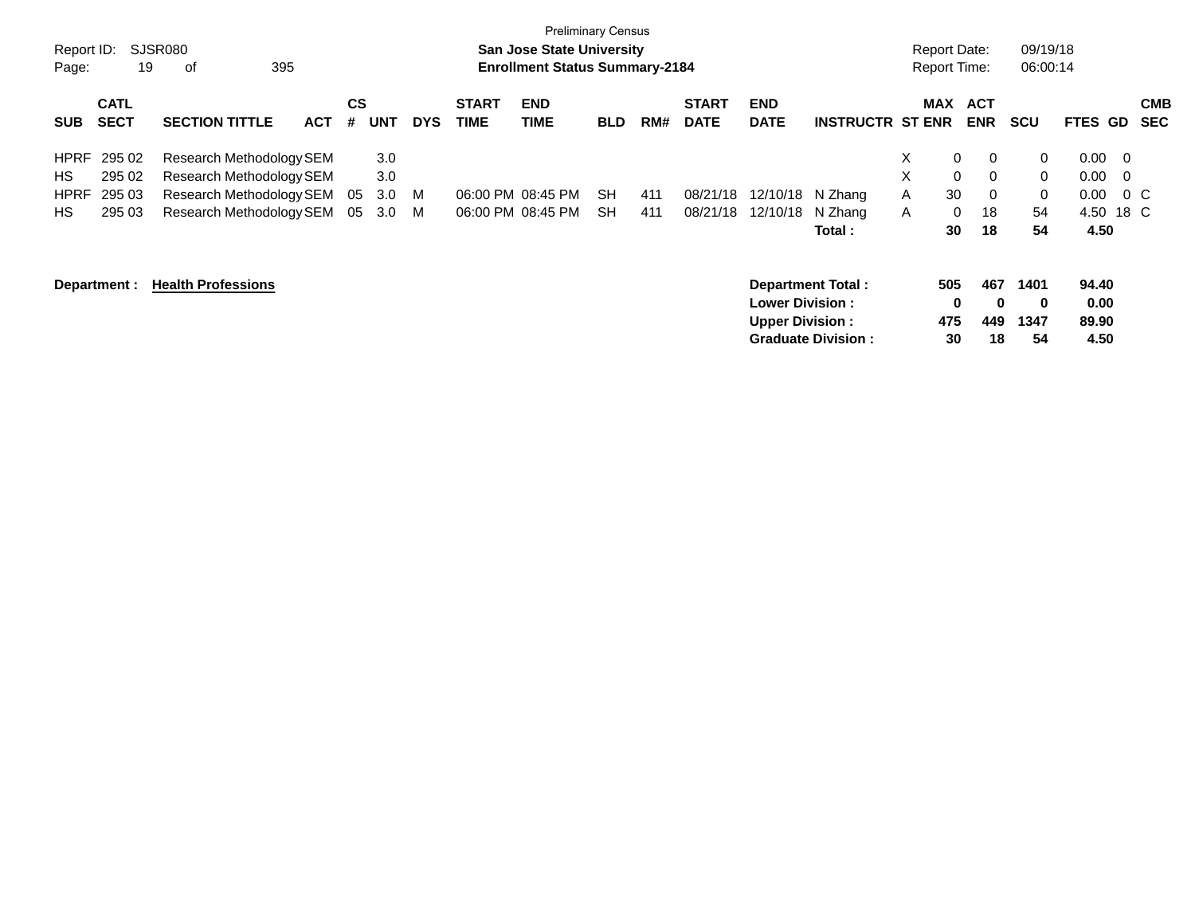Preliminary Census

**San Jose State University**

**Enrollment Status Summary-2184**

Report ID: SJSR080

Report Date: 09/19/18

Report Time: 06:00:14

| SUB | CATL SECT | SECTION TITTLE | ACT | CS # | UNT | DYS | START TIME | END TIME | BLD | RM# | START DATE | END DATE | INSTRUCTR | ST | MAX ENR | ACT ENR | SCU | FTES | GD | CMB SEC |
|---|---|---|---|---|---|---|---|---|---|---|---|---|---|---|---|---|---|---|---|---|
| HPRF | 295 02 | Research Methodology | SEM | | 3.0 | | | | | | | | | X | 0 | 0 | 0 | 0.00 | 0 | |
| HS | 295 02 | Research Methodology | SEM | | 3.0 | | | | | | | | | X | 0 | 0 | 0 | 0.00 | 0 | |
| HPRF | 295 03 | Research Methodology | SEM | 05 | 3.0 | M | 06:00 PM | 08:45 PM | SH | 411 | 08/21/18 | 12/10/18 | N Zhang | A | 30 | 0 | 0 | 0.00 | 0 | C |
| HS | 295 03 | Research Methodology | SEM | 05 | 3.0 | M | 06:00 PM | 08:45 PM | SH | 411 | 08/21/18 | 12/10/18 | N Zhang | A | 0 | 18 | 54 | 4.50 | 18 | C |
| | | | | | | | | | | | | | **Total :** | | **30** | **18** | **54** | **4.50** | | |

**Department : Health Professions**

| | MAX ENR | ACT ENR | SCU | FTES |
|---|---|---|---|---|
| **Department Total :** | **505** | **467** | **1401** | **94.40** |
| **Lower Division :** | **0** | **0** | **0** | **0.00** |
| **Upper Division :** | **475** | **449** | **1347** | **89.90** |
| **Graduate Division :** | **30** | **18** | **54** | **4.50** |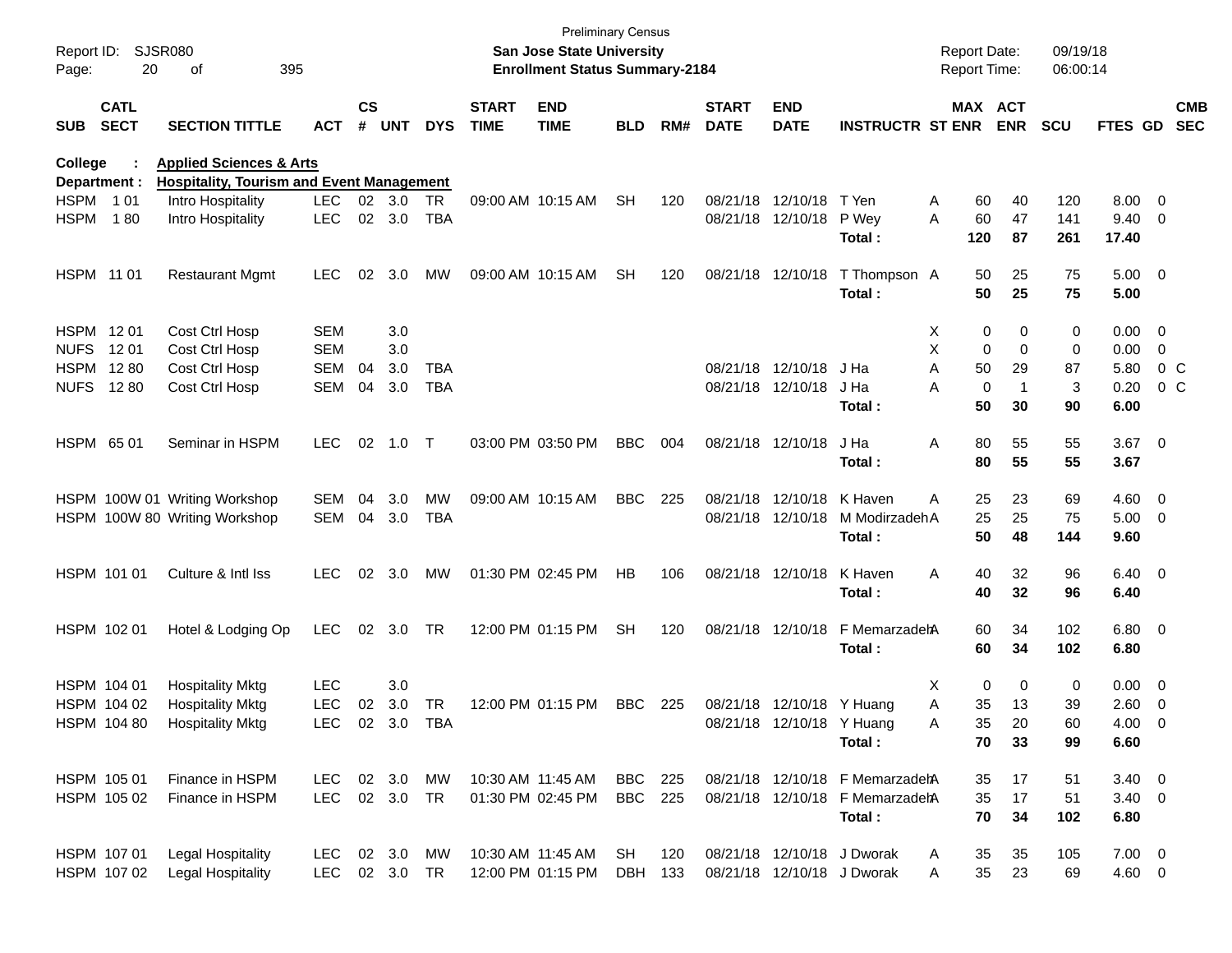Preliminary Census

**San Jose State University**

**Enrollment Status Summary-2184**

Report ID: SJSR080
Report Date: 09/19/18
Report Time: 06:00:14

**College : Applied Sciences & Arts**

**Department : Hospitality, Tourism and Event Management**

| SUB | CATL SECT | SECTION TITTLE | ACT | CS # | UNT | DYS | START TIME | END TIME | BLD | RM# | START DATE | END DATE | INSTRUCTR | ST | MAX ENR | ACT ENR | SCU | FTES | GD | CMB SEC |
|---|---|---|---|---|---|---|---|---|---|---|---|---|---|---|---|---|---|---|---|---|
| HSPM | 1 01 | Intro Hospitality | LEC | 02 | 3.0 | TR | 09:00 AM | 10:15 AM | SH | 120 | 08/21/18 | 12/10/18 | T Yen | A | 60 | 40 | 120 | 8.00 | 0 | |
| HSPM | 1 80 | Intro Hospitality | LEC | 02 | 3.0 | TBA | | | | | 08/21/18 | 12/10/18 | P Wey | A | 60 | 47 | 141 | 9.40 | 0 | |
| | | | | | | | | | | | | | **Total :** | | **120** | **87** | **261** | **17.40** | | |
| HSPM | 11 01 | Restaurant Mgmt | LEC | 02 | 3.0 | MW | 09:00 AM | 10:15 AM | SH | 120 | 08/21/18 | 12/10/18 | T Thompson | A | 50 | 25 | 75 | 5.00 | 0 | |
| | | | | | | | | | | | | | **Total :** | | **50** | **25** | **75** | **5.00** | | |
| HSPM | 12 01 | Cost Ctrl Hosp | SEM | | 3.0 | | | | | | | | | X | 0 | 0 | 0 | 0.00 | 0 | |
| NUFS | 12 01 | Cost Ctrl Hosp | SEM | | 3.0 | | | | | | | | | X | 0 | 0 | 0 | 0.00 | 0 | |
| HSPM | 12 80 | Cost Ctrl Hosp | SEM | 04 | 3.0 | TBA | | | | | 08/21/18 | 12/10/18 | J Ha | A | 50 | 29 | 87 | 5.80 | 0 | C |
| NUFS | 12 80 | Cost Ctrl Hosp | SEM | 04 | 3.0 | TBA | | | | | 08/21/18 | 12/10/18 | J Ha | A | 0 | 1 | 3 | 0.20 | 0 | C |
| | | | | | | | | | | | | | **Total :** | | **50** | **30** | **90** | **6.00** | | |
| HSPM | 65 01 | Seminar in HSPM | LEC | 02 | 1.0 | T | 03:00 PM | 03:50 PM | BBC | 004 | 08/21/18 | 12/10/18 | J Ha | A | 80 | 55 | 55 | 3.67 | 0 | |
| | | | | | | | | | | | | | **Total :** | | **80** | **55** | **55** | **3.67** | | |
| HSPM | 100W 01 | Writing Workshop | SEM | 04 | 3.0 | MW | 09:00 AM | 10:15 AM | BBC | 225 | 08/21/18 | 12/10/18 | K Haven | A | 25 | 23 | 69 | 4.60 | 0 | |
| HSPM | 100W 80 | Writing Workshop | SEM | 04 | 3.0 | TBA | | | | | 08/21/18 | 12/10/18 | M Modirzadeh | A | 25 | 25 | 75 | 5.00 | 0 | |
| | | | | | | | | | | | | | **Total :** | | **50** | **48** | **144** | **9.60** | | |
| HSPM | 101 01 | Culture & Intl Iss | LEC | 02 | 3.0 | MW | 01:30 PM | 02:45 PM | HB | 106 | 08/21/18 | 12/10/18 | K Haven | A | 40 | 32 | 96 | 6.40 | 0 | |
| | | | | | | | | | | | | | **Total :** | | **40** | **32** | **96** | **6.40** | | |
| HSPM | 102 01 | Hotel & Lodging Op | LEC | 02 | 3.0 | TR | 12:00 PM | 01:15 PM | SH | 120 | 08/21/18 | 12/10/18 | F Memarzadeh | A | 60 | 34 | 102 | 6.80 | 0 | |
| | | | | | | | | | | | | | **Total :** | | **60** | **34** | **102** | **6.80** | | |
| HSPM | 104 01 | Hospitality Mktg | LEC | | 3.0 | | | | | | | | | X | 0 | 0 | 0 | 0.00 | 0 | |
| HSPM | 104 02 | Hospitality Mktg | LEC | 02 | 3.0 | TR | 12:00 PM | 01:15 PM | BBC | 225 | 08/21/18 | 12/10/18 | Y Huang | A | 35 | 13 | 39 | 2.60 | 0 | |
| HSPM | 104 80 | Hospitality Mktg | LEC | 02 | 3.0 | TBA | | | | | 08/21/18 | 12/10/18 | Y Huang | A | 35 | 20 | 60 | 4.00 | 0 | |
| | | | | | | | | | | | | | **Total :** | | **70** | **33** | **99** | **6.60** | | |
| HSPM | 105 01 | Finance in HSPM | LEC | 02 | 3.0 | MW | 10:30 AM | 11:45 AM | BBC | 225 | 08/21/18 | 12/10/18 | F Memarzadeh | A | 35 | 17 | 51 | 3.40 | 0 | |
| HSPM | 105 02 | Finance in HSPM | LEC | 02 | 3.0 | TR | 01:30 PM | 02:45 PM | BBC | 225 | 08/21/18 | 12/10/18 | F Memarzadeh | A | 35 | 17 | 51 | 3.40 | 0 | |
| | | | | | | | | | | | | | **Total :** | | **70** | **34** | **102** | **6.80** | | |
| HSPM | 107 01 | Legal Hospitality | LEC | 02 | 3.0 | MW | 10:30 AM | 11:45 AM | SH | 120 | 08/21/18 | 12/10/18 | J Dworak | A | 35 | 35 | 105 | 7.00 | 0 | |
| HSPM | 107 02 | Legal Hospitality | LEC | 02 | 3.0 | TR | 12:00 PM | 01:15 PM | DBH | 133 | 08/21/18 | 12/10/18 | J Dworak | A | 35 | 23 | 69 | 4.60 | 0 | |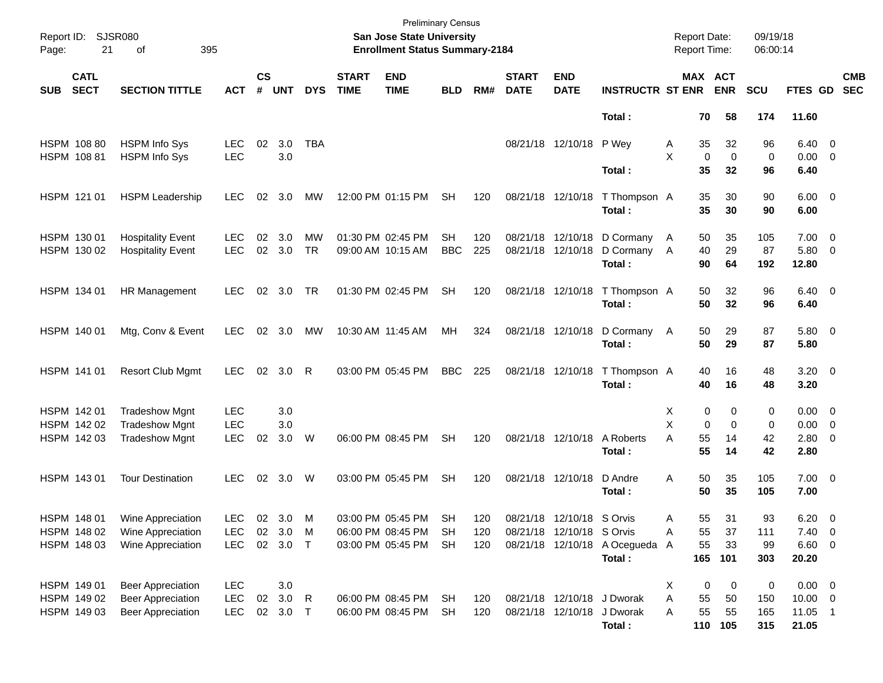Preliminary Census

**San Jose State University**

**Enrollment Status Summary-2184**

Report ID: SJSR080

Report Date: 09/19/18

Report Time: 06:00:14

| SUB | CATL SECT | SECTION TITTLE | ACT | CS # | UNT | DYS | START TIME | END TIME | BLD | RM# | START DATE | END DATE | INSTRUCTR | ST | MAX ENR | ACT ENR | SCU | FTES | GD | CMB SEC |
|---|---|---|---|---|---|---|---|---|---|---|---|---|---|---|---|---|---|---|---|---|
| | | | | | | | | | | | | | **Total :** | | **70** | **58** | **174** | **11.60** | | |
| HSPM | 108 80 | HSPM Info Sys | LEC | 02 | 3.0 | TBA | | | | | 08/21/18 | 12/10/18 | P Wey | A | 35 | 32 | 96 | 6.40 | 0 | |
| HSPM | 108 81 | HSPM Info Sys | LEC | | 3.0 | | | | | | | | | X | 0 | 0 | 0 | 0.00 | 0 | |
| | | | | | | | | | | | | | **Total :** | | **35** | **32** | **96** | **6.40** | | |
| HSPM | 121 01 | HSPM Leadership | LEC | 02 | 3.0 | MW | 12:00 PM | 01:15 PM | SH | 120 | 08/21/18 | 12/10/18 | T Thompson | A | 35 | 30 | 90 | 6.00 | 0 | |
| | | | | | | | | | | | | | **Total :** | | **35** | **30** | **90** | **6.00** | | |
| HSPM | 130 01 | Hospitality Event | LEC | 02 | 3.0 | MW | 01:30 PM | 02:45 PM | SH | 120 | 08/21/18 | 12/10/18 | D Cormany | A | 50 | 35 | 105 | 7.00 | 0 | |
| HSPM | 130 02 | Hospitality Event | LEC | 02 | 3.0 | TR | 09:00 AM | 10:15 AM | BBC | 225 | 08/21/18 | 12/10/18 | D Cormany | A | 40 | 29 | 87 | 5.80 | 0 | |
| | | | | | | | | | | | | | **Total :** | | **90** | **64** | **192** | **12.80** | | |
| HSPM | 134 01 | HR Management | LEC | 02 | 3.0 | TR | 01:30 PM | 02:45 PM | SH | 120 | 08/21/18 | 12/10/18 | T Thompson | A | 50 | 32 | 96 | 6.40 | 0 | |
| | | | | | | | | | | | | | **Total :** | | **50** | **32** | **96** | **6.40** | | |
| HSPM | 140 01 | Mtg, Conv & Event | LEC | 02 | 3.0 | MW | 10:30 AM | 11:45 AM | MH | 324 | 08/21/18 | 12/10/18 | D Cormany | A | 50 | 29 | 87 | 5.80 | 0 | |
| | | | | | | | | | | | | | **Total :** | | **50** | **29** | **87** | **5.80** | | |
| HSPM | 141 01 | Resort Club Mgmt | LEC | 02 | 3.0 | R | 03:00 PM | 05:45 PM | BBC | 225 | 08/21/18 | 12/10/18 | T Thompson | A | 40 | 16 | 48 | 3.20 | 0 | |
| | | | | | | | | | | | | | **Total :** | | **40** | **16** | **48** | **3.20** | | |
| HSPM | 142 01 | Tradeshow Mgnt | LEC | | 3.0 | | | | | | | | | X | 0 | 0 | 0 | 0.00 | 0 | |
| HSPM | 142 02 | Tradeshow Mgnt | LEC | | 3.0 | | | | | | | | | X | 0 | 0 | 0 | 0.00 | 0 | |
| HSPM | 142 03 | Tradeshow Mgnt | LEC | 02 | 3.0 | W | 06:00 PM | 08:45 PM | SH | 120 | 08/21/18 | 12/10/18 | A Roberts | A | 55 | 14 | 42 | 2.80 | 0 | |
| | | | | | | | | | | | | | **Total :** | | **55** | **14** | **42** | **2.80** | | |
| HSPM | 143 01 | Tour Destination | LEC | 02 | 3.0 | W | 03:00 PM | 05:45 PM | SH | 120 | 08/21/18 | 12/10/18 | D Andre | A | 50 | 35 | 105 | 7.00 | 0 | |
| | | | | | | | | | | | | | **Total :** | | **50** | **35** | **105** | **7.00** | | |
| HSPM | 148 01 | Wine Appreciation | LEC | 02 | 3.0 | M | 03:00 PM | 05:45 PM | SH | 120 | 08/21/18 | 12/10/18 | S Orvis | A | 55 | 31 | 93 | 6.20 | 0 | |
| HSPM | 148 02 | Wine Appreciation | LEC | 02 | 3.0 | M | 06:00 PM | 08:45 PM | SH | 120 | 08/21/18 | 12/10/18 | S Orvis | A | 55 | 37 | 111 | 7.40 | 0 | |
| HSPM | 148 03 | Wine Appreciation | LEC | 02 | 3.0 | T | 03:00 PM | 05:45 PM | SH | 120 | 08/21/18 | 12/10/18 | A Ocegueda | A | 55 | 33 | 99 | 6.60 | 0 | |
| | | | | | | | | | | | | | **Total :** | | **165** | **101** | **303** | **20.20** | | |
| HSPM | 149 01 | Beer Appreciation | LEC | | 3.0 | | | | | | | | | X | 0 | 0 | 0 | 0.00 | 0 | |
| HSPM | 149 02 | Beer Appreciation | LEC | 02 | 3.0 | R | 06:00 PM | 08:45 PM | SH | 120 | 08/21/18 | 12/10/18 | J Dworak | A | 55 | 50 | 150 | 10.00 | 0 | |
| HSPM | 149 03 | Beer Appreciation | LEC | 02 | 3.0 | T | 06:00 PM | 08:45 PM | SH | 120 | 08/21/18 | 12/10/18 | J Dworak | A | 55 | 55 | 165 | 11.05 | 1 | |
| | | | | | | | | | | | | | **Total :** | | **110** | **105** | **315** | **21.05** | | |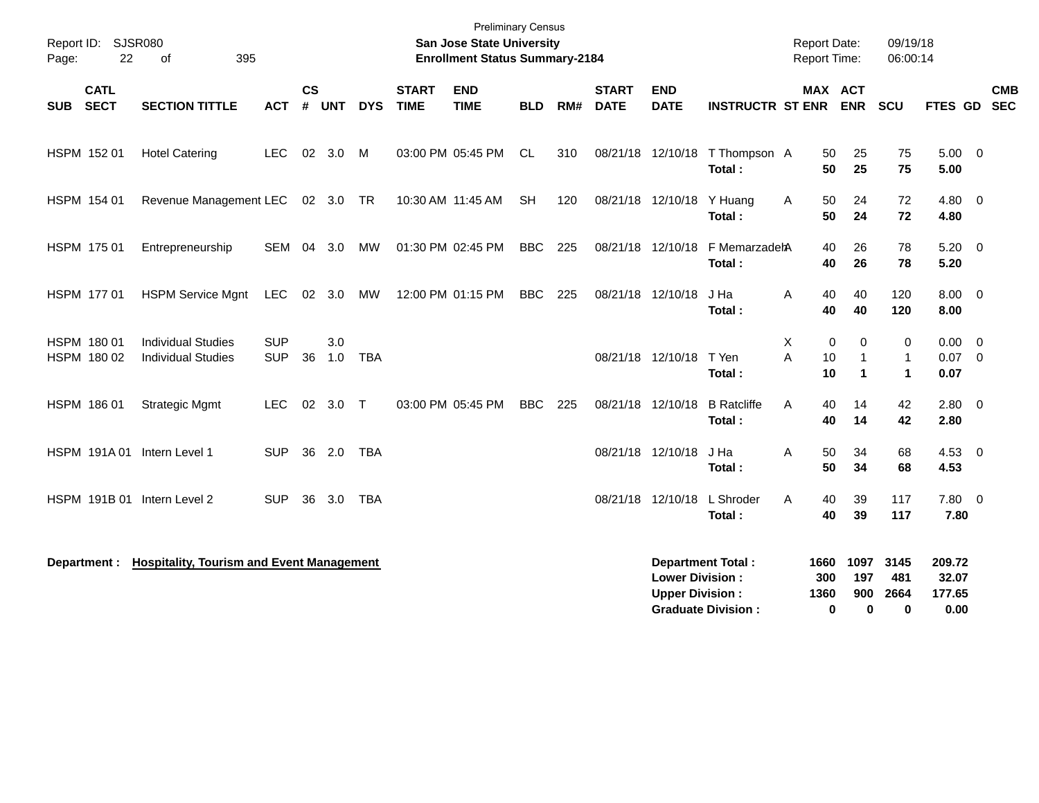Preliminary Census

**San Jose State University**
**Enrollment Status Summary-2184**

Report ID: SJSR080
Report Date: 09/19/18
Report Time: 06:00:14

| SUB | CATL SECT | SECTION TITTLE | ACT | CS # | UNT | DYS | START TIME | END TIME | BLD | RM# | START DATE | END DATE | INSTRUCTR | ST | MAX ENR | ACT ENR | SCU | FTES | GD | CMB SEC |
|---|---|---|---|---|---|---|---|---|---|---|---|---|---|---|---|---|---|---|---|---|
| HSPM | 152 01 | Hotel Catering | LEC | 02 | 3.0 | M | 03:00 PM | 05:45 PM | CL | 310 | 08/21/18 | 12/10/18 | T Thompson | A | 50 | 25 | 75 | 5.00 | 0 | |
| | | | | | | | | | | | | | **Total :** | | **50** | **25** | **75** | **5.00** | | |
| HSPM | 154 01 | Revenue Management | LEC | 02 | 3.0 | TR | 10:30 AM | 11:45 AM | SH | 120 | 08/21/18 | 12/10/18 | Y Huang | A | 50 | 24 | 72 | 4.80 | 0 | |
| | | | | | | | | | | | | | **Total :** | | **50** | **24** | **72** | **4.80** | | |
| HSPM | 175 01 | Entrepreneurship | SEM | 04 | 3.0 | MW | 01:30 PM | 02:45 PM | BBC | 225 | 08/21/18 | 12/10/18 | F Memarzadeh | A | 40 | 26 | 78 | 5.20 | 0 | |
| | | | | | | | | | | | | | **Total :** | | **40** | **26** | **78** | **5.20** | | |
| HSPM | 177 01 | HSPM Service Mgnt | LEC | 02 | 3.0 | MW | 12:00 PM | 01:15 PM | BBC | 225 | 08/21/18 | 12/10/18 | J Ha | A | 40 | 40 | 120 | 8.00 | 0 | |
| | | | | | | | | | | | | | **Total :** | | **40** | **40** | **120** | **8.00** | | |
| HSPM | 180 01 | Individual Studies | SUP | | 3.0 | | | | | | | | | X | 0 | 0 | 0 | 0.00 | 0 | |
| HSPM | 180 02 | Individual Studies | SUP | 36 | 1.0 | TBA | | | | | 08/21/18 | 12/10/18 | T Yen | A | 10 | 1 | 1 | 0.07 | 0 | |
| | | | | | | | | | | | | | **Total :** | | **10** | **1** | **1** | **0.07** | | |
| HSPM | 186 01 | Strategic Mgmt | LEC | 02 | 3.0 | T | 03:00 PM | 05:45 PM | BBC | 225 | 08/21/18 | 12/10/18 | B Ratcliffe | A | 40 | 14 | 42 | 2.80 | 0 | |
| | | | | | | | | | | | | | **Total :** | | **40** | **14** | **42** | **2.80** | | |
| HSPM | 191A 01 | Intern Level 1 | SUP | 36 | 2.0 | TBA | | | | | 08/21/18 | 12/10/18 | J Ha | A | 50 | 34 | 68 | 4.53 | 0 | |
| | | | | | | | | | | | | | **Total :** | | **50** | **34** | **68** | **4.53** | | |
| HSPM | 191B 01 | Intern Level 2 | SUP | 36 | 3.0 | TBA | | | | | 08/21/18 | 12/10/18 | L Shroder | A | 40 | 39 | 117 | 7.80 | 0 | |
| | | | | | | | | | | | | | **Total :** | | **40** | **39** | **117** | **7.80** | | |

**Department : Hospitality, Tourism and Event Management**

| | MAX ENR | ACT ENR | SCU | FTES |
|---|---|---|---|---|
| **Department Total :** | **1660** | **1097** | **3145** | **209.72** |
| **Lower Division :** | **300** | **197** | **481** | **32.07** |
| **Upper Division :** | **1360** | **900** | **2664** | **177.65** |
| **Graduate Division :** | **0** | **0** | **0** | **0.00** |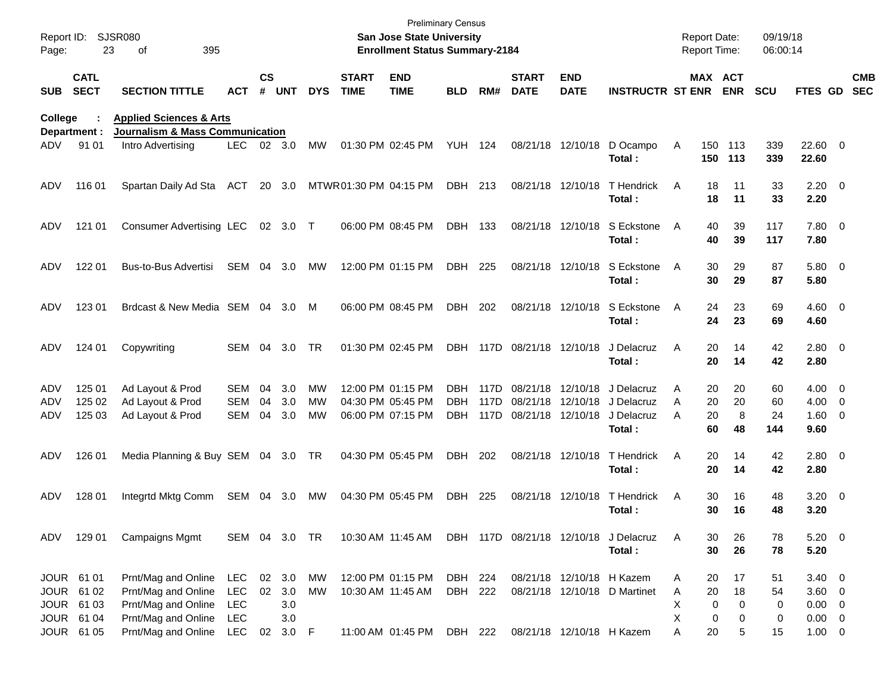Preliminary Census

**San Jose State University**
**Enrollment Status Summary-2184**

Report ID: SJSR080
Report Date: 09/19/18
Report Time: 06:00:14

**College : Applied Sciences & Arts**
**Department : Journalism & Mass Communication**

| SUB | CATL SECT | SECTION TITTLE | ACT | CS # | UNT | DYS | START TIME | END TIME | BLD | RM# | START DATE | END DATE | INSTRUCTR | ST | MAX ENR | ACT ENR | SCU | FTES | GD | CMB SEC |
|---|---|---|---|---|---|---|---|---|---|---|---|---|---|---|---|---|---|---|---|---|
| ADV | 91 01 | Intro Advertising | LEC | 02 | 3.0 | MW | 01:30 PM | 02:45 PM | YUH | 124 | 08/21/18 | 12/10/18 | D Ocampo | A | 150 | 113 | 339 | 22.60 | 0 | |
| | | | | | | | | | | | | | **Total :** | | **150** | **113** | **339** | **22.60** | | |
| ADV | 116 01 | Spartan Daily Ad Sta | ACT | 20 | 3.0 | MTWR | 01:30 PM | 04:15 PM | DBH | 213 | 08/21/18 | 12/10/18 | T Hendrick | A | 18 | 11 | 33 | 2.20 | 0 | |
| | | | | | | | | | | | | | **Total :** | | **18** | **11** | **33** | **2.20** | | |
| ADV | 121 01 | Consumer Advertising | LEC | 02 | 3.0 | T | 06:00 PM | 08:45 PM | DBH | 133 | 08/21/18 | 12/10/18 | S Eckstone | A | 40 | 39 | 117 | 7.80 | 0 | |
| | | | | | | | | | | | | | **Total :** | | **40** | **39** | **117** | **7.80** | | |
| ADV | 122 01 | Bus-to-Bus Advertisi | SEM | 04 | 3.0 | MW | 12:00 PM | 01:15 PM | DBH | 225 | 08/21/18 | 12/10/18 | S Eckstone | A | 30 | 29 | 87 | 5.80 | 0 | |
| | | | | | | | | | | | | | **Total :** | | **30** | **29** | **87** | **5.80** | | |
| ADV | 123 01 | Brdcast & New Media | SEM | 04 | 3.0 | M | 06:00 PM | 08:45 PM | DBH | 202 | 08/21/18 | 12/10/18 | S Eckstone | A | 24 | 23 | 69 | 4.60 | 0 | |
| | | | | | | | | | | | | | **Total :** | | **24** | **23** | **69** | **4.60** | | |
| ADV | 124 01 | Copywriting | SEM | 04 | 3.0 | TR | 01:30 PM | 02:45 PM | DBH | 117D | 08/21/18 | 12/10/18 | J Delacruz | A | 20 | 14 | 42 | 2.80 | 0 | |
| | | | | | | | | | | | | | **Total :** | | **20** | **14** | **42** | **2.80** | | |
| ADV | 125 01 | Ad Layout & Prod | SEM | 04 | 3.0 | MW | 12:00 PM | 01:15 PM | DBH | 117D | 08/21/18 | 12/10/18 | J Delacruz | A | 20 | 20 | 60 | 4.00 | 0 | |
| ADV | 125 02 | Ad Layout & Prod | SEM | 04 | 3.0 | MW | 04:30 PM | 05:45 PM | DBH | 117D | 08/21/18 | 12/10/18 | J Delacruz | A | 20 | 20 | 60 | 4.00 | 0 | |
| ADV | 125 03 | Ad Layout & Prod | SEM | 04 | 3.0 | MW | 06:00 PM | 07:15 PM | DBH | 117D | 08/21/18 | 12/10/18 | J Delacruz | A | 20 | 8 | 24 | 1.60 | 0 | |
| | | | | | | | | | | | | | **Total :** | | **60** | **48** | **144** | **9.60** | | |
| ADV | 126 01 | Media Planning & Buy | SEM | 04 | 3.0 | TR | 04:30 PM | 05:45 PM | DBH | 202 | 08/21/18 | 12/10/18 | T Hendrick | A | 20 | 14 | 42 | 2.80 | 0 | |
| | | | | | | | | | | | | | **Total :** | | **20** | **14** | **42** | **2.80** | | |
| ADV | 128 01 | Integrtd Mktg Comm | SEM | 04 | 3.0 | MW | 04:30 PM | 05:45 PM | DBH | 225 | 08/21/18 | 12/10/18 | T Hendrick | A | 30 | 16 | 48 | 3.20 | 0 | |
| | | | | | | | | | | | | | **Total :** | | **30** | **16** | **48** | **3.20** | | |
| ADV | 129 01 | Campaigns Mgmt | SEM | 04 | 3.0 | TR | 10:30 AM | 11:45 AM | DBH | 117D | 08/21/18 | 12/10/18 | J Delacruz | A | 30 | 26 | 78 | 5.20 | 0 | |
| | | | | | | | | | | | | | **Total :** | | **30** | **26** | **78** | **5.20** | | |
| JOUR | 61 01 | Prnt/Mag and Online | LEC | 02 | 3.0 | MW | 12:00 PM | 01:15 PM | DBH | 224 | 08/21/18 | 12/10/18 | H Kazem | A | 20 | 17 | 51 | 3.40 | 0 | |
| JOUR | 61 02 | Prnt/Mag and Online | LEC | 02 | 3.0 | MW | 10:30 AM | 11:45 AM | DBH | 222 | 08/21/18 | 12/10/18 | D Martinet | A | 20 | 18 | 54 | 3.60 | 0 | |
| JOUR | 61 03 | Prnt/Mag and Online | LEC | | 3.0 | | | | | | | | | X | 0 | 0 | 0 | 0.00 | 0 | |
| JOUR | 61 04 | Prnt/Mag and Online | LEC | | 3.0 | | | | | | | | | X | 0 | 0 | 0 | 0.00 | 0 | |
| JOUR | 61 05 | Prnt/Mag and Online | LEC | 02 | 3.0 | F | 11:00 AM | 01:45 PM | DBH | 222 | 08/21/18 | 12/10/18 | H Kazem | A | 20 | 5 | 15 | 1.00 | 0 | |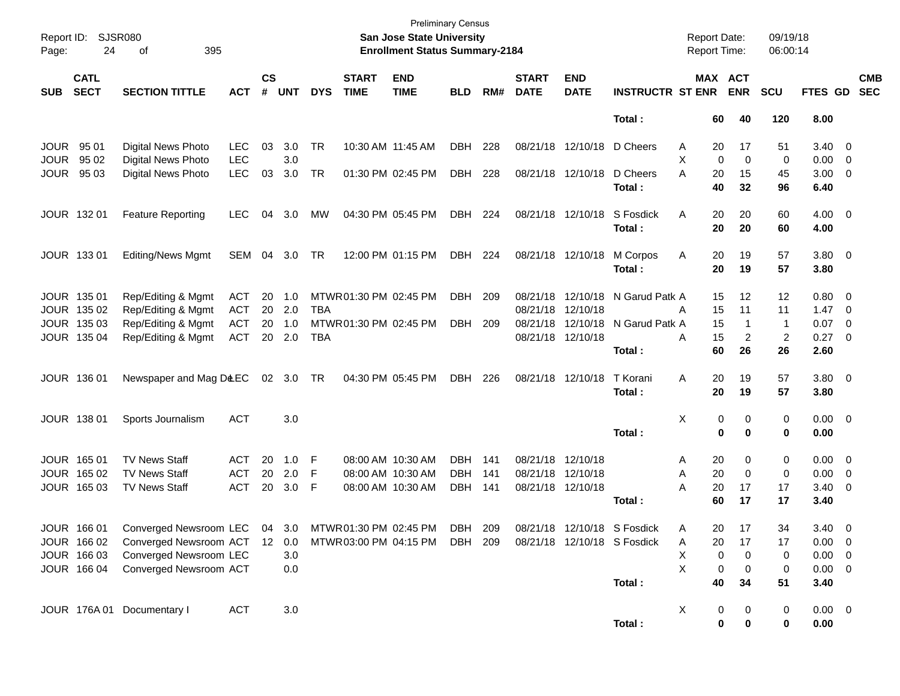Preliminary Census

**San Jose State University**

**Enrollment Status Summary-2184**

Report ID: SJSR080

Report Date: 09/19/18
Report Time: 06:00:14

| SUB | CATL SECT | SECTION TITTLE | ACT | CS # | UNT | DYS | START TIME | END TIME | BLD | RM# | START DATE | END DATE | INSTRUCTR | ST | MAX ENR | ACT ENR | SCU | FTES | GD | CMB SEC |
|---|---|---|---|---|---|---|---|---|---|---|---|---|---|---|---|---|---|---|---|---|
| | | | | | | | | | | | | | **Total :** | | **60** | **40** | **120** | **8.00** | | |
| JOUR | 95 01 | Digital News Photo | LEC | 03 | 3.0 | TR | 10:30 AM | 11:45 AM | DBH | 228 | 08/21/18 | 12/10/18 | D Cheers | A | 20 | 17 | 51 | 3.40 | 0 | |
| JOUR | 95 02 | Digital News Photo | LEC | | 3.0 | | | | | | | | | X | 0 | 0 | 0 | 0.00 | 0 | |
| JOUR | 95 03 | Digital News Photo | LEC | 03 | 3.0 | TR | 01:30 PM | 02:45 PM | DBH | 228 | 08/21/18 | 12/10/18 | D Cheers | A | 20 | 15 | 45 | 3.00 | 0 | |
| | | | | | | | | | | | | | **Total :** | | **40** | **32** | **96** | **6.40** | | |
| JOUR | 132 01 | Feature Reporting | LEC | 04 | 3.0 | MW | 04:30 PM | 05:45 PM | DBH | 224 | 08/21/18 | 12/10/18 | S Fosdick | A | 20 | 20 | 60 | 4.00 | 0 | |
| | | | | | | | | | | | | | **Total :** | | **20** | **20** | **60** | **4.00** | | |
| JOUR | 133 01 | Editing/News Mgmt | SEM | 04 | 3.0 | TR | 12:00 PM | 01:15 PM | DBH | 224 | 08/21/18 | 12/10/18 | M Corpos | A | 20 | 19 | 57 | 3.80 | 0 | |
| | | | | | | | | | | | | | **Total :** | | **20** | **19** | **57** | **3.80** | | |
| JOUR | 135 01 | Rep/Editing & Mgmt | ACT | 20 | 1.0 | MTWR | 01:30 PM | 02:45 PM | DBH | 209 | 08/21/18 | 12/10/18 | N Garud Patk | A | 15 | 12 | 12 | 0.80 | 0 | |
| JOUR | 135 02 | Rep/Editing & Mgmt | ACT | 20 | 2.0 | TBA | | | | | 08/21/18 | 12/10/18 | | A | 15 | 11 | 11 | 1.47 | 0 | |
| JOUR | 135 03 | Rep/Editing & Mgmt | ACT | 20 | 1.0 | MTWR | 01:30 PM | 02:45 PM | DBH | 209 | 08/21/18 | 12/10/18 | N Garud Patk | A | 15 | 1 | 1 | 0.07 | 0 | |
| JOUR | 135 04 | Rep/Editing & Mgmt | ACT | 20 | 2.0 | TBA | | | | | 08/21/18 | 12/10/18 | | A | 15 | 2 | 2 | 0.27 | 0 | |
| | | | | | | | | | | | | | **Total :** | | **60** | **26** | **26** | **2.60** | | |
| JOUR | 136 01 | Newspaper and Mag De | LEC | 02 | 3.0 | TR | 04:30 PM | 05:45 PM | DBH | 226 | 08/21/18 | 12/10/18 | T Korani | A | 20 | 19 | 57 | 3.80 | 0 | |
| | | | | | | | | | | | | | **Total :** | | **20** | **19** | **57** | **3.80** | | |
| JOUR | 138 01 | Sports Journalism | ACT | | 3.0 | | | | | | | | | X | 0 | 0 | 0 | 0.00 | 0 | |
| | | | | | | | | | | | | | **Total :** | | **0** | **0** | **0** | **0.00** | | |
| JOUR | 165 01 | TV News Staff | ACT | 20 | 1.0 | F | 08:00 AM | 10:30 AM | DBH | 141 | 08/21/18 | 12/10/18 | | A | 20 | 0 | 0 | 0.00 | 0 | |
| JOUR | 165 02 | TV News Staff | ACT | 20 | 2.0 | F | 08:00 AM | 10:30 AM | DBH | 141 | 08/21/18 | 12/10/18 | | A | 20 | 0 | 0 | 0.00 | 0 | |
| JOUR | 165 03 | TV News Staff | ACT | 20 | 3.0 | F | 08:00 AM | 10:30 AM | DBH | 141 | 08/21/18 | 12/10/18 | | A | 20 | 17 | 17 | 3.40 | 0 | |
| | | | | | | | | | | | | | **Total :** | | **60** | **17** | **17** | **3.40** | | |
| JOUR | 166 01 | Converged Newsroom | LEC | 04 | 3.0 | MTWR | 01:30 PM | 02:45 PM | DBH | 209 | 08/21/18 | 12/10/18 | S Fosdick | A | 20 | 17 | 34 | 3.40 | 0 | |
| JOUR | 166 02 | Converged Newsroom | ACT | 12 | 0.0 | MTWR | 03:00 PM | 04:15 PM | DBH | 209 | 08/21/18 | 12/10/18 | S Fosdick | A | 20 | 17 | 17 | 0.00 | 0 | |
| JOUR | 166 03 | Converged Newsroom | LEC | | 3.0 | | | | | | | | | X | 0 | 0 | 0 | 0.00 | 0 | |
| JOUR | 166 04 | Converged Newsroom | ACT | | 0.0 | | | | | | | | | X | 0 | 0 | 0 | 0.00 | 0 | |
| | | | | | | | | | | | | | **Total :** | | **40** | **34** | **51** | **3.40** | | |
| JOUR | 176A 01 | Documentary I | ACT | | 3.0 | | | | | | | | | X | 0 | 0 | 0 | 0.00 | 0 | |
| | | | | | | | | | | | | | **Total :** | | **0** | **0** | **0** | **0.00** | | |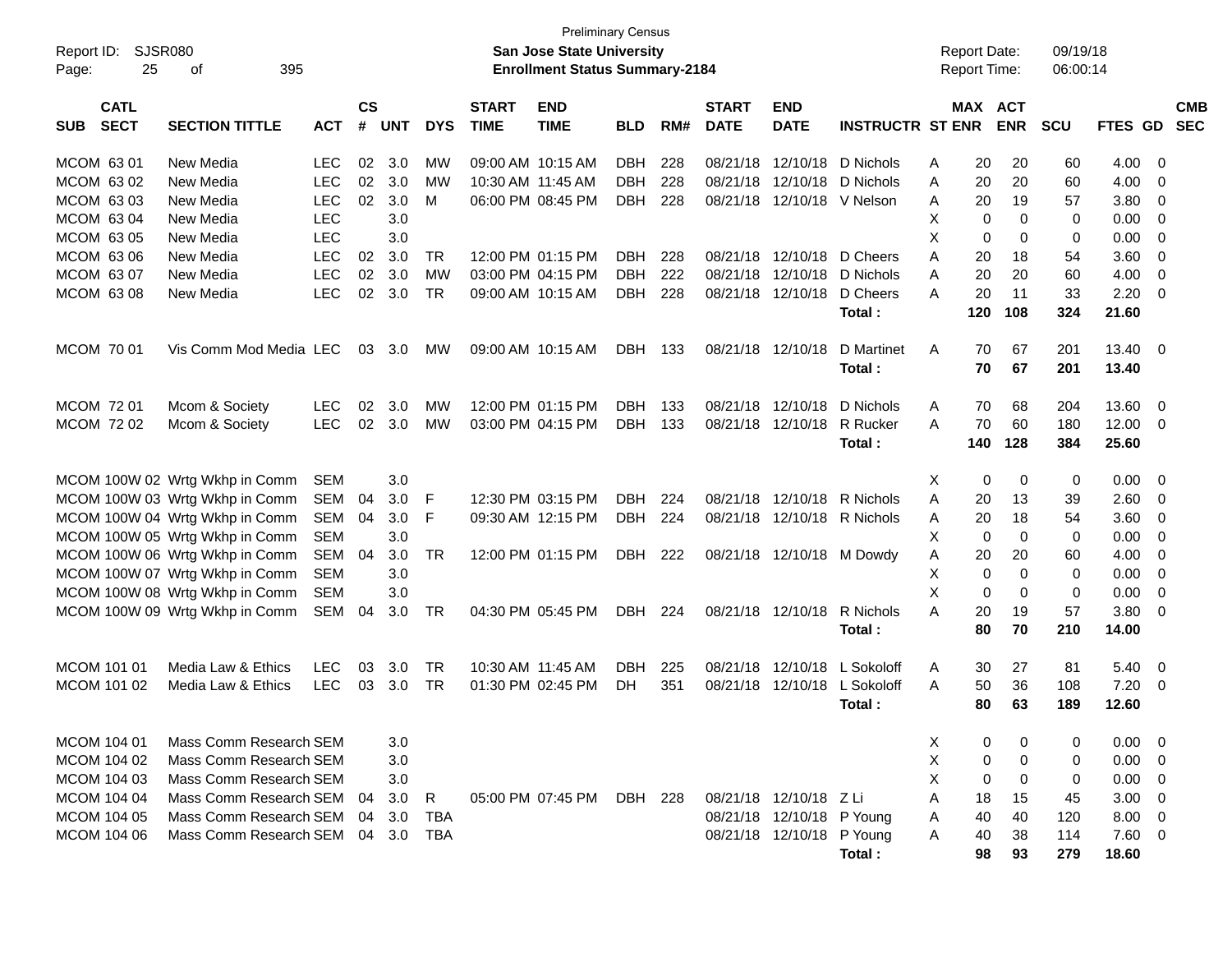Preliminary Census

**San Jose State University**

**Enrollment Status Summary-2184**

Report ID: SJSR080

Report Date: 09/19/18

Report Time: 06:00:14

| SUB | CATL SECT | SECTION TITTLE | ACT | CS # | UNT | DYS | START TIME | END TIME | BLD | RM# | START DATE | END DATE | INSTRUCTR | ST | MAX ENR | ACT ENR | SCU | FTES | GD | CMB SEC |
|---|---|---|---|---|---|---|---|---|---|---|---|---|---|---|---|---|---|---|---|---|
| MCOM | 63 01 | New Media | LEC | 02 | 3.0 | MW | 09:00 AM | 10:15 AM | DBH | 228 | 08/21/18 | 12/10/18 | D Nichols | A | 20 | 20 | 60 | 4.00 | 0 | |
| MCOM | 63 02 | New Media | LEC | 02 | 3.0 | MW | 10:30 AM | 11:45 AM | DBH | 228 | 08/21/18 | 12/10/18 | D Nichols | A | 20 | 20 | 60 | 4.00 | 0 | |
| MCOM | 63 03 | New Media | LEC | 02 | 3.0 | M | 06:00 PM | 08:45 PM | DBH | 228 | 08/21/18 | 12/10/18 | V Nelson | A | 20 | 19 | 57 | 3.80 | 0 | |
| MCOM | 63 04 | New Media | LEC | | 3.0 | | | | | | | | | X | 0 | 0 | 0 | 0.00 | 0 | |
| MCOM | 63 05 | New Media | LEC | | 3.0 | | | | | | | | | X | 0 | 0 | 0 | 0.00 | 0 | |
| MCOM | 63 06 | New Media | LEC | 02 | 3.0 | TR | 12:00 PM | 01:15 PM | DBH | 228 | 08/21/18 | 12/10/18 | D Cheers | A | 20 | 18 | 54 | 3.60 | 0 | |
| MCOM | 63 07 | New Media | LEC | 02 | 3.0 | MW | 03:00 PM | 04:15 PM | DBH | 222 | 08/21/18 | 12/10/18 | D Nichols | A | 20 | 20 | 60 | 4.00 | 0 | |
| MCOM | 63 08 | New Media | LEC | 02 | 3.0 | TR | 09:00 AM | 10:15 AM | DBH | 228 | 08/21/18 | 12/10/18 | D Cheers | A | 20 | 11 | 33 | 2.20 | 0 | |
| | | | | | | | | | | | | | **Total :** | | **120** | **108** | **324** | **21.60** | | |
| MCOM | 70 01 | Vis Comm Mod Media | LEC | 03 | 3.0 | MW | 09:00 AM | 10:15 AM | DBH | 133 | 08/21/18 | 12/10/18 | D Martinet | A | 70 | 67 | 201 | 13.40 | 0 | |
| | | | | | | | | | | | | | **Total :** | | **70** | **67** | **201** | **13.40** | | |
| MCOM | 72 01 | Mcom & Society | LEC | 02 | 3.0 | MW | 12:00 PM | 01:15 PM | DBH | 133 | 08/21/18 | 12/10/18 | D Nichols | A | 70 | 68 | 204 | 13.60 | 0 | |
| MCOM | 72 02 | Mcom & Society | LEC | 02 | 3.0 | MW | 03:00 PM | 04:15 PM | DBH | 133 | 08/21/18 | 12/10/18 | R Rucker | A | 70 | 60 | 180 | 12.00 | 0 | |
| | | | | | | | | | | | | | **Total :** | | **140** | **128** | **384** | **25.60** | | |
| MCOM | 100W 02 | Wrtg Wkhp in Comm | SEM | | 3.0 | | | | | | | | | X | 0 | 0 | 0 | 0.00 | 0 | |
| MCOM | 100W 03 | Wrtg Wkhp in Comm | SEM | 04 | 3.0 | F | 12:30 PM | 03:15 PM | DBH | 224 | 08/21/18 | 12/10/18 | R Nichols | A | 20 | 13 | 39 | 2.60 | 0 | |
| MCOM | 100W 04 | Wrtg Wkhp in Comm | SEM | 04 | 3.0 | F | 09:30 AM | 12:15 PM | DBH | 224 | 08/21/18 | 12/10/18 | R Nichols | A | 20 | 18 | 54 | 3.60 | 0 | |
| MCOM | 100W 05 | Wrtg Wkhp in Comm | SEM | | 3.0 | | | | | | | | | X | 0 | 0 | 0 | 0.00 | 0 | |
| MCOM | 100W 06 | Wrtg Wkhp in Comm | SEM | 04 | 3.0 | TR | 12:00 PM | 01:15 PM | DBH | 222 | 08/21/18 | 12/10/18 | M Dowdy | A | 20 | 20 | 60 | 4.00 | 0 | |
| MCOM | 100W 07 | Wrtg Wkhp in Comm | SEM | | 3.0 | | | | | | | | | X | 0 | 0 | 0 | 0.00 | 0 | |
| MCOM | 100W 08 | Wrtg Wkhp in Comm | SEM | | 3.0 | | | | | | | | | X | 0 | 0 | 0 | 0.00 | 0 | |
| MCOM | 100W 09 | Wrtg Wkhp in Comm | SEM | 04 | 3.0 | TR | 04:30 PM | 05:45 PM | DBH | 224 | 08/21/18 | 12/10/18 | R Nichols | A | 20 | 19 | 57 | 3.80 | 0 | |
| | | | | | | | | | | | | | **Total :** | | **80** | **70** | **210** | **14.00** | | |
| MCOM | 101 01 | Media Law & Ethics | LEC | 03 | 3.0 | TR | 10:30 AM | 11:45 AM | DBH | 225 | 08/21/18 | 12/10/18 | L Sokoloff | A | 30 | 27 | 81 | 5.40 | 0 | |
| MCOM | 101 02 | Media Law & Ethics | LEC | 03 | 3.0 | TR | 01:30 PM | 02:45 PM | DH | 351 | 08/21/18 | 12/10/18 | L Sokoloff | A | 50 | 36 | 108 | 7.20 | 0 | |
| | | | | | | | | | | | | | **Total :** | | **80** | **63** | **189** | **12.60** | | |
| MCOM | 104 01 | Mass Comm Research | SEM | | 3.0 | | | | | | | | | X | 0 | 0 | 0 | 0.00 | 0 | |
| MCOM | 104 02 | Mass Comm Research | SEM | | 3.0 | | | | | | | | | X | 0 | 0 | 0 | 0.00 | 0 | |
| MCOM | 104 03 | Mass Comm Research | SEM | | 3.0 | | | | | | | | | X | 0 | 0 | 0 | 0.00 | 0 | |
| MCOM | 104 04 | Mass Comm Research | SEM | 04 | 3.0 | R | 05:00 PM | 07:45 PM | DBH | 228 | 08/21/18 | 12/10/18 | Z Li | A | 18 | 15 | 45 | 3.00 | 0 | |
| MCOM | 104 05 | Mass Comm Research | SEM | 04 | 3.0 | TBA | | | | | 08/21/18 | 12/10/18 | P Young | A | 40 | 40 | 120 | 8.00 | 0 | |
| MCOM | 104 06 | Mass Comm Research | SEM | 04 | 3.0 | TBA | | | | | 08/21/18 | 12/10/18 | P Young | A | 40 | 38 | 114 | 7.60 | 0 | |
| | | | | | | | | | | | | | **Total :** | | **98** | **93** | **279** | **18.60** | | |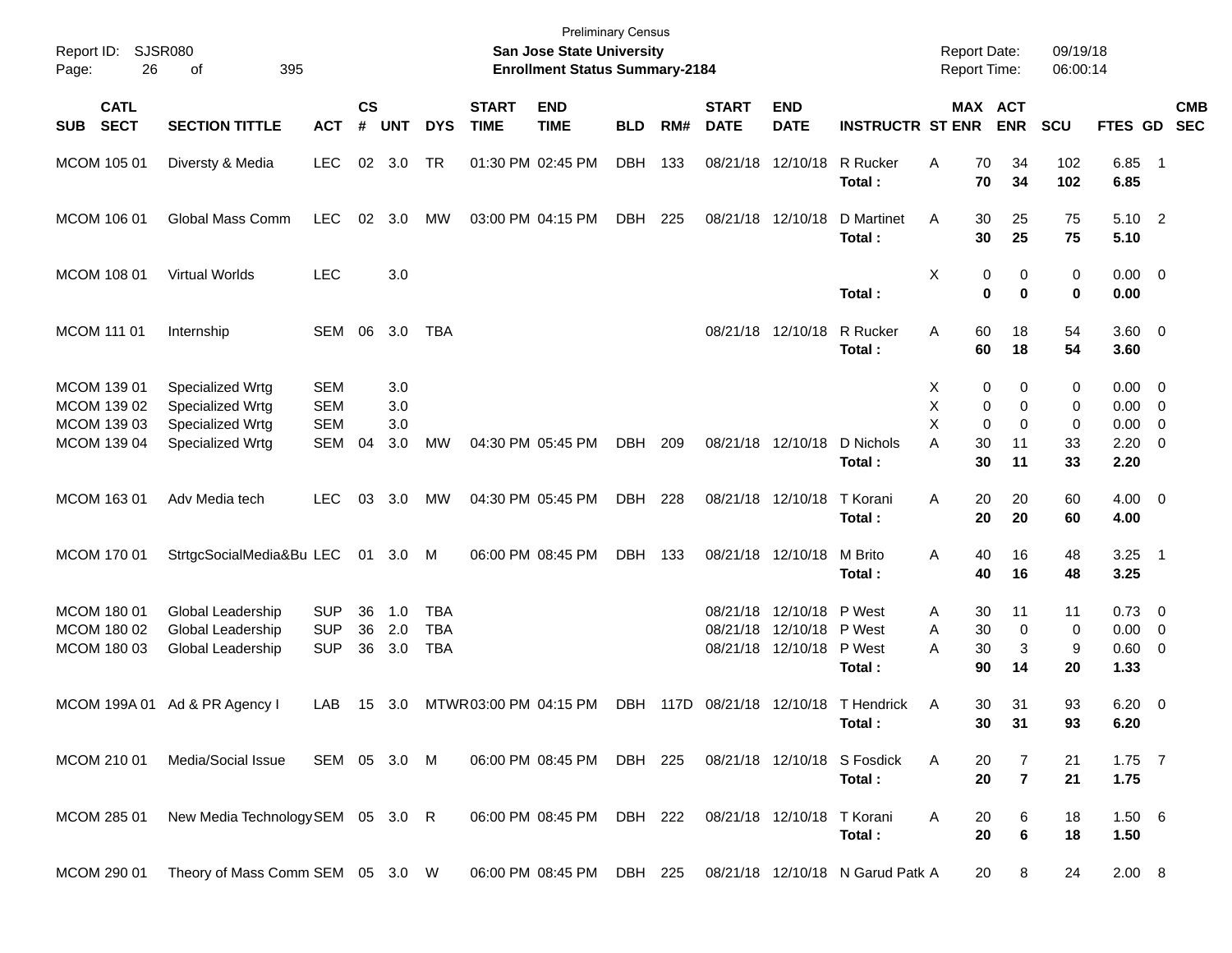Preliminary Census

Report ID: SJSR080

**San Jose State University**

**Enrollment Status Summary-2184**

Report Date: 09/19/18
Report Time: 06:00:14

| SUB | CATL SECT | SECTION TITTLE | ACT | CS # | UNT | DYS | START TIME | END TIME | BLD | RM# | START DATE | END DATE | INSTRUCTR | ST | MAX ENR | ACT ENR | SCU | FTES | GD | CMB SEC |
|---|---|---|---|---|---|---|---|---|---|---|---|---|---|---|---|---|---|---|---|---|
| MCOM | 105 01 | Diversty & Media | LEC | 02 | 3.0 | TR | 01:30 PM | 02:45 PM | DBH | 133 | 08/21/18 | 12/10/18 | R Rucker | A | 70 | 34 | 102 | 6.85 | 1 | |
| | | | | | | | | | | | | | **Total :** | | **70** | **34** | **102** | **6.85** | | |
| MCOM | 106 01 | Global Mass Comm | LEC | 02 | 3.0 | MW | 03:00 PM | 04:15 PM | DBH | 225 | 08/21/18 | 12/10/18 | D Martinet | A | 30 | 25 | 75 | 5.10 | 2 | |
| | | | | | | | | | | | | | **Total :** | | **30** | **25** | **75** | **5.10** | | |
| MCOM | 108 01 | Virtual Worlds | LEC | | 3.0 | | | | | | | | | X | 0 | 0 | 0 | 0.00 | 0 | |
| | | | | | | | | | | | | | **Total :** | | **0** | **0** | **0** | **0.00** | | |
| MCOM | 111 01 | Internship | SEM | 06 | 3.0 | TBA | | | | | 08/21/18 | 12/10/18 | R Rucker | A | 60 | 18 | 54 | 3.60 | 0 | |
| | | | | | | | | | | | | | **Total :** | | **60** | **18** | **54** | **3.60** | | |
| MCOM | 139 01 | Specialized Wrtg | SEM | | 3.0 | | | | | | | | | X | 0 | 0 | 0 | 0.00 | 0 | |
| MCOM | 139 02 | Specialized Wrtg | SEM | | 3.0 | | | | | | | | | X | 0 | 0 | 0 | 0.00 | 0 | |
| MCOM | 139 03 | Specialized Wrtg | SEM | | 3.0 | | | | | | | | | X | 0 | 0 | 0 | 0.00 | 0 | |
| MCOM | 139 04 | Specialized Wrtg | SEM | 04 | 3.0 | MW | 04:30 PM | 05:45 PM | DBH | 209 | 08/21/18 | 12/10/18 | D Nichols | A | 30 | 11 | 33 | 2.20 | 0 | |
| | | | | | | | | | | | | | **Total :** | | **30** | **11** | **33** | **2.20** | | |
| MCOM | 163 01 | Adv Media tech | LEC | 03 | 3.0 | MW | 04:30 PM | 05:45 PM | DBH | 228 | 08/21/18 | 12/10/18 | T Korani | A | 20 | 20 | 60 | 4.00 | 0 | |
| | | | | | | | | | | | | | **Total :** | | **20** | **20** | **60** | **4.00** | | |
| MCOM | 170 01 | StrtgcSocialMedia&Bu | LEC | 01 | 3.0 | M | 06:00 PM | 08:45 PM | DBH | 133 | 08/21/18 | 12/10/18 | M Brito | A | 40 | 16 | 48 | 3.25 | 1 | |
| | | | | | | | | | | | | | **Total :** | | **40** | **16** | **48** | **3.25** | | |
| MCOM | 180 01 | Global Leadership | SUP | 36 | 1.0 | TBA | | | | | 08/21/18 | 12/10/18 | P West | A | 30 | 11 | 11 | 0.73 | 0 | |
| MCOM | 180 02 | Global Leadership | SUP | 36 | 2.0 | TBA | | | | | 08/21/18 | 12/10/18 | P West | A | 30 | 0 | 0 | 0.00 | 0 | |
| MCOM | 180 03 | Global Leadership | SUP | 36 | 3.0 | TBA | | | | | 08/21/18 | 12/10/18 | P West | A | 30 | 3 | 9 | 0.60 | 0 | |
| | | | | | | | | | | | | | **Total :** | | **90** | **14** | **20** | **1.33** | | |
| MCOM | 199A 01 | Ad & PR Agency I | LAB | 15 | 3.0 | MTWR | 03:00 PM | 04:15 PM | DBH | 117D | 08/21/18 | 12/10/18 | T Hendrick | A | 30 | 31 | 93 | 6.20 | 0 | |
| | | | | | | | | | | | | | **Total :** | | **30** | **31** | **93** | **6.20** | | |
| MCOM | 210 01 | Media/Social Issue | SEM | 05 | 3.0 | M | 06:00 PM | 08:45 PM | DBH | 225 | 08/21/18 | 12/10/18 | S Fosdick | A | 20 | 7 | 21 | 1.75 | 7 | |
| | | | | | | | | | | | | | **Total :** | | **20** | **7** | **21** | **1.75** | | |
| MCOM | 285 01 | New Media Technology | SEM | 05 | 3.0 | R | 06:00 PM | 08:45 PM | DBH | 222 | 08/21/18 | 12/10/18 | T Korani | A | 20 | 6 | 18 | 1.50 | 6 | |
| | | | | | | | | | | | | | **Total :** | | **20** | **6** | **18** | **1.50** | | |
| MCOM | 290 01 | Theory of Mass Comm | SEM | 05 | 3.0 | W | 06:00 PM | 08:45 PM | DBH | 225 | 08/21/18 | 12/10/18 | N Garud Patk | A | 20 | 8 | 24 | 2.00 | 8 | |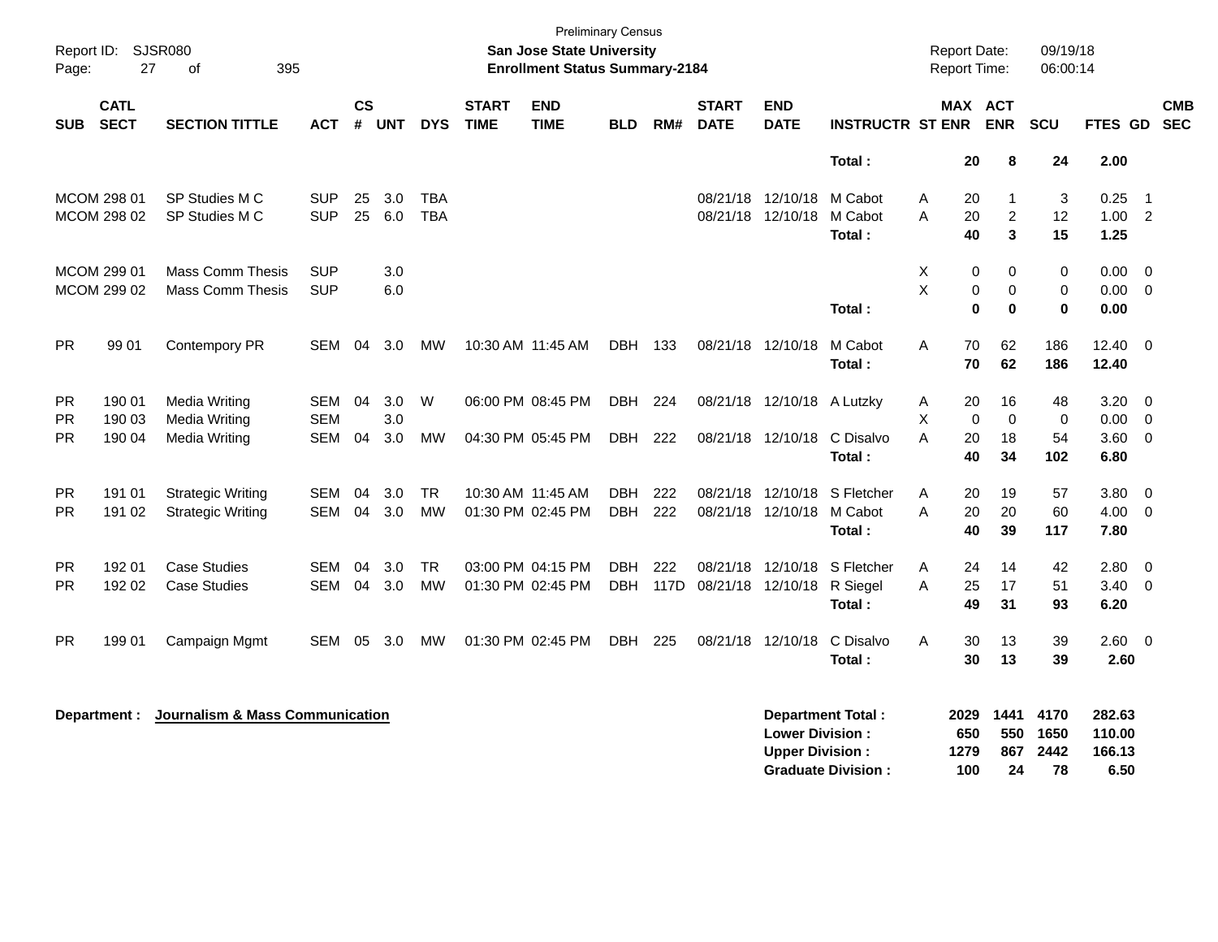Preliminary Census

Report ID: SJSR080

**San Jose State University**

**Enrollment Status Summary-2184**

Report Date: 09/19/18

Report Time: 06:00:14

| SUB | CATL SECT | SECTION TITTLE | ACT | CS # | UNT | DYS | START TIME | END TIME | BLD | RM# | START DATE | END DATE | INSTRUCTR | ST | MAX ENR | ACT ENR | SCU | FTES | GD | CMB SEC |
|---|---|---|---|---|---|---|---|---|---|---|---|---|---|---|---|---|---|---|---|---|
| | | | | | | | | | | | | | **Total :** | | **20** | **8** | **24** | **2.00** | | |
| MCOM | 298 01 | SP Studies M C | SUP | 25 | 3.0 | TBA | | | | | 08/21/18 | 12/10/18 | M Cabot | A | 20 | 1 | 3 | 0.25 | 1 | |
| MCOM | 298 02 | SP Studies M C | SUP | 25 | 6.0 | TBA | | | | | 08/21/18 | 12/10/18 | M Cabot | A | 20 | 2 | 12 | 1.00 | 2 | |
| | | | | | | | | | | | | | **Total :** | | **40** | **3** | **15** | **1.25** | | |
| MCOM | 299 01 | Mass Comm Thesis | SUP | | 3.0 | | | | | | | | | X | 0 | 0 | 0 | 0.00 | 0 | |
| MCOM | 299 02 | Mass Comm Thesis | SUP | | 6.0 | | | | | | | | | X | 0 | 0 | 0 | 0.00 | 0 | |
| | | | | | | | | | | | | | **Total :** | | **0** | **0** | **0** | **0.00** | | |
| PR | 99 01 | Contempory PR | SEM | 04 | 3.0 | MW | 10:30 AM | 11:45 AM | DBH | 133 | 08/21/18 | 12/10/18 | M Cabot | A | 70 | 62 | 186 | 12.40 | 0 | |
| | | | | | | | | | | | | | **Total :** | | **70** | **62** | **186** | **12.40** | | |
| PR | 190 01 | Media Writing | SEM | 04 | 3.0 | W | 06:00 PM | 08:45 PM | DBH | 224 | 08/21/18 | 12/10/18 | A Lutzky | A | 20 | 16 | 48 | 3.20 | 0 | |
| PR | 190 03 | Media Writing | SEM | | 3.0 | | | | | | | | | X | 0 | 0 | 0 | 0.00 | 0 | |
| PR | 190 04 | Media Writing | SEM | 04 | 3.0 | MW | 04:30 PM | 05:45 PM | DBH | 222 | 08/21/18 | 12/10/18 | C Disalvo | A | 20 | 18 | 54 | 3.60 | 0 | |
| | | | | | | | | | | | | | **Total :** | | **40** | **34** | **102** | **6.80** | | |
| PR | 191 01 | Strategic Writing | SEM | 04 | 3.0 | TR | 10:30 AM | 11:45 AM | DBH | 222 | 08/21/18 | 12/10/18 | S Fletcher | A | 20 | 19 | 57 | 3.80 | 0 | |
| PR | 191 02 | Strategic Writing | SEM | 04 | 3.0 | MW | 01:30 PM | 02:45 PM | DBH | 222 | 08/21/18 | 12/10/18 | M Cabot | A | 20 | 20 | 60 | 4.00 | 0 | |
| | | | | | | | | | | | | | **Total :** | | **40** | **39** | **117** | **7.80** | | |
| PR | 192 01 | Case Studies | SEM | 04 | 3.0 | TR | 03:00 PM | 04:15 PM | DBH | 222 | 08/21/18 | 12/10/18 | S Fletcher | A | 24 | 14 | 42 | 2.80 | 0 | |
| PR | 192 02 | Case Studies | SEM | 04 | 3.0 | MW | 01:30 PM | 02:45 PM | DBH | 117D | 08/21/18 | 12/10/18 | R Siegel | A | 25 | 17 | 51 | 3.40 | 0 | |
| | | | | | | | | | | | | | **Total :** | | **49** | **31** | **93** | **6.20** | | |
| PR | 199 01 | Campaign Mgmt | SEM | 05 | 3.0 | MW | 01:30 PM | 02:45 PM | DBH | 225 | 08/21/18 | 12/10/18 | C Disalvo | A | 30 | 13 | 39 | 2.60 | 0 | |
| | | | | | | | | | | | | | **Total :** | | **30** | **13** | **39** | **2.60** | | |

**Department : Journalism & Mass Communication**

| | MAX ENR | ACT ENR | SCU | FTES |
|---|---|---|---|---|
| **Department Total :** | **2029** | **1441** | **4170** | **282.63** |
| **Lower Division :** | **650** | **550** | **1650** | **110.00** |
| **Upper Division :** | **1279** | **867** | **2442** | **166.13** |
| **Graduate Division :** | **100** | **24** | **78** | **6.50** |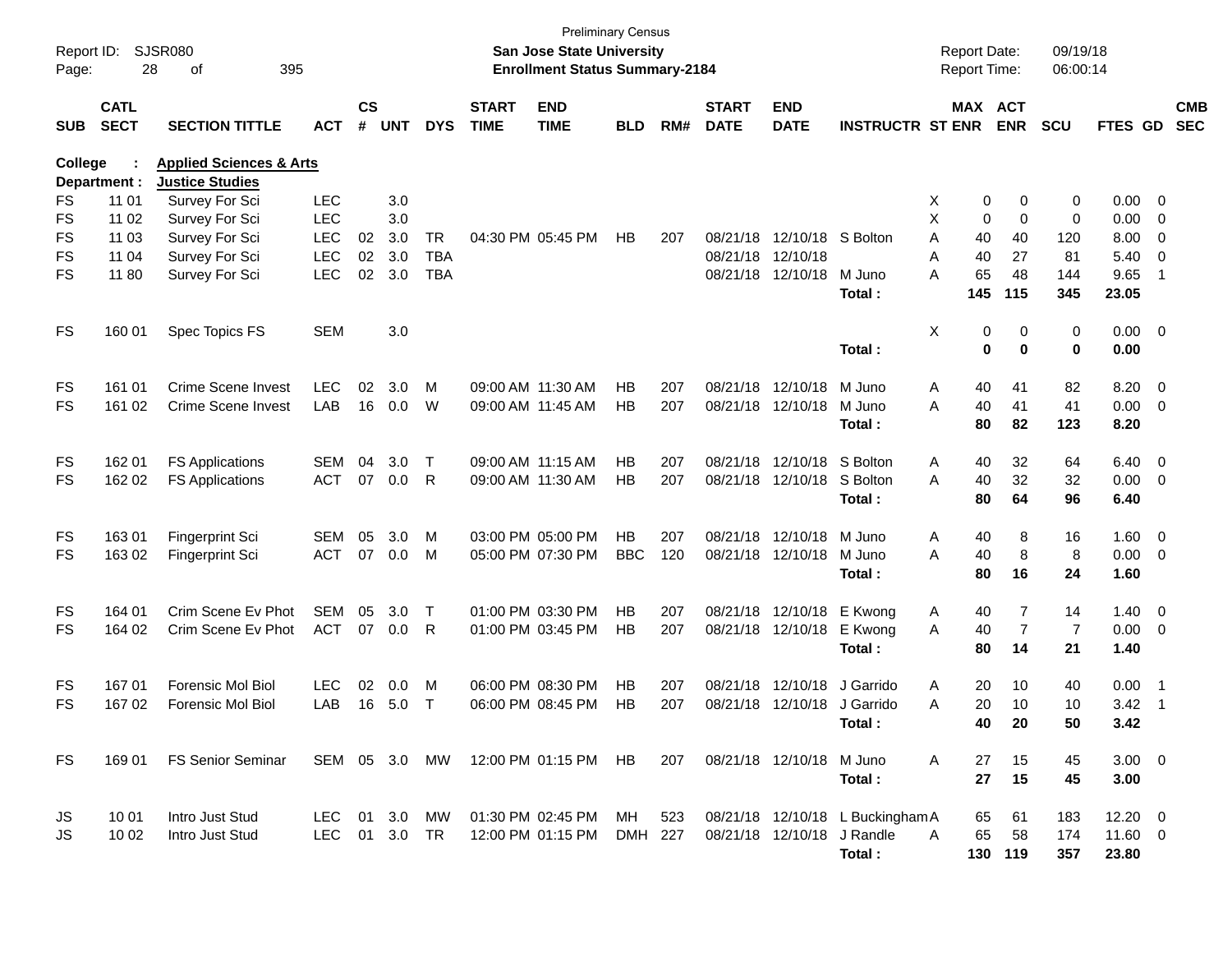Preliminary Census

**San Jose State University**
**Enrollment Status Summary-2184**

Report ID: SJSR080
Report Date: 09/19/18
Report Time: 06:00:14

**College : Applied Sciences & Arts**
**Department : Justice Studies**

| SUB | CATL SECT | SECTION TITTLE | ACT | CS # | UNT | DYS | START TIME | END TIME | BLD | RM# | START DATE | END DATE | INSTRUCTR | ST | MAX ENR | ACT ENR | SCU | FTES | GD | CMB SEC |
|---|---|---|---|---|---|---|---|---|---|---|---|---|---|---|---|---|---|---|---|---|
| FS | 11 01 | Survey For Sci | LEC | | 3.0 | | | | | | | | | X | 0 | 0 | 0 | 0.00 | 0 | |
| FS | 11 02 | Survey For Sci | LEC | | 3.0 | | | | | | | | | X | 0 | 0 | 0 | 0.00 | 0 | |
| FS | 11 03 | Survey For Sci | LEC | 02 | 3.0 | TR | 04:30 PM | 05:45 PM | HB | 207 | 08/21/18 | 12/10/18 | S Bolton | A | 40 | 40 | 120 | 8.00 | 0 | |
| FS | 11 04 | Survey For Sci | LEC | 02 | 3.0 | TBA | | | | | 08/21/18 | 12/10/18 | | A | 40 | 27 | 81 | 5.40 | 0 | |
| FS | 11 80 | Survey For Sci | LEC | 02 | 3.0 | TBA | | | | | 08/21/18 | 12/10/18 | M Juno | A | 65 | 48 | 144 | 9.65 | 1 | |
| | | | | | | | | | | | | | **Total :** | | **145** | **115** | **345** | **23.05** | | |
| FS | 160 01 | Spec Topics FS | SEM | | 3.0 | | | | | | | | | X | 0 | 0 | 0 | 0.00 | 0 | |
| | | | | | | | | | | | | | **Total :** | | **0** | **0** | **0** | **0.00** | | |
| FS | 161 01 | Crime Scene Invest | LEC | 02 | 3.0 | M | 09:00 AM | 11:30 AM | HB | 207 | 08/21/18 | 12/10/18 | M Juno | A | 40 | 41 | 82 | 8.20 | 0 | |
| FS | 161 02 | Crime Scene Invest | LAB | 16 | 0.0 | W | 09:00 AM | 11:45 AM | HB | 207 | 08/21/18 | 12/10/18 | M Juno | A | 40 | 41 | 41 | 0.00 | 0 | |
| | | | | | | | | | | | | | **Total :** | | **80** | **82** | **123** | **8.20** | | |
| FS | 162 01 | FS Applications | SEM | 04 | 3.0 | T | 09:00 AM | 11:15 AM | HB | 207 | 08/21/18 | 12/10/18 | S Bolton | A | 40 | 32 | 64 | 6.40 | 0 | |
| FS | 162 02 | FS Applications | ACT | 07 | 0.0 | R | 09:00 AM | 11:30 AM | HB | 207 | 08/21/18 | 12/10/18 | S Bolton | A | 40 | 32 | 32 | 0.00 | 0 | |
| | | | | | | | | | | | | | **Total :** | | **80** | **64** | **96** | **6.40** | | |
| FS | 163 01 | Fingerprint Sci | SEM | 05 | 3.0 | M | 03:00 PM | 05:00 PM | HB | 207 | 08/21/18 | 12/10/18 | M Juno | A | 40 | 8 | 16 | 1.60 | 0 | |
| FS | 163 02 | Fingerprint Sci | ACT | 07 | 0.0 | M | 05:00 PM | 07:30 PM | BBC | 120 | 08/21/18 | 12/10/18 | M Juno | A | 40 | 8 | 8 | 0.00 | 0 | |
| | | | | | | | | | | | | | **Total :** | | **80** | **16** | **24** | **1.60** | | |
| FS | 164 01 | Crim Scene Ev Phot | SEM | 05 | 3.0 | T | 01:00 PM | 03:30 PM | HB | 207 | 08/21/18 | 12/10/18 | E Kwong | A | 40 | 7 | 14 | 1.40 | 0 | |
| FS | 164 02 | Crim Scene Ev Phot | ACT | 07 | 0.0 | R | 01:00 PM | 03:45 PM | HB | 207 | 08/21/18 | 12/10/18 | E Kwong | A | 40 | 7 | 7 | 0.00 | 0 | |
| | | | | | | | | | | | | | **Total :** | | **80** | **14** | **21** | **1.40** | | |
| FS | 167 01 | Forensic Mol Biol | LEC | 02 | 0.0 | M | 06:00 PM | 08:30 PM | HB | 207 | 08/21/18 | 12/10/18 | J Garrido | A | 20 | 10 | 40 | 0.00 | 1 | |
| FS | 167 02 | Forensic Mol Biol | LAB | 16 | 5.0 | T | 06:00 PM | 08:45 PM | HB | 207 | 08/21/18 | 12/10/18 | J Garrido | A | 20 | 10 | 10 | 3.42 | 1 | |
| | | | | | | | | | | | | | **Total :** | | **40** | **20** | **50** | **3.42** | | |
| FS | 169 01 | FS Senior Seminar | SEM | 05 | 3.0 | MW | 12:00 PM | 01:15 PM | HB | 207 | 08/21/18 | 12/10/18 | M Juno | A | 27 | 15 | 45 | 3.00 | 0 | |
| | | | | | | | | | | | | | **Total :** | | **27** | **15** | **45** | **3.00** | | |
| JS | 10 01 | Intro Just Stud | LEC | 01 | 3.0 | MW | 01:30 PM | 02:45 PM | MH | 523 | 08/21/18 | 12/10/18 | L Buckingham | A | 65 | 61 | 183 | 12.20 | 0 | |
| JS | 10 02 | Intro Just Stud | LEC | 01 | 3.0 | TR | 12:00 PM | 01:15 PM | DMH | 227 | 08/21/18 | 12/10/18 | J Randle | A | 65 | 58 | 174 | 11.60 | 0 | |
| | | | | | | | | | | | | | **Total :** | | **130** | **119** | **357** | **23.80** | | |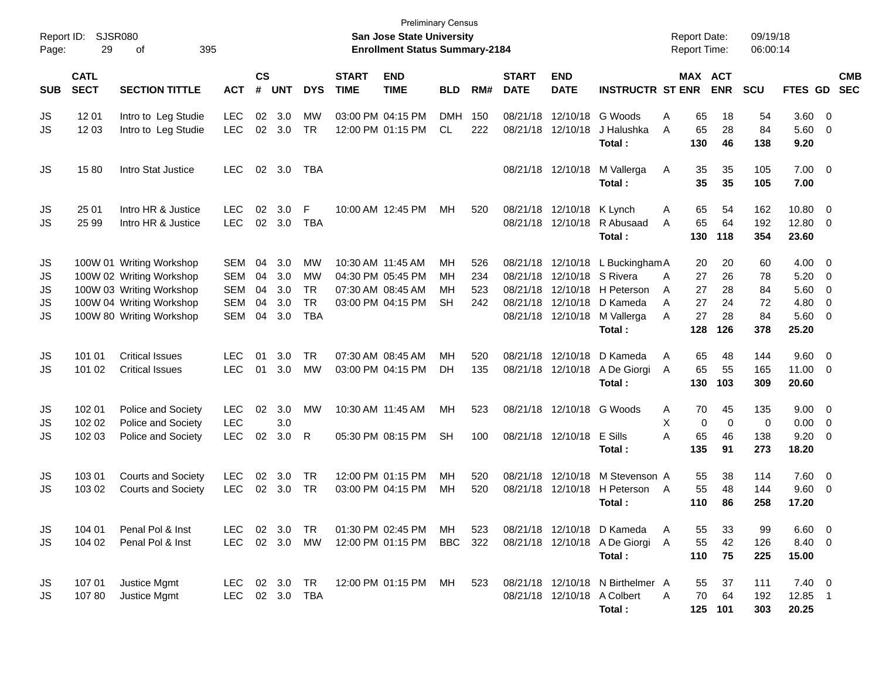Preliminary Census

Report ID: SJSR080

**San Jose State University**

**Enrollment Status Summary-2184**

Report Date: 09/19/18

Report Time: 06:00:14

| SUB | CATL SECT | SECTION TITTLE | ACT | CS # | UNT | DYS | START TIME | END TIME | BLD | RM# | START DATE | END DATE | INSTRUCTR | ST | MAX ENR | ACT ENR | SCU | FTES | GD | CMB SEC |
|---|---|---|---|---|---|---|---|---|---|---|---|---|---|---|---|---|---|---|---|---|
| JS | 12 01 | Intro to Leg Studie | LEC | 02 | 3.0 | MW | 03:00 PM | 04:15 PM | DMH | 150 | 08/21/18 | 12/10/18 | G Woods | A | 65 | 18 | 54 | 3.60 | 0 | |
| JS | 12 03 | Intro to Leg Studie | LEC | 02 | 3.0 | TR | 12:00 PM | 01:15 PM | CL | 222 | 08/21/18 | 12/10/18 | J Halushka | A | 65 | 28 | 84 | 5.60 | 0 | |
| | | | | | | | | | | | | | **Total :** | | **130** | **46** | **138** | **9.20** | | |
| JS | 15 80 | Intro Stat Justice | LEC | 02 | 3.0 | TBA | | | | | 08/21/18 | 12/10/18 | M Vallerga | A | 35 | 35 | 105 | 7.00 | 0 | |
| | | | | | | | | | | | | | **Total :** | | **35** | **35** | **105** | **7.00** | | |
| JS | 25 01 | Intro HR & Justice | LEC | 02 | 3.0 | F | 10:00 AM | 12:45 PM | MH | 520 | 08/21/18 | 12/10/18 | K Lynch | A | 65 | 54 | 162 | 10.80 | 0 | |
| JS | 25 99 | Intro HR & Justice | LEC | 02 | 3.0 | TBA | | | | | 08/21/18 | 12/10/18 | R Abusaad | A | 65 | 64 | 192 | 12.80 | 0 | |
| | | | | | | | | | | | | | **Total :** | | **130** | **118** | **354** | **23.60** | | |
| JS | 100W 01 | Writing Workshop | SEM | 04 | 3.0 | MW | 10:30 AM | 11:45 AM | MH | 526 | 08/21/18 | 12/10/18 | L Buckingham | A | 20 | 20 | 60 | 4.00 | 0 | |
| JS | 100W 02 | Writing Workshop | SEM | 04 | 3.0 | MW | 04:30 PM | 05:45 PM | MH | 234 | 08/21/18 | 12/10/18 | S Rivera | A | 27 | 26 | 78 | 5.20 | 0 | |
| JS | 100W 03 | Writing Workshop | SEM | 04 | 3.0 | TR | 07:30 AM | 08:45 AM | MH | 523 | 08/21/18 | 12/10/18 | H Peterson | A | 27 | 28 | 84 | 5.60 | 0 | |
| JS | 100W 04 | Writing Workshop | SEM | 04 | 3.0 | TR | 03:00 PM | 04:15 PM | SH | 242 | 08/21/18 | 12/10/18 | D Kameda | A | 27 | 24 | 72 | 4.80 | 0 | |
| JS | 100W 80 | Writing Workshop | SEM | 04 | 3.0 | TBA | | | | | 08/21/18 | 12/10/18 | M Vallerga | A | 27 | 28 | 84 | 5.60 | 0 | |
| | | | | | | | | | | | | | **Total :** | | **128** | **126** | **378** | **25.20** | | |
| JS | 101 01 | Critical Issues | LEC | 01 | 3.0 | TR | 07:30 AM | 08:45 AM | MH | 520 | 08/21/18 | 12/10/18 | D Kameda | A | 65 | 48 | 144 | 9.60 | 0 | |
| JS | 101 02 | Critical Issues | LEC | 01 | 3.0 | MW | 03:00 PM | 04:15 PM | DH | 135 | 08/21/18 | 12/10/18 | A De Giorgi | A | 65 | 55 | 165 | 11.00 | 0 | |
| | | | | | | | | | | | | | **Total :** | | **130** | **103** | **309** | **20.60** | | |
| JS | 102 01 | Police and Society | LEC | 02 | 3.0 | MW | 10:30 AM | 11:45 AM | MH | 523 | 08/21/18 | 12/10/18 | G Woods | A | 70 | 45 | 135 | 9.00 | 0 | |
| JS | 102 02 | Police and Society | LEC | | 3.0 | | | | | | | | | X | 0 | 0 | 0 | 0.00 | 0 | |
| JS | 102 03 | Police and Society | LEC | 02 | 3.0 | R | 05:30 PM | 08:15 PM | SH | 100 | 08/21/18 | 12/10/18 | E Sills | A | 65 | 46 | 138 | 9.20 | 0 | |
| | | | | | | | | | | | | | **Total :** | | **135** | **91** | **273** | **18.20** | | |
| JS | 103 01 | Courts and Society | LEC | 02 | 3.0 | TR | 12:00 PM | 01:15 PM | MH | 520 | 08/21/18 | 12/10/18 | M Stevenson | A | 55 | 38 | 114 | 7.60 | 0 | |
| JS | 103 02 | Courts and Society | LEC | 02 | 3.0 | TR | 03:00 PM | 04:15 PM | MH | 520 | 08/21/18 | 12/10/18 | H Peterson | A | 55 | 48 | 144 | 9.60 | 0 | |
| | | | | | | | | | | | | | **Total :** | | **110** | **86** | **258** | **17.20** | | |
| JS | 104 01 | Penal Pol & Inst | LEC | 02 | 3.0 | TR | 01:30 PM | 02:45 PM | MH | 523 | 08/21/18 | 12/10/18 | D Kameda | A | 55 | 33 | 99 | 6.60 | 0 | |
| JS | 104 02 | Penal Pol & Inst | LEC | 02 | 3.0 | MW | 12:00 PM | 01:15 PM | BBC | 322 | 08/21/18 | 12/10/18 | A De Giorgi | A | 55 | 42 | 126 | 8.40 | 0 | |
| | | | | | | | | | | | | | **Total :** | | **110** | **75** | **225** | **15.00** | | |
| JS | 107 01 | Justice Mgmt | LEC | 02 | 3.0 | TR | 12:00 PM | 01:15 PM | MH | 523 | 08/21/18 | 12/10/18 | N Birthelmer | A | 55 | 37 | 111 | 7.40 | 0 | |
| JS | 107 80 | Justice Mgmt | LEC | 02 | 3.0 | TBA | | | | | 08/21/18 | 12/10/18 | A Colbert | A | 70 | 64 | 192 | 12.85 | 1 | |
| | | | | | | | | | | | | | **Total :** | | **125** | **101** | **303** | **20.25** | | |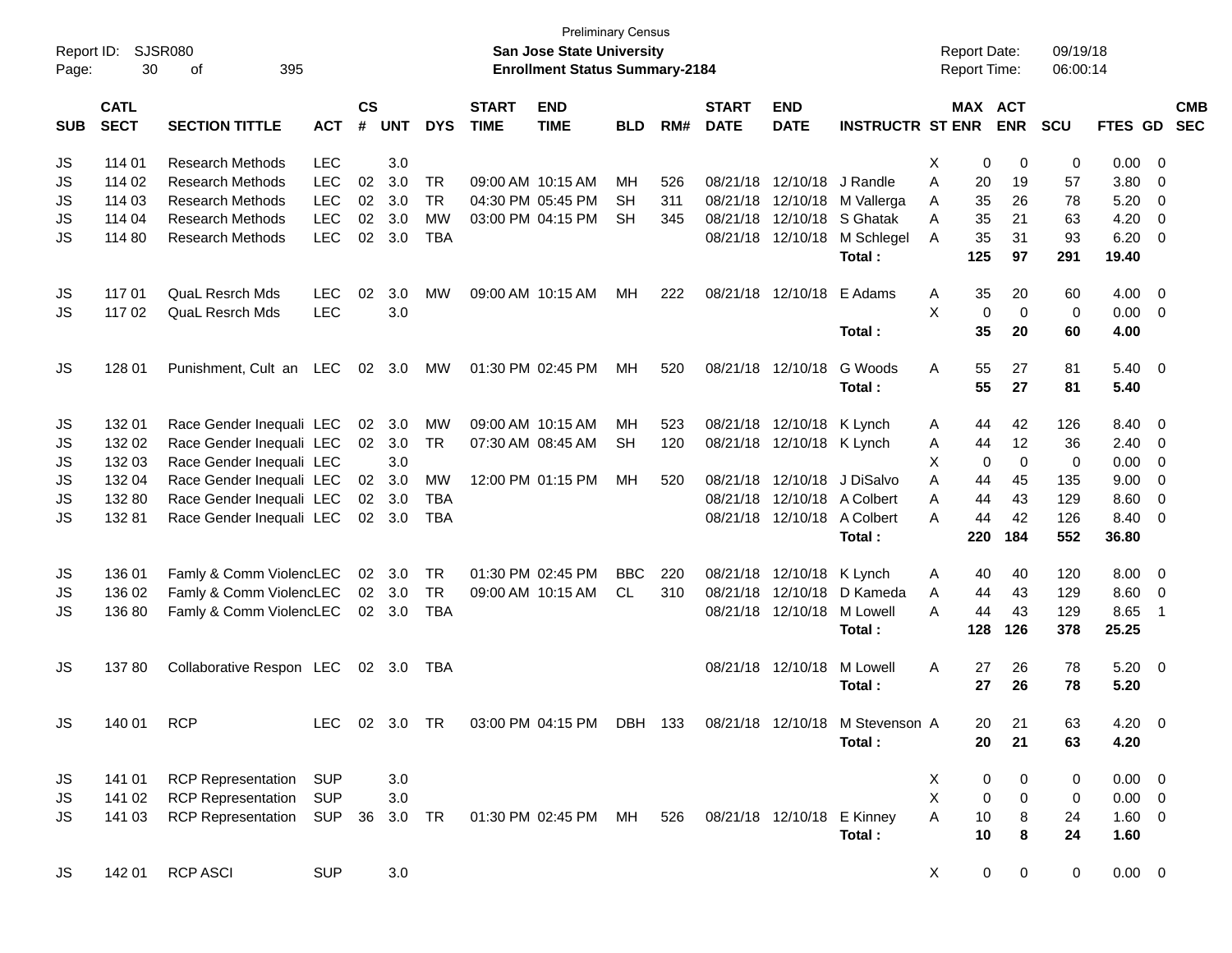Preliminary Census

Report ID: SJSR080

**San Jose State University**

**Enrollment Status Summary-2184**

Report Date: 09/19/18

Report Time: 06:00:14

| SUB | CATL SECT | SECTION TITTLE | ACT | CS # | UNT | DYS | START TIME | END TIME | BLD | RM# | START DATE | END DATE | INSTRUCTR | ST | MAX ENR | ACT ENR | SCU | FTES | GD | CMB SEC |
|---|---|---|---|---|---|---|---|---|---|---|---|---|---|---|---|---|---|---|---|---|
| JS | 114 01 | Research Methods | LEC | | 3.0 | | | | | | | | | X | 0 | 0 | 0 | 0.00 | 0 | |
| JS | 114 02 | Research Methods | LEC | 02 | 3.0 | TR | 09:00 AM | 10:15 AM | MH | 526 | 08/21/18 | 12/10/18 | J Randle | A | 20 | 19 | 57 | 3.80 | 0 | |
| JS | 114 03 | Research Methods | LEC | 02 | 3.0 | TR | 04:30 PM | 05:45 PM | SH | 311 | 08/21/18 | 12/10/18 | M Vallerga | A | 35 | 26 | 78 | 5.20 | 0 | |
| JS | 114 04 | Research Methods | LEC | 02 | 3.0 | MW | 03:00 PM | 04:15 PM | SH | 345 | 08/21/18 | 12/10/18 | S Ghatak | A | 35 | 21 | 63 | 4.20 | 0 | |
| JS | 114 80 | Research Methods | LEC | 02 | 3.0 | TBA | | | | | 08/21/18 | 12/10/18 | M Schlegel | A | 35 | 31 | 93 | 6.20 | 0 | |
| | | | | | | | | | | | | | **Total :** | | **125** | **97** | **291** | **19.40** | | |
| JS | 117 01 | QuaL Resrch Mds | LEC | 02 | 3.0 | MW | 09:00 AM | 10:15 AM | MH | 222 | 08/21/18 | 12/10/18 | E Adams | A | 35 | 20 | 60 | 4.00 | 0 | |
| JS | 117 02 | QuaL Resrch Mds | LEC | | 3.0 | | | | | | | | | X | 0 | 0 | 0 | 0.00 | 0 | |
| | | | | | | | | | | | | | **Total :** | | **35** | **20** | **60** | **4.00** | | |
| JS | 128 01 | Punishment, Cult an | LEC | 02 | 3.0 | MW | 01:30 PM | 02:45 PM | MH | 520 | 08/21/18 | 12/10/18 | G Woods | A | 55 | 27 | 81 | 5.40 | 0 | |
| | | | | | | | | | | | | | **Total :** | | **55** | **27** | **81** | **5.40** | | |
| JS | 132 01 | Race Gender Inequali | LEC | 02 | 3.0 | MW | 09:00 AM | 10:15 AM | MH | 523 | 08/21/18 | 12/10/18 | K Lynch | A | 44 | 42 | 126 | 8.40 | 0 | |
| JS | 132 02 | Race Gender Inequali | LEC | 02 | 3.0 | TR | 07:30 AM | 08:45 AM | SH | 120 | 08/21/18 | 12/10/18 | K Lynch | A | 44 | 12 | 36 | 2.40 | 0 | |
| JS | 132 03 | Race Gender Inequali | LEC | | 3.0 | | | | | | | | | X | 0 | 0 | 0 | 0.00 | 0 | |
| JS | 132 04 | Race Gender Inequali | LEC | 02 | 3.0 | MW | 12:00 PM | 01:15 PM | MH | 520 | 08/21/18 | 12/10/18 | J DiSalvo | A | 44 | 45 | 135 | 9.00 | 0 | |
| JS | 132 80 | Race Gender Inequali | LEC | 02 | 3.0 | TBA | | | | | 08/21/18 | 12/10/18 | A Colbert | A | 44 | 43 | 129 | 8.60 | 0 | |
| JS | 132 81 | Race Gender Inequali | LEC | 02 | 3.0 | TBA | | | | | 08/21/18 | 12/10/18 | A Colbert | A | 44 | 42 | 126 | 8.40 | 0 | |
| | | | | | | | | | | | | | **Total :** | | **220** | **184** | **552** | **36.80** | | |
| JS | 136 01 | Famly & Comm Violenc | LEC | 02 | 3.0 | TR | 01:30 PM | 02:45 PM | BBC | 220 | 08/21/18 | 12/10/18 | K Lynch | A | 40 | 40 | 120 | 8.00 | 0 | |
| JS | 136 02 | Famly & Comm Violenc | LEC | 02 | 3.0 | TR | 09:00 AM | 10:15 AM | CL | 310 | 08/21/18 | 12/10/18 | D Kameda | A | 44 | 43 | 129 | 8.60 | 0 | |
| JS | 136 80 | Famly & Comm Violenc | LEC | 02 | 3.0 | TBA | | | | | 08/21/18 | 12/10/18 | M Lowell | A | 44 | 43 | 129 | 8.65 | 1 | |
| | | | | | | | | | | | | | **Total :** | | **128** | **126** | **378** | **25.25** | | |
| JS | 137 80 | Collaborative Respon | LEC | 02 | 3.0 | TBA | | | | | 08/21/18 | 12/10/18 | M Lowell | A | 27 | 26 | 78 | 5.20 | 0 | |
| | | | | | | | | | | | | | **Total :** | | **27** | **26** | **78** | **5.20** | | |
| JS | 140 01 | RCP | LEC | 02 | 3.0 | TR | 03:00 PM | 04:15 PM | DBH | 133 | 08/21/18 | 12/10/18 | M Stevenson | A | 20 | 21 | 63 | 4.20 | 0 | |
| | | | | | | | | | | | | | **Total :** | | **20** | **21** | **63** | **4.20** | | |
| JS | 141 01 | RCP Representation | SUP | | 3.0 | | | | | | | | | X | 0 | 0 | 0 | 0.00 | 0 | |
| JS | 141 02 | RCP Representation | SUP | | 3.0 | | | | | | | | | X | 0 | 0 | 0 | 0.00 | 0 | |
| JS | 141 03 | RCP Representation | SUP | 36 | 3.0 | TR | 01:30 PM | 02:45 PM | MH | 526 | 08/21/18 | 12/10/18 | E Kinney | A | 10 | 8 | 24 | 1.60 | 0 | |
| | | | | | | | | | | | | | **Total :** | | **10** | **8** | **24** | **1.60** | | |
| JS | 142 01 | RCP ASCI | SUP | | 3.0 | | | | | | | | | X | 0 | 0 | 0 | 0.00 | 0 | |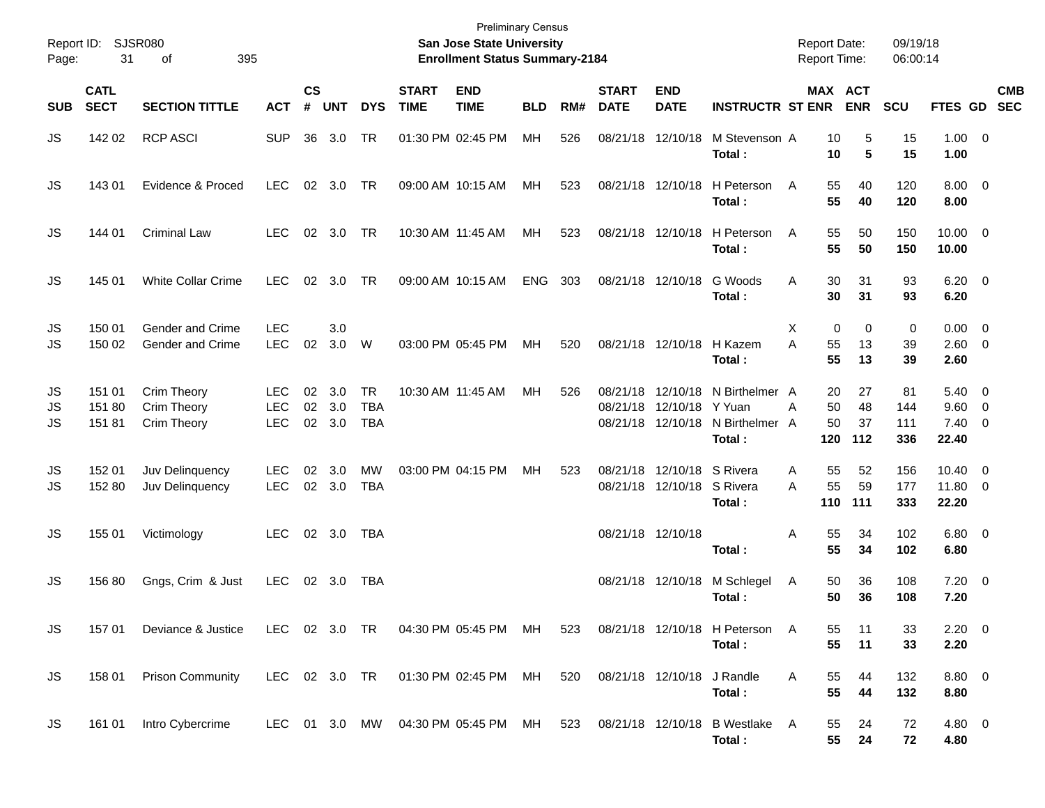Preliminary Census

**San Jose State University**

**Enrollment Status Summary-2184**

Report ID: SJSR080
Report Date: 09/19/18
Report Time: 06:00:14

| SUB | CATL SECT | SECTION TITTLE | ACT | CS # | UNT | DYS | START TIME | END TIME | BLD | RM# | START DATE | END DATE | INSTRUCTR | ST | MAX ENR | ACT ENR | SCU | FTES | GD | CMB SEC |
|---|---|---|---|---|---|---|---|---|---|---|---|---|---|---|---|---|---|---|---|---|
| JS | 142 02 | RCP ASCI | SUP | 36 | 3.0 | TR | 01:30 PM | 02:45 PM | MH | 526 | 08/21/18 | 12/10/18 | M Stevenson | A | 10 | 5 | 15 | 1.00 | 0 | |
| | | | | | | | | | | | | | **Total :** | | **10** | **5** | **15** | **1.00** | | |
| JS | 143 01 | Evidence & Proced | LEC | 02 | 3.0 | TR | 09:00 AM | 10:15 AM | MH | 523 | 08/21/18 | 12/10/18 | H Peterson | A | 55 | 40 | 120 | 8.00 | 0 | |
| | | | | | | | | | | | | | **Total :** | | **55** | **40** | **120** | **8.00** | | |
| JS | 144 01 | Criminal Law | LEC | 02 | 3.0 | TR | 10:30 AM | 11:45 AM | MH | 523 | 08/21/18 | 12/10/18 | H Peterson | A | 55 | 50 | 150 | 10.00 | 0 | |
| | | | | | | | | | | | | | **Total :** | | **55** | **50** | **150** | **10.00** | | |
| JS | 145 01 | White Collar Crime | LEC | 02 | 3.0 | TR | 09:00 AM | 10:15 AM | ENG | 303 | 08/21/18 | 12/10/18 | G Woods | A | 30 | 31 | 93 | 6.20 | 0 | |
| | | | | | | | | | | | | | **Total :** | | **30** | **31** | **93** | **6.20** | | |
| JS | 150 01 | Gender and Crime | LEC | | 3.0 | | | | | | | | | X | 0 | 0 | 0 | 0.00 | 0 | |
| JS | 150 02 | Gender and Crime | LEC | 02 | 3.0 | W | 03:00 PM | 05:45 PM | MH | 520 | 08/21/18 | 12/10/18 | H Kazem | A | 55 | 13 | 39 | 2.60 | 0 | |
| | | | | | | | | | | | | | **Total :** | | **55** | **13** | **39** | **2.60** | | |
| JS | 151 01 | Crim Theory | LEC | 02 | 3.0 | TR | 10:30 AM | 11:45 AM | MH | 526 | 08/21/18 | 12/10/18 | N Birthelmer | A | 20 | 27 | 81 | 5.40 | 0 | |
| JS | 151 80 | Crim Theory | LEC | 02 | 3.0 | TBA | | | | | 08/21/18 | 12/10/18 | Y Yuan | A | 50 | 48 | 144 | 9.60 | 0 | |
| JS | 151 81 | Crim Theory | LEC | 02 | 3.0 | TBA | | | | | 08/21/18 | 12/10/18 | N Birthelmer | A | 50 | 37 | 111 | 7.40 | 0 | |
| | | | | | | | | | | | | | **Total :** | | **120** | **112** | **336** | **22.40** | | |
| JS | 152 01 | Juv Delinquency | LEC | 02 | 3.0 | MW | 03:00 PM | 04:15 PM | MH | 523 | 08/21/18 | 12/10/18 | S Rivera | A | 55 | 52 | 156 | 10.40 | 0 | |
| JS | 152 80 | Juv Delinquency | LEC | 02 | 3.0 | TBA | | | | | 08/21/18 | 12/10/18 | S Rivera | A | 55 | 59 | 177 | 11.80 | 0 | |
| | | | | | | | | | | | | | **Total :** | | **110** | **111** | **333** | **22.20** | | |
| JS | 155 01 | Victimology | LEC | 02 | 3.0 | TBA | | | | | 08/21/18 | 12/10/18 | | A | 55 | 34 | 102 | 6.80 | 0 | |
| | | | | | | | | | | | | | **Total :** | | **55** | **34** | **102** | **6.80** | | |
| JS | 156 80 | Gngs, Crim & Just | LEC | 02 | 3.0 | TBA | | | | | 08/21/18 | 12/10/18 | M Schlegel | A | 50 | 36 | 108 | 7.20 | 0 | |
| | | | | | | | | | | | | | **Total :** | | **50** | **36** | **108** | **7.20** | | |
| JS | 157 01 | Deviance & Justice | LEC | 02 | 3.0 | TR | 04:30 PM | 05:45 PM | MH | 523 | 08/21/18 | 12/10/18 | H Peterson | A | 55 | 11 | 33 | 2.20 | 0 | |
| | | | | | | | | | | | | | **Total :** | | **55** | **11** | **33** | **2.20** | | |
| JS | 158 01 | Prison Community | LEC | 02 | 3.0 | TR | 01:30 PM | 02:45 PM | MH | 520 | 08/21/18 | 12/10/18 | J Randle | A | 55 | 44 | 132 | 8.80 | 0 | |
| | | | | | | | | | | | | | **Total :** | | **55** | **44** | **132** | **8.80** | | |
| JS | 161 01 | Intro Cybercrime | LEC | 01 | 3.0 | MW | 04:30 PM | 05:45 PM | MH | 523 | 08/21/18 | 12/10/18 | B Westlake | A | 55 | 24 | 72 | 4.80 | 0 | |
| | | | | | | | | | | | | | **Total :** | | **55** | **24** | **72** | **4.80** | | |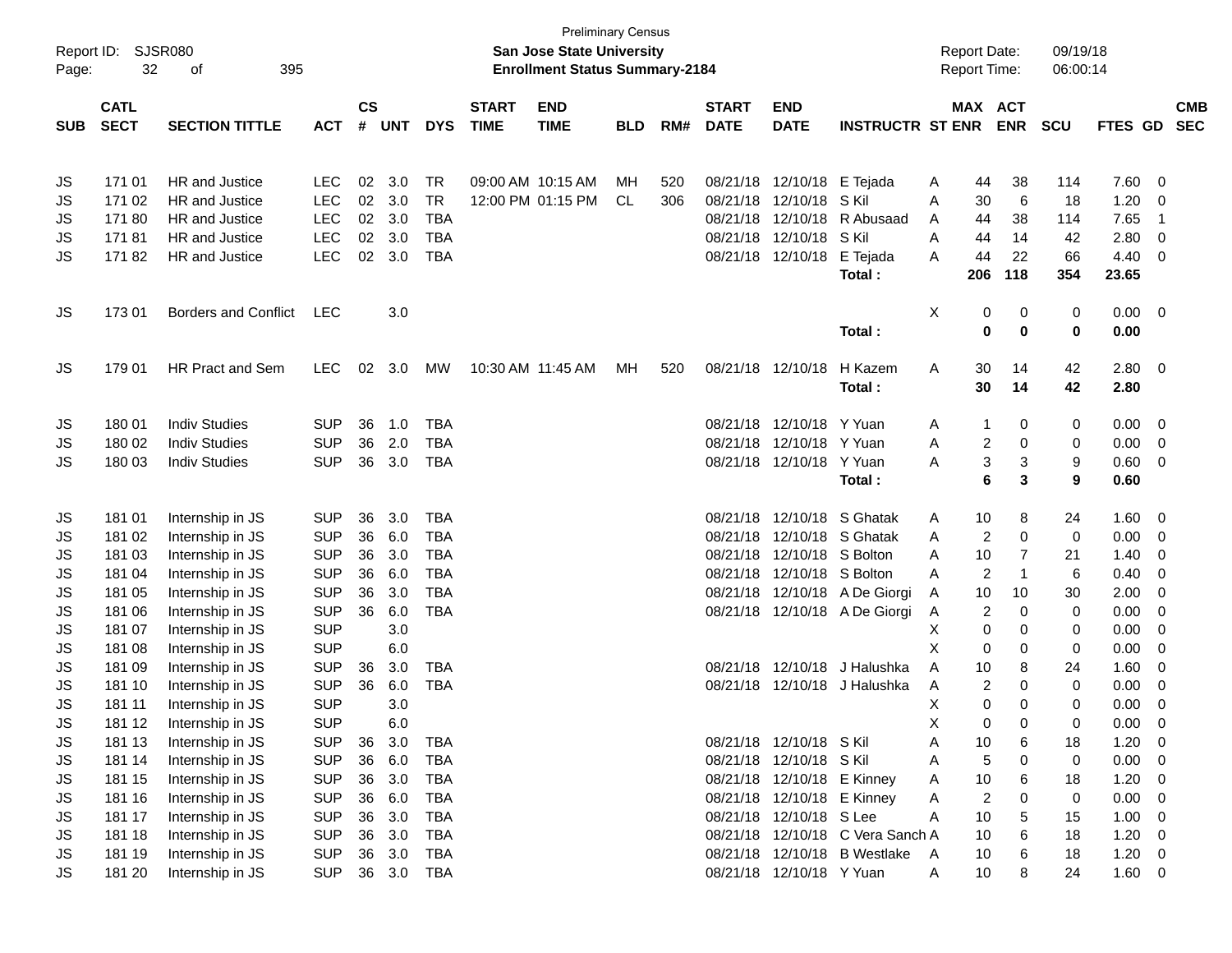Preliminary Census

**San Jose State University**

**Enrollment Status Summary-2184**

Report ID: SJSR080

Report Date: 09/19/18

Report Time: 06:00:14

| SUB | CATL SECT | SECTION TITTLE | ACT | CS # | UNT | DYS | START TIME | END TIME | BLD | RM# | START DATE | END DATE | INSTRUCTR | ST | MAX ENR | ACT ENR | SCU | FTES | GD | CMB SEC |
|---|---|---|---|---|---|---|---|---|---|---|---|---|---|---|---|---|---|---|---|---|
| JS | 171 01 | HR and Justice | LEC | 02 | 3.0 | TR | 09:00 AM | 10:15 AM | MH | 520 | 08/21/18 | 12/10/18 | E Tejada | A | 44 | 38 | 114 | 7.60 | 0 | |
| JS | 171 02 | HR and Justice | LEC | 02 | 3.0 | TR | 12:00 PM | 01:15 PM | CL | 306 | 08/21/18 | 12/10/18 | S Kil | A | 30 | 6 | 18 | 1.20 | 0 | |
| JS | 171 80 | HR and Justice | LEC | 02 | 3.0 | TBA | | | | | 08/21/18 | 12/10/18 | R Abusaad | A | 44 | 38 | 114 | 7.65 | 1 | |
| JS | 171 81 | HR and Justice | LEC | 02 | 3.0 | TBA | | | | | 08/21/18 | 12/10/18 | S Kil | A | 44 | 14 | 42 | 2.80 | 0 | |
| JS | 171 82 | HR and Justice | LEC | 02 | 3.0 | TBA | | | | | 08/21/18 | 12/10/18 | E Tejada | A | 44 | 22 | 66 | 4.40 | 0 | |
| | | | | | | | | | | | | | **Total :** | | **206** | **118** | **354** | **23.65** | | |
| JS | 173 01 | Borders and Conflict | LEC | | 3.0 | | | | | | | | | X | 0 | 0 | 0 | 0.00 | 0 | |
| | | | | | | | | | | | | | **Total :** | | **0** | **0** | **0** | **0.00** | | |
| JS | 179 01 | HR Pract and Sem | LEC | 02 | 3.0 | MW | 10:30 AM | 11:45 AM | MH | 520 | 08/21/18 | 12/10/18 | H Kazem | A | 30 | 14 | 42 | 2.80 | 0 | |
| | | | | | | | | | | | | | **Total :** | | **30** | **14** | **42** | **2.80** | | |
| JS | 180 01 | Indiv Studies | SUP | 36 | 1.0 | TBA | | | | | 08/21/18 | 12/10/18 | Y Yuan | A | 1 | 0 | 0 | 0.00 | 0 | |
| JS | 180 02 | Indiv Studies | SUP | 36 | 2.0 | TBA | | | | | 08/21/18 | 12/10/18 | Y Yuan | A | 2 | 0 | 0 | 0.00 | 0 | |
| JS | 180 03 | Indiv Studies | SUP | 36 | 3.0 | TBA | | | | | 08/21/18 | 12/10/18 | Y Yuan | A | 3 | 3 | 9 | 0.60 | 0 | |
| | | | | | | | | | | | | | **Total :** | | **6** | **3** | **9** | **0.60** | | |
| JS | 181 01 | Internship in JS | SUP | 36 | 3.0 | TBA | | | | | 08/21/18 | 12/10/18 | S Ghatak | A | 10 | 8 | 24 | 1.60 | 0 | |
| JS | 181 02 | Internship in JS | SUP | 36 | 6.0 | TBA | | | | | 08/21/18 | 12/10/18 | S Ghatak | A | 2 | 0 | 0 | 0.00 | 0 | |
| JS | 181 03 | Internship in JS | SUP | 36 | 3.0 | TBA | | | | | 08/21/18 | 12/10/18 | S Bolton | A | 10 | 7 | 21 | 1.40 | 0 | |
| JS | 181 04 | Internship in JS | SUP | 36 | 6.0 | TBA | | | | | 08/21/18 | 12/10/18 | S Bolton | A | 2 | 1 | 6 | 0.40 | 0 | |
| JS | 181 05 | Internship in JS | SUP | 36 | 3.0 | TBA | | | | | 08/21/18 | 12/10/18 | A De Giorgi | A | 10 | 10 | 30 | 2.00 | 0 | |
| JS | 181 06 | Internship in JS | SUP | 36 | 6.0 | TBA | | | | | 08/21/18 | 12/10/18 | A De Giorgi | A | 2 | 0 | 0 | 0.00 | 0 | |
| JS | 181 07 | Internship in JS | SUP | | 3.0 | | | | | | | | | X | 0 | 0 | 0 | 0.00 | 0 | |
| JS | 181 08 | Internship in JS | SUP | | 6.0 | | | | | | | | | X | 0 | 0 | 0 | 0.00 | 0 | |
| JS | 181 09 | Internship in JS | SUP | 36 | 3.0 | TBA | | | | | 08/21/18 | 12/10/18 | J Halushka | A | 10 | 8 | 24 | 1.60 | 0 | |
| JS | 181 10 | Internship in JS | SUP | 36 | 6.0 | TBA | | | | | 08/21/18 | 12/10/18 | J Halushka | A | 2 | 0 | 0 | 0.00 | 0 | |
| JS | 181 11 | Internship in JS | SUP | | 3.0 | | | | | | | | | X | 0 | 0 | 0 | 0.00 | 0 | |
| JS | 181 12 | Internship in JS | SUP | | 6.0 | | | | | | | | | X | 0 | 0 | 0 | 0.00 | 0 | |
| JS | 181 13 | Internship in JS | SUP | 36 | 3.0 | TBA | | | | | 08/21/18 | 12/10/18 | S Kil | A | 10 | 6 | 18 | 1.20 | 0 | |
| JS | 181 14 | Internship in JS | SUP | 36 | 6.0 | TBA | | | | | 08/21/18 | 12/10/18 | S Kil | A | 5 | 0 | 0 | 0.00 | 0 | |
| JS | 181 15 | Internship in JS | SUP | 36 | 3.0 | TBA | | | | | 08/21/18 | 12/10/18 | E Kinney | A | 10 | 6 | 18 | 1.20 | 0 | |
| JS | 181 16 | Internship in JS | SUP | 36 | 6.0 | TBA | | | | | 08/21/18 | 12/10/18 | E Kinney | A | 2 | 0 | 0 | 0.00 | 0 | |
| JS | 181 17 | Internship in JS | SUP | 36 | 3.0 | TBA | | | | | 08/21/18 | 12/10/18 | S Lee | A | 10 | 5 | 15 | 1.00 | 0 | |
| JS | 181 18 | Internship in JS | SUP | 36 | 3.0 | TBA | | | | | 08/21/18 | 12/10/18 | C Vera Sanch | A | 10 | 6 | 18 | 1.20 | 0 | |
| JS | 181 19 | Internship in JS | SUP | 36 | 3.0 | TBA | | | | | 08/21/18 | 12/10/18 | B Westlake | A | 10 | 6 | 18 | 1.20 | 0 | |
| JS | 181 20 | Internship in JS | SUP | 36 | 3.0 | TBA | | | | | 08/21/18 | 12/10/18 | Y Yuan | A | 10 | 8 | 24 | 1.60 | 0 | |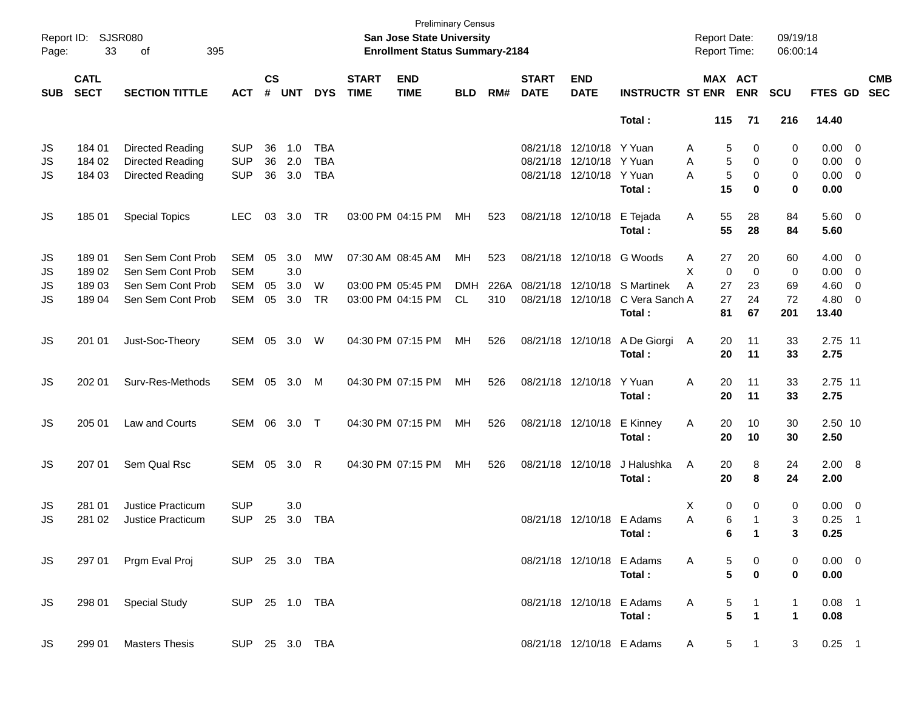Preliminary Census

**San Jose State University**

**Enrollment Status Summary-2184**

Report ID: SJSR080

Report Date: 09/19/18
Report Time: 06:00:14

| SUB | CATL SECT | SECTION TITTLE | ACT | CS # | UNT | DYS | START TIME | END TIME | BLD | RM# | START DATE | END DATE | INSTRUCTR | ST | MAX ENR | ACT ENR | SCU | FTES | GD | CMB SEC |
|---|---|---|---|---|---|---|---|---|---|---|---|---|---|---|---|---|---|---|---|---|
| | | | | | | | | | | | | | **Total :** | | **115** | **71** | **216** | **14.40** | | |
| JS | 184 01 | Directed Reading | SUP | 36 | 1.0 | TBA | | | | | 08/21/18 | 12/10/18 | Y Yuan | A | 5 | 0 | 0 | 0.00 | 0 | |
| JS | 184 02 | Directed Reading | SUP | 36 | 2.0 | TBA | | | | | 08/21/18 | 12/10/18 | Y Yuan | A | 5 | 0 | 0 | 0.00 | 0 | |
| JS | 184 03 | Directed Reading | SUP | 36 | 3.0 | TBA | | | | | 08/21/18 | 12/10/18 | Y Yuan | A | 5 | 0 | 0 | 0.00 | 0 | |
| | | | | | | | | | | | | | **Total :** | | **15** | **0** | **0** | **0.00** | | |
| JS | 185 01 | Special Topics | LEC | 03 | 3.0 | TR | 03:00 PM | 04:15 PM | MH | 523 | 08/21/18 | 12/10/18 | E Tejada | A | 55 | 28 | 84 | 5.60 | 0 | |
| | | | | | | | | | | | | | **Total :** | | **55** | **28** | **84** | **5.60** | | |
| JS | 189 01 | Sen Sem Cont Prob | SEM | 05 | 3.0 | MW | 07:30 AM | 08:45 AM | MH | 523 | 08/21/18 | 12/10/18 | G Woods | A | 27 | 20 | 60 | 4.00 | 0 | |
| JS | 189 02 | Sen Sem Cont Prob | SEM | | 3.0 | | | | | | | | | X | 0 | 0 | 0 | 0.00 | 0 | |
| JS | 189 03 | Sen Sem Cont Prob | SEM | 05 | 3.0 | W | 03:00 PM | 05:45 PM | DMH | 226A | 08/21/18 | 12/10/18 | S Martinek | A | 27 | 23 | 69 | 4.60 | 0 | |
| JS | 189 04 | Sen Sem Cont Prob | SEM | 05 | 3.0 | TR | 03:00 PM | 04:15 PM | CL | 310 | 08/21/18 | 12/10/18 | C Vera Sanch | A | 27 | 24 | 72 | 4.80 | 0 | |
| | | | | | | | | | | | | | **Total :** | | **81** | **67** | **201** | **13.40** | | |
| JS | 201 01 | Just-Soc-Theory | SEM | 05 | 3.0 | W | 04:30 PM | 07:15 PM | MH | 526 | 08/21/18 | 12/10/18 | A De Giorgi | A | 20 | 11 | 33 | 2.75 | 11 | |
| | | | | | | | | | | | | | **Total :** | | **20** | **11** | **33** | **2.75** | | |
| JS | 202 01 | Surv-Res-Methods | SEM | 05 | 3.0 | M | 04:30 PM | 07:15 PM | MH | 526 | 08/21/18 | 12/10/18 | Y Yuan | A | 20 | 11 | 33 | 2.75 | 11 | |
| | | | | | | | | | | | | | **Total :** | | **20** | **11** | **33** | **2.75** | | |
| JS | 205 01 | Law and Courts | SEM | 06 | 3.0 | T | 04:30 PM | 07:15 PM | MH | 526 | 08/21/18 | 12/10/18 | E Kinney | A | 20 | 10 | 30 | 2.50 | 10 | |
| | | | | | | | | | | | | | **Total :** | | **20** | **10** | **30** | **2.50** | | |
| JS | 207 01 | Sem Qual Rsc | SEM | 05 | 3.0 | R | 04:30 PM | 07:15 PM | MH | 526 | 08/21/18 | 12/10/18 | J Halushka | A | 20 | 8 | 24 | 2.00 | 8 | |
| | | | | | | | | | | | | | **Total :** | | **20** | **8** | **24** | **2.00** | | |
| JS | 281 01 | Justice Practicum | SUP | | 3.0 | | | | | | | | | X | 0 | 0 | 0 | 0.00 | 0 | |
| JS | 281 02 | Justice Practicum | SUP | 25 | 3.0 | TBA | | | | | 08/21/18 | 12/10/18 | E Adams | A | 6 | 1 | 3 | 0.25 | 1 | |
| | | | | | | | | | | | | | **Total :** | | **6** | **1** | **3** | **0.25** | | |
| JS | 297 01 | Prgm Eval Proj | SUP | 25 | 3.0 | TBA | | | | | 08/21/18 | 12/10/18 | E Adams | A | 5 | 0 | 0 | 0.00 | 0 | |
| | | | | | | | | | | | | | **Total :** | | **5** | **0** | **0** | **0.00** | | |
| JS | 298 01 | Special Study | SUP | 25 | 1.0 | TBA | | | | | 08/21/18 | 12/10/18 | E Adams | A | 5 | 1 | 1 | 0.08 | 1 | |
| | | | | | | | | | | | | | **Total :** | | **5** | **1** | **1** | **0.08** | | |
| JS | 299 01 | Masters Thesis | SUP | 25 | 3.0 | TBA | | | | | 08/21/18 | 12/10/18 | E Adams | A | 5 | 1 | 3 | 0.25 | 1 | |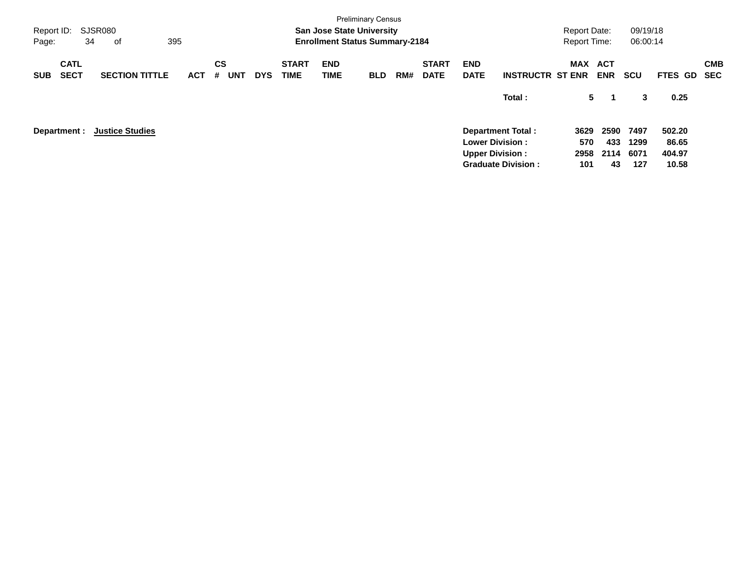Preliminary Census

**San Jose State University**

**Enrollment Status Summary-2184**

Report ID: SJSR080

Report Date: 09/19/18

Report Time: 06:00:14

| SUB | CATL SECT | SECTION TITTLE | ACT | CS # | UNT | DYS | START TIME | END TIME | BLD | RM# | START DATE | END DATE | INSTRUCTR | MAX ST ENR | ACT ENR | SCU | FTES | GD | CMB SEC |
|---|---|---|---|---|---|---|---|---|---|---|---|---|---|---|---|---|---|---|---|
| | | | | | | | | | | | | | **Total :** | **5** | **1** | **3** | **0.25** | | |

**Department : <u>Justice Studies</u>**

| | MAX ST ENR | ACT ENR | SCU | FTES |
|---|---|---|---|---|
| **Department Total :** | **3629** | **2590** | **7497** | **502.20** |
| **Lower Division :** | **570** | **433** | **1299** | **86.65** |
| **Upper Division :** | **2958** | **2114** | **6071** | **404.97** |
| **Graduate Division :** | **101** | **43** | **127** | **10.58** |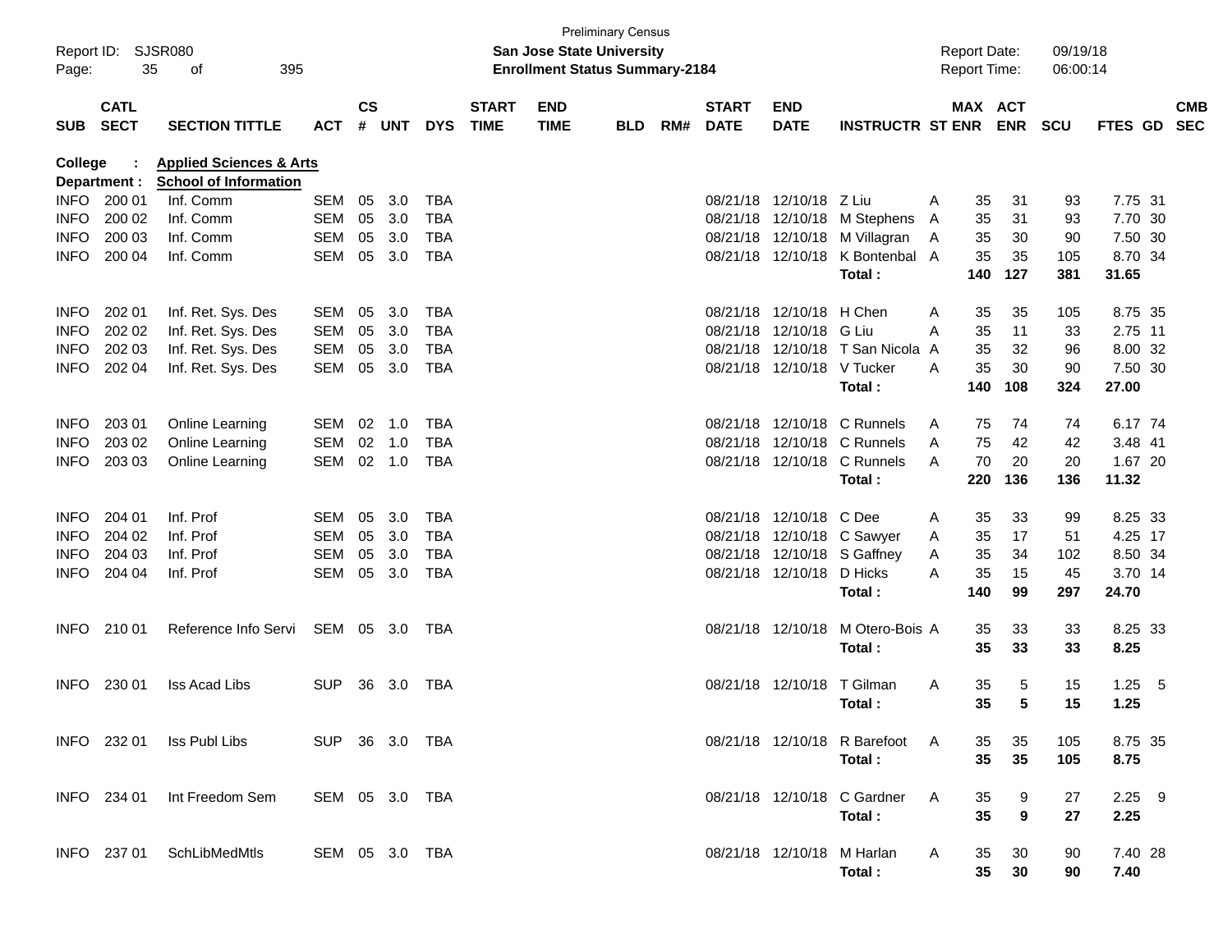Preliminary Census

**San Jose State University**
**Enrollment Status Summary-2184**

Report ID: SJSR080 | Report Date: 09/19/18 | Report Time: 06:00:14

**College : Applied Sciences & Arts**
**Department : School of Information**

| SUB | CATL SECT | SECTION TITTLE | ACT | CS # | UNT | DYS | START TIME | END TIME | BLD | RM# | START DATE | END DATE | INSTRUCTR | ST | MAX ENR | ACT ENR | SCU | FTES | GD | CMB SEC |
|---|---|---|---|---|---|---|---|---|---|---|---|---|---|---|---|---|---|---|---|---|
| INFO | 200 01 | Inf. Comm | SEM | 05 | 3.0 | TBA | | | | | 08/21/18 | 12/10/18 | Z Liu | A | 35 | 31 | 93 | 7.75 | 31 | |
| INFO | 200 02 | Inf. Comm | SEM | 05 | 3.0 | TBA | | | | | 08/21/18 | 12/10/18 | M Stephens | A | 35 | 31 | 93 | 7.70 | 30 | |
| INFO | 200 03 | Inf. Comm | SEM | 05 | 3.0 | TBA | | | | | 08/21/18 | 12/10/18 | M Villagran | A | 35 | 30 | 90 | 7.50 | 30 | |
| INFO | 200 04 | Inf. Comm | SEM | 05 | 3.0 | TBA | | | | | 08/21/18 | 12/10/18 | K Bontenbal | A | 35 | 35 | 105 | 8.70 | 34 | |
| | | | | | | | | | | | | | **Total :** | | **140** | **127** | **381** | **31.65** | | |
| INFO | 202 01 | Inf. Ret. Sys. Des | SEM | 05 | 3.0 | TBA | | | | | 08/21/18 | 12/10/18 | H Chen | A | 35 | 35 | 105 | 8.75 | 35 | |
| INFO | 202 02 | Inf. Ret. Sys. Des | SEM | 05 | 3.0 | TBA | | | | | 08/21/18 | 12/10/18 | G Liu | A | 35 | 11 | 33 | 2.75 | 11 | |
| INFO | 202 03 | Inf. Ret. Sys. Des | SEM | 05 | 3.0 | TBA | | | | | 08/21/18 | 12/10/18 | T San Nicola | A | 35 | 32 | 96 | 8.00 | 32 | |
| INFO | 202 04 | Inf. Ret. Sys. Des | SEM | 05 | 3.0 | TBA | | | | | 08/21/18 | 12/10/18 | V Tucker | A | 35 | 30 | 90 | 7.50 | 30 | |
| | | | | | | | | | | | | | **Total :** | | **140** | **108** | **324** | **27.00** | | |
| INFO | 203 01 | Online Learning | SEM | 02 | 1.0 | TBA | | | | | 08/21/18 | 12/10/18 | C Runnels | A | 75 | 74 | 74 | 6.17 | 74 | |
| INFO | 203 02 | Online Learning | SEM | 02 | 1.0 | TBA | | | | | 08/21/18 | 12/10/18 | C Runnels | A | 75 | 42 | 42 | 3.48 | 41 | |
| INFO | 203 03 | Online Learning | SEM | 02 | 1.0 | TBA | | | | | 08/21/18 | 12/10/18 | C Runnels | A | 70 | 20 | 20 | 1.67 | 20 | |
| | | | | | | | | | | | | | **Total :** | | **220** | **136** | **136** | **11.32** | | |
| INFO | 204 01 | Inf. Prof | SEM | 05 | 3.0 | TBA | | | | | 08/21/18 | 12/10/18 | C Dee | A | 35 | 33 | 99 | 8.25 | 33 | |
| INFO | 204 02 | Inf. Prof | SEM | 05 | 3.0 | TBA | | | | | 08/21/18 | 12/10/18 | C Sawyer | A | 35 | 17 | 51 | 4.25 | 17 | |
| INFO | 204 03 | Inf. Prof | SEM | 05 | 3.0 | TBA | | | | | 08/21/18 | 12/10/18 | S Gaffney | A | 35 | 34 | 102 | 8.50 | 34 | |
| INFO | 204 04 | Inf. Prof | SEM | 05 | 3.0 | TBA | | | | | 08/21/18 | 12/10/18 | D Hicks | A | 35 | 15 | 45 | 3.70 | 14 | |
| | | | | | | | | | | | | | **Total :** | | **140** | **99** | **297** | **24.70** | | |
| INFO | 210 01 | Reference Info Servi | SEM | 05 | 3.0 | TBA | | | | | 08/21/18 | 12/10/18 | M Otero-Bois | A | 35 | 33 | 33 | 8.25 | 33 | |
| | | | | | | | | | | | | | **Total :** | | **35** | **33** | **33** | **8.25** | | |
| INFO | 230 01 | Iss Acad Libs | SUP | 36 | 3.0 | TBA | | | | | 08/21/18 | 12/10/18 | T Gilman | A | 35 | 5 | 15 | 1.25 | 5 | |
| | | | | | | | | | | | | | **Total :** | | **35** | **5** | **15** | **1.25** | | |
| INFO | 232 01 | Iss Publ Libs | SUP | 36 | 3.0 | TBA | | | | | 08/21/18 | 12/10/18 | R Barefoot | A | 35 | 35 | 105 | 8.75 | 35 | |
| | | | | | | | | | | | | | **Total :** | | **35** | **35** | **105** | **8.75** | | |
| INFO | 234 01 | Int Freedom Sem | SEM | 05 | 3.0 | TBA | | | | | 08/21/18 | 12/10/18 | C Gardner | A | 35 | 9 | 27 | 2.25 | 9 | |
| | | | | | | | | | | | | | **Total :** | | **35** | **9** | **27** | **2.25** | | |
| INFO | 237 01 | SchLibMedMtls | SEM | 05 | 3.0 | TBA | | | | | 08/21/18 | 12/10/18 | M Harlan | A | 35 | 30 | 90 | 7.40 | 28 | |
| | | | | | | | | | | | | | **Total :** | | **35** | **30** | **90** | **7.40** | | |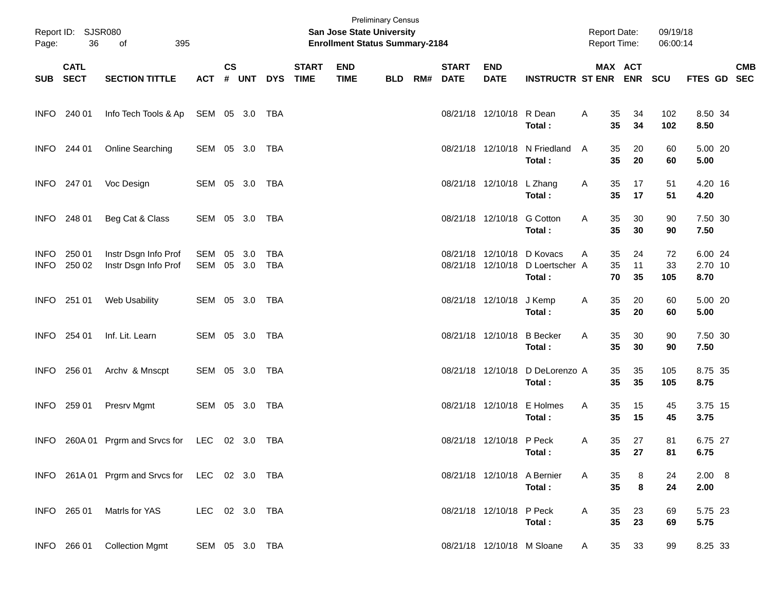Preliminary Census

**San Jose State University**

**Enrollment Status Summary-2184**

Report ID: SJSR080

Report Date: 09/19/18

Report Time: 06:00:14

| SUB | CATL SECT | SECTION TITTLE | ACT | CS # | UNT | DYS | START TIME | END TIME | BLD | RM# | START DATE | END DATE | INSTRUCTR | ST | MAX ENR | ACT ENR | SCU | FTES | GD | CMB SEC |
|---|---|---|---|---|---|---|---|---|---|---|---|---|---|---|---|---|---|---|---|---|
| INFO | 240 01 | Info Tech Tools & Ap | SEM | 05 | 3.0 | TBA | | | | | 08/21/18 | 12/10/18 | R Dean | A | 35 | 34 | 102 | 8.50 | 34 | |
| | | | | | | | | | | | | | **Total :** | | **35** | **34** | **102** | **8.50** | | |
| INFO | 244 01 | Online Searching | SEM | 05 | 3.0 | TBA | | | | | 08/21/18 | 12/10/18 | N Friedland | A | 35 | 20 | 60 | 5.00 | 20 | |
| | | | | | | | | | | | | | **Total :** | | **35** | **20** | **60** | **5.00** | | |
| INFO | 247 01 | Voc Design | SEM | 05 | 3.0 | TBA | | | | | 08/21/18 | 12/10/18 | L Zhang | A | 35 | 17 | 51 | 4.20 | 16 | |
| | | | | | | | | | | | | | **Total :** | | **35** | **17** | **51** | **4.20** | | |
| INFO | 248 01 | Beg Cat & Class | SEM | 05 | 3.0 | TBA | | | | | 08/21/18 | 12/10/18 | G Cotton | A | 35 | 30 | 90 | 7.50 | 30 | |
| | | | | | | | | | | | | | **Total :** | | **35** | **30** | **90** | **7.50** | | |
| INFO | 250 01 | Instr Dsgn Info Prof | SEM | 05 | 3.0 | TBA | | | | | 08/21/18 | 12/10/18 | D Kovacs | A | 35 | 24 | 72 | 6.00 | 24 | |
| INFO | 250 02 | Instr Dsgn Info Prof | SEM | 05 | 3.0 | TBA | | | | | 08/21/18 | 12/10/18 | D Loertscher | A | 35 | 11 | 33 | 2.70 | 10 | |
| | | | | | | | | | | | | | **Total :** | | **70** | **35** | **105** | **8.70** | | |
| INFO | 251 01 | Web Usability | SEM | 05 | 3.0 | TBA | | | | | 08/21/18 | 12/10/18 | J Kemp | A | 35 | 20 | 60 | 5.00 | 20 | |
| | | | | | | | | | | | | | **Total :** | | **35** | **20** | **60** | **5.00** | | |
| INFO | 254 01 | Inf. Lit. Learn | SEM | 05 | 3.0 | TBA | | | | | 08/21/18 | 12/10/18 | B Becker | A | 35 | 30 | 90 | 7.50 | 30 | |
| | | | | | | | | | | | | | **Total :** | | **35** | **30** | **90** | **7.50** | | |
| INFO | 256 01 | Archv & Mnscpt | SEM | 05 | 3.0 | TBA | | | | | 08/21/18 | 12/10/18 | D DeLorenzo | A | 35 | 35 | 105 | 8.75 | 35 | |
| | | | | | | | | | | | | | **Total :** | | **35** | **35** | **105** | **8.75** | | |
| INFO | 259 01 | Presrv Mgmt | SEM | 05 | 3.0 | TBA | | | | | 08/21/18 | 12/10/18 | E Holmes | A | 35 | 15 | 45 | 3.75 | 15 | |
| | | | | | | | | | | | | | **Total :** | | **35** | **15** | **45** | **3.75** | | |
| INFO | 260A 01 | Prgrm and Srvcs for | LEC | 02 | 3.0 | TBA | | | | | 08/21/18 | 12/10/18 | P Peck | A | 35 | 27 | 81 | 6.75 | 27 | |
| | | | | | | | | | | | | | **Total :** | | **35** | **27** | **81** | **6.75** | | |
| INFO | 261A 01 | Prgrm and Srvcs for | LEC | 02 | 3.0 | TBA | | | | | 08/21/18 | 12/10/18 | A Bernier | A | 35 | 8 | 24 | 2.00 | 8 | |
| | | | | | | | | | | | | | **Total :** | | **35** | **8** | **24** | **2.00** | | |
| INFO | 265 01 | Matrls for YAS | LEC | 02 | 3.0 | TBA | | | | | 08/21/18 | 12/10/18 | P Peck | A | 35 | 23 | 69 | 5.75 | 23 | |
| | | | | | | | | | | | | | **Total :** | | **35** | **23** | **69** | **5.75** | | |
| INFO | 266 01 | Collection Mgmt | SEM | 05 | 3.0 | TBA | | | | | 08/21/18 | 12/10/18 | M Sloane | A | 35 | 33 | 99 | 8.25 | 33 | |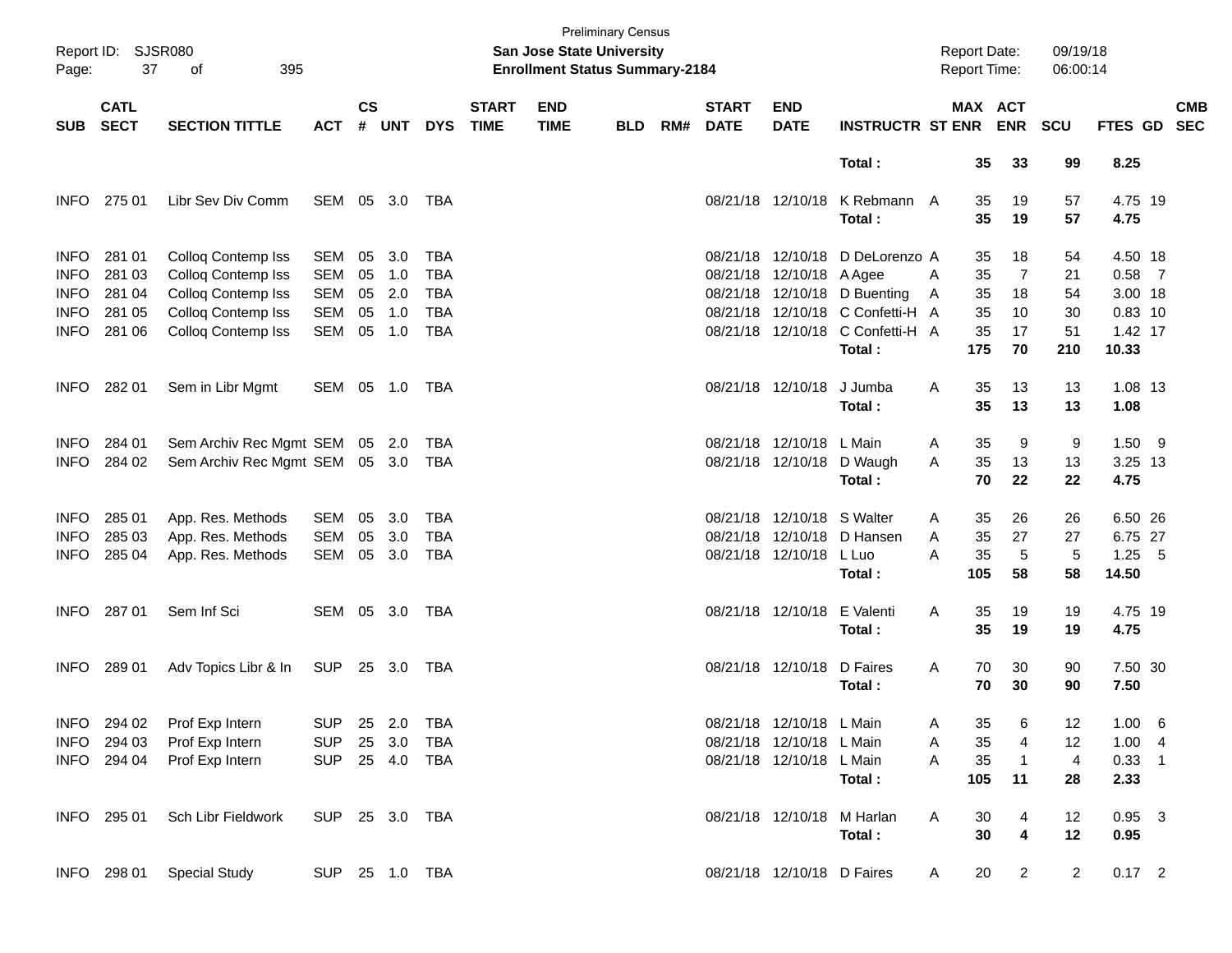Preliminary Census

Report ID: SJSR080

**San Jose State University**

**Enrollment Status Summary-2184**

Report Date: 09/19/18
Report Time: 06:00:14

| SUB | CATL SECT | SECTION TITTLE | ACT | CS # | UNT | DYS | START TIME | END TIME | BLD | RM# | START DATE | END DATE | INSTRUCTR | ST | MAX ENR | ACT ENR | SCU | FTES | GD | CMB SEC |
|---|---|---|---|---|---|---|---|---|---|---|---|---|---|---|---|---|---|---|---|---|
| | | | | | | | | | | | | | **Total :** | | **35** | **33** | **99** | **8.25** | | |
| INFO | 275 01 | Libr Sev Div Comm | SEM | 05 | 3.0 | TBA | | | | | 08/21/18 | 12/10/18 | K Rebmann | A | 35 | 19 | 57 | 4.75 | 19 | |
| | | | | | | | | | | | | | **Total :** | | **35** | **19** | **57** | **4.75** | | |
| INFO | 281 01 | Colloq Contemp Iss | SEM | 05 | 3.0 | TBA | | | | | 08/21/18 | 12/10/18 | D DeLorenzo | A | 35 | 18 | 54 | 4.50 | 18 | |
| INFO | 281 03 | Colloq Contemp Iss | SEM | 05 | 1.0 | TBA | | | | | 08/21/18 | 12/10/18 | A Agee | A | 35 | 7 | 21 | 0.58 | 7 | |
| INFO | 281 04 | Colloq Contemp Iss | SEM | 05 | 2.0 | TBA | | | | | 08/21/18 | 12/10/18 | D Buenting | A | 35 | 18 | 54 | 3.00 | 18 | |
| INFO | 281 05 | Colloq Contemp Iss | SEM | 05 | 1.0 | TBA | | | | | 08/21/18 | 12/10/18 | C Confetti-H | A | 35 | 10 | 30 | 0.83 | 10 | |
| INFO | 281 06 | Colloq Contemp Iss | SEM | 05 | 1.0 | TBA | | | | | 08/21/18 | 12/10/18 | C Confetti-H | A | 35 | 17 | 51 | 1.42 | 17 | |
| | | | | | | | | | | | | | **Total :** | | **175** | **70** | **210** | **10.33** | | |
| INFO | 282 01 | Sem in Libr Mgmt | SEM | 05 | 1.0 | TBA | | | | | 08/21/18 | 12/10/18 | J Jumba | A | 35 | 13 | 13 | 1.08 | 13 | |
| | | | | | | | | | | | | | **Total :** | | **35** | **13** | **13** | **1.08** | | |
| INFO | 284 01 | Sem Archiv Rec Mgmt | SEM | 05 | 2.0 | TBA | | | | | 08/21/18 | 12/10/18 | L Main | A | 35 | 9 | 9 | 1.50 | 9 | |
| INFO | 284 02 | Sem Archiv Rec Mgmt | SEM | 05 | 3.0 | TBA | | | | | 08/21/18 | 12/10/18 | D Waugh | A | 35 | 13 | 13 | 3.25 | 13 | |
| | | | | | | | | | | | | | **Total :** | | **70** | **22** | **22** | **4.75** | | |
| INFO | 285 01 | App. Res. Methods | SEM | 05 | 3.0 | TBA | | | | | 08/21/18 | 12/10/18 | S Walter | A | 35 | 26 | 26 | 6.50 | 26 | |
| INFO | 285 03 | App. Res. Methods | SEM | 05 | 3.0 | TBA | | | | | 08/21/18 | 12/10/18 | D Hansen | A | 35 | 27 | 27 | 6.75 | 27 | |
| INFO | 285 04 | App. Res. Methods | SEM | 05 | 3.0 | TBA | | | | | 08/21/18 | 12/10/18 | L Luo | A | 35 | 5 | 5 | 1.25 | 5 | |
| | | | | | | | | | | | | | **Total :** | | **105** | **58** | **58** | **14.50** | | |
| INFO | 287 01 | Sem Inf Sci | SEM | 05 | 3.0 | TBA | | | | | 08/21/18 | 12/10/18 | E Valenti | A | 35 | 19 | 19 | 4.75 | 19 | |
| | | | | | | | | | | | | | **Total :** | | **35** | **19** | **19** | **4.75** | | |
| INFO | 289 01 | Adv Topics Libr & In | SUP | 25 | 3.0 | TBA | | | | | 08/21/18 | 12/10/18 | D Faires | A | 70 | 30 | 90 | 7.50 | 30 | |
| | | | | | | | | | | | | | **Total :** | | **70** | **30** | **90** | **7.50** | | |
| INFO | 294 02 | Prof Exp Intern | SUP | 25 | 2.0 | TBA | | | | | 08/21/18 | 12/10/18 | L Main | A | 35 | 6 | 12 | 1.00 | 6 | |
| INFO | 294 03 | Prof Exp Intern | SUP | 25 | 3.0 | TBA | | | | | 08/21/18 | 12/10/18 | L Main | A | 35 | 4 | 12 | 1.00 | 4 | |
| INFO | 294 04 | Prof Exp Intern | SUP | 25 | 4.0 | TBA | | | | | 08/21/18 | 12/10/18 | L Main | A | 35 | 1 | 4 | 0.33 | 1 | |
| | | | | | | | | | | | | | **Total :** | | **105** | **11** | **28** | **2.33** | | |
| INFO | 295 01 | Sch Libr Fieldwork | SUP | 25 | 3.0 | TBA | | | | | 08/21/18 | 12/10/18 | M Harlan | A | 30 | 4 | 12 | 0.95 | 3 | |
| | | | | | | | | | | | | | **Total :** | | **30** | **4** | **12** | **0.95** | | |
| INFO | 298 01 | Special Study | SUP | 25 | 1.0 | TBA | | | | | 08/21/18 | 12/10/18 | D Faires | A | 20 | 2 | 2 | 0.17 | 2 | |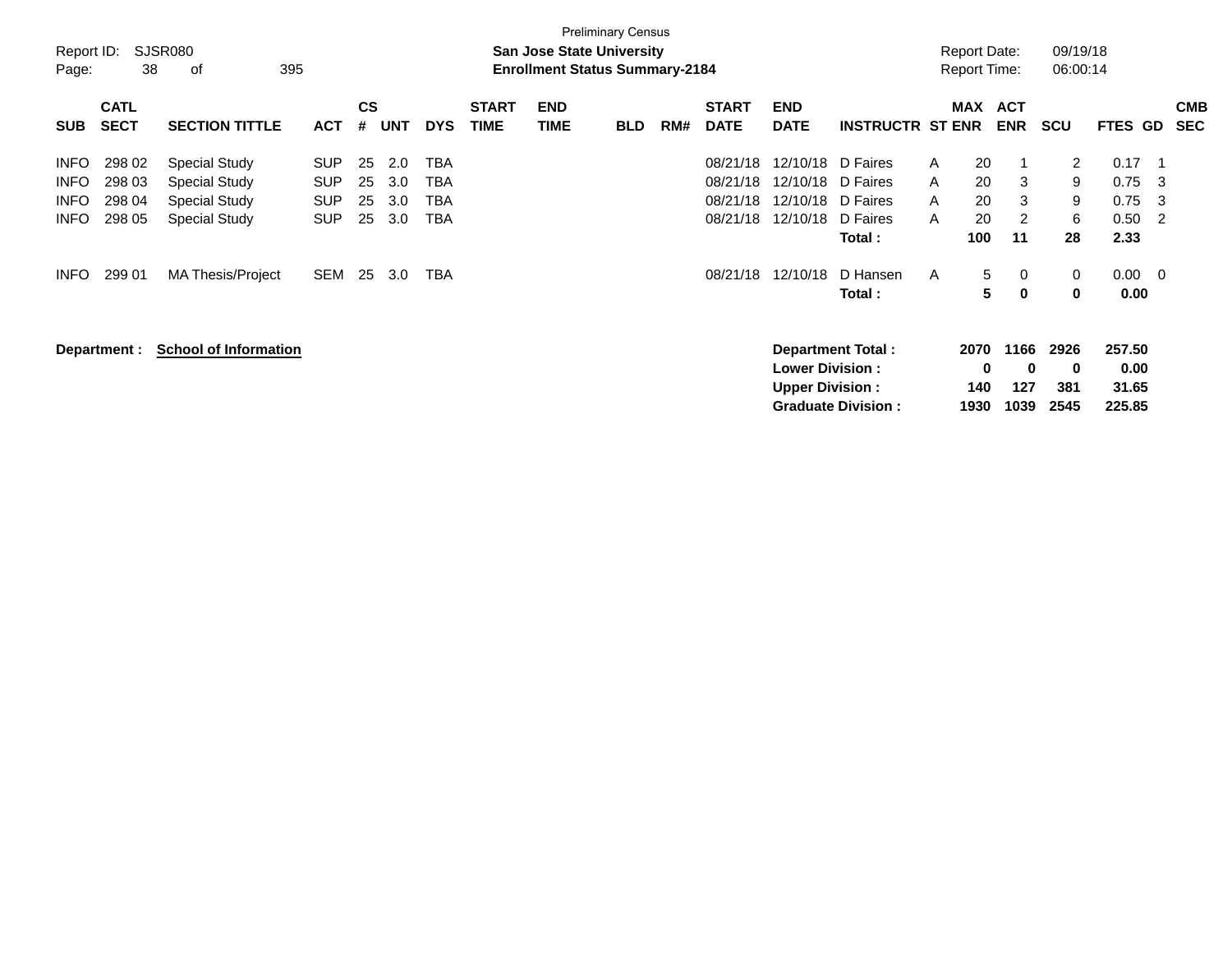Preliminary Census

Report ID: SJSR080

**San Jose State University**

**Enrollment Status Summary-2184**

Report Date: 09/19/18
Report Time: 06:00:14

| SUB | CATL SECT | SECTION TITTLE | ACT | CS # | UNT | DYS | START TIME | END TIME | BLD | RM# | START DATE | END DATE | INSTRUCTR | ST | MAX ENR | ACT ENR | SCU | FTES | GD | CMB SEC |
|---|---|---|---|---|---|---|---|---|---|---|---|---|---|---|---|---|---|---|---|---|
| INFO | 298 02 | Special Study | SUP | 25 | 2.0 | TBA | | | | | 08/21/18 | 12/10/18 | D Faires | A | 20 | 1 | 2 | 0.17 | 1 | |
| INFO | 298 03 | Special Study | SUP | 25 | 3.0 | TBA | | | | | 08/21/18 | 12/10/18 | D Faires | A | 20 | 3 | 9 | 0.75 | 3 | |
| INFO | 298 04 | Special Study | SUP | 25 | 3.0 | TBA | | | | | 08/21/18 | 12/10/18 | D Faires | A | 20 | 3 | 9 | 0.75 | 3 | |
| INFO | 298 05 | Special Study | SUP | 25 | 3.0 | TBA | | | | | 08/21/18 | 12/10/18 | D Faires | A | 20 | 2 | 6 | 0.50 | 2 | |
| | | | | | | | | | | | | | **Total :** | | **100** | **11** | **28** | **2.33** | | |
| INFO | 299 01 | MA Thesis/Project | SEM | 25 | 3.0 | TBA | | | | | 08/21/18 | 12/10/18 | D Hansen | A | 5 | 0 | 0 | 0.00 | 0 | |
| | | | | | | | | | | | | | **Total :** | | **5** | **0** | **0** | **0.00** | | |

**Department :** **School of Information**

| | MAX ENR | ACT ENR | SCU | FTES |
|---|---|---|---|---|
| **Department Total :** | **2070** | **1166** | **2926** | **257.50** |
| **Lower Division :** | **0** | **0** | **0** | **0.00** |
| **Upper Division :** | **140** | **127** | **381** | **31.65** |
| **Graduate Division :** | **1930** | **1039** | **2545** | **225.85** |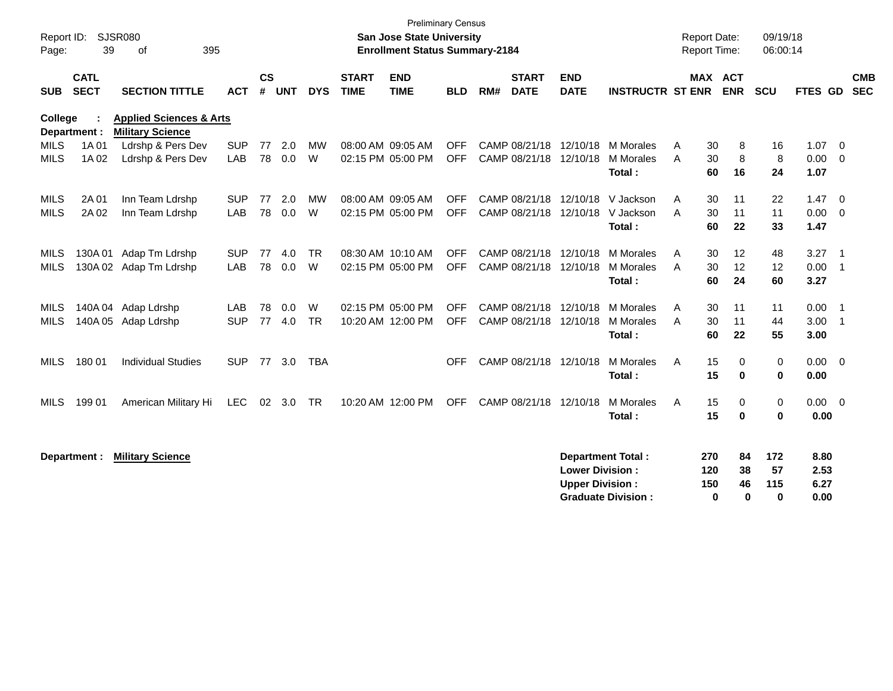Preliminary Census

**San Jose State University**
**Enrollment Status Summary-2184**

Report ID: SJSR080
Report Date: 09/19/18
Report Time: 06:00:14

| SUB | CATL SECT | SECTION TITTLE | ACT | CS # | UNT | DYS | START TIME | END TIME | BLD | RM# | START DATE | END DATE | INSTRUCTR | ST | MAX ENR | ACT ENR | SCU | FTES | GD | CMB SEC |
|---|---|---|---|---|---|---|---|---|---|---|---|---|---|---|---|---|---|---|---|---|
| **College : Applied Sciences & Arts** | | | | | | | | | | | | | | | | | | | | |
| **Department : Military Science** | | | | | | | | | | | | | | | | | | | | |
| MILS | 1A 01 | Ldrshp & Pers Dev | SUP | 77 | 2.0 | MW | 08:00 AM | 09:05 AM | OFF | CAMP | 08/21/18 | 12/10/18 | M Morales | A | 30 | 8 | 16 | 1.07 | 0 | |
| MILS | 1A 02 | Ldrshp & Pers Dev | LAB | 78 | 0.0 | W | 02:15 PM | 05:00 PM | OFF | CAMP | 08/21/18 | 12/10/18 | M Morales | A | 30 | 8 | 8 | 0.00 | 0 | |
| | | | | | | | | | | | | | **Total :** | | **60** | **16** | **24** | **1.07** | | |
| MILS | 2A 01 | Inn Team Ldrshp | SUP | 77 | 2.0 | MW | 08:00 AM | 09:05 AM | OFF | CAMP | 08/21/18 | 12/10/18 | V Jackson | A | 30 | 11 | 22 | 1.47 | 0 | |
| MILS | 2A 02 | Inn Team Ldrshp | LAB | 78 | 0.0 | W | 02:15 PM | 05:00 PM | OFF | CAMP | 08/21/18 | 12/10/18 | V Jackson | A | 30 | 11 | 11 | 0.00 | 0 | |
| | | | | | | | | | | | | | **Total :** | | **60** | **22** | **33** | **1.47** | | |
| MILS | 130A 01 | Adap Tm Ldrshp | SUP | 77 | 4.0 | TR | 08:30 AM | 10:10 AM | OFF | CAMP | 08/21/18 | 12/10/18 | M Morales | A | 30 | 12 | 48 | 3.27 | 1 | |
| MILS | 130A 02 | Adap Tm Ldrshp | LAB | 78 | 0.0 | W | 02:15 PM | 05:00 PM | OFF | CAMP | 08/21/18 | 12/10/18 | M Morales | A | 30 | 12 | 12 | 0.00 | 1 | |
| | | | | | | | | | | | | | **Total :** | | **60** | **24** | **60** | **3.27** | | |
| MILS | 140A 04 | Adap Ldrshp | LAB | 78 | 0.0 | W | 02:15 PM | 05:00 PM | OFF | CAMP | 08/21/18 | 12/10/18 | M Morales | A | 30 | 11 | 11 | 0.00 | 1 | |
| MILS | 140A 05 | Adap Ldrshp | SUP | 77 | 4.0 | TR | 10:20 AM | 12:00 PM | OFF | CAMP | 08/21/18 | 12/10/18 | M Morales | A | 30 | 11 | 44 | 3.00 | 1 | |
| | | | | | | | | | | | | | **Total :** | | **60** | **22** | **55** | **3.00** | | |
| MILS | 180 01 | Individual Studies | SUP | 77 | 3.0 | TBA | | | OFF | CAMP | 08/21/18 | 12/10/18 | M Morales | A | 15 | 0 | 0 | 0.00 | 0 | |
| | | | | | | | | | | | | | **Total :** | | **15** | **0** | **0** | **0.00** | | |
| MILS | 199 01 | American Military Hi | LEC | 02 | 3.0 | TR | 10:20 AM | 12:00 PM | OFF | CAMP | 08/21/18 | 12/10/18 | M Morales | A | 15 | 0 | 0 | 0.00 | 0 | |
| | | | | | | | | | | | | | **Total :** | | **15** | **0** | **0** | **0.00** | | |

**Department : Military Science**

| | MAX ENR | ACT ENR | SCU | FTES |
|---|---|---|---|---|
| **Department Total :** | **270** | **84** | **172** | **8.80** |
| **Lower Division :** | **120** | **38** | **57** | **2.53** |
| **Upper Division :** | **150** | **46** | **115** | **6.27** |
| **Graduate Division :** | **0** | **0** | **0** | **0.00** |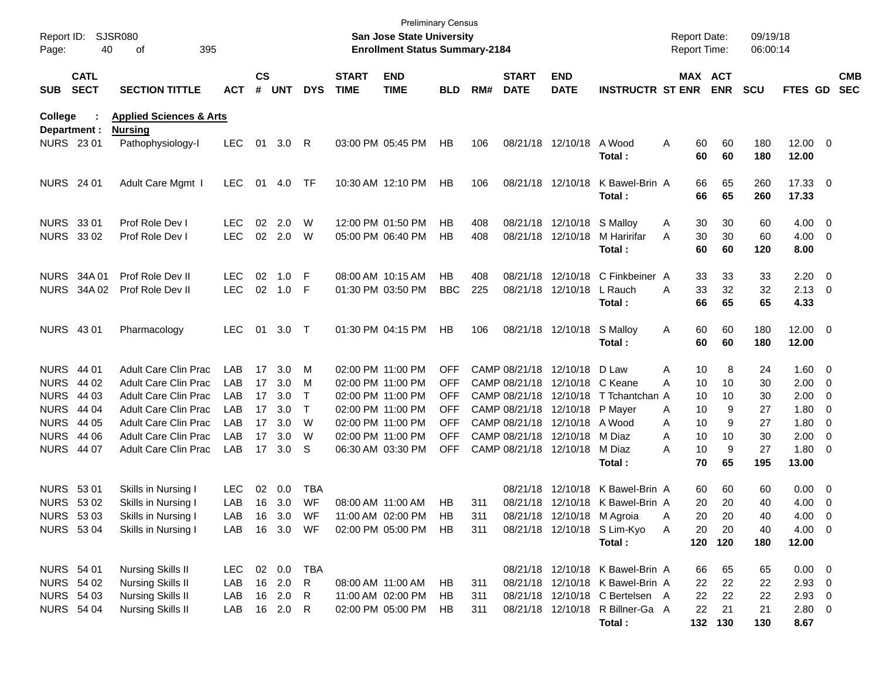Preliminary Census
**San Jose State University**
**Enrollment Status Summary-2184**

Report ID: SJSR080
Report Date: 09/19/18
Report Time: 06:00:14

| SUB | CATL SECT | SECTION TITTLE | ACT | CS # | UNT | DYS | START TIME | END TIME | BLD | RM# | START DATE | END DATE | INSTRUCTR | ST | MAX ENR | ACT ENR | SCU | FTES | GD | CMB SEC |
|---|---|---|---|---|---|---|---|---|---|---|---|---|---|---|---|---|---|---|---|---|
| **College :** | | **Applied Sciences & Arts** | | | | | | | | | | | | | | | | | | |
| **Department :** | | **Nursing** | | | | | | | | | | | | | | | | | | |
| NURS | 23 01 | Pathophysiology-I | LEC | 01 | 3.0 | R | 03:00 PM | 05:45 PM | HB | 106 | 08/21/18 | 12/10/18 | A Wood | A | 60 | 60 | 180 | 12.00 | 0 | |
| | | | | | | | | | | | | | **Total :** | | **60** | **60** | **180** | **12.00** | | |
| NURS | 24 01 | Adult Care Mgmt I | LEC | 01 | 4.0 | TF | 10:30 AM | 12:10 PM | HB | 106 | 08/21/18 | 12/10/18 | K Bawel-Brin | A | 66 | 65 | 260 | 17.33 | 0 | |
| | | | | | | | | | | | | | **Total :** | | **66** | **65** | **260** | **17.33** | | |
| NURS | 33 01 | Prof Role Dev I | LEC | 02 | 2.0 | W | 12:00 PM | 01:50 PM | HB | 408 | 08/21/18 | 12/10/18 | S Malloy | A | 30 | 30 | 60 | 4.00 | 0 | |
| NURS | 33 02 | Prof Role Dev I | LEC | 02 | 2.0 | W | 05:00 PM | 06:40 PM | HB | 408 | 08/21/18 | 12/10/18 | M Haririfar | A | 30 | 30 | 60 | 4.00 | 0 | |
| | | | | | | | | | | | | | **Total :** | | **60** | **60** | **120** | **8.00** | | |
| NURS | 34A 01 | Prof Role Dev II | LEC | 02 | 1.0 | F | 08:00 AM | 10:15 AM | HB | 408 | 08/21/18 | 12/10/18 | C Finkbeiner | A | 33 | 33 | 33 | 2.20 | 0 | |
| NURS | 34A 02 | Prof Role Dev II | LEC | 02 | 1.0 | F | 01:30 PM | 03:50 PM | BBC | 225 | 08/21/18 | 12/10/18 | L Rauch | A | 33 | 32 | 32 | 2.13 | 0 | |
| | | | | | | | | | | | | | **Total :** | | **66** | **65** | **65** | **4.33** | | |
| NURS | 43 01 | Pharmacology | LEC | 01 | 3.0 | T | 01:30 PM | 04:15 PM | HB | 106 | 08/21/18 | 12/10/18 | S Malloy | A | 60 | 60 | 180 | 12.00 | 0 | |
| | | | | | | | | | | | | | **Total :** | | **60** | **60** | **180** | **12.00** | | |
| NURS | 44 01 | Adult Care Clin Prac | LAB | 17 | 3.0 | M | 02:00 PM | 11:00 PM | OFF | CAMP | 08/21/18 | 12/10/18 | D Law | A | 10 | 8 | 24 | 1.60 | 0 | |
| NURS | 44 02 | Adult Care Clin Prac | LAB | 17 | 3.0 | M | 02:00 PM | 11:00 PM | OFF | CAMP | 08/21/18 | 12/10/18 | C Keane | A | 10 | 10 | 30 | 2.00 | 0 | |
| NURS | 44 03 | Adult Care Clin Prac | LAB | 17 | 3.0 | T | 02:00 PM | 11:00 PM | OFF | CAMP | 08/21/18 | 12/10/18 | T Tchantchan | A | 10 | 10 | 30 | 2.00 | 0 | |
| NURS | 44 04 | Adult Care Clin Prac | LAB | 17 | 3.0 | T | 02:00 PM | 11:00 PM | OFF | CAMP | 08/21/18 | 12/10/18 | P Mayer | A | 10 | 9 | 27 | 1.80 | 0 | |
| NURS | 44 05 | Adult Care Clin Prac | LAB | 17 | 3.0 | W | 02:00 PM | 11:00 PM | OFF | CAMP | 08/21/18 | 12/10/18 | A Wood | A | 10 | 9 | 27 | 1.80 | 0 | |
| NURS | 44 06 | Adult Care Clin Prac | LAB | 17 | 3.0 | W | 02:00 PM | 11:00 PM | OFF | CAMP | 08/21/18 | 12/10/18 | M Diaz | A | 10 | 10 | 30 | 2.00 | 0 | |
| NURS | 44 07 | Adult Care Clin Prac | LAB | 17 | 3.0 | S | 06:30 AM | 03:30 PM | OFF | CAMP | 08/21/18 | 12/10/18 | M Diaz | A | 10 | 9 | 27 | 1.80 | 0 | |
| | | | | | | | | | | | | | **Total :** | | **70** | **65** | **195** | **13.00** | | |
| NURS | 53 01 | Skills in Nursing I | LEC | 02 | 0.0 | TBA | | | | | 08/21/18 | 12/10/18 | K Bawel-Brin | A | 60 | 60 | 60 | 0.00 | 0 | |
| NURS | 53 02 | Skills in Nursing I | LAB | 16 | 3.0 | WF | 08:00 AM | 11:00 AM | HB | 311 | 08/21/18 | 12/10/18 | K Bawel-Brin | A | 20 | 20 | 40 | 4.00 | 0 | |
| NURS | 53 03 | Skills in Nursing I | LAB | 16 | 3.0 | WF | 11:00 AM | 02:00 PM | HB | 311 | 08/21/18 | 12/10/18 | M Agroia | A | 20 | 20 | 40 | 4.00 | 0 | |
| NURS | 53 04 | Skills in Nursing I | LAB | 16 | 3.0 | WF | 02:00 PM | 05:00 PM | HB | 311 | 08/21/18 | 12/10/18 | S Lim-Kyo | A | 20 | 20 | 40 | 4.00 | 0 | |
| | | | | | | | | | | | | | **Total :** | | **120** | **120** | **180** | **12.00** | | |
| NURS | 54 01 | Nursing Skills II | LEC | 02 | 0.0 | TBA | | | | | 08/21/18 | 12/10/18 | K Bawel-Brin | A | 66 | 65 | 65 | 0.00 | 0 | |
| NURS | 54 02 | Nursing Skills II | LAB | 16 | 2.0 | R | 08:00 AM | 11:00 AM | HB | 311 | 08/21/18 | 12/10/18 | K Bawel-Brin | A | 22 | 22 | 22 | 2.93 | 0 | |
| NURS | 54 03 | Nursing Skills II | LAB | 16 | 2.0 | R | 11:00 AM | 02:00 PM | HB | 311 | 08/21/18 | 12/10/18 | C Bertelsen | A | 22 | 22 | 22 | 2.93 | 0 | |
| NURS | 54 04 | Nursing Skills II | LAB | 16 | 2.0 | R | 02:00 PM | 05:00 PM | HB | 311 | 08/21/18 | 12/10/18 | R Billner-Ga | A | 22 | 21 | 21 | 2.80 | 0 | |
| | | | | | | | | | | | | | **Total :** | | **132** | **130** | **130** | **8.67** | | |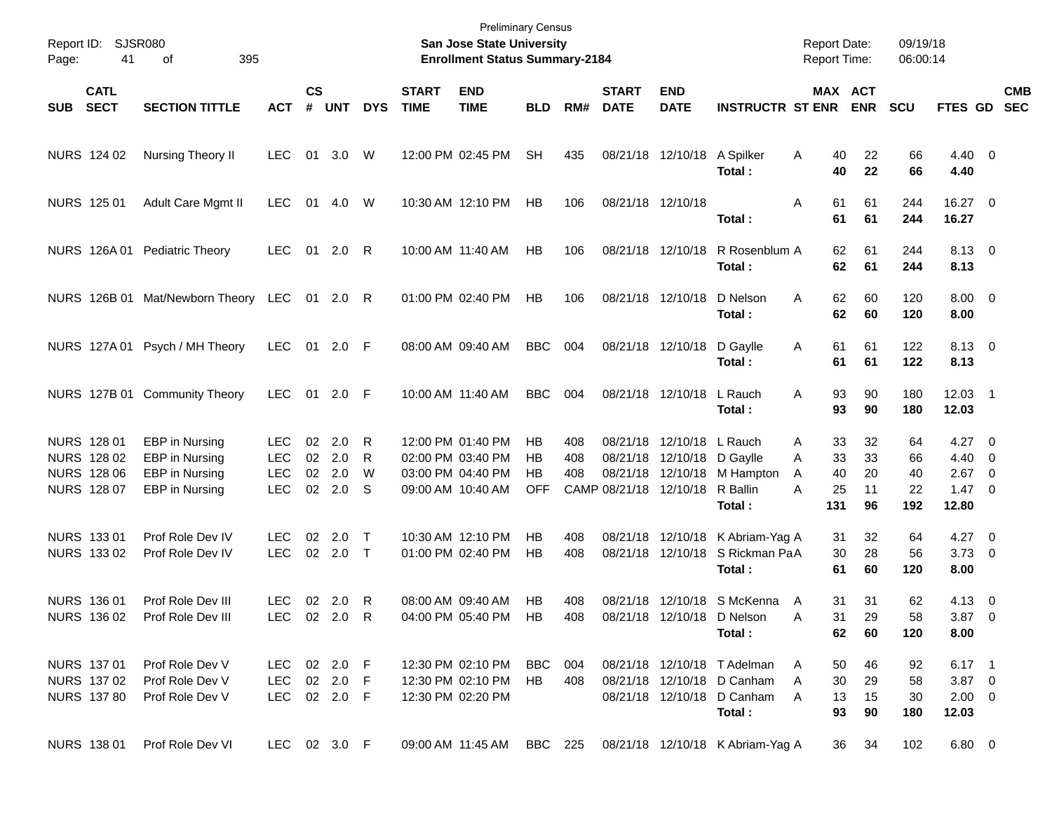Preliminary Census

**San Jose State University**

**Enrollment Status Summary-2184**

Report ID: SJSR080

Report Date: 09/19/18

Report Time: 06:00:14

| SUB | CATL SECT | SECTION TITTLE | ACT | CS # | UNT | DYS | START TIME | END TIME | BLD | RM# | START DATE | END DATE | INSTRUCTR | ST | MAX ENR | ACT ENR | SCU | FTES | GD | CMB SEC |
|---|---|---|---|---|---|---|---|---|---|---|---|---|---|---|---|---|---|---|---|---|
| NURS | 124 02 | Nursing Theory II | LEC | 01 | 3.0 | W | 12:00 PM | 02:45 PM | SH | 435 | 08/21/18 | 12/10/18 | A Spilker | A | 40 | 22 | 66 | 4.40 | 0 | |
| | | | | | | | | | | | | | **Total :** | | **40** | **22** | **66** | **4.40** | | |
| NURS | 125 01 | Adult Care Mgmt II | LEC | 01 | 4.0 | W | 10:30 AM | 12:10 PM | HB | 106 | 08/21/18 | 12/10/18 | | A | 61 | 61 | 244 | 16.27 | 0 | |
| | | | | | | | | | | | | | **Total :** | | **61** | **61** | **244** | **16.27** | | |
| NURS | 126A 01 | Pediatric Theory | LEC | 01 | 2.0 | R | 10:00 AM | 11:40 AM | HB | 106 | 08/21/18 | 12/10/18 | R Rosenblum | A | 62 | 61 | 244 | 8.13 | 0 | |
| | | | | | | | | | | | | | **Total :** | | **62** | **61** | **244** | **8.13** | | |
| NURS | 126B 01 | Mat/Newborn Theory | LEC | 01 | 2.0 | R | 01:00 PM | 02:40 PM | HB | 106 | 08/21/18 | 12/10/18 | D Nelson | A | 62 | 60 | 120 | 8.00 | 0 | |
| | | | | | | | | | | | | | **Total :** | | **62** | **60** | **120** | **8.00** | | |
| NURS | 127A 01 | Psych / MH Theory | LEC | 01 | 2.0 | F | 08:00 AM | 09:40 AM | BBC | 004 | 08/21/18 | 12/10/18 | D Gaylle | A | 61 | 61 | 122 | 8.13 | 0 | |
| | | | | | | | | | | | | | **Total :** | | **61** | **61** | **122** | **8.13** | | |
| NURS | 127B 01 | Community Theory | LEC | 01 | 2.0 | F | 10:00 AM | 11:40 AM | BBC | 004 | 08/21/18 | 12/10/18 | L Rauch | A | 93 | 90 | 180 | 12.03 | 1 | |
| | | | | | | | | | | | | | **Total :** | | **93** | **90** | **180** | **12.03** | | |
| NURS | 128 01 | EBP in Nursing | LEC | 02 | 2.0 | R | 12:00 PM | 01:40 PM | HB | 408 | 08/21/18 | 12/10/18 | L Rauch | A | 33 | 32 | 64 | 4.27 | 0 | |
| NURS | 128 02 | EBP in Nursing | LEC | 02 | 2.0 | R | 02:00 PM | 03:40 PM | HB | 408 | 08/21/18 | 12/10/18 | D Gaylle | A | 33 | 33 | 66 | 4.40 | 0 | |
| NURS | 128 06 | EBP in Nursing | LEC | 02 | 2.0 | W | 03:00 PM | 04:40 PM | HB | 408 | 08/21/18 | 12/10/18 | M Hampton | A | 40 | 20 | 40 | 2.67 | 0 | |
| NURS | 128 07 | EBP in Nursing | LEC | 02 | 2.0 | S | 09:00 AM | 10:40 AM | OFF | CAMP | 08/21/18 | 12/10/18 | R Ballin | A | 25 | 11 | 22 | 1.47 | 0 | |
| | | | | | | | | | | | | | **Total :** | | **131** | **96** | **192** | **12.80** | | |
| NURS | 133 01 | Prof Role Dev IV | LEC | 02 | 2.0 | T | 10:30 AM | 12:10 PM | HB | 408 | 08/21/18 | 12/10/18 | K Abriam-Yag | A | 31 | 32 | 64 | 4.27 | 0 | |
| NURS | 133 02 | Prof Role Dev IV | LEC | 02 | 2.0 | T | 01:00 PM | 02:40 PM | HB | 408 | 08/21/18 | 12/10/18 | S Rickman Pa | A | 30 | 28 | 56 | 3.73 | 0 | |
| | | | | | | | | | | | | | **Total :** | | **61** | **60** | **120** | **8.00** | | |
| NURS | 136 01 | Prof Role Dev III | LEC | 02 | 2.0 | R | 08:00 AM | 09:40 AM | HB | 408 | 08/21/18 | 12/10/18 | S McKenna | A | 31 | 31 | 62 | 4.13 | 0 | |
| NURS | 136 02 | Prof Role Dev III | LEC | 02 | 2.0 | R | 04:00 PM | 05:40 PM | HB | 408 | 08/21/18 | 12/10/18 | D Nelson | A | 31 | 29 | 58 | 3.87 | 0 | |
| | | | | | | | | | | | | | **Total :** | | **62** | **60** | **120** | **8.00** | | |
| NURS | 137 01 | Prof Role Dev V | LEC | 02 | 2.0 | F | 12:30 PM | 02:10 PM | BBC | 004 | 08/21/18 | 12/10/18 | T Adelman | A | 50 | 46 | 92 | 6.17 | 1 | |
| NURS | 137 02 | Prof Role Dev V | LEC | 02 | 2.0 | F | 12:30 PM | 02:10 PM | HB | 408 | 08/21/18 | 12/10/18 | D Canham | A | 30 | 29 | 58 | 3.87 | 0 | |
| NURS | 137 80 | Prof Role Dev V | LEC | 02 | 2.0 | F | 12:30 PM | 02:20 PM | | | 08/21/18 | 12/10/18 | D Canham | A | 13 | 15 | 30 | 2.00 | 0 | |
| | | | | | | | | | | | | | **Total :** | | **93** | **90** | **180** | **12.03** | | |
| NURS | 138 01 | Prof Role Dev VI | LEC | 02 | 3.0 | F | 09:00 AM | 11:45 AM | BBC | 225 | 08/21/18 | 12/10/18 | K Abriam-Yag | A | 36 | 34 | 102 | 6.80 | 0 | |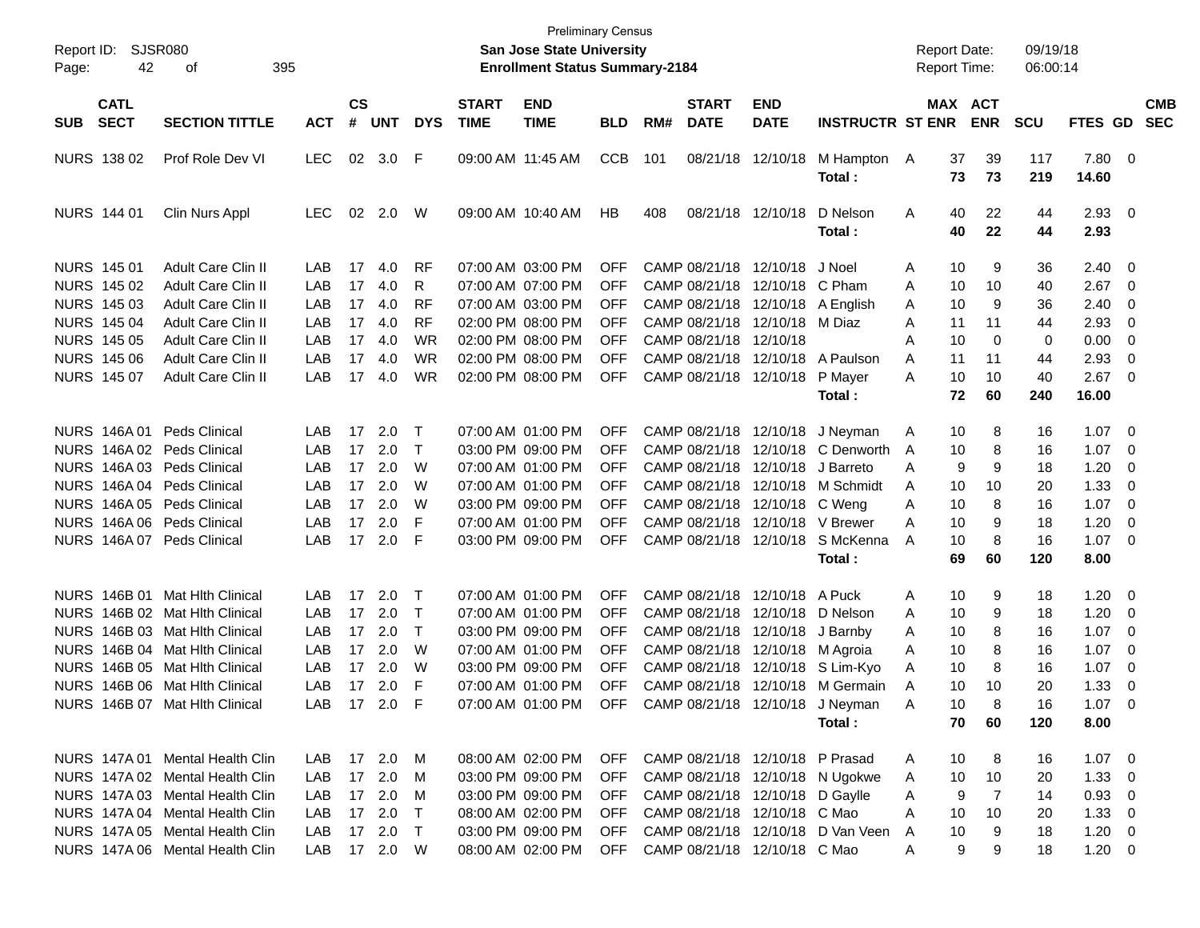Preliminary Census

**San Jose State University**

**Enrollment Status Summary-2184**

Report ID: SJSR080
Report Date: 09/19/18
Report Time: 06:00:14

| SUB | CATL SECT | SECTION TITTLE | ACT | CS # | UNT | DYS | START TIME | END TIME | BLD | RM# | START DATE | END DATE | INSTRUCTR | ST | MAX ENR | ACT ENR | SCU | FTES | GD | CMB SEC |
|---|---|---|---|---|---|---|---|---|---|---|---|---|---|---|---|---|---|---|---|---|
| NURS | 138 02 | Prof Role Dev VI | LEC | 02 | 3.0 | F | 09:00 AM | 11:45 AM | CCB | 101 | 08/21/18 | 12/10/18 | M Hampton | A | 37 | 39 | 117 | 7.80 | 0 | |
| | | | | | | | | | | | | | **Total :** | | **73** | **73** | **219** | **14.60** | | |
| NURS | 144 01 | Clin Nurs Appl | LEC | 02 | 2.0 | W | 09:00 AM | 10:40 AM | HB | 408 | 08/21/18 | 12/10/18 | D Nelson | A | 40 | 22 | 44 | 2.93 | 0 | |
| | | | | | | | | | | | | | **Total :** | | **40** | **22** | **44** | **2.93** | | |
| NURS | 145 01 | Adult Care Clin II | LAB | 17 | 4.0 | RF | 07:00 AM | 03:00 PM | OFF | CAMP | 08/21/18 | 12/10/18 | J Noel | A | 10 | 9 | 36 | 2.40 | 0 | |
| NURS | 145 02 | Adult Care Clin II | LAB | 17 | 4.0 | R | 07:00 AM | 07:00 PM | OFF | CAMP | 08/21/18 | 12/10/18 | C Pham | A | 10 | 10 | 40 | 2.67 | 0 | |
| NURS | 145 03 | Adult Care Clin II | LAB | 17 | 4.0 | RF | 07:00 AM | 03:00 PM | OFF | CAMP | 08/21/18 | 12/10/18 | A English | A | 10 | 9 | 36 | 2.40 | 0 | |
| NURS | 145 04 | Adult Care Clin II | LAB | 17 | 4.0 | RF | 02:00 PM | 08:00 PM | OFF | CAMP | 08/21/18 | 12/10/18 | M Diaz | A | 11 | 11 | 44 | 2.93 | 0 | |
| NURS | 145 05 | Adult Care Clin II | LAB | 17 | 4.0 | WR | 02:00 PM | 08:00 PM | OFF | CAMP | 08/21/18 | 12/10/18 | | A | 10 | 0 | 0 | 0.00 | 0 | |
| NURS | 145 06 | Adult Care Clin II | LAB | 17 | 4.0 | WR | 02:00 PM | 08:00 PM | OFF | CAMP | 08/21/18 | 12/10/18 | A Paulson | A | 11 | 11 | 44 | 2.93 | 0 | |
| NURS | 145 07 | Adult Care Clin II | LAB | 17 | 4.0 | WR | 02:00 PM | 08:00 PM | OFF | CAMP | 08/21/18 | 12/10/18 | P Mayer | A | 10 | 10 | 40 | 2.67 | 0 | |
| | | | | | | | | | | | | | **Total :** | | **72** | **60** | **240** | **16.00** | | |
| NURS | 146A 01 | Peds Clinical | LAB | 17 | 2.0 | T | 07:00 AM | 01:00 PM | OFF | CAMP | 08/21/18 | 12/10/18 | J Neyman | A | 10 | 8 | 16 | 1.07 | 0 | |
| NURS | 146A 02 | Peds Clinical | LAB | 17 | 2.0 | T | 03:00 PM | 09:00 PM | OFF | CAMP | 08/21/18 | 12/10/18 | C Denworth | A | 10 | 8 | 16 | 1.07 | 0 | |
| NURS | 146A 03 | Peds Clinical | LAB | 17 | 2.0 | W | 07:00 AM | 01:00 PM | OFF | CAMP | 08/21/18 | 12/10/18 | J Barreto | A | 9 | 9 | 18 | 1.20 | 0 | |
| NURS | 146A 04 | Peds Clinical | LAB | 17 | 2.0 | W | 07:00 AM | 01:00 PM | OFF | CAMP | 08/21/18 | 12/10/18 | M Schmidt | A | 10 | 10 | 20 | 1.33 | 0 | |
| NURS | 146A 05 | Peds Clinical | LAB | 17 | 2.0 | W | 03:00 PM | 09:00 PM | OFF | CAMP | 08/21/18 | 12/10/18 | C Weng | A | 10 | 8 | 16 | 1.07 | 0 | |
| NURS | 146A 06 | Peds Clinical | LAB | 17 | 2.0 | F | 07:00 AM | 01:00 PM | OFF | CAMP | 08/21/18 | 12/10/18 | V Brewer | A | 10 | 9 | 18 | 1.20 | 0 | |
| NURS | 146A 07 | Peds Clinical | LAB | 17 | 2.0 | F | 03:00 PM | 09:00 PM | OFF | CAMP | 08/21/18 | 12/10/18 | S McKenna | A | 10 | 8 | 16 | 1.07 | 0 | |
| | | | | | | | | | | | | | **Total :** | | **69** | **60** | **120** | **8.00** | | |
| NURS | 146B 01 | Mat Hlth Clinical | LAB | 17 | 2.0 | T | 07:00 AM | 01:00 PM | OFF | CAMP | 08/21/18 | 12/10/18 | A Puck | A | 10 | 9 | 18 | 1.20 | 0 | |
| NURS | 146B 02 | Mat Hlth Clinical | LAB | 17 | 2.0 | T | 07:00 AM | 01:00 PM | OFF | CAMP | 08/21/18 | 12/10/18 | D Nelson | A | 10 | 9 | 18 | 1.20 | 0 | |
| NURS | 146B 03 | Mat Hlth Clinical | LAB | 17 | 2.0 | T | 03:00 PM | 09:00 PM | OFF | CAMP | 08/21/18 | 12/10/18 | J Barnby | A | 10 | 8 | 16 | 1.07 | 0 | |
| NURS | 146B 04 | Mat Hlth Clinical | LAB | 17 | 2.0 | W | 07:00 AM | 01:00 PM | OFF | CAMP | 08/21/18 | 12/10/18 | M Agroia | A | 10 | 8 | 16 | 1.07 | 0 | |
| NURS | 146B 05 | Mat Hlth Clinical | LAB | 17 | 2.0 | W | 03:00 PM | 09:00 PM | OFF | CAMP | 08/21/18 | 12/10/18 | S Lim-Kyo | A | 10 | 8 | 16 | 1.07 | 0 | |
| NURS | 146B 06 | Mat Hlth Clinical | LAB | 17 | 2.0 | F | 07:00 AM | 01:00 PM | OFF | CAMP | 08/21/18 | 12/10/18 | M Germain | A | 10 | 10 | 20 | 1.33 | 0 | |
| NURS | 146B 07 | Mat Hlth Clinical | LAB | 17 | 2.0 | F | 07:00 AM | 01:00 PM | OFF | CAMP | 08/21/18 | 12/10/18 | J Neyman | A | 10 | 8 | 16 | 1.07 | 0 | |
| | | | | | | | | | | | | | **Total :** | | **70** | **60** | **120** | **8.00** | | |
| NURS | 147A 01 | Mental Health Clin | LAB | 17 | 2.0 | M | 08:00 AM | 02:00 PM | OFF | CAMP | 08/21/18 | 12/10/18 | P Prasad | A | 10 | 8 | 16 | 1.07 | 0 | |
| NURS | 147A 02 | Mental Health Clin | LAB | 17 | 2.0 | M | 03:00 PM | 09:00 PM | OFF | CAMP | 08/21/18 | 12/10/18 | N Ugokwe | A | 10 | 10 | 20 | 1.33 | 0 | |
| NURS | 147A 03 | Mental Health Clin | LAB | 17 | 2.0 | M | 03:00 PM | 09:00 PM | OFF | CAMP | 08/21/18 | 12/10/18 | D Gaylle | A | 9 | 7 | 14 | 0.93 | 0 | |
| NURS | 147A 04 | Mental Health Clin | LAB | 17 | 2.0 | T | 08:00 AM | 02:00 PM | OFF | CAMP | 08/21/18 | 12/10/18 | C Mao | A | 10 | 10 | 20 | 1.33 | 0 | |
| NURS | 147A 05 | Mental Health Clin | LAB | 17 | 2.0 | T | 03:00 PM | 09:00 PM | OFF | CAMP | 08/21/18 | 12/10/18 | D Van Veen | A | 10 | 9 | 18 | 1.20 | 0 | |
| NURS | 147A 06 | Mental Health Clin | LAB | 17 | 2.0 | W | 08:00 AM | 02:00 PM | OFF | CAMP | 08/21/18 | 12/10/18 | C Mao | A | 9 | 9 | 18 | 1.20 | 0 | |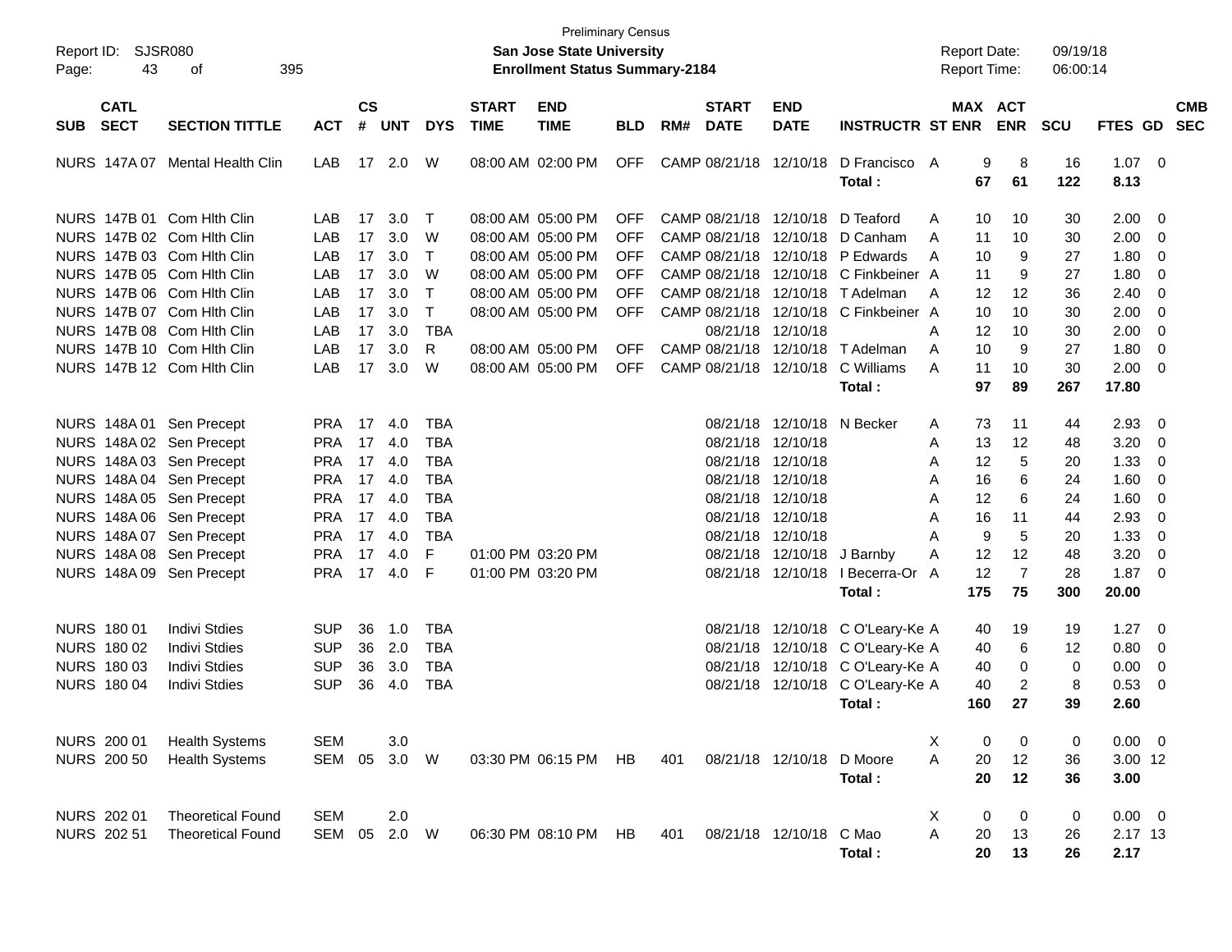Preliminary Census

**San Jose State University**

**Enrollment Status Summary-2184**

Report ID: SJSR080

Report Date: 09/19/18

Report Time: 06:00:14

| SUB | CATL SECT | SECTION TITTLE | ACT | CS # | UNT | DYS | START TIME | END TIME | BLD | RM# | START DATE | END DATE | INSTRUCTR | ST | MAX ENR | ACT ENR | SCU | FTES | GD | CMB SEC |
|---|---|---|---|---|---|---|---|---|---|---|---|---|---|---|---|---|---|---|---|---|
| NURS | 147A 07 | Mental Health Clin | LAB | 17 | 2.0 | W | 08:00 AM | 02:00 PM | OFF | CAMP | 08/21/18 | 12/10/18 | D Francisco | A | 9 | 8 | 16 | 1.07 | 0 | |
| | | | | | | | | | | | | | **Total :** | | **67** | **61** | **122** | **8.13** | | |
| NURS | 147B 01 | Com Hlth Clin | LAB | 17 | 3.0 | T | 08:00 AM | 05:00 PM | OFF | CAMP | 08/21/18 | 12/10/18 | D Teaford | A | 10 | 10 | 30 | 2.00 | 0 | |
| NURS | 147B 02 | Com Hlth Clin | LAB | 17 | 3.0 | W | 08:00 AM | 05:00 PM | OFF | CAMP | 08/21/18 | 12/10/18 | D Canham | A | 11 | 10 | 30 | 2.00 | 0 | |
| NURS | 147B 03 | Com Hlth Clin | LAB | 17 | 3.0 | T | 08:00 AM | 05:00 PM | OFF | CAMP | 08/21/18 | 12/10/18 | P Edwards | A | 10 | 9 | 27 | 1.80 | 0 | |
| NURS | 147B 05 | Com Hlth Clin | LAB | 17 | 3.0 | W | 08:00 AM | 05:00 PM | OFF | CAMP | 08/21/18 | 12/10/18 | C Finkbeiner | A | 11 | 9 | 27 | 1.80 | 0 | |
| NURS | 147B 06 | Com Hlth Clin | LAB | 17 | 3.0 | T | 08:00 AM | 05:00 PM | OFF | CAMP | 08/21/18 | 12/10/18 | T Adelman | A | 12 | 12 | 36 | 2.40 | 0 | |
| NURS | 147B 07 | Com Hlth Clin | LAB | 17 | 3.0 | T | 08:00 AM | 05:00 PM | OFF | CAMP | 08/21/18 | 12/10/18 | C Finkbeiner | A | 10 | 10 | 30 | 2.00 | 0 | |
| NURS | 147B 08 | Com Hlth Clin | LAB | 17 | 3.0 | TBA | | | | | 08/21/18 | 12/10/18 | | A | 12 | 10 | 30 | 2.00 | 0 | |
| NURS | 147B 10 | Com Hlth Clin | LAB | 17 | 3.0 | R | 08:00 AM | 05:00 PM | OFF | CAMP | 08/21/18 | 12/10/18 | T Adelman | A | 10 | 9 | 27 | 1.80 | 0 | |
| NURS | 147B 12 | Com Hlth Clin | LAB | 17 | 3.0 | W | 08:00 AM | 05:00 PM | OFF | CAMP | 08/21/18 | 12/10/18 | C Williams | A | 11 | 10 | 30 | 2.00 | 0 | |
| | | | | | | | | | | | | | **Total :** | | **97** | **89** | **267** | **17.80** | | |
| NURS | 148A 01 | Sen Precept | PRA | 17 | 4.0 | TBA | | | | | 08/21/18 | 12/10/18 | N Becker | A | 73 | 11 | 44 | 2.93 | 0 | |
| NURS | 148A 02 | Sen Precept | PRA | 17 | 4.0 | TBA | | | | | 08/21/18 | 12/10/18 | | A | 13 | 12 | 48 | 3.20 | 0 | |
| NURS | 148A 03 | Sen Precept | PRA | 17 | 4.0 | TBA | | | | | 08/21/18 | 12/10/18 | | A | 12 | 5 | 20 | 1.33 | 0 | |
| NURS | 148A 04 | Sen Precept | PRA | 17 | 4.0 | TBA | | | | | 08/21/18 | 12/10/18 | | A | 16 | 6 | 24 | 1.60 | 0 | |
| NURS | 148A 05 | Sen Precept | PRA | 17 | 4.0 | TBA | | | | | 08/21/18 | 12/10/18 | | A | 12 | 6 | 24 | 1.60 | 0 | |
| NURS | 148A 06 | Sen Precept | PRA | 17 | 4.0 | TBA | | | | | 08/21/18 | 12/10/18 | | A | 16 | 11 | 44 | 2.93 | 0 | |
| NURS | 148A 07 | Sen Precept | PRA | 17 | 4.0 | TBA | | | | | 08/21/18 | 12/10/18 | | A | 9 | 5 | 20 | 1.33 | 0 | |
| NURS | 148A 08 | Sen Precept | PRA | 17 | 4.0 | F | 01:00 PM | 03:20 PM | | | 08/21/18 | 12/10/18 | J Barnby | A | 12 | 12 | 48 | 3.20 | 0 | |
| NURS | 148A 09 | Sen Precept | PRA | 17 | 4.0 | F | 01:00 PM | 03:20 PM | | | 08/21/18 | 12/10/18 | I Becerra-Or | A | 12 | 7 | 28 | 1.87 | 0 | |
| | | | | | | | | | | | | | **Total :** | | **175** | **75** | **300** | **20.00** | | |
| NURS | 180 01 | Indivi Stdies | SUP | 36 | 1.0 | TBA | | | | | 08/21/18 | 12/10/18 | C O'Leary-Ke | A | 40 | 19 | 19 | 1.27 | 0 | |
| NURS | 180 02 | Indivi Stdies | SUP | 36 | 2.0 | TBA | | | | | 08/21/18 | 12/10/18 | C O'Leary-Ke | A | 40 | 6 | 12 | 0.80 | 0 | |
| NURS | 180 03 | Indivi Stdies | SUP | 36 | 3.0 | TBA | | | | | 08/21/18 | 12/10/18 | C O'Leary-Ke | A | 40 | 0 | 0 | 0.00 | 0 | |
| NURS | 180 04 | Indivi Stdies | SUP | 36 | 4.0 | TBA | | | | | 08/21/18 | 12/10/18 | C O'Leary-Ke | A | 40 | 2 | 8 | 0.53 | 0 | |
| | | | | | | | | | | | | | **Total :** | | **160** | **27** | **39** | **2.60** | | |
| NURS | 200 01 | Health Systems | SEM | | 3.0 | | | | | | | | | X | 0 | 0 | 0 | 0.00 | 0 | |
| NURS | 200 50 | Health Systems | SEM | 05 | 3.0 | W | 03:30 PM | 06:15 PM | HB | 401 | 08/21/18 | 12/10/18 | D Moore | A | 20 | 12 | 36 | 3.00 | 12 | |
| | | | | | | | | | | | | | **Total :** | | **20** | **12** | **36** | **3.00** | | |
| NURS | 202 01 | Theoretical Found | SEM | | 2.0 | | | | | | | | | X | 0 | 0 | 0 | 0.00 | 0 | |
| NURS | 202 51 | Theoretical Found | SEM | 05 | 2.0 | W | 06:30 PM | 08:10 PM | HB | 401 | 08/21/18 | 12/10/18 | C Mao | A | 20 | 13 | 26 | 2.17 | 13 | |
| | | | | | | | | | | | | | **Total :** | | **20** | **13** | **26** | **2.17** | | |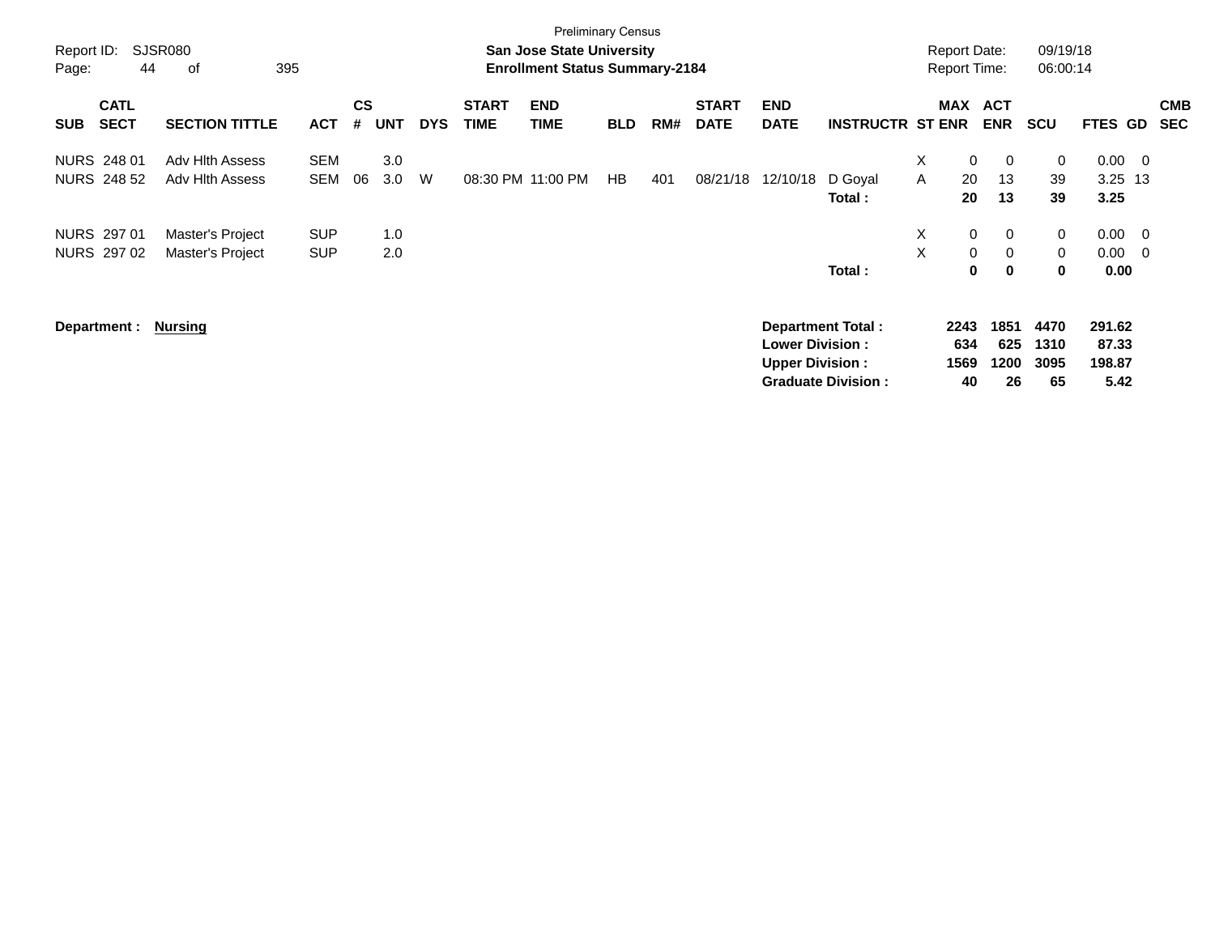Preliminary Census

Report ID: SJSR080 | **San Jose State University** | Report Date: 09/19/18

Page: 44 of 395 | **Enrollment Status Summary-2184** | Report Time: 06:00:14

| SUB | CATL SECT | SECTION TITTLE | ACT | CS # | UNT | DYS | START TIME | END TIME | BLD | RM# | START DATE | END DATE | INSTRUCTR | ST | MAX ENR | ACT ENR | SCU | FTES | GD | CMB SEC |
|---|---|---|---|---|---|---|---|---|---|---|---|---|---|---|---|---|---|---|---|---|
| NURS | 248 01 | Adv Hlth Assess | SEM | | 3.0 | | | | | | | | | X | 0 | 0 | 0 | 0.00 | 0 | |
| NURS | 248 52 | Adv Hlth Assess | SEM | 06 | 3.0 | W | 08:30 PM | 11:00 PM | HB | 401 | 08/21/18 | 12/10/18 | D Goyal | A | 20 | 13 | 39 | 3.25 | 13 | |
| | | | | | | | | | | | | | **Total :** | | **20** | **13** | **39** | **3.25** | | |
| NURS | 297 01 | Master's Project | SUP | | 1.0 | | | | | | | | | X | 0 | 0 | 0 | 0.00 | 0 | |
| NURS | 297 02 | Master's Project | SUP | | 2.0 | | | | | | | | | X | 0 | 0 | 0 | 0.00 | 0 | |
| | | | | | | | | | | | | | **Total :** | | **0** | **0** | **0** | **0.00** | | |

**Department :** **Nursing**

| | MAX ENR | ACT ENR | SCU | FTES |
|---|---|---|---|---|
| **Department Total :** | **2243** | **1851** | **4470** | **291.62** |
| **Lower Division :** | **634** | **625** | **1310** | **87.33** |
| **Upper Division :** | **1569** | **1200** | **3095** | **198.87** |
| **Graduate Division :** | **40** | **26** | **65** | **5.42** |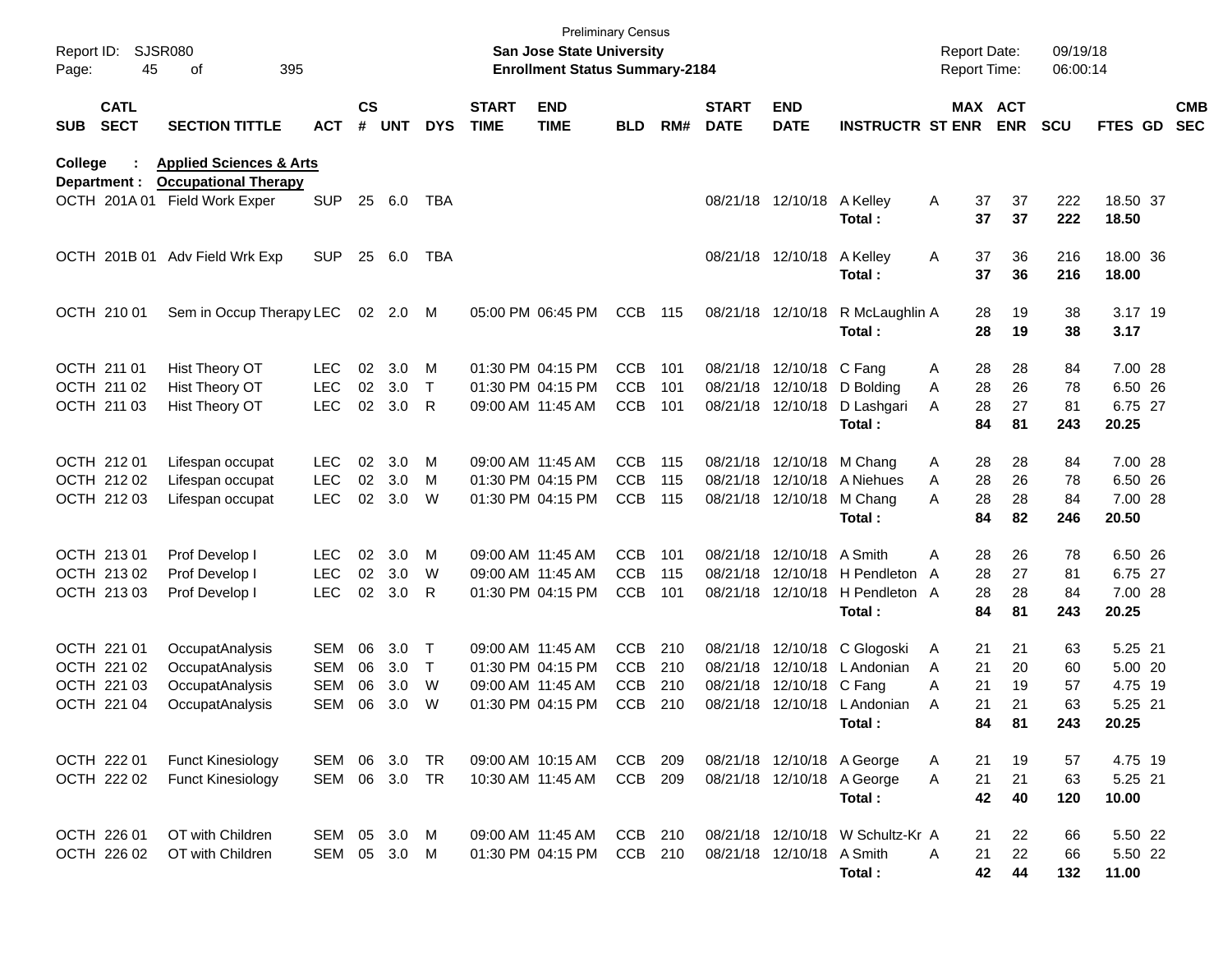Preliminary Census
**San Jose State University**
**Enrollment Status Summary-2184**

Report ID: SJSR080
Report Date: 09/19/18
Report Time: 06:00:14

| SUB | CATL SECT | SECTION TITTLE | ACT | CS # | UNT | DYS | START TIME | END TIME | BLD | RM# | START DATE | END DATE | INSTRUCTR | ST | MAX ENR | ACT ENR | SCU | FTES | GD | CMB SEC |
|---|---|---|---|---|---|---|---|---|---|---|---|---|---|---|---|---|---|---|---|---|
| **College :** | | **Applied Sciences & Arts** | | | | | | | | | | | | | | | | | | |
| **Department :** | | **Occupational Therapy** | | | | | | | | | | | | | | | | | | |
| OCTH | 201A 01 | Field Work Exper | SUP | 25 | 6.0 | TBA | | | | | 08/21/18 | 12/10/18 | A Kelley | A | 37 | 37 | 222 | 18.50 | 37 | |
| | | | | | | | | | | | | | **Total :** | | **37** | **37** | **222** | **18.50** | | |
| OCTH | 201B 01 | Adv Field Wrk Exp | SUP | 25 | 6.0 | TBA | | | | | 08/21/18 | 12/10/18 | A Kelley | A | 37 | 36 | 216 | 18.00 | 36 | |
| | | | | | | | | | | | | | **Total :** | | **37** | **36** | **216** | **18.00** | | |
| OCTH | 210 01 | Sem in Occup Therapy | LEC | 02 | 2.0 | M | 05:00 PM | 06:45 PM | CCB | 115 | 08/21/18 | 12/10/18 | R McLaughlin | A | 28 | 19 | 38 | 3.17 | 19 | |
| | | | | | | | | | | | | | **Total :** | | **28** | **19** | **38** | **3.17** | | |
| OCTH | 211 01 | Hist Theory OT | LEC | 02 | 3.0 | M | 01:30 PM | 04:15 PM | CCB | 101 | 08/21/18 | 12/10/18 | C Fang | A | 28 | 28 | 84 | 7.00 | 28 | |
| OCTH | 211 02 | Hist Theory OT | LEC | 02 | 3.0 | T | 01:30 PM | 04:15 PM | CCB | 101 | 08/21/18 | 12/10/18 | D Bolding | A | 28 | 26 | 78 | 6.50 | 26 | |
| OCTH | 211 03 | Hist Theory OT | LEC | 02 | 3.0 | R | 09:00 AM | 11:45 AM | CCB | 101 | 08/21/18 | 12/10/18 | D Lashgari | A | 28 | 27 | 81 | 6.75 | 27 | |
| | | | | | | | | | | | | | **Total :** | | **84** | **81** | **243** | **20.25** | | |
| OCTH | 212 01 | Lifespan occupat | LEC | 02 | 3.0 | M | 09:00 AM | 11:45 AM | CCB | 115 | 08/21/18 | 12/10/18 | M Chang | A | 28 | 28 | 84 | 7.00 | 28 | |
| OCTH | 212 02 | Lifespan occupat | LEC | 02 | 3.0 | M | 01:30 PM | 04:15 PM | CCB | 115 | 08/21/18 | 12/10/18 | A Niehues | A | 28 | 26 | 78 | 6.50 | 26 | |
| OCTH | 212 03 | Lifespan occupat | LEC | 02 | 3.0 | W | 01:30 PM | 04:15 PM | CCB | 115 | 08/21/18 | 12/10/18 | M Chang | A | 28 | 28 | 84 | 7.00 | 28 | |
| | | | | | | | | | | | | | **Total :** | | **84** | **82** | **246** | **20.50** | | |
| OCTH | 213 01 | Prof Develop I | LEC | 02 | 3.0 | M | 09:00 AM | 11:45 AM | CCB | 101 | 08/21/18 | 12/10/18 | A Smith | A | 28 | 26 | 78 | 6.50 | 26 | |
| OCTH | 213 02 | Prof Develop I | LEC | 02 | 3.0 | W | 09:00 AM | 11:45 AM | CCB | 115 | 08/21/18 | 12/10/18 | H Pendleton | A | 28 | 27 | 81 | 6.75 | 27 | |
| OCTH | 213 03 | Prof Develop I | LEC | 02 | 3.0 | R | 01:30 PM | 04:15 PM | CCB | 101 | 08/21/18 | 12/10/18 | H Pendleton | A | 28 | 28 | 84 | 7.00 | 28 | |
| | | | | | | | | | | | | | **Total :** | | **84** | **81** | **243** | **20.25** | | |
| OCTH | 221 01 | OccupatAnalysis | SEM | 06 | 3.0 | T | 09:00 AM | 11:45 AM | CCB | 210 | 08/21/18 | 12/10/18 | C Glogoski | A | 21 | 21 | 63 | 5.25 | 21 | |
| OCTH | 221 02 | OccupatAnalysis | SEM | 06 | 3.0 | T | 01:30 PM | 04:15 PM | CCB | 210 | 08/21/18 | 12/10/18 | L Andonian | A | 21 | 20 | 60 | 5.00 | 20 | |
| OCTH | 221 03 | OccupatAnalysis | SEM | 06 | 3.0 | W | 09:00 AM | 11:45 AM | CCB | 210 | 08/21/18 | 12/10/18 | C Fang | A | 21 | 19 | 57 | 4.75 | 19 | |
| OCTH | 221 04 | OccupatAnalysis | SEM | 06 | 3.0 | W | 01:30 PM | 04:15 PM | CCB | 210 | 08/21/18 | 12/10/18 | L Andonian | A | 21 | 21 | 63 | 5.25 | 21 | |
| | | | | | | | | | | | | | **Total :** | | **84** | **81** | **243** | **20.25** | | |
| OCTH | 222 01 | Funct Kinesiology | SEM | 06 | 3.0 | TR | 09:00 AM | 10:15 AM | CCB | 209 | 08/21/18 | 12/10/18 | A George | A | 21 | 19 | 57 | 4.75 | 19 | |
| OCTH | 222 02 | Funct Kinesiology | SEM | 06 | 3.0 | TR | 10:30 AM | 11:45 AM | CCB | 209 | 08/21/18 | 12/10/18 | A George | A | 21 | 21 | 63 | 5.25 | 21 | |
| | | | | | | | | | | | | | **Total :** | | **42** | **40** | **120** | **10.00** | | |
| OCTH | 226 01 | OT with Children | SEM | 05 | 3.0 | M | 09:00 AM | 11:45 AM | CCB | 210 | 08/21/18 | 12/10/18 | W Schultz-Kr | A | 21 | 22 | 66 | 5.50 | 22 | |
| OCTH | 226 02 | OT with Children | SEM | 05 | 3.0 | M | 01:30 PM | 04:15 PM | CCB | 210 | 08/21/18 | 12/10/18 | A Smith | A | 21 | 22 | 66 | 5.50 | 22 | |
| | | | | | | | | | | | | | **Total :** | | **42** | **44** | **132** | **11.00** | | |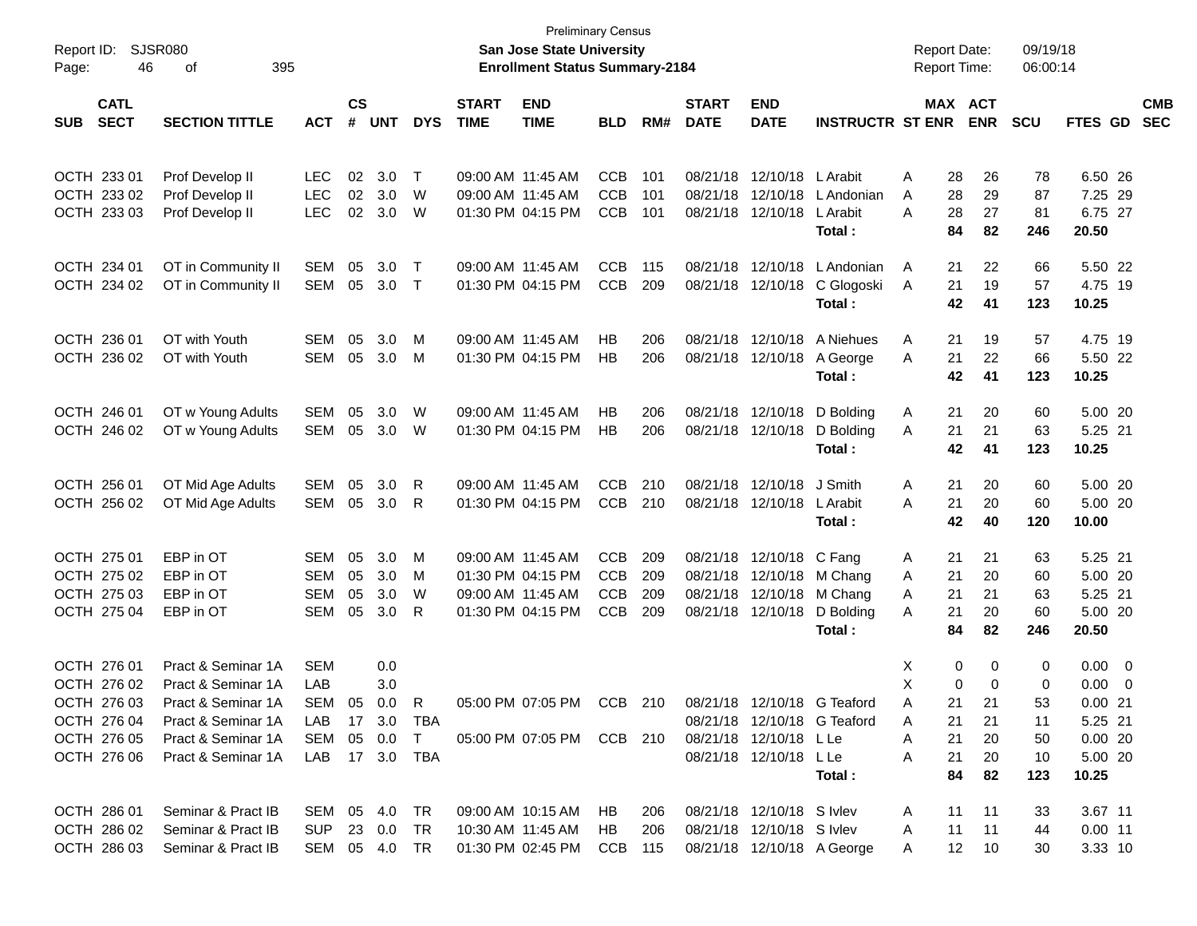Preliminary Census

**San Jose State University**

**Enrollment Status Summary-2184**

Report ID: SJSR080

Report Date: 09/19/18

Report Time: 06:00:14

| SUB | CATL SECT | SECTION TITTLE | ACT | CS # | UNT | DYS | START TIME | END TIME | BLD | RM# | START DATE | END DATE | INSTRUCTR | ST | MAX ENR | ACT ENR | SCU | FTES | GD | CMB SEC |
|---|---|---|---|---|---|---|---|---|---|---|---|---|---|---|---|---|---|---|---|---|
| OCTH | 233 01 | Prof Develop II | LEC | 02 | 3.0 | T | 09:00 AM | 11:45 AM | CCB | 101 | 08/21/18 | 12/10/18 | L Arabit | A | 28 | 26 | 78 | 6.50 | 26 | |
| OCTH | 233 02 | Prof Develop II | LEC | 02 | 3.0 | W | 09:00 AM | 11:45 AM | CCB | 101 | 08/21/18 | 12/10/18 | L Andonian | A | 28 | 29 | 87 | 7.25 | 29 | |
| OCTH | 233 03 | Prof Develop II | LEC | 02 | 3.0 | W | 01:30 PM | 04:15 PM | CCB | 101 | 08/21/18 | 12/10/18 | L Arabit | A | 28 | 27 | 81 | 6.75 | 27 | |
| | | | | | | | | | | | | | **Total :** | | **84** | **82** | **246** | **20.50** | | |
| OCTH | 234 01 | OT in Community II | SEM | 05 | 3.0 | T | 09:00 AM | 11:45 AM | CCB | 115 | 08/21/18 | 12/10/18 | L Andonian | A | 21 | 22 | 66 | 5.50 | 22 | |
| OCTH | 234 02 | OT in Community II | SEM | 05 | 3.0 | T | 01:30 PM | 04:15 PM | CCB | 209 | 08/21/18 | 12/10/18 | C Glogoski | A | 21 | 19 | 57 | 4.75 | 19 | |
| | | | | | | | | | | | | | **Total :** | | **42** | **41** | **123** | **10.25** | | |
| OCTH | 236 01 | OT with Youth | SEM | 05 | 3.0 | M | 09:00 AM | 11:45 AM | HB | 206 | 08/21/18 | 12/10/18 | A Niehues | A | 21 | 19 | 57 | 4.75 | 19 | |
| OCTH | 236 02 | OT with Youth | SEM | 05 | 3.0 | M | 01:30 PM | 04:15 PM | HB | 206 | 08/21/18 | 12/10/18 | A George | A | 21 | 22 | 66 | 5.50 | 22 | |
| | | | | | | | | | | | | | **Total :** | | **42** | **41** | **123** | **10.25** | | |
| OCTH | 246 01 | OT w Young Adults | SEM | 05 | 3.0 | W | 09:00 AM | 11:45 AM | HB | 206 | 08/21/18 | 12/10/18 | D Bolding | A | 21 | 20 | 60 | 5.00 | 20 | |
| OCTH | 246 02 | OT w Young Adults | SEM | 05 | 3.0 | W | 01:30 PM | 04:15 PM | HB | 206 | 08/21/18 | 12/10/18 | D Bolding | A | 21 | 21 | 63 | 5.25 | 21 | |
| | | | | | | | | | | | | | **Total :** | | **42** | **41** | **123** | **10.25** | | |
| OCTH | 256 01 | OT Mid Age Adults | SEM | 05 | 3.0 | R | 09:00 AM | 11:45 AM | CCB | 210 | 08/21/18 | 12/10/18 | J Smith | A | 21 | 20 | 60 | 5.00 | 20 | |
| OCTH | 256 02 | OT Mid Age Adults | SEM | 05 | 3.0 | R | 01:30 PM | 04:15 PM | CCB | 210 | 08/21/18 | 12/10/18 | L Arabit | A | 21 | 20 | 60 | 5.00 | 20 | |
| | | | | | | | | | | | | | **Total :** | | **42** | **40** | **120** | **10.00** | | |
| OCTH | 275 01 | EBP in OT | SEM | 05 | 3.0 | M | 09:00 AM | 11:45 AM | CCB | 209 | 08/21/18 | 12/10/18 | C Fang | A | 21 | 21 | 63 | 5.25 | 21 | |
| OCTH | 275 02 | EBP in OT | SEM | 05 | 3.0 | M | 01:30 PM | 04:15 PM | CCB | 209 | 08/21/18 | 12/10/18 | M Chang | A | 21 | 20 | 60 | 5.00 | 20 | |
| OCTH | 275 03 | EBP in OT | SEM | 05 | 3.0 | W | 09:00 AM | 11:45 AM | CCB | 209 | 08/21/18 | 12/10/18 | M Chang | A | 21 | 21 | 63 | 5.25 | 21 | |
| OCTH | 275 04 | EBP in OT | SEM | 05 | 3.0 | R | 01:30 PM | 04:15 PM | CCB | 209 | 08/21/18 | 12/10/18 | D Bolding | A | 21 | 20 | 60 | 5.00 | 20 | |
| | | | | | | | | | | | | | **Total :** | | **84** | **82** | **246** | **20.50** | | |
| OCTH | 276 01 | Pract & Seminar 1A | SEM | | 0.0 | | | | | | | | | X | 0 | 0 | 0 | 0.00 | 0 | |
| OCTH | 276 02 | Pract & Seminar 1A | LAB | | 3.0 | | | | | | | | | X | 0 | 0 | 0 | 0.00 | 0 | |
| OCTH | 276 03 | Pract & Seminar 1A | SEM | 05 | 0.0 | R | 05:00 PM | 07:05 PM | CCB | 210 | 08/21/18 | 12/10/18 | G Teaford | A | 21 | 21 | 53 | 0.00 | 21 | |
| OCTH | 276 04 | Pract & Seminar 1A | LAB | 17 | 3.0 | TBA | | | | | 08/21/18 | 12/10/18 | G Teaford | A | 21 | 21 | 11 | 5.25 | 21 | |
| OCTH | 276 05 | Pract & Seminar 1A | SEM | 05 | 0.0 | T | 05:00 PM | 07:05 PM | CCB | 210 | 08/21/18 | 12/10/18 | L Le | A | 21 | 20 | 50 | 0.00 | 20 | |
| OCTH | 276 06 | Pract & Seminar 1A | LAB | 17 | 3.0 | TBA | | | | | 08/21/18 | 12/10/18 | L Le | A | 21 | 20 | 10 | 5.00 | 20 | |
| | | | | | | | | | | | | | **Total :** | | **84** | **82** | **123** | **10.25** | | |
| OCTH | 286 01 | Seminar & Pract IB | SEM | 05 | 4.0 | TR | 09:00 AM | 10:15 AM | HB | 206 | 08/21/18 | 12/10/18 | S Ivlev | A | 11 | 11 | 33 | 3.67 | 11 | |
| OCTH | 286 02 | Seminar & Pract IB | SUP | 23 | 0.0 | TR | 10:30 AM | 11:45 AM | HB | 206 | 08/21/18 | 12/10/18 | S Ivlev | A | 11 | 11 | 44 | 0.00 | 11 | |
| OCTH | 286 03 | Seminar & Pract IB | SEM | 05 | 4.0 | TR | 01:30 PM | 02:45 PM | CCB | 115 | 08/21/18 | 12/10/18 | A George | A | 12 | 10 | 30 | 3.33 | 10 | |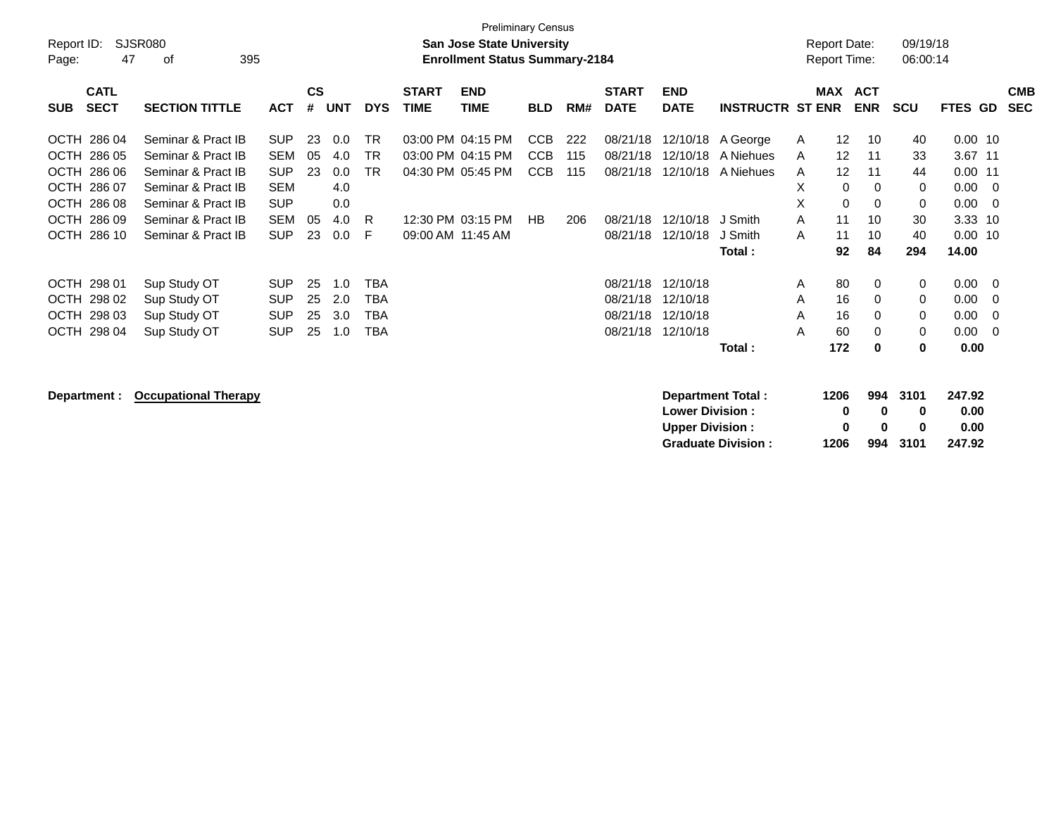Preliminary Census

**San Jose State University**
**Enrollment Status Summary-2184**

Report ID: SJSR080
Report Date: 09/19/18
Report Time: 06:00:14

| SUB | CATL SECT | SECTION TITTLE | ACT | CS # | UNT | DYS | START TIME | END TIME | BLD | RM# | START DATE | END DATE | INSTRUCTR | ST | MAX ENR | ACT ENR | SCU | FTES | GD | CMB SEC |
|---|---|---|---|---|---|---|---|---|---|---|---|---|---|---|---|---|---|---|---|---|
| OCTH | 286 04 | Seminar & Pract IB | SUP | 23 | 0.0 | TR | 03:00 PM | 04:15 PM | CCB | 222 | 08/21/18 | 12/10/18 | A George | A | 12 | 10 | 40 | 0.00 | 10 | |
| OCTH | 286 05 | Seminar & Pract IB | SEM | 05 | 4.0 | TR | 03:00 PM | 04:15 PM | CCB | 115 | 08/21/18 | 12/10/18 | A Niehues | A | 12 | 11 | 33 | 3.67 | 11 | |
| OCTH | 286 06 | Seminar & Pract IB | SUP | 23 | 0.0 | TR | 04:30 PM | 05:45 PM | CCB | 115 | 08/21/18 | 12/10/18 | A Niehues | A | 12 | 11 | 44 | 0.00 | 11 | |
| OCTH | 286 07 | Seminar & Pract IB | SEM | | 4.0 | | | | | | | | | X | 0 | 0 | 0 | 0.00 | 0 | |
| OCTH | 286 08 | Seminar & Pract IB | SUP | | 0.0 | | | | | | | | | X | 0 | 0 | 0 | 0.00 | 0 | |
| OCTH | 286 09 | Seminar & Pract IB | SEM | 05 | 4.0 | R | 12:30 PM | 03:15 PM | HB | 206 | 08/21/18 | 12/10/18 | J Smith | A | 11 | 10 | 30 | 3.33 | 10 | |
| OCTH | 286 10 | Seminar & Pract IB | SUP | 23 | 0.0 | F | 09:00 AM | 11:45 AM | | | 08/21/18 | 12/10/18 | J Smith | A | 11 | 10 | 40 | 0.00 | 10 | |
| | | | | | | | | | | | | | **Total :** | | **92** | **84** | **294** | **14.00** | | |
| OCTH | 298 01 | Sup Study OT | SUP | 25 | 1.0 | TBA | | | | | 08/21/18 | 12/10/18 | | A | 80 | 0 | 0 | 0.00 | 0 | |
| OCTH | 298 02 | Sup Study OT | SUP | 25 | 2.0 | TBA | | | | | 08/21/18 | 12/10/18 | | A | 16 | 0 | 0 | 0.00 | 0 | |
| OCTH | 298 03 | Sup Study OT | SUP | 25 | 3.0 | TBA | | | | | 08/21/18 | 12/10/18 | | A | 16 | 0 | 0 | 0.00 | 0 | |
| OCTH | 298 04 | Sup Study OT | SUP | 25 | 1.0 | TBA | | | | | 08/21/18 | 12/10/18 | | A | 60 | 0 | 0 | 0.00 | 0 | |
| | | | | | | | | | | | | | **Total :** | | **172** | **0** | **0** | **0.00** | | |

**Department :** **Occupational Therapy**

| | MAX ENR | ACT ENR | SCU | FTES |
|---|---|---|---|---|
| **Department Total :** | **1206** | **994** | **3101** | **247.92** |
| **Lower Division :** | **0** | **0** | **0** | **0.00** |
| **Upper Division :** | **0** | **0** | **0** | **0.00** |
| **Graduate Division :** | **1206** | **994** | **3101** | **247.92** |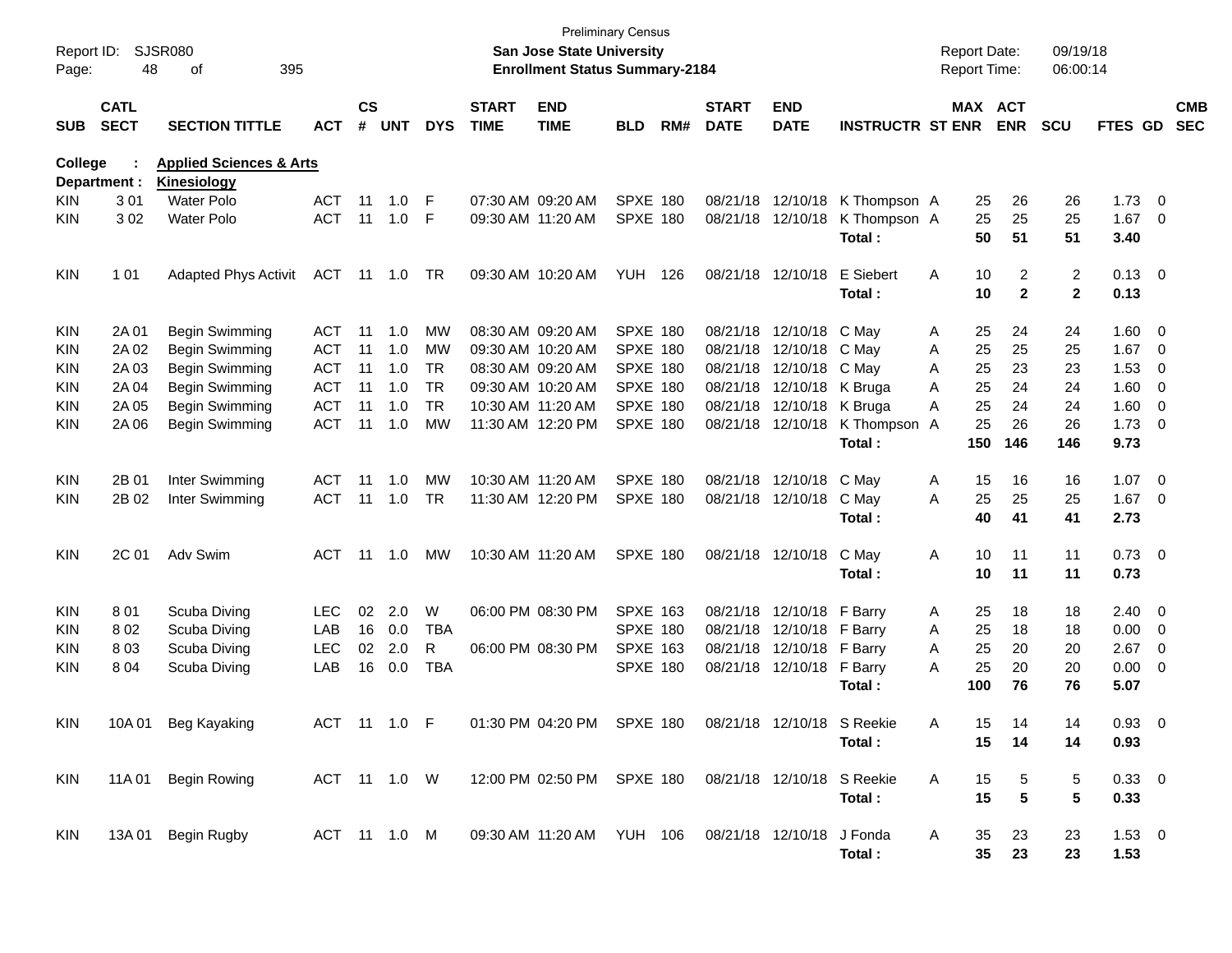Preliminary Census

**San Jose State University**

**Enrollment Status Summary-2184**

Report ID: SJSR080
Report Date: 09/19/18
Report Time: 06:00:14

**College : Applied Sciences & Arts**
**Department : Kinesiology**

| SUB | CATL SECT | SECTION TITTLE | ACT | CS # | UNT | DYS | START TIME | END TIME | BLD | RM# | START DATE | END DATE | INSTRUCTR | ST | MAX ENR | ACT ENR | SCU | FTES | GD | CMB SEC |
|---|---|---|---|---|---|---|---|---|---|---|---|---|---|---|---|---|---|---|---|---|
| KIN | 3 01 | Water Polo | ACT | 11 | 1.0 | F | 07:30 AM | 09:20 AM | SPXE | 180 | 08/21/18 | 12/10/18 | K Thompson | A | 25 | 26 | 26 | 1.73 | 0 | |
| KIN | 3 02 | Water Polo | ACT | 11 | 1.0 | F | 09:30 AM | 11:20 AM | SPXE | 180 | 08/21/18 | 12/10/18 | K Thompson | A | 25 | 25 | 25 | 1.67 | 0 | |
| | | | | | | | | | | | | | **Total :** | | **50** | **51** | **51** | **3.40** | | |
| KIN | 1 01 | Adapted Phys Activit | ACT | 11 | 1.0 | TR | 09:30 AM | 10:20 AM | YUH | 126 | 08/21/18 | 12/10/18 | E Siebert | A | 10 | 2 | 2 | 0.13 | 0 | |
| | | | | | | | | | | | | | **Total :** | | **10** | **2** | **2** | **0.13** | | |
| KIN | 2A 01 | Begin Swimming | ACT | 11 | 1.0 | MW | 08:30 AM | 09:20 AM | SPXE | 180 | 08/21/18 | 12/10/18 | C May | A | 25 | 24 | 24 | 1.60 | 0 | |
| KIN | 2A 02 | Begin Swimming | ACT | 11 | 1.0 | MW | 09:30 AM | 10:20 AM | SPXE | 180 | 08/21/18 | 12/10/18 | C May | A | 25 | 25 | 25 | 1.67 | 0 | |
| KIN | 2A 03 | Begin Swimming | ACT | 11 | 1.0 | TR | 08:30 AM | 09:20 AM | SPXE | 180 | 08/21/18 | 12/10/18 | C May | A | 25 | 23 | 23 | 1.53 | 0 | |
| KIN | 2A 04 | Begin Swimming | ACT | 11 | 1.0 | TR | 09:30 AM | 10:20 AM | SPXE | 180 | 08/21/18 | 12/10/18 | K Bruga | A | 25 | 24 | 24 | 1.60 | 0 | |
| KIN | 2A 05 | Begin Swimming | ACT | 11 | 1.0 | TR | 10:30 AM | 11:20 AM | SPXE | 180 | 08/21/18 | 12/10/18 | K Bruga | A | 25 | 24 | 24 | 1.60 | 0 | |
| KIN | 2A 06 | Begin Swimming | ACT | 11 | 1.0 | MW | 11:30 AM | 12:20 PM | SPXE | 180 | 08/21/18 | 12/10/18 | K Thompson | A | 25 | 26 | 26 | 1.73 | 0 | |
| | | | | | | | | | | | | | **Total :** | | **150** | **146** | **146** | **9.73** | | |
| KIN | 2B 01 | Inter Swimming | ACT | 11 | 1.0 | MW | 10:30 AM | 11:20 AM | SPXE | 180 | 08/21/18 | 12/10/18 | C May | A | 15 | 16 | 16 | 1.07 | 0 | |
| KIN | 2B 02 | Inter Swimming | ACT | 11 | 1.0 | TR | 11:30 AM | 12:20 PM | SPXE | 180 | 08/21/18 | 12/10/18 | C May | A | 25 | 25 | 25 | 1.67 | 0 | |
| | | | | | | | | | | | | | **Total :** | | **40** | **41** | **41** | **2.73** | | |
| KIN | 2C 01 | Adv Swim | ACT | 11 | 1.0 | MW | 10:30 AM | 11:20 AM | SPXE | 180 | 08/21/18 | 12/10/18 | C May | A | 10 | 11 | 11 | 0.73 | 0 | |
| | | | | | | | | | | | | | **Total :** | | **10** | **11** | **11** | **0.73** | | |
| KIN | 8 01 | Scuba Diving | LEC | 02 | 2.0 | W | 06:00 PM | 08:30 PM | SPXE | 163 | 08/21/18 | 12/10/18 | F Barry | A | 25 | 18 | 18 | 2.40 | 0 | |
| KIN | 8 02 | Scuba Diving | LAB | 16 | 0.0 | TBA | | | SPXE | 180 | 08/21/18 | 12/10/18 | F Barry | A | 25 | 18 | 18 | 0.00 | 0 | |
| KIN | 8 03 | Scuba Diving | LEC | 02 | 2.0 | R | 06:00 PM | 08:30 PM | SPXE | 163 | 08/21/18 | 12/10/18 | F Barry | A | 25 | 20 | 20 | 2.67 | 0 | |
| KIN | 8 04 | Scuba Diving | LAB | 16 | 0.0 | TBA | | | SPXE | 180 | 08/21/18 | 12/10/18 | F Barry | A | 25 | 20 | 20 | 0.00 | 0 | |
| | | | | | | | | | | | | | **Total :** | | **100** | **76** | **76** | **5.07** | | |
| KIN | 10A 01 | Beg Kayaking | ACT | 11 | 1.0 | F | 01:30 PM | 04:20 PM | SPXE | 180 | 08/21/18 | 12/10/18 | S Reekie | A | 15 | 14 | 14 | 0.93 | 0 | |
| | | | | | | | | | | | | | **Total :** | | **15** | **14** | **14** | **0.93** | | |
| KIN | 11A 01 | Begin Rowing | ACT | 11 | 1.0 | W | 12:00 PM | 02:50 PM | SPXE | 180 | 08/21/18 | 12/10/18 | S Reekie | A | 15 | 5 | 5 | 0.33 | 0 | |
| | | | | | | | | | | | | | **Total :** | | **15** | **5** | **5** | **0.33** | | |
| KIN | 13A 01 | Begin Rugby | ACT | 11 | 1.0 | M | 09:30 AM | 11:20 AM | YUH | 106 | 08/21/18 | 12/10/18 | J Fonda | A | 35 | 23 | 23 | 1.53 | 0 | |
| | | | | | | | | | | | | | **Total :** | | **35** | **23** | **23** | **1.53** | | |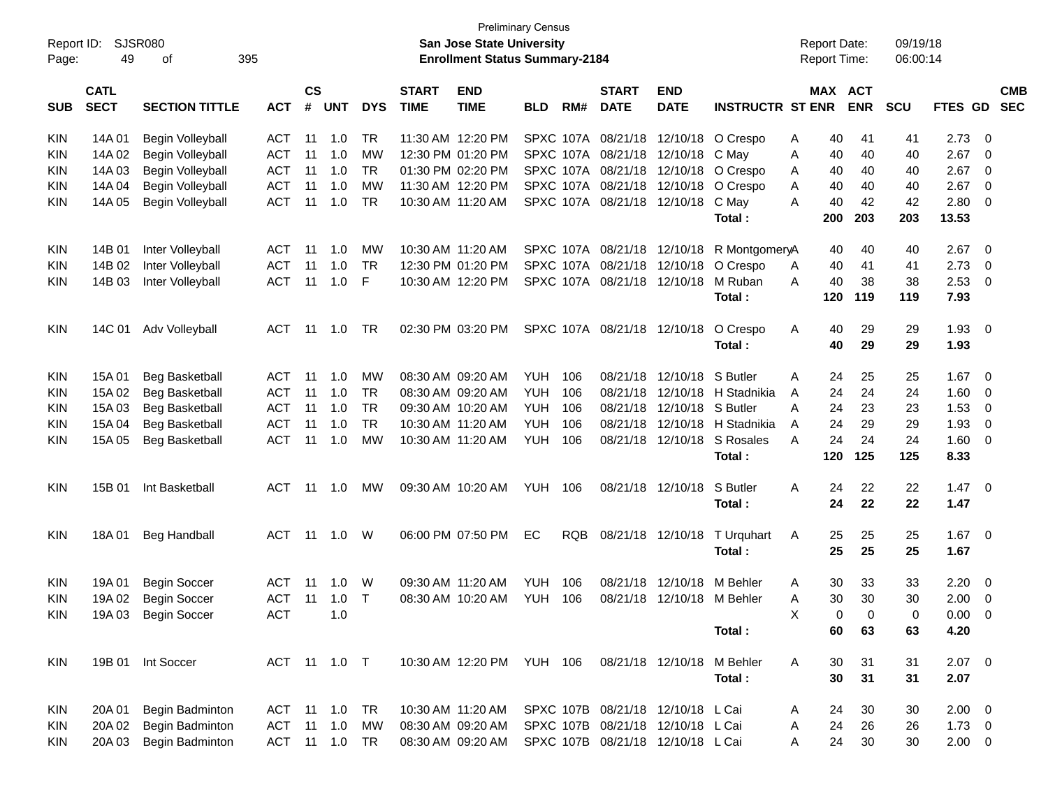Preliminary Census

Report ID: SJSR080

**San Jose State University**

**Enrollment Status Summary-2184**

Report Date: 09/19/18

Report Time: 06:00:14

| SUB | CATL SECT | SECTION TITTLE | ACT | CS # | UNT | DYS | START TIME | END TIME | BLD | RM# | START DATE | END DATE | INSTRUCTR | ST | MAX ENR | ACT ENR | SCU | FTES | GD | CMB SEC |
|---|---|---|---|---|---|---|---|---|---|---|---|---|---|---|---|---|---|---|---|---|
| KIN | 14A 01 | Begin Volleyball | ACT | 11 | 1.0 | TR | 11:30 AM | 12:20 PM | SPXC | 107A | 08/21/18 | 12/10/18 | O Crespo | A | 40 | 41 | 41 | 2.73 | 0 | |
| KIN | 14A 02 | Begin Volleyball | ACT | 11 | 1.0 | MW | 12:30 PM | 01:20 PM | SPXC | 107A | 08/21/18 | 12/10/18 | C May | A | 40 | 40 | 40 | 2.67 | 0 | |
| KIN | 14A 03 | Begin Volleyball | ACT | 11 | 1.0 | TR | 01:30 PM | 02:20 PM | SPXC | 107A | 08/21/18 | 12/10/18 | O Crespo | A | 40 | 40 | 40 | 2.67 | 0 | |
| KIN | 14A 04 | Begin Volleyball | ACT | 11 | 1.0 | MW | 11:30 AM | 12:20 PM | SPXC | 107A | 08/21/18 | 12/10/18 | O Crespo | A | 40 | 40 | 40 | 2.67 | 0 | |
| KIN | 14A 05 | Begin Volleyball | ACT | 11 | 1.0 | TR | 10:30 AM | 11:20 AM | SPXC | 107A | 08/21/18 | 12/10/18 | C May | A | 40 | 42 | 42 | 2.80 | 0 | |
| | | | | | | | | | | | | | **Total :** | | **200** | **203** | **203** | **13.53** | | |
| KIN | 14B 01 | Inter Volleyball | ACT | 11 | 1.0 | MW | 10:30 AM | 11:20 AM | SPXC | 107A | 08/21/18 | 12/10/18 | R Montgomery | A | 40 | 40 | 40 | 2.67 | 0 | |
| KIN | 14B 02 | Inter Volleyball | ACT | 11 | 1.0 | TR | 12:30 PM | 01:20 PM | SPXC | 107A | 08/21/18 | 12/10/18 | O Crespo | A | 40 | 41 | 41 | 2.73 | 0 | |
| KIN | 14B 03 | Inter Volleyball | ACT | 11 | 1.0 | F | 10:30 AM | 12:20 PM | SPXC | 107A | 08/21/18 | 12/10/18 | M Ruban | A | 40 | 38 | 38 | 2.53 | 0 | |
| | | | | | | | | | | | | | **Total :** | | **120** | **119** | **119** | **7.93** | | |
| KIN | 14C 01 | Adv Volleyball | ACT | 11 | 1.0 | TR | 02:30 PM | 03:20 PM | SPXC | 107A | 08/21/18 | 12/10/18 | O Crespo | A | 40 | 29 | 29 | 1.93 | 0 | |
| | | | | | | | | | | | | | **Total :** | | **40** | **29** | **29** | **1.93** | | |
| KIN | 15A 01 | Beg Basketball | ACT | 11 | 1.0 | MW | 08:30 AM | 09:20 AM | YUH | 106 | 08/21/18 | 12/10/18 | S Butler | A | 24 | 25 | 25 | 1.67 | 0 | |
| KIN | 15A 02 | Beg Basketball | ACT | 11 | 1.0 | TR | 08:30 AM | 09:20 AM | YUH | 106 | 08/21/18 | 12/10/18 | H Stadnikia | A | 24 | 24 | 24 | 1.60 | 0 | |
| KIN | 15A 03 | Beg Basketball | ACT | 11 | 1.0 | TR | 09:30 AM | 10:20 AM | YUH | 106 | 08/21/18 | 12/10/18 | S Butler | A | 24 | 23 | 23 | 1.53 | 0 | |
| KIN | 15A 04 | Beg Basketball | ACT | 11 | 1.0 | TR | 10:30 AM | 11:20 AM | YUH | 106 | 08/21/18 | 12/10/18 | H Stadnikia | A | 24 | 29 | 29 | 1.93 | 0 | |
| KIN | 15A 05 | Beg Basketball | ACT | 11 | 1.0 | MW | 10:30 AM | 11:20 AM | YUH | 106 | 08/21/18 | 12/10/18 | S Rosales | A | 24 | 24 | 24 | 1.60 | 0 | |
| | | | | | | | | | | | | | **Total :** | | **120** | **125** | **125** | **8.33** | | |
| KIN | 15B 01 | Int Basketball | ACT | 11 | 1.0 | MW | 09:30 AM | 10:20 AM | YUH | 106 | 08/21/18 | 12/10/18 | S Butler | A | 24 | 22 | 22 | 1.47 | 0 | |
| | | | | | | | | | | | | | **Total :** | | **24** | **22** | **22** | **1.47** | | |
| KIN | 18A 01 | Beg Handball | ACT | 11 | 1.0 | W | 06:00 PM | 07:50 PM | EC | RQB | 08/21/18 | 12/10/18 | T Urquhart | A | 25 | 25 | 25 | 1.67 | 0 | |
| | | | | | | | | | | | | | **Total :** | | **25** | **25** | **25** | **1.67** | | |
| KIN | 19A 01 | Begin Soccer | ACT | 11 | 1.0 | W | 09:30 AM | 11:20 AM | YUH | 106 | 08/21/18 | 12/10/18 | M Behler | A | 30 | 33 | 33 | 2.20 | 0 | |
| KIN | 19A 02 | Begin Soccer | ACT | 11 | 1.0 | T | 08:30 AM | 10:20 AM | YUH | 106 | 08/21/18 | 12/10/18 | M Behler | A | 30 | 30 | 30 | 2.00 | 0 | |
| KIN | 19A 03 | Begin Soccer | ACT | | 1.0 | | | | | | | | | X | 0 | 0 | 0 | 0.00 | 0 | |
| | | | | | | | | | | | | | **Total :** | | **60** | **63** | **63** | **4.20** | | |
| KIN | 19B 01 | Int Soccer | ACT | 11 | 1.0 | T | 10:30 AM | 12:20 PM | YUH | 106 | 08/21/18 | 12/10/18 | M Behler | A | 30 | 31 | 31 | 2.07 | 0 | |
| | | | | | | | | | | | | | **Total :** | | **30** | **31** | **31** | **2.07** | | |
| KIN | 20A 01 | Begin Badminton | ACT | 11 | 1.0 | TR | 10:30 AM | 11:20 AM | SPXC | 107B | 08/21/18 | 12/10/18 | L Cai | A | 24 | 30 | 30 | 2.00 | 0 | |
| KIN | 20A 02 | Begin Badminton | ACT | 11 | 1.0 | MW | 08:30 AM | 09:20 AM | SPXC | 107B | 08/21/18 | 12/10/18 | L Cai | A | 24 | 26 | 26 | 1.73 | 0 | |
| KIN | 20A 03 | Begin Badminton | ACT | 11 | 1.0 | TR | 08:30 AM | 09:20 AM | SPXC | 107B | 08/21/18 | 12/10/18 | L Cai | A | 24 | 30 | 30 | 2.00 | 0 | |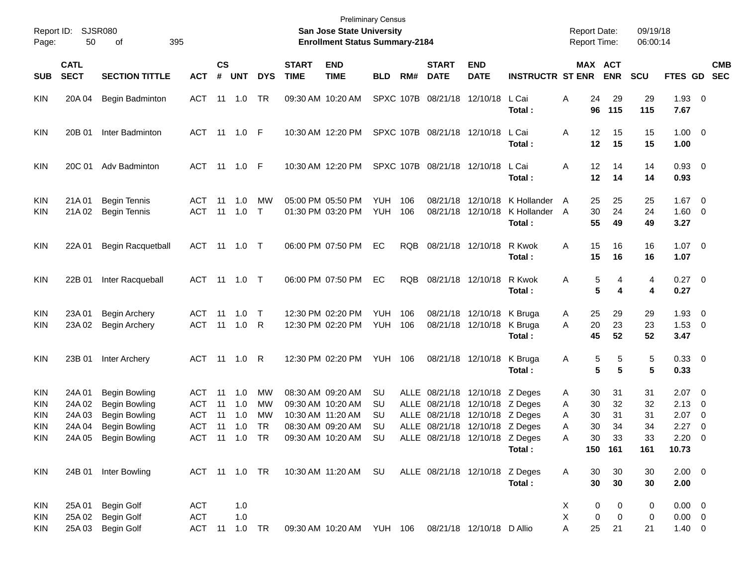Preliminary Census
**San Jose State University**
**Enrollment Status Summary-2184**

Report ID: SJSR080
Report Date: 09/19/18
Report Time: 06:00:14

| SUB | CATL SECT | SECTION TITTLE | ACT | CS # | UNT | DYS | START TIME | END TIME | BLD | RM# | START DATE | END DATE | INSTRUCTR | ST | MAX ENR | ACT ENR | SCU | FTES | GD | CMB SEC |
|---|---|---|---|---|---|---|---|---|---|---|---|---|---|---|---|---|---|---|---|---|
| KIN | 20A 04 | Begin Badminton | ACT | 11 | 1.0 | TR | 09:30 AM | 10:20 AM | SPXC | 107B | 08/21/18 | 12/10/18 | L Cai | A | 24 | 29 | 29 | 1.93 | 0 | |
| | | | | | | | | | | | | | **Total :** | | **96** | **115** | **115** | **7.67** | | |
| KIN | 20B 01 | Inter Badminton | ACT | 11 | 1.0 | F | 10:30 AM | 12:20 PM | SPXC | 107B | 08/21/18 | 12/10/18 | L Cai | A | 12 | 15 | 15 | 1.00 | 0 | |
| | | | | | | | | | | | | | **Total :** | | **12** | **15** | **15** | **1.00** | | |
| KIN | 20C 01 | Adv Badminton | ACT | 11 | 1.0 | F | 10:30 AM | 12:20 PM | SPXC | 107B | 08/21/18 | 12/10/18 | L Cai | A | 12 | 14 | 14 | 0.93 | 0 | |
| | | | | | | | | | | | | | **Total :** | | **12** | **14** | **14** | **0.93** | | |
| KIN | 21A 01 | Begin Tennis | ACT | 11 | 1.0 | MW | 05:00 PM | 05:50 PM | YUH | 106 | 08/21/18 | 12/10/18 | K Hollander | A | 25 | 25 | 25 | 1.67 | 0 | |
| KIN | 21A 02 | Begin Tennis | ACT | 11 | 1.0 | T | 01:30 PM | 03:20 PM | YUH | 106 | 08/21/18 | 12/10/18 | K Hollander | A | 30 | 24 | 24 | 1.60 | 0 | |
| | | | | | | | | | | | | | **Total :** | | **55** | **49** | **49** | **3.27** | | |
| KIN | 22A 01 | Begin Racquetball | ACT | 11 | 1.0 | T | 06:00 PM | 07:50 PM | EC | RQB | 08/21/18 | 12/10/18 | R Kwok | A | 15 | 16 | 16 | 1.07 | 0 | |
| | | | | | | | | | | | | | **Total :** | | **15** | **16** | **16** | **1.07** | | |
| KIN | 22B 01 | Inter Racqueball | ACT | 11 | 1.0 | T | 06:00 PM | 07:50 PM | EC | RQB | 08/21/18 | 12/10/18 | R Kwok | A | 5 | 4 | 4 | 0.27 | 0 | |
| | | | | | | | | | | | | | **Total :** | | **5** | **4** | **4** | **0.27** | | |
| KIN | 23A 01 | Begin Archery | ACT | 11 | 1.0 | T | 12:30 PM | 02:20 PM | YUH | 106 | 08/21/18 | 12/10/18 | K Bruga | A | 25 | 29 | 29 | 1.93 | 0 | |
| KIN | 23A 02 | Begin Archery | ACT | 11 | 1.0 | R | 12:30 PM | 02:20 PM | YUH | 106 | 08/21/18 | 12/10/18 | K Bruga | A | 20 | 23 | 23 | 1.53 | 0 | |
| | | | | | | | | | | | | | **Total :** | | **45** | **52** | **52** | **3.47** | | |
| KIN | 23B 01 | Inter Archery | ACT | 11 | 1.0 | R | 12:30 PM | 02:20 PM | YUH | 106 | 08/21/18 | 12/10/18 | K Bruga | A | 5 | 5 | 5 | 0.33 | 0 | |
| | | | | | | | | | | | | | **Total :** | | **5** | **5** | **5** | **0.33** | | |
| KIN | 24A 01 | Begin Bowling | ACT | 11 | 1.0 | MW | 08:30 AM | 09:20 AM | SU | ALLE | 08/21/18 | 12/10/18 | Z Deges | A | 30 | 31 | 31 | 2.07 | 0 | |
| KIN | 24A 02 | Begin Bowling | ACT | 11 | 1.0 | MW | 09:30 AM | 10:20 AM | SU | ALLE | 08/21/18 | 12/10/18 | Z Deges | A | 30 | 32 | 32 | 2.13 | 0 | |
| KIN | 24A 03 | Begin Bowling | ACT | 11 | 1.0 | MW | 10:30 AM | 11:20 AM | SU | ALLE | 08/21/18 | 12/10/18 | Z Deges | A | 30 | 31 | 31 | 2.07 | 0 | |
| KIN | 24A 04 | Begin Bowling | ACT | 11 | 1.0 | TR | 08:30 AM | 09:20 AM | SU | ALLE | 08/21/18 | 12/10/18 | Z Deges | A | 30 | 34 | 34 | 2.27 | 0 | |
| KIN | 24A 05 | Begin Bowling | ACT | 11 | 1.0 | TR | 09:30 AM | 10:20 AM | SU | ALLE | 08/21/18 | 12/10/18 | Z Deges | A | 30 | 33 | 33 | 2.20 | 0 | |
| | | | | | | | | | | | | | **Total :** | | **150** | **161** | **161** | **10.73** | | |
| KIN | 24B 01 | Inter Bowling | ACT | 11 | 1.0 | TR | 10:30 AM | 11:20 AM | SU | ALLE | 08/21/18 | 12/10/18 | Z Deges | A | 30 | 30 | 30 | 2.00 | 0 | |
| | | | | | | | | | | | | | **Total :** | | **30** | **30** | **30** | **2.00** | | |
| KIN | 25A 01 | Begin Golf | ACT | | 1.0 | | | | | | | | | X | 0 | 0 | 0 | 0.00 | 0 | |
| KIN | 25A 02 | Begin Golf | ACT | | 1.0 | | | | | | | | | X | 0 | 0 | 0 | 0.00 | 0 | |
| KIN | 25A 03 | Begin Golf | ACT | 11 | 1.0 | TR | 09:30 AM | 10:20 AM | YUH | 106 | 08/21/18 | 12/10/18 | D Allio | A | 25 | 21 | 21 | 1.40 | 0 | |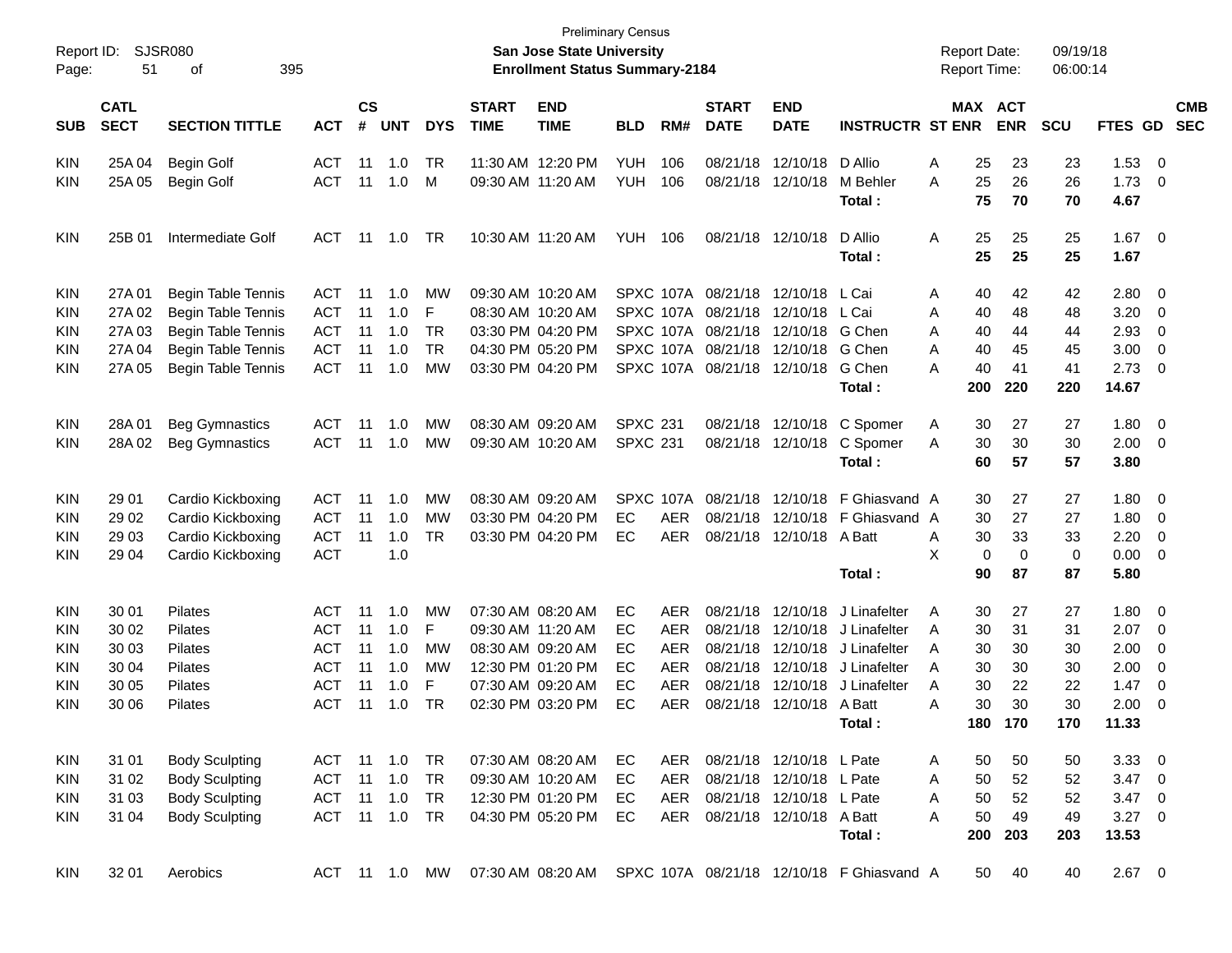Preliminary Census

**San Jose State University**

**Enrollment Status Summary-2184**

Report ID: SJSR080

Report Date: 09/19/18

Report Time: 06:00:14

| SUB | CATL SECT | SECTION TITTLE | ACT | CS # | UNT | DYS | START TIME | END TIME | BLD | RM# | START DATE | END DATE | INSTRUCTR | ST | MAX ENR | ACT ENR | SCU | FTES | GD | CMB SEC |
|---|---|---|---|---|---|---|---|---|---|---|---|---|---|---|---|---|---|---|---|---|
| KIN | 25A 04 | Begin Golf | ACT | 11 | 1.0 | TR | 11:30 AM | 12:20 PM | YUH | 106 | 08/21/18 | 12/10/18 | D Allio | A | 25 | 23 | 23 | 1.53 | 0 | |
| KIN | 25A 05 | Begin Golf | ACT | 11 | 1.0 | M | 09:30 AM | 11:20 AM | YUH | 106 | 08/21/18 | 12/10/18 | M Behler | A | 25 | 26 | 26 | 1.73 | 0 | |
| | | | | | | | | | | | | | **Total :** | | **75** | **70** | **70** | **4.67** | | |
| KIN | 25B 01 | Intermediate Golf | ACT | 11 | 1.0 | TR | 10:30 AM | 11:20 AM | YUH | 106 | 08/21/18 | 12/10/18 | D Allio | A | 25 | 25 | 25 | 1.67 | 0 | |
| | | | | | | | | | | | | | **Total :** | | **25** | **25** | **25** | **1.67** | | |
| KIN | 27A 01 | Begin Table Tennis | ACT | 11 | 1.0 | MW | 09:30 AM | 10:20 AM | SPXC | 107A | 08/21/18 | 12/10/18 | L Cai | A | 40 | 42 | 42 | 2.80 | 0 | |
| KIN | 27A 02 | Begin Table Tennis | ACT | 11 | 1.0 | F | 08:30 AM | 10:20 AM | SPXC | 107A | 08/21/18 | 12/10/18 | L Cai | A | 40 | 48 | 48 | 3.20 | 0 | |
| KIN | 27A 03 | Begin Table Tennis | ACT | 11 | 1.0 | TR | 03:30 PM | 04:20 PM | SPXC | 107A | 08/21/18 | 12/10/18 | G Chen | A | 40 | 44 | 44 | 2.93 | 0 | |
| KIN | 27A 04 | Begin Table Tennis | ACT | 11 | 1.0 | TR | 04:30 PM | 05:20 PM | SPXC | 107A | 08/21/18 | 12/10/18 | G Chen | A | 40 | 45 | 45 | 3.00 | 0 | |
| KIN | 27A 05 | Begin Table Tennis | ACT | 11 | 1.0 | MW | 03:30 PM | 04:20 PM | SPXC | 107A | 08/21/18 | 12/10/18 | G Chen | A | 40 | 41 | 41 | 2.73 | 0 | |
| | | | | | | | | | | | | | **Total :** | | **200** | **220** | **220** | **14.67** | | |
| KIN | 28A 01 | Beg Gymnastics | ACT | 11 | 1.0 | MW | 08:30 AM | 09:20 AM | SPXC | 231 | 08/21/18 | 12/10/18 | C Spomer | A | 30 | 27 | 27 | 1.80 | 0 | |
| KIN | 28A 02 | Beg Gymnastics | ACT | 11 | 1.0 | MW | 09:30 AM | 10:20 AM | SPXC | 231 | 08/21/18 | 12/10/18 | C Spomer | A | 30 | 30 | 30 | 2.00 | 0 | |
| | | | | | | | | | | | | | **Total :** | | **60** | **57** | **57** | **3.80** | | |
| KIN | 29 01 | Cardio Kickboxing | ACT | 11 | 1.0 | MW | 08:30 AM | 09:20 AM | SPXC | 107A | 08/21/18 | 12/10/18 | F Ghiasvand | A | 30 | 27 | 27 | 1.80 | 0 | |
| KIN | 29 02 | Cardio Kickboxing | ACT | 11 | 1.0 | MW | 03:30 PM | 04:20 PM | EC | AER | 08/21/18 | 12/10/18 | F Ghiasvand | A | 30 | 27 | 27 | 1.80 | 0 | |
| KIN | 29 03 | Cardio Kickboxing | ACT | 11 | 1.0 | TR | 03:30 PM | 04:20 PM | EC | AER | 08/21/18 | 12/10/18 | A Batt | A | 30 | 33 | 33 | 2.20 | 0 | |
| KIN | 29 04 | Cardio Kickboxing | ACT | | 1.0 | | | | | | | | | X | 0 | 0 | 0 | 0.00 | 0 | |
| | | | | | | | | | | | | | **Total :** | | **90** | **87** | **87** | **5.80** | | |
| KIN | 30 01 | Pilates | ACT | 11 | 1.0 | MW | 07:30 AM | 08:20 AM | EC | AER | 08/21/18 | 12/10/18 | J Linafelter | A | 30 | 27 | 27 | 1.80 | 0 | |
| KIN | 30 02 | Pilates | ACT | 11 | 1.0 | F | 09:30 AM | 11:20 AM | EC | AER | 08/21/18 | 12/10/18 | J Linafelter | A | 30 | 31 | 31 | 2.07 | 0 | |
| KIN | 30 03 | Pilates | ACT | 11 | 1.0 | MW | 08:30 AM | 09:20 AM | EC | AER | 08/21/18 | 12/10/18 | J Linafelter | A | 30 | 30 | 30 | 2.00 | 0 | |
| KIN | 30 04 | Pilates | ACT | 11 | 1.0 | MW | 12:30 PM | 01:20 PM | EC | AER | 08/21/18 | 12/10/18 | J Linafelter | A | 30 | 30 | 30 | 2.00 | 0 | |
| KIN | 30 05 | Pilates | ACT | 11 | 1.0 | F | 07:30 AM | 09:20 AM | EC | AER | 08/21/18 | 12/10/18 | J Linafelter | A | 30 | 22 | 22 | 1.47 | 0 | |
| KIN | 30 06 | Pilates | ACT | 11 | 1.0 | TR | 02:30 PM | 03:20 PM | EC | AER | 08/21/18 | 12/10/18 | A Batt | A | 30 | 30 | 30 | 2.00 | 0 | |
| | | | | | | | | | | | | | **Total :** | | **180** | **170** | **170** | **11.33** | | |
| KIN | 31 01 | Body Sculpting | ACT | 11 | 1.0 | TR | 07:30 AM | 08:20 AM | EC | AER | 08/21/18 | 12/10/18 | L Pate | A | 50 | 50 | 50 | 3.33 | 0 | |
| KIN | 31 02 | Body Sculpting | ACT | 11 | 1.0 | TR | 09:30 AM | 10:20 AM | EC | AER | 08/21/18 | 12/10/18 | L Pate | A | 50 | 52 | 52 | 3.47 | 0 | |
| KIN | 31 03 | Body Sculpting | ACT | 11 | 1.0 | TR | 12:30 PM | 01:20 PM | EC | AER | 08/21/18 | 12/10/18 | L Pate | A | 50 | 52 | 52 | 3.47 | 0 | |
| KIN | 31 04 | Body Sculpting | ACT | 11 | 1.0 | TR | 04:30 PM | 05:20 PM | EC | AER | 08/21/18 | 12/10/18 | A Batt | A | 50 | 49 | 49 | 3.27 | 0 | |
| | | | | | | | | | | | | | **Total :** | | **200** | **203** | **203** | **13.53** | | |
| KIN | 32 01 | Aerobics | ACT | 11 | 1.0 | MW | 07:30 AM | 08:20 AM | SPXC | 107A | 08/21/18 | 12/10/18 | F Ghiasvand | A | 50 | 40 | 40 | 2.67 | 0 | |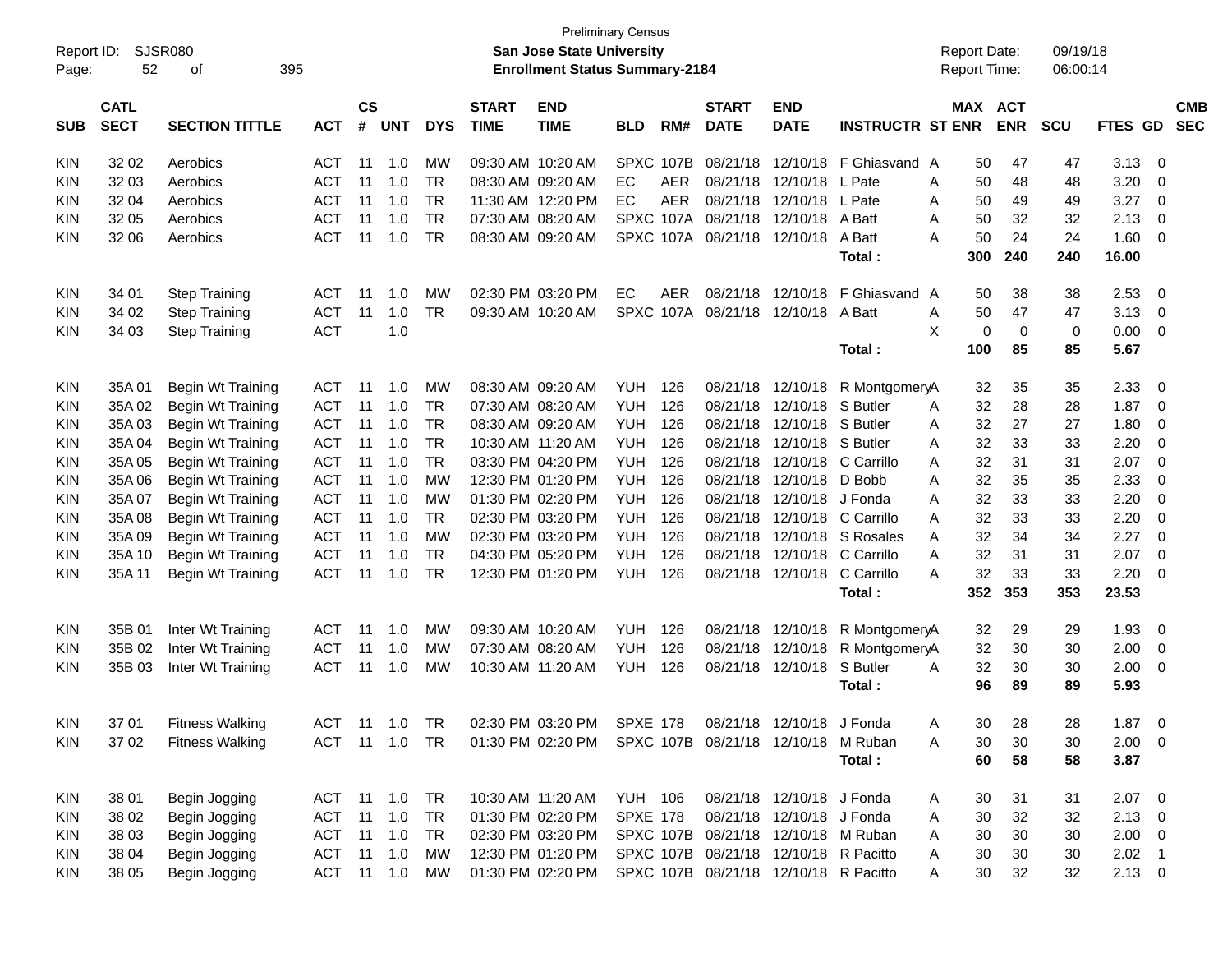Preliminary Census

Report ID: SJSR080

**San Jose State University**

**Enrollment Status Summary-2184**

Report Date: 09/19/18
Report Time: 06:00:14

| SUB | CATL SECT | SECTION TITTLE | ACT | CS # | UNT | DYS | START TIME | END TIME | BLD | RM# | START DATE | END DATE | INSTRUCTR | ST | MAX ENR | ACT ENR | SCU | FTES | GD | CMB SEC |
|---|---|---|---|---|---|---|---|---|---|---|---|---|---|---|---|---|---|---|---|---|
| KIN | 32 02 | Aerobics | ACT | 11 | 1.0 | MW | 09:30 AM | 10:20 AM | SPXC | 107B | 08/21/18 | 12/10/18 | F Ghiasvand | A | 50 | 47 | 47 | 3.13 | 0 | |
| KIN | 32 03 | Aerobics | ACT | 11 | 1.0 | TR | 08:30 AM | 09:20 AM | EC | AER | 08/21/18 | 12/10/18 | L Pate | A | 50 | 48 | 48 | 3.20 | 0 | |
| KIN | 32 04 | Aerobics | ACT | 11 | 1.0 | TR | 11:30 AM | 12:20 PM | EC | AER | 08/21/18 | 12/10/18 | L Pate | A | 50 | 49 | 49 | 3.27 | 0 | |
| KIN | 32 05 | Aerobics | ACT | 11 | 1.0 | TR | 07:30 AM | 08:20 AM | SPXC | 107A | 08/21/18 | 12/10/18 | A Batt | A | 50 | 32 | 32 | 2.13 | 0 | |
| KIN | 32 06 | Aerobics | ACT | 11 | 1.0 | TR | 08:30 AM | 09:20 AM | SPXC | 107A | 08/21/18 | 12/10/18 | A Batt | A | 50 | 24 | 24 | 1.60 | 0 | |
| | | | | | | | | | | | | | **Total :** | | **300** | **240** | **240** | **16.00** | | |
| KIN | 34 01 | Step Training | ACT | 11 | 1.0 | MW | 02:30 PM | 03:20 PM | EC | AER | 08/21/18 | 12/10/18 | F Ghiasvand | A | 50 | 38 | 38 | 2.53 | 0 | |
| KIN | 34 02 | Step Training | ACT | 11 | 1.0 | TR | 09:30 AM | 10:20 AM | SPXC | 107A | 08/21/18 | 12/10/18 | A Batt | A | 50 | 47 | 47 | 3.13 | 0 | |
| KIN | 34 03 | Step Training | ACT | | 1.0 | | | | | | | | | X | 0 | 0 | 0 | 0.00 | 0 | |
| | | | | | | | | | | | | | **Total :** | | **100** | **85** | **85** | **5.67** | | |
| KIN | 35A 01 | Begin Wt Training | ACT | 11 | 1.0 | MW | 08:30 AM | 09:20 AM | YUH | 126 | 08/21/18 | 12/10/18 | R Montgomery | A | 32 | 35 | 35 | 2.33 | 0 | |
| KIN | 35A 02 | Begin Wt Training | ACT | 11 | 1.0 | TR | 07:30 AM | 08:20 AM | YUH | 126 | 08/21/18 | 12/10/18 | S Butler | A | 32 | 28 | 28 | 1.87 | 0 | |
| KIN | 35A 03 | Begin Wt Training | ACT | 11 | 1.0 | TR | 08:30 AM | 09:20 AM | YUH | 126 | 08/21/18 | 12/10/18 | S Butler | A | 32 | 27 | 27 | 1.80 | 0 | |
| KIN | 35A 04 | Begin Wt Training | ACT | 11 | 1.0 | TR | 10:30 AM | 11:20 AM | YUH | 126 | 08/21/18 | 12/10/18 | S Butler | A | 32 | 33 | 33 | 2.20 | 0 | |
| KIN | 35A 05 | Begin Wt Training | ACT | 11 | 1.0 | TR | 03:30 PM | 04:20 PM | YUH | 126 | 08/21/18 | 12/10/18 | C Carrillo | A | 32 | 31 | 31 | 2.07 | 0 | |
| KIN | 35A 06 | Begin Wt Training | ACT | 11 | 1.0 | MW | 12:30 PM | 01:20 PM | YUH | 126 | 08/21/18 | 12/10/18 | D Bobb | A | 32 | 35 | 35 | 2.33 | 0 | |
| KIN | 35A 07 | Begin Wt Training | ACT | 11 | 1.0 | MW | 01:30 PM | 02:20 PM | YUH | 126 | 08/21/18 | 12/10/18 | J Fonda | A | 32 | 33 | 33 | 2.20 | 0 | |
| KIN | 35A 08 | Begin Wt Training | ACT | 11 | 1.0 | TR | 02:30 PM | 03:20 PM | YUH | 126 | 08/21/18 | 12/10/18 | C Carrillo | A | 32 | 33 | 33 | 2.20 | 0 | |
| KIN | 35A 09 | Begin Wt Training | ACT | 11 | 1.0 | MW | 02:30 PM | 03:20 PM | YUH | 126 | 08/21/18 | 12/10/18 | S Rosales | A | 32 | 34 | 34 | 2.27 | 0 | |
| KIN | 35A 10 | Begin Wt Training | ACT | 11 | 1.0 | TR | 04:30 PM | 05:20 PM | YUH | 126 | 08/21/18 | 12/10/18 | C Carrillo | A | 32 | 31 | 31 | 2.07 | 0 | |
| KIN | 35A 11 | Begin Wt Training | ACT | 11 | 1.0 | TR | 12:30 PM | 01:20 PM | YUH | 126 | 08/21/18 | 12/10/18 | C Carrillo | A | 32 | 33 | 33 | 2.20 | 0 | |
| | | | | | | | | | | | | | **Total :** | | **352** | **353** | **353** | **23.53** | | |
| KIN | 35B 01 | Inter Wt Training | ACT | 11 | 1.0 | MW | 09:30 AM | 10:20 AM | YUH | 126 | 08/21/18 | 12/10/18 | R Montgomery | A | 32 | 29 | 29 | 1.93 | 0 | |
| KIN | 35B 02 | Inter Wt Training | ACT | 11 | 1.0 | MW | 07:30 AM | 08:20 AM | YUH | 126 | 08/21/18 | 12/10/18 | R Montgomery | A | 32 | 30 | 30 | 2.00 | 0 | |
| KIN | 35B 03 | Inter Wt Training | ACT | 11 | 1.0 | MW | 10:30 AM | 11:20 AM | YUH | 126 | 08/21/18 | 12/10/18 | S Butler | A | 32 | 30 | 30 | 2.00 | 0 | |
| | | | | | | | | | | | | | **Total :** | | **96** | **89** | **89** | **5.93** | | |
| KIN | 37 01 | Fitness Walking | ACT | 11 | 1.0 | TR | 02:30 PM | 03:20 PM | SPXE | 178 | 08/21/18 | 12/10/18 | J Fonda | A | 30 | 28 | 28 | 1.87 | 0 | |
| KIN | 37 02 | Fitness Walking | ACT | 11 | 1.0 | TR | 01:30 PM | 02:20 PM | SPXC | 107B | 08/21/18 | 12/10/18 | M Ruban | A | 30 | 30 | 30 | 2.00 | 0 | |
| | | | | | | | | | | | | | **Total :** | | **60** | **58** | **58** | **3.87** | | |
| KIN | 38 01 | Begin Jogging | ACT | 11 | 1.0 | TR | 10:30 AM | 11:20 AM | YUH | 106 | 08/21/18 | 12/10/18 | J Fonda | A | 30 | 31 | 31 | 2.07 | 0 | |
| KIN | 38 02 | Begin Jogging | ACT | 11 | 1.0 | TR | 01:30 PM | 02:20 PM | SPXE | 178 | 08/21/18 | 12/10/18 | J Fonda | A | 30 | 32 | 32 | 2.13 | 0 | |
| KIN | 38 03 | Begin Jogging | ACT | 11 | 1.0 | TR | 02:30 PM | 03:20 PM | SPXC | 107B | 08/21/18 | 12/10/18 | M Ruban | A | 30 | 30 | 30 | 2.00 | 0 | |
| KIN | 38 04 | Begin Jogging | ACT | 11 | 1.0 | MW | 12:30 PM | 01:20 PM | SPXC | 107B | 08/21/18 | 12/10/18 | R Pacitto | A | 30 | 30 | 30 | 2.02 | 1 | |
| KIN | 38 05 | Begin Jogging | ACT | 11 | 1.0 | MW | 01:30 PM | 02:20 PM | SPXC | 107B | 08/21/18 | 12/10/18 | R Pacitto | A | 30 | 32 | 32 | 2.13 | 0 | |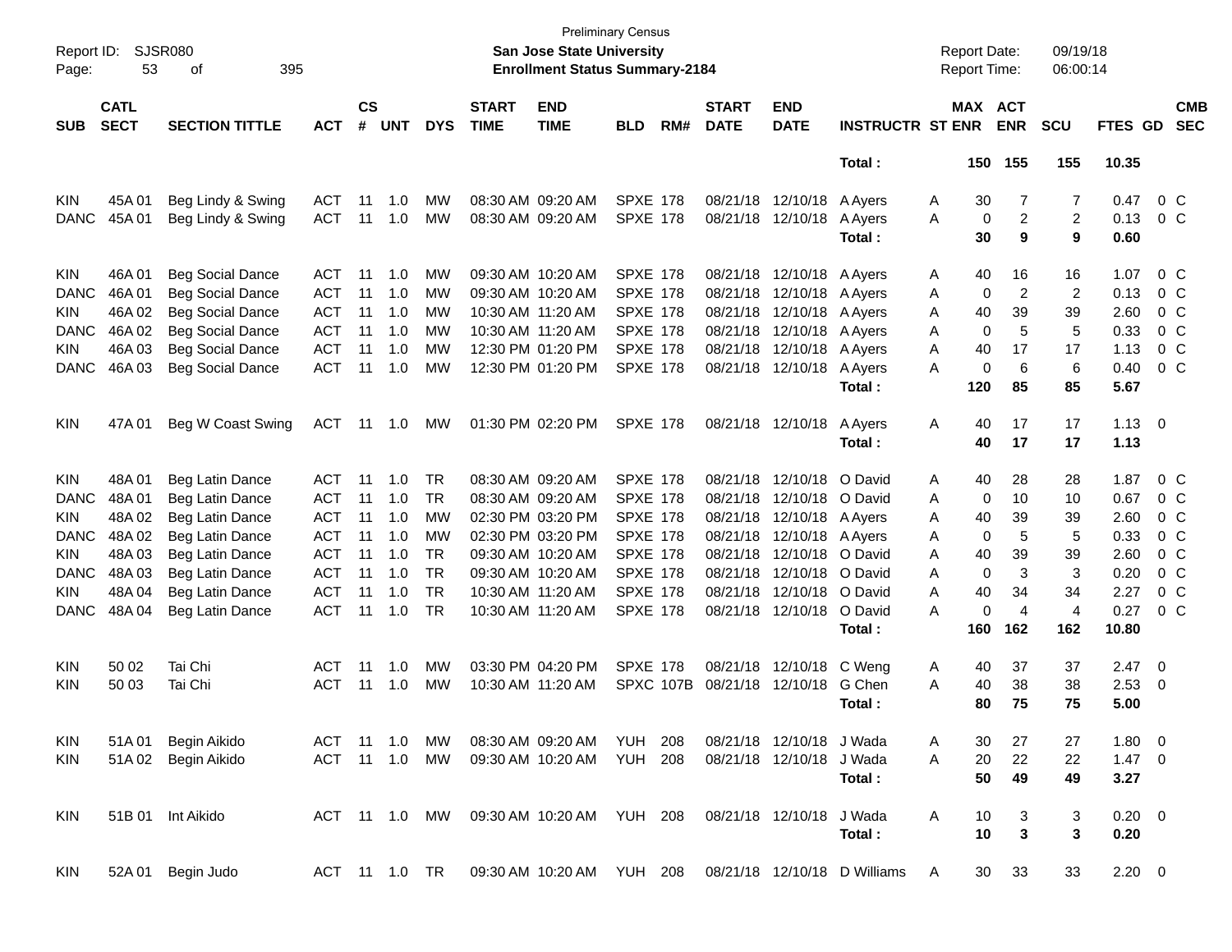Preliminary Census

**San Jose State University**

**Enrollment Status Summary-2184**

Report ID: SJSR080

Report Date: 09/19/18

Report Time: 06:00:14

| SUB | CATL SECT | SECTION TITTLE | ACT | CS # | UNT | DYS | START TIME | END TIME | BLD | RM# | START DATE | END DATE | INSTRUCTR | ST | MAX ENR | ACT ENR | SCU | FTES | GD | CMB SEC |
|---|---|---|---|---|---|---|---|---|---|---|---|---|---|---|---|---|---|---|---|---|
| | | | | | | | | | | | | | **Total :** | | **150** | **155** | **155** | **10.35** | | |
| KIN | 45A 01 | Beg Lindy & Swing | ACT | 11 | 1.0 | MW | 08:30 AM | 09:20 AM | SPXE | 178 | 08/21/18 | 12/10/18 | A Ayers | A | 30 | 7 | 7 | 0.47 | 0 | C |
| DANC | 45A 01 | Beg Lindy & Swing | ACT | 11 | 1.0 | MW | 08:30 AM | 09:20 AM | SPXE | 178 | 08/21/18 | 12/10/18 | A Ayers | A | 0 | 2 | 2 | 0.13 | 0 | C |
| | | | | | | | | | | | | | **Total :** | | **30** | **9** | **9** | **0.60** | | |
| KIN | 46A 01 | Beg Social Dance | ACT | 11 | 1.0 | MW | 09:30 AM | 10:20 AM | SPXE | 178 | 08/21/18 | 12/10/18 | A Ayers | A | 40 | 16 | 16 | 1.07 | 0 | C |
| DANC | 46A 01 | Beg Social Dance | ACT | 11 | 1.0 | MW | 09:30 AM | 10:20 AM | SPXE | 178 | 08/21/18 | 12/10/18 | A Ayers | A | 0 | 2 | 2 | 0.13 | 0 | C |
| KIN | 46A 02 | Beg Social Dance | ACT | 11 | 1.0 | MW | 10:30 AM | 11:20 AM | SPXE | 178 | 08/21/18 | 12/10/18 | A Ayers | A | 40 | 39 | 39 | 2.60 | 0 | C |
| DANC | 46A 02 | Beg Social Dance | ACT | 11 | 1.0 | MW | 10:30 AM | 11:20 AM | SPXE | 178 | 08/21/18 | 12/10/18 | A Ayers | A | 0 | 5 | 5 | 0.33 | 0 | C |
| KIN | 46A 03 | Beg Social Dance | ACT | 11 | 1.0 | MW | 12:30 PM | 01:20 PM | SPXE | 178 | 08/21/18 | 12/10/18 | A Ayers | A | 40 | 17 | 17 | 1.13 | 0 | C |
| DANC | 46A 03 | Beg Social Dance | ACT | 11 | 1.0 | MW | 12:30 PM | 01:20 PM | SPXE | 178 | 08/21/18 | 12/10/18 | A Ayers | A | 0 | 6 | 6 | 0.40 | 0 | C |
| | | | | | | | | | | | | | **Total :** | | **120** | **85** | **85** | **5.67** | | |
| KIN | 47A 01 | Beg W Coast Swing | ACT | 11 | 1.0 | MW | 01:30 PM | 02:20 PM | SPXE | 178 | 08/21/18 | 12/10/18 | A Ayers | A | 40 | 17 | 17 | 1.13 | 0 | |
| | | | | | | | | | | | | | **Total :** | | **40** | **17** | **17** | **1.13** | | |
| KIN | 48A 01 | Beg Latin Dance | ACT | 11 | 1.0 | TR | 08:30 AM | 09:20 AM | SPXE | 178 | 08/21/18 | 12/10/18 | O David | A | 40 | 28 | 28 | 1.87 | 0 | C |
| DANC | 48A 01 | Beg Latin Dance | ACT | 11 | 1.0 | TR | 08:30 AM | 09:20 AM | SPXE | 178 | 08/21/18 | 12/10/18 | O David | A | 0 | 10 | 10 | 0.67 | 0 | C |
| KIN | 48A 02 | Beg Latin Dance | ACT | 11 | 1.0 | MW | 02:30 PM | 03:20 PM | SPXE | 178 | 08/21/18 | 12/10/18 | A Ayers | A | 40 | 39 | 39 | 2.60 | 0 | C |
| DANC | 48A 02 | Beg Latin Dance | ACT | 11 | 1.0 | MW | 02:30 PM | 03:20 PM | SPXE | 178 | 08/21/18 | 12/10/18 | A Ayers | A | 0 | 5 | 5 | 0.33 | 0 | C |
| KIN | 48A 03 | Beg Latin Dance | ACT | 11 | 1.0 | TR | 09:30 AM | 10:20 AM | SPXE | 178 | 08/21/18 | 12/10/18 | O David | A | 40 | 39 | 39 | 2.60 | 0 | C |
| DANC | 48A 03 | Beg Latin Dance | ACT | 11 | 1.0 | TR | 09:30 AM | 10:20 AM | SPXE | 178 | 08/21/18 | 12/10/18 | O David | A | 0 | 3 | 3 | 0.20 | 0 | C |
| KIN | 48A 04 | Beg Latin Dance | ACT | 11 | 1.0 | TR | 10:30 AM | 11:20 AM | SPXE | 178 | 08/21/18 | 12/10/18 | O David | A | 40 | 34 | 34 | 2.27 | 0 | C |
| DANC | 48A 04 | Beg Latin Dance | ACT | 11 | 1.0 | TR | 10:30 AM | 11:20 AM | SPXE | 178 | 08/21/18 | 12/10/18 | O David | A | 0 | 4 | 4 | 0.27 | 0 | C |
| | | | | | | | | | | | | | **Total :** | | **160** | **162** | **162** | **10.80** | | |
| KIN | 50 02 | Tai Chi | ACT | 11 | 1.0 | MW | 03:30 PM | 04:20 PM | SPXE | 178 | 08/21/18 | 12/10/18 | C Weng | A | 40 | 37 | 37 | 2.47 | 0 | |
| KIN | 50 03 | Tai Chi | ACT | 11 | 1.0 | MW | 10:30 AM | 11:20 AM | SPXC | 107B | 08/21/18 | 12/10/18 | G Chen | A | 40 | 38 | 38 | 2.53 | 0 | |
| | | | | | | | | | | | | | **Total :** | | **80** | **75** | **75** | **5.00** | | |
| KIN | 51A 01 | Begin Aikido | ACT | 11 | 1.0 | MW | 08:30 AM | 09:20 AM | YUH | 208 | 08/21/18 | 12/10/18 | J Wada | A | 30 | 27 | 27 | 1.80 | 0 | |
| KIN | 51A 02 | Begin Aikido | ACT | 11 | 1.0 | MW | 09:30 AM | 10:20 AM | YUH | 208 | 08/21/18 | 12/10/18 | J Wada | A | 20 | 22 | 22 | 1.47 | 0 | |
| | | | | | | | | | | | | | **Total :** | | **50** | **49** | **49** | **3.27** | | |
| KIN | 51B 01 | Int Aikido | ACT | 11 | 1.0 | MW | 09:30 AM | 10:20 AM | YUH | 208 | 08/21/18 | 12/10/18 | J Wada | A | 10 | 3 | 3 | 0.20 | 0 | |
| | | | | | | | | | | | | | **Total :** | | **10** | **3** | **3** | **0.20** | | |
| KIN | 52A 01 | Begin Judo | ACT | 11 | 1.0 | TR | 09:30 AM | 10:20 AM | YUH | 208 | 08/21/18 | 12/10/18 | D Williams | A | 30 | 33 | 33 | 2.20 | 0 | |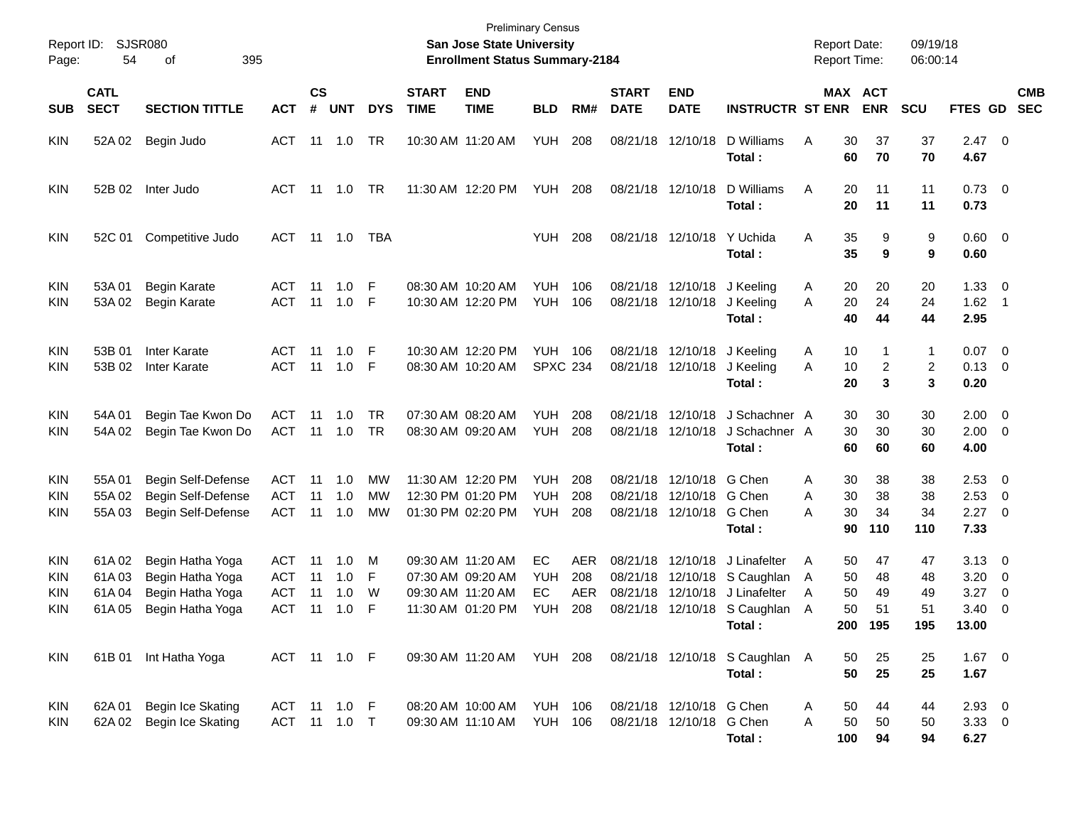Preliminary Census

**San Jose State University**

**Enrollment Status Summary-2184**

Report ID: SJSR080

Report Date: 09/19/18

Report Time: 06:00:14

| SUB | CATL SECT | SECTION TITTLE | ACT | CS # | UNT | DYS | START TIME | END TIME | BLD | RM# | START DATE | END DATE | INSTRUCTR | ST | MAX ENR | ACT ENR | SCU | FTES | GD | CMB SEC |
|---|---|---|---|---|---|---|---|---|---|---|---|---|---|---|---|---|---|---|---|---|
| KIN | 52A 02 | Begin Judo | ACT | 11 | 1.0 | TR | 10:30 AM | 11:20 AM | YUH | 208 | 08/21/18 | 12/10/18 | D Williams | A | 30 | 37 | 37 | 2.47 | 0 | |
| | | | | | | | | | | | | | **Total :** | | **60** | **70** | **70** | **4.67** | | |
| KIN | 52B 02 | Inter Judo | ACT | 11 | 1.0 | TR | 11:30 AM | 12:20 PM | YUH | 208 | 08/21/18 | 12/10/18 | D Williams | A | 20 | 11 | 11 | 0.73 | 0 | |
| | | | | | | | | | | | | | **Total :** | | **20** | **11** | **11** | **0.73** | | |
| KIN | 52C 01 | Competitive Judo | ACT | 11 | 1.0 | TBA | | | YUH | 208 | 08/21/18 | 12/10/18 | Y Uchida | A | 35 | 9 | 9 | 0.60 | 0 | |
| | | | | | | | | | | | | | **Total :** | | **35** | **9** | **9** | **0.60** | | |
| KIN | 53A 01 | Begin Karate | ACT | 11 | 1.0 | F | 08:30 AM | 10:20 AM | YUH | 106 | 08/21/18 | 12/10/18 | J Keeling | A | 20 | 20 | 20 | 1.33 | 0 | |
| KIN | 53A 02 | Begin Karate | ACT | 11 | 1.0 | F | 10:30 AM | 12:20 PM | YUH | 106 | 08/21/18 | 12/10/18 | J Keeling | A | 20 | 24 | 24 | 1.62 | 1 | |
| | | | | | | | | | | | | | **Total :** | | **40** | **44** | **44** | **2.95** | | |
| KIN | 53B 01 | Inter Karate | ACT | 11 | 1.0 | F | 10:30 AM | 12:20 PM | YUH | 106 | 08/21/18 | 12/10/18 | J Keeling | A | 10 | 1 | 1 | 0.07 | 0 | |
| KIN | 53B 02 | Inter Karate | ACT | 11 | 1.0 | F | 08:30 AM | 10:20 AM | SPXC | 234 | 08/21/18 | 12/10/18 | J Keeling | A | 10 | 2 | 2 | 0.13 | 0 | |
| | | | | | | | | | | | | | **Total :** | | **20** | **3** | **3** | **0.20** | | |
| KIN | 54A 01 | Begin Tae Kwon Do | ACT | 11 | 1.0 | TR | 07:30 AM | 08:20 AM | YUH | 208 | 08/21/18 | 12/10/18 | J Schachner | A | 30 | 30 | 30 | 2.00 | 0 | |
| KIN | 54A 02 | Begin Tae Kwon Do | ACT | 11 | 1.0 | TR | 08:30 AM | 09:20 AM | YUH | 208 | 08/21/18 | 12/10/18 | J Schachner | A | 30 | 30 | 30 | 2.00 | 0 | |
| | | | | | | | | | | | | | **Total :** | | **60** | **60** | **60** | **4.00** | | |
| KIN | 55A 01 | Begin Self-Defense | ACT | 11 | 1.0 | MW | 11:30 AM | 12:20 PM | YUH | 208 | 08/21/18 | 12/10/18 | G Chen | A | 30 | 38 | 38 | 2.53 | 0 | |
| KIN | 55A 02 | Begin Self-Defense | ACT | 11 | 1.0 | MW | 12:30 PM | 01:20 PM | YUH | 208 | 08/21/18 | 12/10/18 | G Chen | A | 30 | 38 | 38 | 2.53 | 0 | |
| KIN | 55A 03 | Begin Self-Defense | ACT | 11 | 1.0 | MW | 01:30 PM | 02:20 PM | YUH | 208 | 08/21/18 | 12/10/18 | G Chen | A | 30 | 34 | 34 | 2.27 | 0 | |
| | | | | | | | | | | | | | **Total :** | | **90** | **110** | **110** | **7.33** | | |
| KIN | 61A 02 | Begin Hatha Yoga | ACT | 11 | 1.0 | M | 09:30 AM | 11:20 AM | EC | AER | 08/21/18 | 12/10/18 | J Linafelter | A | 50 | 47 | 47 | 3.13 | 0 | |
| KIN | 61A 03 | Begin Hatha Yoga | ACT | 11 | 1.0 | F | 07:30 AM | 09:20 AM | YUH | 208 | 08/21/18 | 12/10/18 | S Caughlan | A | 50 | 48 | 48 | 3.20 | 0 | |
| KIN | 61A 04 | Begin Hatha Yoga | ACT | 11 | 1.0 | W | 09:30 AM | 11:20 AM | EC | AER | 08/21/18 | 12/10/18 | J Linafelter | A | 50 | 49 | 49 | 3.27 | 0 | |
| KIN | 61A 05 | Begin Hatha Yoga | ACT | 11 | 1.0 | F | 11:30 AM | 01:20 PM | YUH | 208 | 08/21/18 | 12/10/18 | S Caughlan | A | 50 | 51 | 51 | 3.40 | 0 | |
| | | | | | | | | | | | | | **Total :** | | **200** | **195** | **195** | **13.00** | | |
| KIN | 61B 01 | Int Hatha Yoga | ACT | 11 | 1.0 | F | 09:30 AM | 11:20 AM | YUH | 208 | 08/21/18 | 12/10/18 | S Caughlan | A | 50 | 25 | 25 | 1.67 | 0 | |
| | | | | | | | | | | | | | **Total :** | | **50** | **25** | **25** | **1.67** | | |
| KIN | 62A 01 | Begin Ice Skating | ACT | 11 | 1.0 | F | 08:20 AM | 10:00 AM | YUH | 106 | 08/21/18 | 12/10/18 | G Chen | A | 50 | 44 | 44 | 2.93 | 0 | |
| KIN | 62A 02 | Begin Ice Skating | ACT | 11 | 1.0 | T | 09:30 AM | 11:10 AM | YUH | 106 | 08/21/18 | 12/10/18 | G Chen | A | 50 | 50 | 50 | 3.33 | 0 | |
| | | | | | | | | | | | | | **Total :** | | **100** | **94** | **94** | **6.27** | | |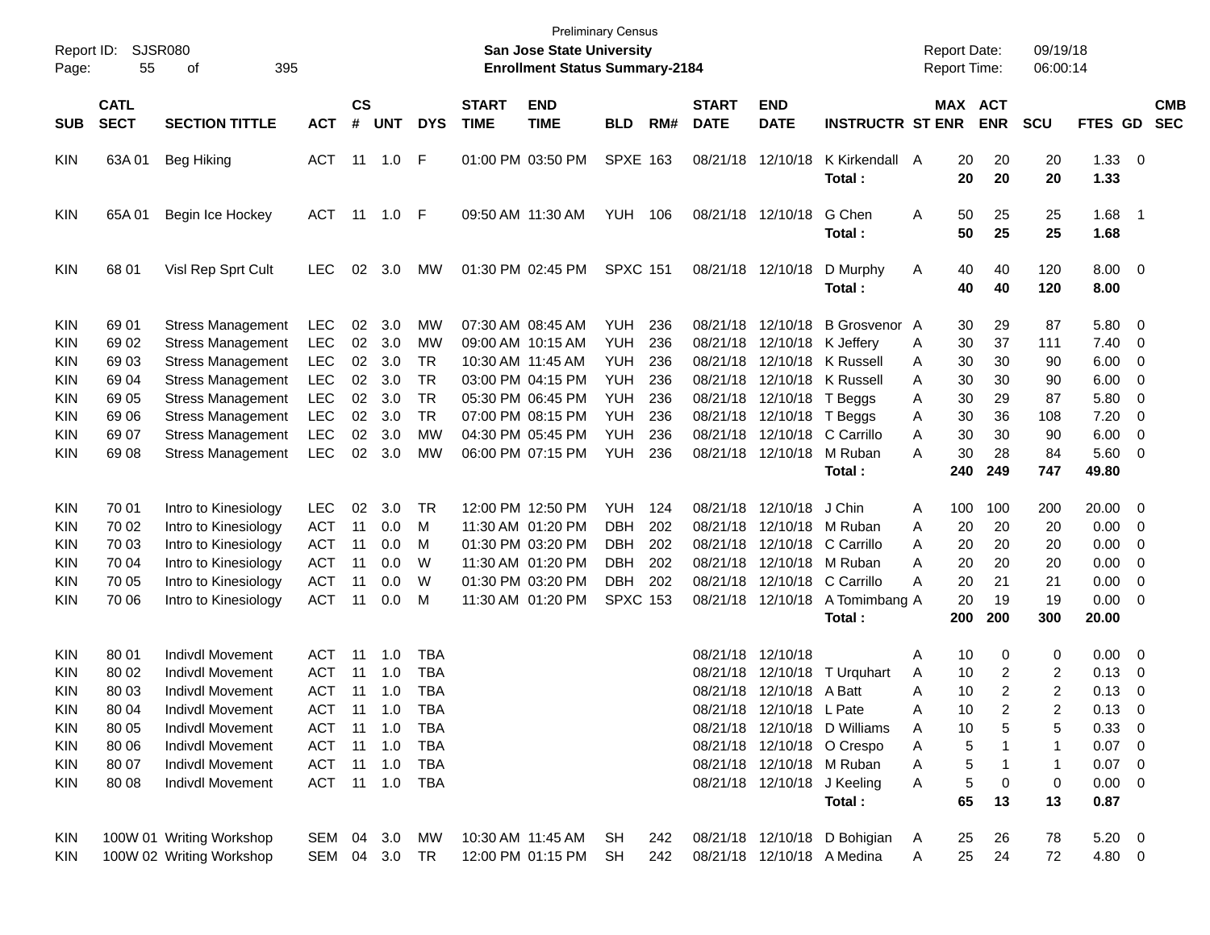Preliminary Census
**San Jose State University**
**Enrollment Status Summary-2184**

Report ID: SJSR080
Report Date: 09/19/18
Report Time: 06:00:14

| SUB | CATL SECT | SECTION TITTLE | ACT | CS # | UNT | DYS | START TIME | END TIME | BLD | RM# | START DATE | END DATE | INSTRUCTR | ST | MAX ENR | ACT ENR | SCU | FTES | GD | CMB SEC |
|---|---|---|---|---|---|---|---|---|---|---|---|---|---|---|---|---|---|---|---|---|
| KIN | 63A 01 | Beg Hiking | ACT | 11 | 1.0 | F | 01:00 PM | 03:50 PM | SPXE | 163 | 08/21/18 | 12/10/18 | K Kirkendall | A | 20 | 20 | 20 | 1.33 | 0 | |
| | | | | | | | | | | | | | **Total :** | | **20** | **20** | **20** | **1.33** | | |
| KIN | 65A 01 | Begin Ice Hockey | ACT | 11 | 1.0 | F | 09:50 AM | 11:30 AM | YUH | 106 | 08/21/18 | 12/10/18 | G Chen | A | 50 | 25 | 25 | 1.68 | 1 | |
| | | | | | | | | | | | | | **Total :** | | **50** | **25** | **25** | **1.68** | | |
| KIN | 68 01 | Visl Rep Sprt Cult | LEC | 02 | 3.0 | MW | 01:30 PM | 02:45 PM | SPXC | 151 | 08/21/18 | 12/10/18 | D Murphy | A | 40 | 40 | 120 | 8.00 | 0 | |
| | | | | | | | | | | | | | **Total :** | | **40** | **40** | **120** | **8.00** | | |
| KIN | 69 01 | Stress Management | LEC | 02 | 3.0 | MW | 07:30 AM | 08:45 AM | YUH | 236 | 08/21/18 | 12/10/18 | B Grosvenor | A | 30 | 29 | 87 | 5.80 | 0 | |
| KIN | 69 02 | Stress Management | LEC | 02 | 3.0 | MW | 09:00 AM | 10:15 AM | YUH | 236 | 08/21/18 | 12/10/18 | K Jeffery | A | 30 | 37 | 111 | 7.40 | 0 | |
| KIN | 69 03 | Stress Management | LEC | 02 | 3.0 | TR | 10:30 AM | 11:45 AM | YUH | 236 | 08/21/18 | 12/10/18 | K Russell | A | 30 | 30 | 90 | 6.00 | 0 | |
| KIN | 69 04 | Stress Management | LEC | 02 | 3.0 | TR | 03:00 PM | 04:15 PM | YUH | 236 | 08/21/18 | 12/10/18 | K Russell | A | 30 | 30 | 90 | 6.00 | 0 | |
| KIN | 69 05 | Stress Management | LEC | 02 | 3.0 | TR | 05:30 PM | 06:45 PM | YUH | 236 | 08/21/18 | 12/10/18 | T Beggs | A | 30 | 29 | 87 | 5.80 | 0 | |
| KIN | 69 06 | Stress Management | LEC | 02 | 3.0 | TR | 07:00 PM | 08:15 PM | YUH | 236 | 08/21/18 | 12/10/18 | T Beggs | A | 30 | 36 | 108 | 7.20 | 0 | |
| KIN | 69 07 | Stress Management | LEC | 02 | 3.0 | MW | 04:30 PM | 05:45 PM | YUH | 236 | 08/21/18 | 12/10/18 | C Carrillo | A | 30 | 30 | 90 | 6.00 | 0 | |
| KIN | 69 08 | Stress Management | LEC | 02 | 3.0 | MW | 06:00 PM | 07:15 PM | YUH | 236 | 08/21/18 | 12/10/18 | M Ruban | A | 30 | 28 | 84 | 5.60 | 0 | |
| | | | | | | | | | | | | | **Total :** | | **240** | **249** | **747** | **49.80** | | |
| KIN | 70 01 | Intro to Kinesiology | LEC | 02 | 3.0 | TR | 12:00 PM | 12:50 PM | YUH | 124 | 08/21/18 | 12/10/18 | J Chin | A | 100 | 100 | 200 | 20.00 | 0 | |
| KIN | 70 02 | Intro to Kinesiology | ACT | 11 | 0.0 | M | 11:30 AM | 01:20 PM | DBH | 202 | 08/21/18 | 12/10/18 | M Ruban | A | 20 | 20 | 20 | 0.00 | 0 | |
| KIN | 70 03 | Intro to Kinesiology | ACT | 11 | 0.0 | M | 01:30 PM | 03:20 PM | DBH | 202 | 08/21/18 | 12/10/18 | C Carrillo | A | 20 | 20 | 20 | 0.00 | 0 | |
| KIN | 70 04 | Intro to Kinesiology | ACT | 11 | 0.0 | W | 11:30 AM | 01:20 PM | DBH | 202 | 08/21/18 | 12/10/18 | M Ruban | A | 20 | 20 | 20 | 0.00 | 0 | |
| KIN | 70 05 | Intro to Kinesiology | ACT | 11 | 0.0 | W | 01:30 PM | 03:20 PM | DBH | 202 | 08/21/18 | 12/10/18 | C Carrillo | A | 20 | 21 | 21 | 0.00 | 0 | |
| KIN | 70 06 | Intro to Kinesiology | ACT | 11 | 0.0 | M | 11:30 AM | 01:20 PM | SPXC | 153 | 08/21/18 | 12/10/18 | A Tomimbang | A | 20 | 19 | 19 | 0.00 | 0 | |
| | | | | | | | | | | | | | **Total :** | | **200** | **200** | **300** | **20.00** | | |
| KIN | 80 01 | Indivdl Movement | ACT | 11 | 1.0 | TBA | | | | | 08/21/18 | 12/10/18 | | A | 10 | 0 | 0 | 0.00 | 0 | |
| KIN | 80 02 | Indivdl Movement | ACT | 11 | 1.0 | TBA | | | | | 08/21/18 | 12/10/18 | T Urquhart | A | 10 | 2 | 2 | 0.13 | 0 | |
| KIN | 80 03 | Indivdl Movement | ACT | 11 | 1.0 | TBA | | | | | 08/21/18 | 12/10/18 | A Batt | A | 10 | 2 | 2 | 0.13 | 0 | |
| KIN | 80 04 | Indivdl Movement | ACT | 11 | 1.0 | TBA | | | | | 08/21/18 | 12/10/18 | L Pate | A | 10 | 2 | 2 | 0.13 | 0 | |
| KIN | 80 05 | Indivdl Movement | ACT | 11 | 1.0 | TBA | | | | | 08/21/18 | 12/10/18 | D Williams | A | 10 | 5 | 5 | 0.33 | 0 | |
| KIN | 80 06 | Indivdl Movement | ACT | 11 | 1.0 | TBA | | | | | 08/21/18 | 12/10/18 | O Crespo | A | 5 | 1 | 1 | 0.07 | 0 | |
| KIN | 80 07 | Indivdl Movement | ACT | 11 | 1.0 | TBA | | | | | 08/21/18 | 12/10/18 | M Ruban | A | 5 | 1 | 1 | 0.07 | 0 | |
| KIN | 80 08 | Indivdl Movement | ACT | 11 | 1.0 | TBA | | | | | 08/21/18 | 12/10/18 | J Keeling | A | 5 | 0 | 0 | 0.00 | 0 | |
| | | | | | | | | | | | | | **Total :** | | **65** | **13** | **13** | **0.87** | | |
| KIN | 100W 01 | Writing Workshop | SEM | 04 | 3.0 | MW | 10:30 AM | 11:45 AM | SH | 242 | 08/21/18 | 12/10/18 | D Bohigian | A | 25 | 26 | 78 | 5.20 | 0 | |
| KIN | 100W 02 | Writing Workshop | SEM | 04 | 3.0 | TR | 12:00 PM | 01:15 PM | SH | 242 | 08/21/18 | 12/10/18 | A Medina | A | 25 | 24 | 72 | 4.80 | 0 | |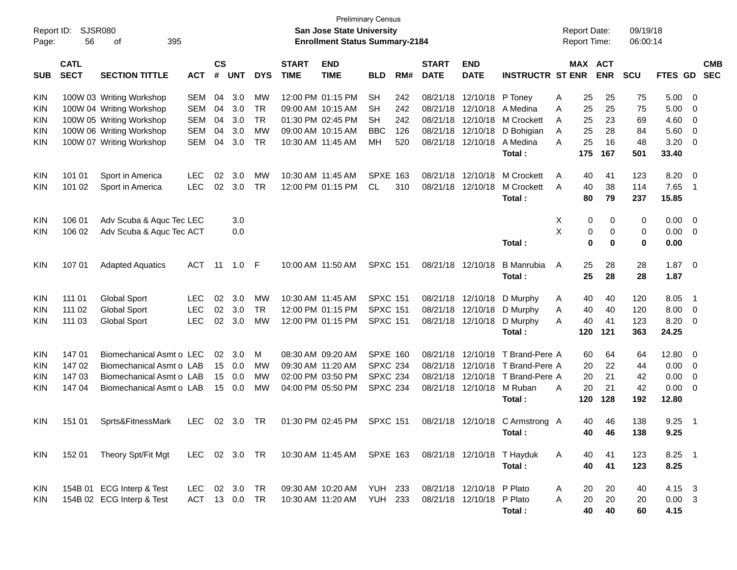Preliminary Census

**San Jose State University**

**Enrollment Status Summary-2184**

Report ID: SJSR080

Report Date: 09/19/18

Report Time: 06:00:14

| SUB | CATL SECT | SECTION TITTLE | ACT | CS # | UNT | DYS | START TIME | END TIME | BLD | RM# | START DATE | END DATE | INSTRUCTR | ST | MAX ENR | ACT ENR | SCU | FTES | GD | CMB SEC |
|---|---|---|---|---|---|---|---|---|---|---|---|---|---|---|---|---|---|---|---|---|
| KIN | 100W 03 | Writing Workshop | SEM | 04 | 3.0 | MW | 12:00 PM | 01:15 PM | SH | 242 | 08/21/18 | 12/10/18 | P Toney | A | 25 | 25 | 75 | 5.00 | 0 | |
| KIN | 100W 04 | Writing Workshop | SEM | 04 | 3.0 | TR | 09:00 AM | 10:15 AM | SH | 242 | 08/21/18 | 12/10/18 | A Medina | A | 25 | 25 | 75 | 5.00 | 0 | |
| KIN | 100W 05 | Writing Workshop | SEM | 04 | 3.0 | TR | 01:30 PM | 02:45 PM | SH | 242 | 08/21/18 | 12/10/18 | M Crockett | A | 25 | 23 | 69 | 4.60 | 0 | |
| KIN | 100W 06 | Writing Workshop | SEM | 04 | 3.0 | MW | 09:00 AM | 10:15 AM | BBC | 126 | 08/21/18 | 12/10/18 | D Bohigian | A | 25 | 28 | 84 | 5.60 | 0 | |
| KIN | 100W 07 | Writing Workshop | SEM | 04 | 3.0 | TR | 10:30 AM | 11:45 AM | MH | 520 | 08/21/18 | 12/10/18 | A Medina | A | 25 | 16 | 48 | 3.20 | 0 | |
| | | | | | | | | | | | | | **Total :** | | **175** | **167** | **501** | **33.40** | | |
| KIN | 101 01 | Sport in America | LEC | 02 | 3.0 | MW | 10:30 AM | 11:45 AM | SPXE | 163 | 08/21/18 | 12/10/18 | M Crockett | A | 40 | 41 | 123 | 8.20 | 0 | |
| KIN | 101 02 | Sport in America | LEC | 02 | 3.0 | TR | 12:00 PM | 01:15 PM | CL | 310 | 08/21/18 | 12/10/18 | M Crockett | A | 40 | 38 | 114 | 7.65 | 1 | |
| | | | | | | | | | | | | | **Total :** | | **80** | **79** | **237** | **15.85** | | |
| KIN | 106 01 | Adv Scuba & Aquc Tec | LEC | | 3.0 | | | | | | | | | X | 0 | 0 | 0 | 0.00 | 0 | |
| KIN | 106 02 | Adv Scuba & Aquc Tec | ACT | | 0.0 | | | | | | | | | X | 0 | 0 | 0 | 0.00 | 0 | |
| | | | | | | | | | | | | | **Total :** | | **0** | **0** | **0** | **0.00** | | |
| KIN | 107 01 | Adapted Aquatics | ACT | 11 | 1.0 | F | 10:00 AM | 11:50 AM | SPXC | 151 | 08/21/18 | 12/10/18 | B Manrubia | A | 25 | 28 | 28 | 1.87 | 0 | |
| | | | | | | | | | | | | | **Total :** | | **25** | **28** | **28** | **1.87** | | |
| KIN | 111 01 | Global Sport | LEC | 02 | 3.0 | MW | 10:30 AM | 11:45 AM | SPXC | 151 | 08/21/18 | 12/10/18 | D Murphy | A | 40 | 40 | 120 | 8.05 | 1 | |
| KIN | 111 02 | Global Sport | LEC | 02 | 3.0 | TR | 12:00 PM | 01:15 PM | SPXC | 151 | 08/21/18 | 12/10/18 | D Murphy | A | 40 | 40 | 120 | 8.00 | 0 | |
| KIN | 111 03 | Global Sport | LEC | 02 | 3.0 | MW | 12:00 PM | 01:15 PM | SPXC | 151 | 08/21/18 | 12/10/18 | D Murphy | A | 40 | 41 | 123 | 8.20 | 0 | |
| | | | | | | | | | | | | | **Total :** | | **120** | **121** | **363** | **24.25** | | |
| KIN | 147 01 | Biomechanical Asmt o | LEC | 02 | 3.0 | M | 08:30 AM | 09:20 AM | SPXE | 160 | 08/21/18 | 12/10/18 | T Brand-Pere | A | 60 | 64 | 64 | 12.80 | 0 | |
| KIN | 147 02 | Biomechanical Asmt o | LAB | 15 | 0.0 | MW | 09:30 AM | 11:20 AM | SPXC | 234 | 08/21/18 | 12/10/18 | T Brand-Pere | A | 20 | 22 | 44 | 0.00 | 0 | |
| KIN | 147 03 | Biomechanical Asmt o | LAB | 15 | 0.0 | MW | 02:00 PM | 03:50 PM | SPXC | 234 | 08/21/18 | 12/10/18 | T Brand-Pere | A | 20 | 21 | 42 | 0.00 | 0 | |
| KIN | 147 04 | Biomechanical Asmt o | LAB | 15 | 0.0 | MW | 04:00 PM | 05:50 PM | SPXC | 234 | 08/21/18 | 12/10/18 | M Ruban | A | 20 | 21 | 42 | 0.00 | 0 | |
| | | | | | | | | | | | | | **Total :** | | **120** | **128** | **192** | **12.80** | | |
| KIN | 151 01 | Sprts&FitnessMark | LEC | 02 | 3.0 | TR | 01:30 PM | 02:45 PM | SPXC | 151 | 08/21/18 | 12/10/18 | C Armstrong | A | 40 | 46 | 138 | 9.25 | 1 | |
| | | | | | | | | | | | | | **Total :** | | **40** | **46** | **138** | **9.25** | | |
| KIN | 152 01 | Theory Spt/Fit Mgt | LEC | 02 | 3.0 | TR | 10:30 AM | 11:45 AM | SPXE | 163 | 08/21/18 | 12/10/18 | T Hayduk | A | 40 | 41 | 123 | 8.25 | 1 | |
| | | | | | | | | | | | | | **Total :** | | **40** | **41** | **123** | **8.25** | | |
| KIN | 154B 01 | ECG Interp & Test | LEC | 02 | 3.0 | TR | 09:30 AM | 10:20 AM | YUH | 233 | 08/21/18 | 12/10/18 | P Plato | A | 20 | 20 | 40 | 4.15 | 3 | |
| KIN | 154B 02 | ECG Interp & Test | ACT | 13 | 0.0 | TR | 10:30 AM | 11:20 AM | YUH | 233 | 08/21/18 | 12/10/18 | P Plato | A | 20 | 20 | 20 | 0.00 | 3 | |
| | | | | | | | | | | | | | **Total :** | | **40** | **40** | **60** | **4.15** | | |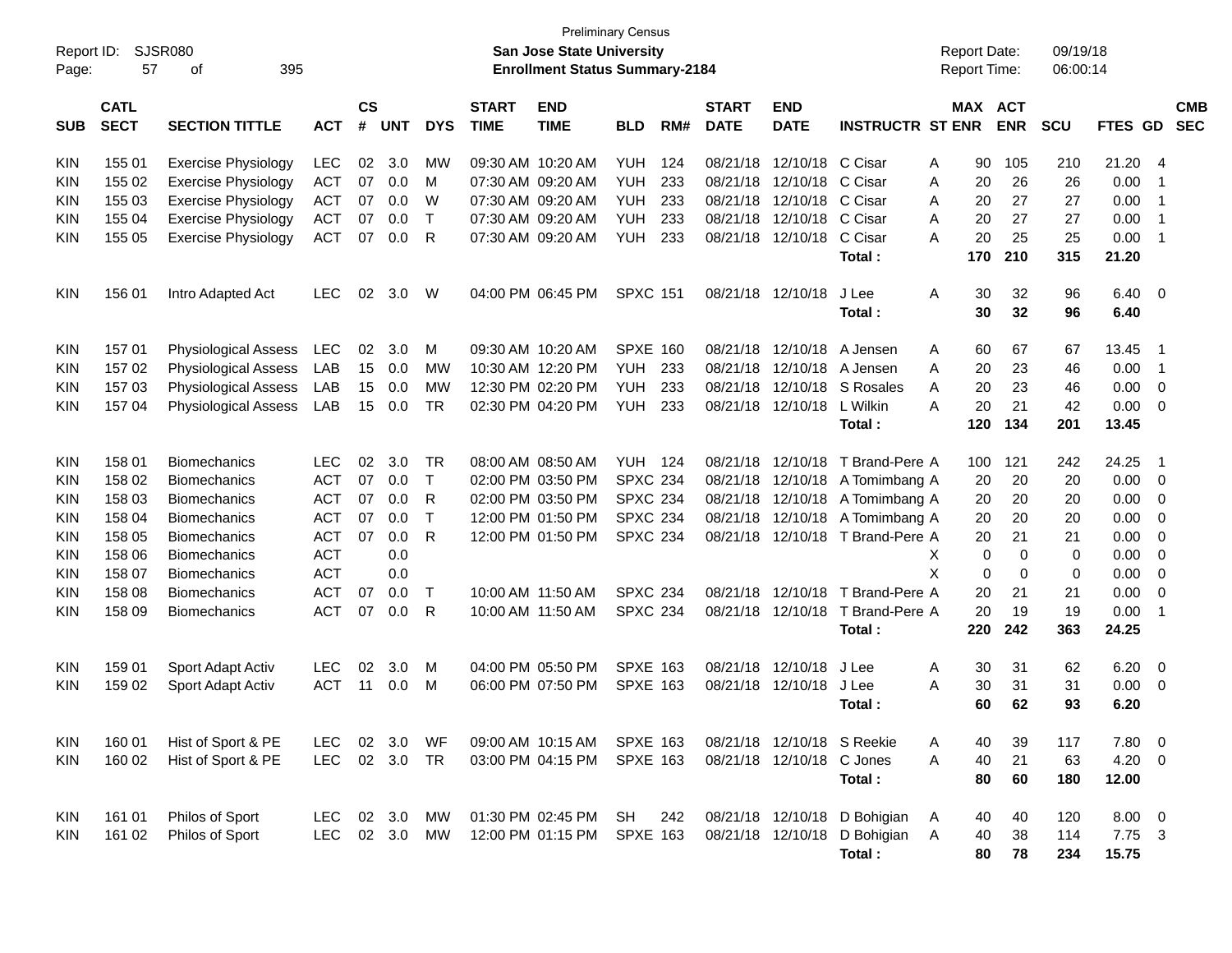Preliminary Census

**San Jose State University**

**Enrollment Status Summary-2184**

Report ID: SJSR080

Report Date: 09/19/18

Report Time: 06:00:14

| SUB | CATL SECT | SECTION TITTLE | ACT | CS # | UNT | DYS | START TIME | END TIME | BLD | RM# | START DATE | END DATE | INSTRUCTR | ST | MAX ENR | ACT ENR | SCU | FTES | GD | CMB SEC |
|---|---|---|---|---|---|---|---|---|---|---|---|---|---|---|---|---|---|---|---|---|
| KIN | 155 01 | Exercise Physiology | LEC | 02 | 3.0 | MW | 09:30 AM | 10:20 AM | YUH | 124 | 08/21/18 | 12/10/18 | C Cisar | A | 90 | 105 | 210 | 21.20 | 4 | |
| KIN | 155 02 | Exercise Physiology | ACT | 07 | 0.0 | M | 07:30 AM | 09:20 AM | YUH | 233 | 08/21/18 | 12/10/18 | C Cisar | A | 20 | 26 | 26 | 0.00 | 1 | |
| KIN | 155 03 | Exercise Physiology | ACT | 07 | 0.0 | W | 07:30 AM | 09:20 AM | YUH | 233 | 08/21/18 | 12/10/18 | C Cisar | A | 20 | 27 | 27 | 0.00 | 1 | |
| KIN | 155 04 | Exercise Physiology | ACT | 07 | 0.0 | T | 07:30 AM | 09:20 AM | YUH | 233 | 08/21/18 | 12/10/18 | C Cisar | A | 20 | 27 | 27 | 0.00 | 1 | |
| KIN | 155 05 | Exercise Physiology | ACT | 07 | 0.0 | R | 07:30 AM | 09:20 AM | YUH | 233 | 08/21/18 | 12/10/18 | C Cisar | A | 20 | 25 | 25 | 0.00 | 1 | |
| | | | | | | | | | | | | | **Total :** | | **170** | **210** | **315** | **21.20** | | |
| KIN | 156 01 | Intro Adapted Act | LEC | 02 | 3.0 | W | 04:00 PM | 06:45 PM | SPXC | 151 | 08/21/18 | 12/10/18 | J Lee | A | 30 | 32 | 96 | 6.40 | 0 | |
| | | | | | | | | | | | | | **Total :** | | **30** | **32** | **96** | **6.40** | | |
| KIN | 157 01 | Physiological Assess | LEC | 02 | 3.0 | M | 09:30 AM | 10:20 AM | SPXE | 160 | 08/21/18 | 12/10/18 | A Jensen | A | 60 | 67 | 67 | 13.45 | 1 | |
| KIN | 157 02 | Physiological Assess | LAB | 15 | 0.0 | MW | 10:30 AM | 12:20 PM | YUH | 233 | 08/21/18 | 12/10/18 | A Jensen | A | 20 | 23 | 46 | 0.00 | 1 | |
| KIN | 157 03 | Physiological Assess | LAB | 15 | 0.0 | MW | 12:30 PM | 02:20 PM | YUH | 233 | 08/21/18 | 12/10/18 | S Rosales | A | 20 | 23 | 46 | 0.00 | 0 | |
| KIN | 157 04 | Physiological Assess | LAB | 15 | 0.0 | TR | 02:30 PM | 04:20 PM | YUH | 233 | 08/21/18 | 12/10/18 | L Wilkin | A | 20 | 21 | 42 | 0.00 | 0 | |
| | | | | | | | | | | | | | **Total :** | | **120** | **134** | **201** | **13.45** | | |
| KIN | 158 01 | Biomechanics | LEC | 02 | 3.0 | TR | 08:00 AM | 08:50 AM | YUH | 124 | 08/21/18 | 12/10/18 | T Brand-Pere | A | 100 | 121 | 242 | 24.25 | 1 | |
| KIN | 158 02 | Biomechanics | ACT | 07 | 0.0 | T | 02:00 PM | 03:50 PM | SPXC | 234 | 08/21/18 | 12/10/18 | A Tomimbang | A | 20 | 20 | 20 | 0.00 | 0 | |
| KIN | 158 03 | Biomechanics | ACT | 07 | 0.0 | R | 02:00 PM | 03:50 PM | SPXC | 234 | 08/21/18 | 12/10/18 | A Tomimbang | A | 20 | 20 | 20 | 0.00 | 0 | |
| KIN | 158 04 | Biomechanics | ACT | 07 | 0.0 | T | 12:00 PM | 01:50 PM | SPXC | 234 | 08/21/18 | 12/10/18 | A Tomimbang | A | 20 | 20 | 20 | 0.00 | 0 | |
| KIN | 158 05 | Biomechanics | ACT | 07 | 0.0 | R | 12:00 PM | 01:50 PM | SPXC | 234 | 08/21/18 | 12/10/18 | T Brand-Pere | A | 20 | 21 | 21 | 0.00 | 0 | |
| KIN | 158 06 | Biomechanics | ACT | | 0.0 | | | | | | | | | X | 0 | 0 | 0 | 0.00 | 0 | |
| KIN | 158 07 | Biomechanics | ACT | | 0.0 | | | | | | | | | X | 0 | 0 | 0 | 0.00 | 0 | |
| KIN | 158 08 | Biomechanics | ACT | 07 | 0.0 | T | 10:00 AM | 11:50 AM | SPXC | 234 | 08/21/18 | 12/10/18 | T Brand-Pere | A | 20 | 21 | 21 | 0.00 | 0 | |
| KIN | 158 09 | Biomechanics | ACT | 07 | 0.0 | R | 10:00 AM | 11:50 AM | SPXC | 234 | 08/21/18 | 12/10/18 | T Brand-Pere | A | 20 | 19 | 19 | 0.00 | 1 | |
| | | | | | | | | | | | | | **Total :** | | **220** | **242** | **363** | **24.25** | | |
| KIN | 159 01 | Sport Adapt Activ | LEC | 02 | 3.0 | M | 04:00 PM | 05:50 PM | SPXE | 163 | 08/21/18 | 12/10/18 | J Lee | A | 30 | 31 | 62 | 6.20 | 0 | |
| KIN | 159 02 | Sport Adapt Activ | ACT | 11 | 0.0 | M | 06:00 PM | 07:50 PM | SPXE | 163 | 08/21/18 | 12/10/18 | J Lee | A | 30 | 31 | 31 | 0.00 | 0 | |
| | | | | | | | | | | | | | **Total :** | | **60** | **62** | **93** | **6.20** | | |
| KIN | 160 01 | Hist of Sport & PE | LEC | 02 | 3.0 | WF | 09:00 AM | 10:15 AM | SPXE | 163 | 08/21/18 | 12/10/18 | S Reekie | A | 40 | 39 | 117 | 7.80 | 0 | |
| KIN | 160 02 | Hist of Sport & PE | LEC | 02 | 3.0 | TR | 03:00 PM | 04:15 PM | SPXE | 163 | 08/21/18 | 12/10/18 | C Jones | A | 40 | 21 | 63 | 4.20 | 0 | |
| | | | | | | | | | | | | | **Total :** | | **80** | **60** | **180** | **12.00** | | |
| KIN | 161 01 | Philos of Sport | LEC | 02 | 3.0 | MW | 01:30 PM | 02:45 PM | SH | 242 | 08/21/18 | 12/10/18 | D Bohigian | A | 40 | 40 | 120 | 8.00 | 0 | |
| KIN | 161 02 | Philos of Sport | LEC | 02 | 3.0 | MW | 12:00 PM | 01:15 PM | SPXE | 163 | 08/21/18 | 12/10/18 | D Bohigian | A | 40 | 38 | 114 | 7.75 | 3 | |
| | | | | | | | | | | | | | **Total :** | | **80** | **78** | **234** | **15.75** | | |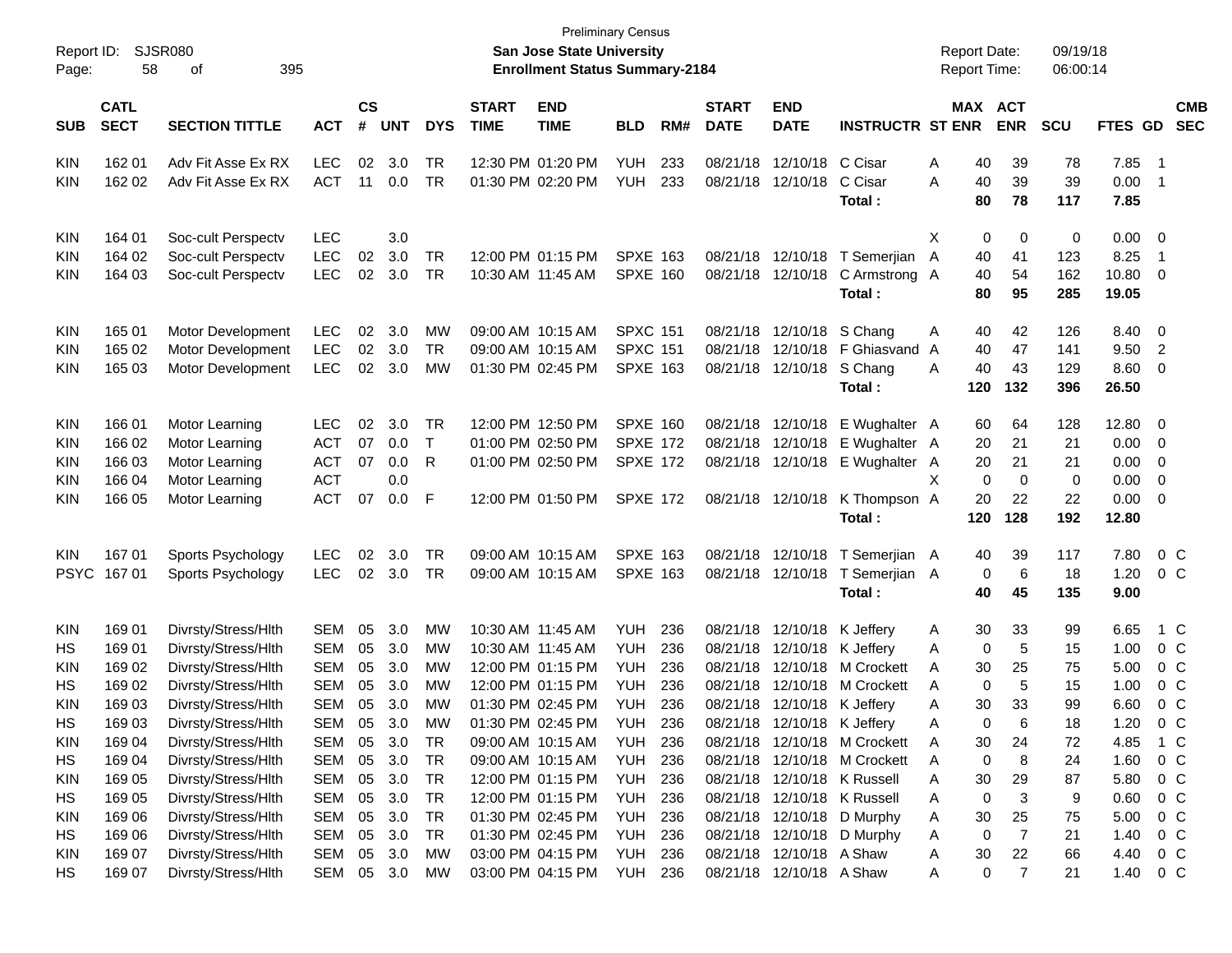Preliminary Census

**San Jose State University**

**Enrollment Status Summary-2184**

Report ID: SJSR080

Report Date: 09/19/18

Report Time: 06:00:14

| SUB | CATL SECT | SECTION TITTLE | ACT | CS # | UNT | DYS | START TIME | END TIME | BLD | RM# | START DATE | END DATE | INSTRUCTR | ST | MAX ENR | ACT ENR | SCU | FTES | GD | CMB SEC |
|---|---|---|---|---|---|---|---|---|---|---|---|---|---|---|---|---|---|---|---|---|
| KIN | 162 01 | Adv Fit Asse Ex RX | LEC | 02 | 3.0 | TR | 12:30 PM | 01:20 PM | YUH | 233 | 08/21/18 | 12/10/18 | C Cisar | A | 40 | 39 | 78 | 7.85 | 1 | |
| KIN | 162 02 | Adv Fit Asse Ex RX | ACT | 11 | 0.0 | TR | 01:30 PM | 02:20 PM | YUH | 233 | 08/21/18 | 12/10/18 | C Cisar | A | 40 | 39 | 39 | 0.00 | 1 | |
| | | | | | | | | | | | | | **Total :** | | **80** | **78** | **117** | **7.85** | | |
| KIN | 164 01 | Soc-cult Perspectv | LEC | | 3.0 | | | | | | | | | X | 0 | 0 | 0 | 0.00 | 0 | |
| KIN | 164 02 | Soc-cult Perspectv | LEC | 02 | 3.0 | TR | 12:00 PM | 01:15 PM | SPXE | 163 | 08/21/18 | 12/10/18 | T Semerjian | A | 40 | 41 | 123 | 8.25 | 1 | |
| KIN | 164 03 | Soc-cult Perspectv | LEC | 02 | 3.0 | TR | 10:30 AM | 11:45 AM | SPXE | 160 | 08/21/18 | 12/10/18 | C Armstrong | A | 40 | 54 | 162 | 10.80 | 0 | |
| | | | | | | | | | | | | | **Total :** | | **80** | **95** | **285** | **19.05** | | |
| KIN | 165 01 | Motor Development | LEC | 02 | 3.0 | MW | 09:00 AM | 10:15 AM | SPXC | 151 | 08/21/18 | 12/10/18 | S Chang | A | 40 | 42 | 126 | 8.40 | 0 | |
| KIN | 165 02 | Motor Development | LEC | 02 | 3.0 | TR | 09:00 AM | 10:15 AM | SPXC | 151 | 08/21/18 | 12/10/18 | F Ghiasvand | A | 40 | 47 | 141 | 9.50 | 2 | |
| KIN | 165 03 | Motor Development | LEC | 02 | 3.0 | MW | 01:30 PM | 02:45 PM | SPXE | 163 | 08/21/18 | 12/10/18 | S Chang | A | 40 | 43 | 129 | 8.60 | 0 | |
| | | | | | | | | | | | | | **Total :** | | **120** | **132** | **396** | **26.50** | | |
| KIN | 166 01 | Motor Learning | LEC | 02 | 3.0 | TR | 12:00 PM | 12:50 PM | SPXE | 160 | 08/21/18 | 12/10/18 | E Wughalter | A | 60 | 64 | 128 | 12.80 | 0 | |
| KIN | 166 02 | Motor Learning | ACT | 07 | 0.0 | T | 01:00 PM | 02:50 PM | SPXE | 172 | 08/21/18 | 12/10/18 | E Wughalter | A | 20 | 21 | 21 | 0.00 | 0 | |
| KIN | 166 03 | Motor Learning | ACT | 07 | 0.0 | R | 01:00 PM | 02:50 PM | SPXE | 172 | 08/21/18 | 12/10/18 | E Wughalter | A | 20 | 21 | 21 | 0.00 | 0 | |
| KIN | 166 04 | Motor Learning | ACT | | 0.0 | | | | | | | | | X | 0 | 0 | 0 | 0.00 | 0 | |
| KIN | 166 05 | Motor Learning | ACT | 07 | 0.0 | F | 12:00 PM | 01:50 PM | SPXE | 172 | 08/21/18 | 12/10/18 | K Thompson | A | 20 | 22 | 22 | 0.00 | 0 | |
| | | | | | | | | | | | | | **Total :** | | **120** | **128** | **192** | **12.80** | | |
| KIN | 167 01 | Sports Psychology | LEC | 02 | 3.0 | TR | 09:00 AM | 10:15 AM | SPXE | 163 | 08/21/18 | 12/10/18 | T Semerjian | A | 40 | 39 | 117 | 7.80 | 0 | C |
| PSYC | 167 01 | Sports Psychology | LEC | 02 | 3.0 | TR | 09:00 AM | 10:15 AM | SPXE | 163 | 08/21/18 | 12/10/18 | T Semerjian | A | 0 | 6 | 18 | 1.20 | 0 | C |
| | | | | | | | | | | | | | **Total :** | | **40** | **45** | **135** | **9.00** | | |
| KIN | 169 01 | Divrsty/Stress/Hlth | SEM | 05 | 3.0 | MW | 10:30 AM | 11:45 AM | YUH | 236 | 08/21/18 | 12/10/18 | K Jeffery | A | 30 | 33 | 99 | 6.65 | 1 | C |
| HS | 169 01 | Divrsty/Stress/Hlth | SEM | 05 | 3.0 | MW | 10:30 AM | 11:45 AM | YUH | 236 | 08/21/18 | 12/10/18 | K Jeffery | A | 0 | 5 | 15 | 1.00 | 0 | C |
| KIN | 169 02 | Divrsty/Stress/Hlth | SEM | 05 | 3.0 | MW | 12:00 PM | 01:15 PM | YUH | 236 | 08/21/18 | 12/10/18 | M Crockett | A | 30 | 25 | 75 | 5.00 | 0 | C |
| HS | 169 02 | Divrsty/Stress/Hlth | SEM | 05 | 3.0 | MW | 12:00 PM | 01:15 PM | YUH | 236 | 08/21/18 | 12/10/18 | M Crockett | A | 0 | 5 | 15 | 1.00 | 0 | C |
| KIN | 169 03 | Divrsty/Stress/Hlth | SEM | 05 | 3.0 | MW | 01:30 PM | 02:45 PM | YUH | 236 | 08/21/18 | 12/10/18 | K Jeffery | A | 30 | 33 | 99 | 6.60 | 0 | C |
| HS | 169 03 | Divrsty/Stress/Hlth | SEM | 05 | 3.0 | MW | 01:30 PM | 02:45 PM | YUH | 236 | 08/21/18 | 12/10/18 | K Jeffery | A | 0 | 6 | 18 | 1.20 | 0 | C |
| KIN | 169 04 | Divrsty/Stress/Hlth | SEM | 05 | 3.0 | TR | 09:00 AM | 10:15 AM | YUH | 236 | 08/21/18 | 12/10/18 | M Crockett | A | 30 | 24 | 72 | 4.85 | 1 | C |
| HS | 169 04 | Divrsty/Stress/Hlth | SEM | 05 | 3.0 | TR | 09:00 AM | 10:15 AM | YUH | 236 | 08/21/18 | 12/10/18 | M Crockett | A | 0 | 8 | 24 | 1.60 | 0 | C |
| KIN | 169 05 | Divrsty/Stress/Hlth | SEM | 05 | 3.0 | TR | 12:00 PM | 01:15 PM | YUH | 236 | 08/21/18 | 12/10/18 | K Russell | A | 30 | 29 | 87 | 5.80 | 0 | C |
| HS | 169 05 | Divrsty/Stress/Hlth | SEM | 05 | 3.0 | TR | 12:00 PM | 01:15 PM | YUH | 236 | 08/21/18 | 12/10/18 | K Russell | A | 0 | 3 | 9 | 0.60 | 0 | C |
| KIN | 169 06 | Divrsty/Stress/Hlth | SEM | 05 | 3.0 | TR | 01:30 PM | 02:45 PM | YUH | 236 | 08/21/18 | 12/10/18 | D Murphy | A | 30 | 25 | 75 | 5.00 | 0 | C |
| HS | 169 06 | Divrsty/Stress/Hlth | SEM | 05 | 3.0 | TR | 01:30 PM | 02:45 PM | YUH | 236 | 08/21/18 | 12/10/18 | D Murphy | A | 0 | 7 | 21 | 1.40 | 0 | C |
| KIN | 169 07 | Divrsty/Stress/Hlth | SEM | 05 | 3.0 | MW | 03:00 PM | 04:15 PM | YUH | 236 | 08/21/18 | 12/10/18 | A Shaw | A | 30 | 22 | 66 | 4.40 | 0 | C |
| HS | 169 07 | Divrsty/Stress/Hlth | SEM | 05 | 3.0 | MW | 03:00 PM | 04:15 PM | YUH | 236 | 08/21/18 | 12/10/18 | A Shaw | A | 0 | 7 | 21 | 1.40 | 0 | C |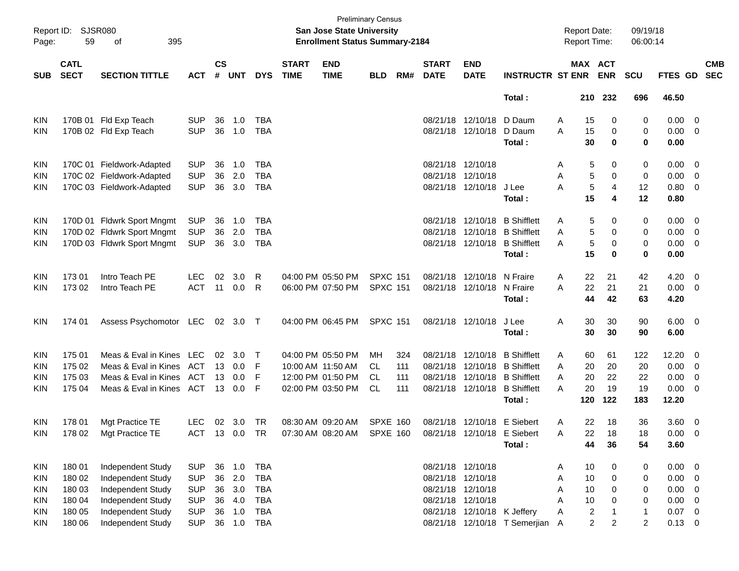Preliminary Census

**San Jose State University**

**Enrollment Status Summary-2184**

Report ID: SJSR080

Report Date: 09/19/18

Report Time: 06:00:14

| SUB | CATL SECT | SECTION TITTLE | ACT | CS # | UNT | DYS | START TIME | END TIME | BLD | RM# | START DATE | END DATE | INSTRUCTR | ST | MAX ENR | ACT ENR | SCU | FTES | GD | CMB SEC |
|---|---|---|---|---|---|---|---|---|---|---|---|---|---|---|---|---|---|---|---|---|
| | | | | | | | | | | | | | **Total :** | | **210** | **232** | **696** | **46.50** | | |
| KIN | 170B 01 | Fld Exp Teach | SUP | 36 | 1.0 | TBA | | | | | 08/21/18 | 12/10/18 | D Daum | A | 15 | 0 | 0 | 0.00 | 0 | |
| KIN | 170B 02 | Fld Exp Teach | SUP | 36 | 1.0 | TBA | | | | | 08/21/18 | 12/10/18 | D Daum | A | 15 | 0 | 0 | 0.00 | 0 | |
| | | | | | | | | | | | | | **Total :** | | **30** | **0** | **0** | **0.00** | | |
| KIN | 170C 01 | Fieldwork-Adapted | SUP | 36 | 1.0 | TBA | | | | | 08/21/18 | 12/10/18 | | A | 5 | 0 | 0 | 0.00 | 0 | |
| KIN | 170C 02 | Fieldwork-Adapted | SUP | 36 | 2.0 | TBA | | | | | 08/21/18 | 12/10/18 | | A | 5 | 0 | 0 | 0.00 | 0 | |
| KIN | 170C 03 | Fieldwork-Adapted | SUP | 36 | 3.0 | TBA | | | | | 08/21/18 | 12/10/18 | J Lee | A | 5 | 4 | 12 | 0.80 | 0 | |
| | | | | | | | | | | | | | **Total :** | | **15** | **4** | **12** | **0.80** | | |
| KIN | 170D 01 | Fldwrk Sport Mngmt | SUP | 36 | 1.0 | TBA | | | | | 08/21/18 | 12/10/18 | B Shifflett | A | 5 | 0 | 0 | 0.00 | 0 | |
| KIN | 170D 02 | Fldwrk Sport Mngmt | SUP | 36 | 2.0 | TBA | | | | | 08/21/18 | 12/10/18 | B Shifflett | A | 5 | 0 | 0 | 0.00 | 0 | |
| KIN | 170D 03 | Fldwrk Sport Mngmt | SUP | 36 | 3.0 | TBA | | | | | 08/21/18 | 12/10/18 | B Shifflett | A | 5 | 0 | 0 | 0.00 | 0 | |
| | | | | | | | | | | | | | **Total :** | | **15** | **0** | **0** | **0.00** | | |
| KIN | 173 01 | Intro Teach PE | LEC | 02 | 3.0 | R | 04:00 PM | 05:50 PM | SPXC | 151 | 08/21/18 | 12/10/18 | N Fraire | A | 22 | 21 | 42 | 4.20 | 0 | |
| KIN | 173 02 | Intro Teach PE | ACT | 11 | 0.0 | R | 06:00 PM | 07:50 PM | SPXC | 151 | 08/21/18 | 12/10/18 | N Fraire | A | 22 | 21 | 21 | 0.00 | 0 | |
| | | | | | | | | | | | | | **Total :** | | **44** | **42** | **63** | **4.20** | | |
| KIN | 174 01 | Assess Psychomotor | LEC | 02 | 3.0 | T | 04:00 PM | 06:45 PM | SPXC | 151 | 08/21/18 | 12/10/18 | J Lee | A | 30 | 30 | 90 | 6.00 | 0 | |
| | | | | | | | | | | | | | **Total :** | | **30** | **30** | **90** | **6.00** | | |
| KIN | 175 01 | Meas & Eval in Kines | LEC | 02 | 3.0 | T | 04:00 PM | 05:50 PM | MH | 324 | 08/21/18 | 12/10/18 | B Shifflett | A | 60 | 61 | 122 | 12.20 | 0 | |
| KIN | 175 02 | Meas & Eval in Kines | ACT | 13 | 0.0 | F | 10:00 AM | 11:50 AM | CL | 111 | 08/21/18 | 12/10/18 | B Shifflett | A | 20 | 20 | 20 | 0.00 | 0 | |
| KIN | 175 03 | Meas & Eval in Kines | ACT | 13 | 0.0 | F | 12:00 PM | 01:50 PM | CL | 111 | 08/21/18 | 12/10/18 | B Shifflett | A | 20 | 22 | 22 | 0.00 | 0 | |
| KIN | 175 04 | Meas & Eval in Kines | ACT | 13 | 0.0 | F | 02:00 PM | 03:50 PM | CL | 111 | 08/21/18 | 12/10/18 | B Shifflett | A | 20 | 19 | 19 | 0.00 | 0 | |
| | | | | | | | | | | | | | **Total :** | | **120** | **122** | **183** | **12.20** | | |
| KIN | 178 01 | Mgt Practice TE | LEC | 02 | 3.0 | TR | 08:30 AM | 09:20 AM | SPXE | 160 | 08/21/18 | 12/10/18 | E Siebert | A | 22 | 18 | 36 | 3.60 | 0 | |
| KIN | 178 02 | Mgt Practice TE | ACT | 13 | 0.0 | TR | 07:30 AM | 08:20 AM | SPXE | 160 | 08/21/18 | 12/10/18 | E Siebert | A | 22 | 18 | 18 | 0.00 | 0 | |
| | | | | | | | | | | | | | **Total :** | | **44** | **36** | **54** | **3.60** | | |
| KIN | 180 01 | Independent Study | SUP | 36 | 1.0 | TBA | | | | | 08/21/18 | 12/10/18 | | A | 10 | 0 | 0 | 0.00 | 0 | |
| KIN | 180 02 | Independent Study | SUP | 36 | 2.0 | TBA | | | | | 08/21/18 | 12/10/18 | | A | 10 | 0 | 0 | 0.00 | 0 | |
| KIN | 180 03 | Independent Study | SUP | 36 | 3.0 | TBA | | | | | 08/21/18 | 12/10/18 | | A | 10 | 0 | 0 | 0.00 | 0 | |
| KIN | 180 04 | Independent Study | SUP | 36 | 4.0 | TBA | | | | | 08/21/18 | 12/10/18 | | A | 10 | 0 | 0 | 0.00 | 0 | |
| KIN | 180 05 | Independent Study | SUP | 36 | 1.0 | TBA | | | | | 08/21/18 | 12/10/18 | K Jeffery | A | 2 | 1 | 1 | 0.07 | 0 | |
| KIN | 180 06 | Independent Study | SUP | 36 | 1.0 | TBA | | | | | 08/21/18 | 12/10/18 | T Semerjian | A | 2 | 2 | 2 | 0.13 | 0 | |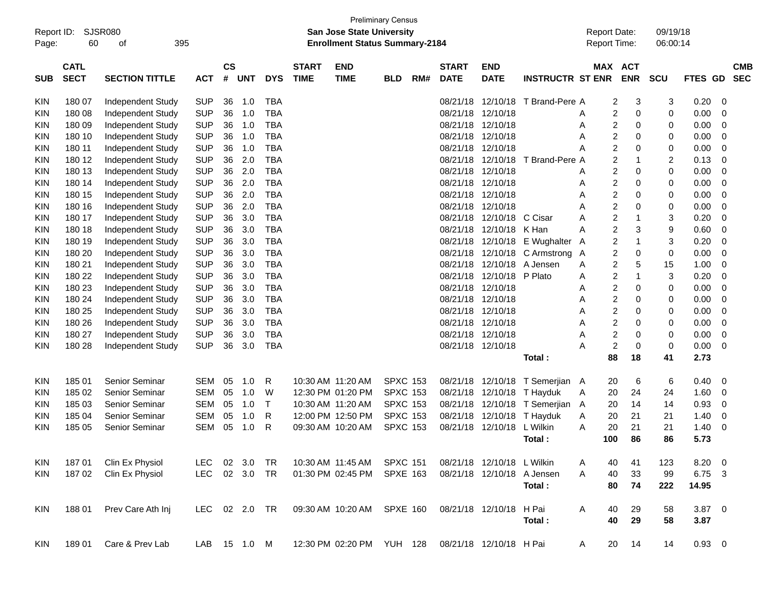Preliminary Census
**San Jose State University**
**Enrollment Status Summary-2184**

Report ID: SJSR080
Report Date: 09/19/18
Report Time: 06:00:14

| SUB | CATL SECT | SECTION TITTLE | ACT | CS # | UNT | DYS | START TIME | END TIME | BLD | RM# | START DATE | END DATE | INSTRUCTR | ST | MAX ENR | ACT ENR | SCU | FTES | GD | CMB SEC |
|---|---|---|---|---|---|---|---|---|---|---|---|---|---|---|---|---|---|---|---|---|
| KIN | 180 07 | Independent Study | SUP | 36 | 1.0 | TBA | | | | | 08/21/18 | 12/10/18 | T Brand-Pere | A | 2 | 3 | 3 | 0.20 | 0 | |
| KIN | 180 08 | Independent Study | SUP | 36 | 1.0 | TBA | | | | | 08/21/18 | 12/10/18 | | A | 2 | 0 | 0 | 0.00 | 0 | |
| KIN | 180 09 | Independent Study | SUP | 36 | 1.0 | TBA | | | | | 08/21/18 | 12/10/18 | | A | 2 | 0 | 0 | 0.00 | 0 | |
| KIN | 180 10 | Independent Study | SUP | 36 | 1.0 | TBA | | | | | 08/21/18 | 12/10/18 | | A | 2 | 0 | 0 | 0.00 | 0 | |
| KIN | 180 11 | Independent Study | SUP | 36 | 1.0 | TBA | | | | | 08/21/18 | 12/10/18 | | A | 2 | 0 | 0 | 0.00 | 0 | |
| KIN | 180 12 | Independent Study | SUP | 36 | 2.0 | TBA | | | | | 08/21/18 | 12/10/18 | T Brand-Pere | A | 2 | 1 | 2 | 0.13 | 0 | |
| KIN | 180 13 | Independent Study | SUP | 36 | 2.0 | TBA | | | | | 08/21/18 | 12/10/18 | | A | 2 | 0 | 0 | 0.00 | 0 | |
| KIN | 180 14 | Independent Study | SUP | 36 | 2.0 | TBA | | | | | 08/21/18 | 12/10/18 | | A | 2 | 0 | 0 | 0.00 | 0 | |
| KIN | 180 15 | Independent Study | SUP | 36 | 2.0 | TBA | | | | | 08/21/18 | 12/10/18 | | A | 2 | 0 | 0 | 0.00 | 0 | |
| KIN | 180 16 | Independent Study | SUP | 36 | 2.0 | TBA | | | | | 08/21/18 | 12/10/18 | | A | 2 | 0 | 0 | 0.00 | 0 | |
| KIN | 180 17 | Independent Study | SUP | 36 | 3.0 | TBA | | | | | 08/21/18 | 12/10/18 | C Cisar | A | 2 | 1 | 3 | 0.20 | 0 | |
| KIN | 180 18 | Independent Study | SUP | 36 | 3.0 | TBA | | | | | 08/21/18 | 12/10/18 | K Han | A | 2 | 3 | 9 | 0.60 | 0 | |
| KIN | 180 19 | Independent Study | SUP | 36 | 3.0 | TBA | | | | | 08/21/18 | 12/10/18 | E Wughalter | A | 2 | 1 | 3 | 0.20 | 0 | |
| KIN | 180 20 | Independent Study | SUP | 36 | 3.0 | TBA | | | | | 08/21/18 | 12/10/18 | C Armstrong | A | 2 | 0 | 0 | 0.00 | 0 | |
| KIN | 180 21 | Independent Study | SUP | 36 | 3.0 | TBA | | | | | 08/21/18 | 12/10/18 | A Jensen | A | 2 | 5 | 15 | 1.00 | 0 | |
| KIN | 180 22 | Independent Study | SUP | 36 | 3.0 | TBA | | | | | 08/21/18 | 12/10/18 | P Plato | A | 2 | 1 | 3 | 0.20 | 0 | |
| KIN | 180 23 | Independent Study | SUP | 36 | 3.0 | TBA | | | | | 08/21/18 | 12/10/18 | | A | 2 | 0 | 0 | 0.00 | 0 | |
| KIN | 180 24 | Independent Study | SUP | 36 | 3.0 | TBA | | | | | 08/21/18 | 12/10/18 | | A | 2 | 0 | 0 | 0.00 | 0 | |
| KIN | 180 25 | Independent Study | SUP | 36 | 3.0 | TBA | | | | | 08/21/18 | 12/10/18 | | A | 2 | 0 | 0 | 0.00 | 0 | |
| KIN | 180 26 | Independent Study | SUP | 36 | 3.0 | TBA | | | | | 08/21/18 | 12/10/18 | | A | 2 | 0 | 0 | 0.00 | 0 | |
| KIN | 180 27 | Independent Study | SUP | 36 | 3.0 | TBA | | | | | 08/21/18 | 12/10/18 | | A | 2 | 0 | 0 | 0.00 | 0 | |
| KIN | 180 28 | Independent Study | SUP | 36 | 3.0 | TBA | | | | | 08/21/18 | 12/10/18 | | A | 2 | 0 | 0 | 0.00 | 0 | |
| | | | | | | | | | | | | | **Total :** | | **88** | **18** | **41** | **2.73** | | |
| KIN | 185 01 | Senior Seminar | SEM | 05 | 1.0 | R | 10:30 AM | 11:20 AM | SPXC | 153 | 08/21/18 | 12/10/18 | T Semerjian | A | 20 | 6 | 6 | 0.40 | 0 | |
| KIN | 185 02 | Senior Seminar | SEM | 05 | 1.0 | W | 12:30 PM | 01:20 PM | SPXC | 153 | 08/21/18 | 12/10/18 | T Hayduk | A | 20 | 24 | 24 | 1.60 | 0 | |
| KIN | 185 03 | Senior Seminar | SEM | 05 | 1.0 | T | 10:30 AM | 11:20 AM | SPXC | 153 | 08/21/18 | 12/10/18 | T Semerjian | A | 20 | 14 | 14 | 0.93 | 0 | |
| KIN | 185 04 | Senior Seminar | SEM | 05 | 1.0 | R | 12:00 PM | 12:50 PM | SPXC | 153 | 08/21/18 | 12/10/18 | T Hayduk | A | 20 | 21 | 21 | 1.40 | 0 | |
| KIN | 185 05 | Senior Seminar | SEM | 05 | 1.0 | R | 09:30 AM | 10:20 AM | SPXC | 153 | 08/21/18 | 12/10/18 | L Wilkin | A | 20 | 21 | 21 | 1.40 | 0 | |
| | | | | | | | | | | | | | **Total :** | | **100** | **86** | **86** | **5.73** | | |
| KIN | 187 01 | Clin Ex Physiol | LEC | 02 | 3.0 | TR | 10:30 AM | 11:45 AM | SPXC | 151 | 08/21/18 | 12/10/18 | L Wilkin | A | 40 | 41 | 123 | 8.20 | 0 | |
| KIN | 187 02 | Clin Ex Physiol | LEC | 02 | 3.0 | TR | 01:30 PM | 02:45 PM | SPXE | 163 | 08/21/18 | 12/10/18 | A Jensen | A | 40 | 33 | 99 | 6.75 | 3 | |
| | | | | | | | | | | | | | **Total :** | | **80** | **74** | **222** | **14.95** | | |
| KIN | 188 01 | Prev Care Ath Inj | LEC | 02 | 2.0 | TR | 09:30 AM | 10:20 AM | SPXE | 160 | 08/21/18 | 12/10/18 | H Pai | A | 40 | 29 | 58 | 3.87 | 0 | |
| | | | | | | | | | | | | | **Total :** | | **40** | **29** | **58** | **3.87** | | |
| KIN | 189 01 | Care & Prev Lab | LAB | 15 | 1.0 | M | 12:30 PM | 02:20 PM | YUH | 128 | 08/21/18 | 12/10/18 | H Pai | A | 20 | 14 | 14 | 0.93 | 0 | |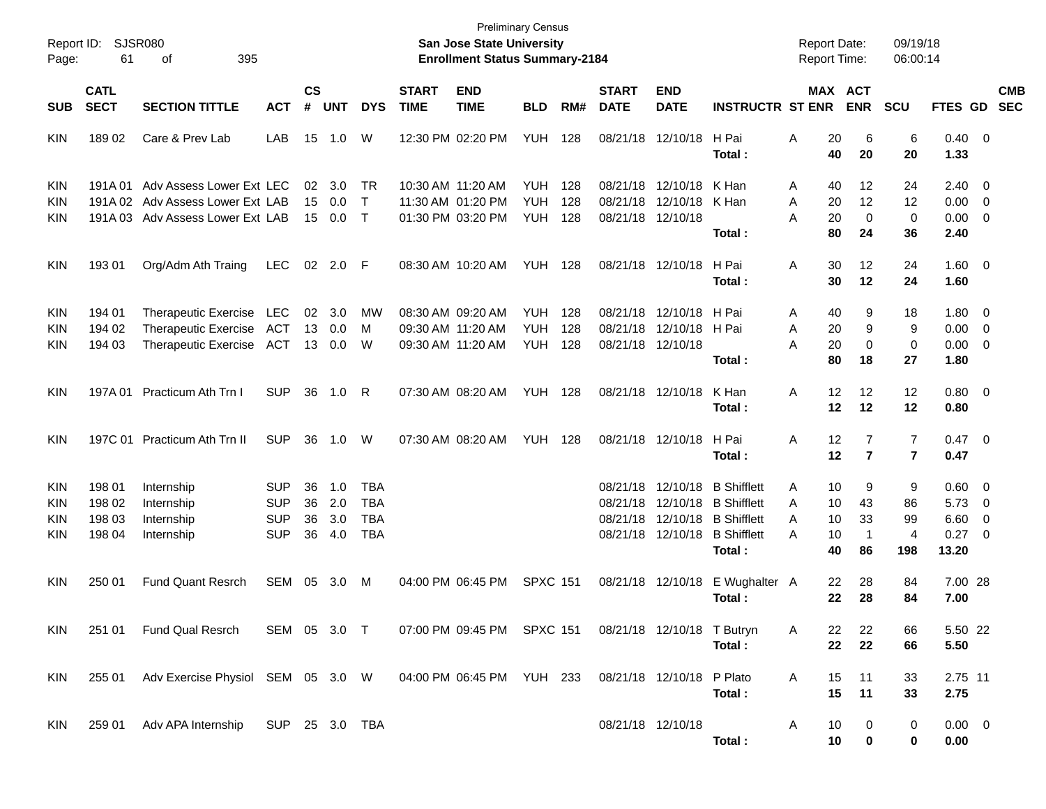Preliminary Census
**San Jose State University**
**Enrollment Status Summary-2184**

Report ID: SJSR080
Report Date: 09/19/18
Report Time: 06:00:14

| SUB | CATL SECT | SECTION TITTLE | ACT | CS # | UNT | DYS | START TIME | END TIME | BLD | RM# | START DATE | END DATE | INSTRUCTR | ST | MAX ENR | ACT ENR | SCU | FTES | GD | CMB SEC |
|---|---|---|---|---|---|---|---|---|---|---|---|---|---|---|---|---|---|---|---|---|
| KIN | 189 02 | Care & Prev Lab | LAB | 15 | 1.0 | W | 12:30 PM | 02:20 PM | YUH | 128 | 08/21/18 | 12/10/18 | H Pai | A | 20 | 6 | 6 | 0.40 | 0 | |
| | | | | | | | | | | | | | **Total :** | | **40** | **20** | **20** | **1.33** | | |
| KIN | 191A 01 | Adv Assess Lower Ext | LEC | 02 | 3.0 | TR | 10:30 AM | 11:20 AM | YUH | 128 | 08/21/18 | 12/10/18 | K Han | A | 40 | 12 | 24 | 2.40 | 0 | |
| KIN | 191A 02 | Adv Assess Lower Ext | LAB | 15 | 0.0 | T | 11:30 AM | 01:20 PM | YUH | 128 | 08/21/18 | 12/10/18 | K Han | A | 20 | 12 | 12 | 0.00 | 0 | |
| KIN | 191A 03 | Adv Assess Lower Ext | LAB | 15 | 0.0 | T | 01:30 PM | 03:20 PM | YUH | 128 | 08/21/18 | 12/10/18 | | A | 20 | 0 | 0 | 0.00 | 0 | |
| | | | | | | | | | | | | | **Total :** | | **80** | **24** | **36** | **2.40** | | |
| KIN | 193 01 | Org/Adm Ath Traing | LEC | 02 | 2.0 | F | 08:30 AM | 10:20 AM | YUH | 128 | 08/21/18 | 12/10/18 | H Pai | A | 30 | 12 | 24 | 1.60 | 0 | |
| | | | | | | | | | | | | | **Total :** | | **30** | **12** | **24** | **1.60** | | |
| KIN | 194 01 | Therapeutic Exercise | LEC | 02 | 3.0 | MW | 08:30 AM | 09:20 AM | YUH | 128 | 08/21/18 | 12/10/18 | H Pai | A | 40 | 9 | 18 | 1.80 | 0 | |
| KIN | 194 02 | Therapeutic Exercise | ACT | 13 | 0.0 | M | 09:30 AM | 11:20 AM | YUH | 128 | 08/21/18 | 12/10/18 | H Pai | A | 20 | 9 | 9 | 0.00 | 0 | |
| KIN | 194 03 | Therapeutic Exercise | ACT | 13 | 0.0 | W | 09:30 AM | 11:20 AM | YUH | 128 | 08/21/18 | 12/10/18 | | A | 20 | 0 | 0 | 0.00 | 0 | |
| | | | | | | | | | | | | | **Total :** | | **80** | **18** | **27** | **1.80** | | |
| KIN | 197A 01 | Practicum Ath Trn I | SUP | 36 | 1.0 | R | 07:30 AM | 08:20 AM | YUH | 128 | 08/21/18 | 12/10/18 | K Han | A | 12 | 12 | 12 | 0.80 | 0 | |
| | | | | | | | | | | | | | **Total :** | | **12** | **12** | **12** | **0.80** | | |
| KIN | 197C 01 | Practicum Ath Trn II | SUP | 36 | 1.0 | W | 07:30 AM | 08:20 AM | YUH | 128 | 08/21/18 | 12/10/18 | H Pai | A | 12 | 7 | 7 | 0.47 | 0 | |
| | | | | | | | | | | | | | **Total :** | | **12** | **7** | **7** | **0.47** | | |
| KIN | 198 01 | Internship | SUP | 36 | 1.0 | TBA | | | | | 08/21/18 | 12/10/18 | B Shifflett | A | 10 | 9 | 9 | 0.60 | 0 | |
| KIN | 198 02 | Internship | SUP | 36 | 2.0 | TBA | | | | | 08/21/18 | 12/10/18 | B Shifflett | A | 10 | 43 | 86 | 5.73 | 0 | |
| KIN | 198 03 | Internship | SUP | 36 | 3.0 | TBA | | | | | 08/21/18 | 12/10/18 | B Shifflett | A | 10 | 33 | 99 | 6.60 | 0 | |
| KIN | 198 04 | Internship | SUP | 36 | 4.0 | TBA | | | | | 08/21/18 | 12/10/18 | B Shifflett | A | 10 | 1 | 4 | 0.27 | 0 | |
| | | | | | | | | | | | | | **Total :** | | **40** | **86** | **198** | **13.20** | | |
| KIN | 250 01 | Fund Quant Resrch | SEM | 05 | 3.0 | M | 04:00 PM | 06:45 PM | SPXC | 151 | 08/21/18 | 12/10/18 | E Wughalter | A | 22 | 28 | 84 | 7.00 | 28 | |
| | | | | | | | | | | | | | **Total :** | | **22** | **28** | **84** | **7.00** | | |
| KIN | 251 01 | Fund Qual Resrch | SEM | 05 | 3.0 | T | 07:00 PM | 09:45 PM | SPXC | 151 | 08/21/18 | 12/10/18 | T Butryn | A | 22 | 22 | 66 | 5.50 | 22 | |
| | | | | | | | | | | | | | **Total :** | | **22** | **22** | **66** | **5.50** | | |
| KIN | 255 01 | Adv Exercise Physiol | SEM | 05 | 3.0 | W | 04:00 PM | 06:45 PM | YUH | 233 | 08/21/18 | 12/10/18 | P Plato | A | 15 | 11 | 33 | 2.75 | 11 | |
| | | | | | | | | | | | | | **Total :** | | **15** | **11** | **33** | **2.75** | | |
| KIN | 259 01 | Adv APA Internship | SUP | 25 | 3.0 | TBA | | | | | 08/21/18 | 12/10/18 | | A | 10 | 0 | 0 | 0.00 | 0 | |
| | | | | | | | | | | | | | **Total :** | | **10** | **0** | **0** | **0.00** | | |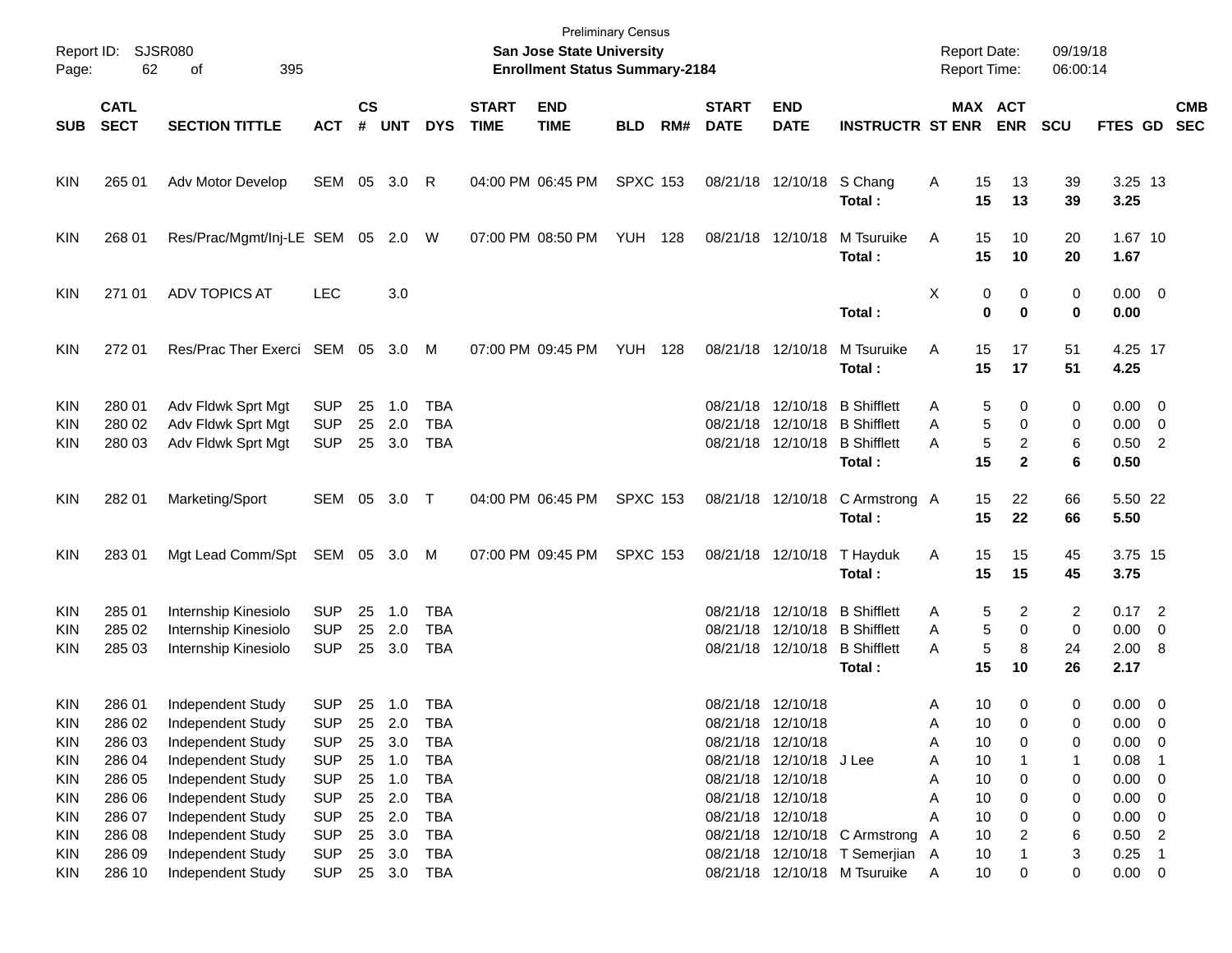Preliminary Census
**San Jose State University**
**Enrollment Status Summary-2184**

Report ID: SJSR080
Report Date: 09/19/18
Report Time: 06:00:14

| SUB | CATL SECT | SECTION TITTLE | ACT | CS # | UNT | DYS | START TIME | END TIME | BLD | RM# | START DATE | END DATE | INSTRUCTR | ST | MAX ENR | ACT ENR | SCU | FTES | GD | CMB SEC |
|---|---|---|---|---|---|---|---|---|---|---|---|---|---|---|---|---|---|---|---|---|
| KIN | 265 01 | Adv Motor Develop | SEM | 05 | 3.0 | R | 04:00 PM | 06:45 PM | SPXC | 153 | 08/21/18 | 12/10/18 | S Chang | A | 15 | 13 | 39 | 3.25 | 13 | |
| | | | | | | | | | | | | | **Total :** | | **15** | **13** | **39** | **3.25** | | |
| KIN | 268 01 | Res/Prac/Mgmt/Inj-LE | SEM | 05 | 2.0 | W | 07:00 PM | 08:50 PM | YUH | 128 | 08/21/18 | 12/10/18 | M Tsuruike | A | 15 | 10 | 20 | 1.67 | 10 | |
| | | | | | | | | | | | | | **Total :** | | **15** | **10** | **20** | **1.67** | | |
| KIN | 271 01 | ADV TOPICS AT | LEC | | 3.0 | | | | | | | | | X | 0 | 0 | 0 | 0.00 | 0 | |
| | | | | | | | | | | | | | **Total :** | | **0** | **0** | **0** | **0.00** | | |
| KIN | 272 01 | Res/Prac Ther Exerci | SEM | 05 | 3.0 | M | 07:00 PM | 09:45 PM | YUH | 128 | 08/21/18 | 12/10/18 | M Tsuruike | A | 15 | 17 | 51 | 4.25 | 17 | |
| | | | | | | | | | | | | | **Total :** | | **15** | **17** | **51** | **4.25** | | |
| KIN | 280 01 | Adv Fldwk Sprt Mgt | SUP | 25 | 1.0 | TBA | | | | | 08/21/18 | 12/10/18 | B Shifflett | A | 5 | 0 | 0 | 0.00 | 0 | |
| KIN | 280 02 | Adv Fldwk Sprt Mgt | SUP | 25 | 2.0 | TBA | | | | | 08/21/18 | 12/10/18 | B Shifflett | A | 5 | 0 | 0 | 0.00 | 0 | |
| KIN | 280 03 | Adv Fldwk Sprt Mgt | SUP | 25 | 3.0 | TBA | | | | | 08/21/18 | 12/10/18 | B Shifflett | A | 5 | 2 | 6 | 0.50 | 2 | |
| | | | | | | | | | | | | | **Total :** | | **15** | **2** | **6** | **0.50** | | |
| KIN | 282 01 | Marketing/Sport | SEM | 05 | 3.0 | T | 04:00 PM | 06:45 PM | SPXC | 153 | 08/21/18 | 12/10/18 | C Armstrong | A | 15 | 22 | 66 | 5.50 | 22 | |
| | | | | | | | | | | | | | **Total :** | | **15** | **22** | **66** | **5.50** | | |
| KIN | 283 01 | Mgt Lead Comm/Spt | SEM | 05 | 3.0 | M | 07:00 PM | 09:45 PM | SPXC | 153 | 08/21/18 | 12/10/18 | T Hayduk | A | 15 | 15 | 45 | 3.75 | 15 | |
| | | | | | | | | | | | | | **Total :** | | **15** | **15** | **45** | **3.75** | | |
| KIN | 285 01 | Internship Kinesiolo | SUP | 25 | 1.0 | TBA | | | | | 08/21/18 | 12/10/18 | B Shifflett | A | 5 | 2 | 2 | 0.17 | 2 | |
| KIN | 285 02 | Internship Kinesiolo | SUP | 25 | 2.0 | TBA | | | | | 08/21/18 | 12/10/18 | B Shifflett | A | 5 | 0 | 0 | 0.00 | 0 | |
| KIN | 285 03 | Internship Kinesiolo | SUP | 25 | 3.0 | TBA | | | | | 08/21/18 | 12/10/18 | B Shifflett | A | 5 | 8 | 24 | 2.00 | 8 | |
| | | | | | | | | | | | | | **Total :** | | **15** | **10** | **26** | **2.17** | | |
| KIN | 286 01 | Independent Study | SUP | 25 | 1.0 | TBA | | | | | 08/21/18 | 12/10/18 | | A | 10 | 0 | 0 | 0.00 | 0 | |
| KIN | 286 02 | Independent Study | SUP | 25 | 2.0 | TBA | | | | | 08/21/18 | 12/10/18 | | A | 10 | 0 | 0 | 0.00 | 0 | |
| KIN | 286 03 | Independent Study | SUP | 25 | 3.0 | TBA | | | | | 08/21/18 | 12/10/18 | | A | 10 | 0 | 0 | 0.00 | 0 | |
| KIN | 286 04 | Independent Study | SUP | 25 | 1.0 | TBA | | | | | 08/21/18 | 12/10/18 | J Lee | A | 10 | 1 | 1 | 0.08 | 1 | |
| KIN | 286 05 | Independent Study | SUP | 25 | 1.0 | TBA | | | | | 08/21/18 | 12/10/18 | | A | 10 | 0 | 0 | 0.00 | 0 | |
| KIN | 286 06 | Independent Study | SUP | 25 | 2.0 | TBA | | | | | 08/21/18 | 12/10/18 | | A | 10 | 0 | 0 | 0.00 | 0 | |
| KIN | 286 07 | Independent Study | SUP | 25 | 2.0 | TBA | | | | | 08/21/18 | 12/10/18 | | A | 10 | 0 | 0 | 0.00 | 0 | |
| KIN | 286 08 | Independent Study | SUP | 25 | 3.0 | TBA | | | | | 08/21/18 | 12/10/18 | C Armstrong | A | 10 | 2 | 6 | 0.50 | 2 | |
| KIN | 286 09 | Independent Study | SUP | 25 | 3.0 | TBA | | | | | 08/21/18 | 12/10/18 | T Semerjian | A | 10 | 1 | 3 | 0.25 | 1 | |
| KIN | 286 10 | Independent Study | SUP | 25 | 3.0 | TBA | | | | | 08/21/18 | 12/10/18 | M Tsuruike | A | 10 | 0 | 0 | 0.00 | 0 | |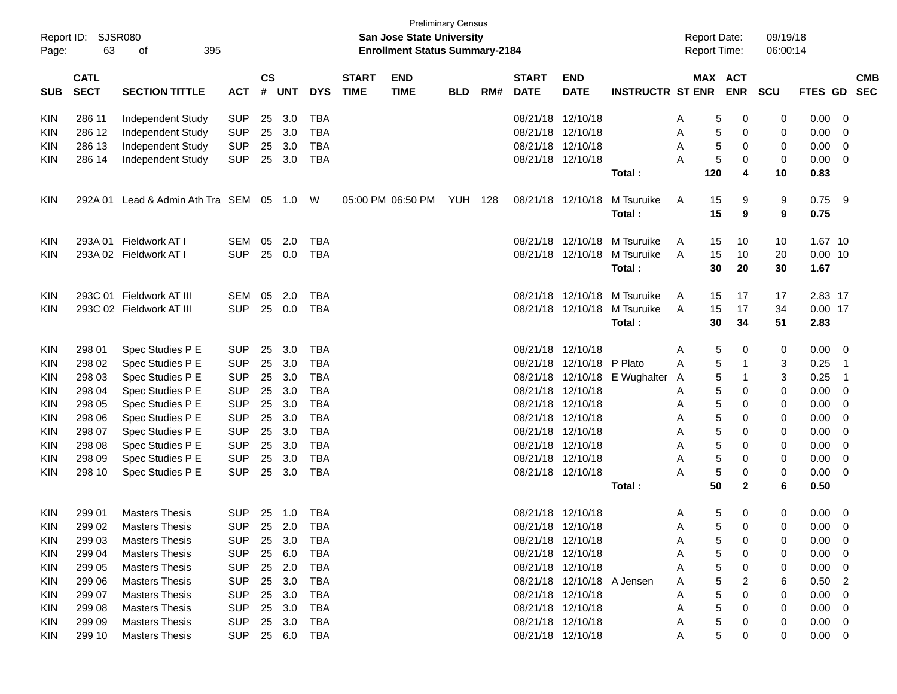Preliminary Census

Report ID: SJSR080

**San Jose State University**

**Enrollment Status Summary-2184**

Report Date: 09/19/18
Report Time: 06:00:14

| SUB | CATL SECT | SECTION TITTLE | ACT | CS # | UNT | DYS | START TIME | END TIME | BLD | RM# | START DATE | END DATE | INSTRUCTR | ST | MAX ENR | ACT ENR | SCU | FTES | GD | CMB SEC |
|---|---|---|---|---|---|---|---|---|---|---|---|---|---|---|---|---|---|---|---|---|
| KIN | 286 11 | Independent Study | SUP | 25 | 3.0 | TBA | | | | | 08/21/18 | 12/10/18 | | A | 5 | 0 | 0 | 0.00 | 0 | |
| KIN | 286 12 | Independent Study | SUP | 25 | 3.0 | TBA | | | | | 08/21/18 | 12/10/18 | | A | 5 | 0 | 0 | 0.00 | 0 | |
| KIN | 286 13 | Independent Study | SUP | 25 | 3.0 | TBA | | | | | 08/21/18 | 12/10/18 | | A | 5 | 0 | 0 | 0.00 | 0 | |
| KIN | 286 14 | Independent Study | SUP | 25 | 3.0 | TBA | | | | | 08/21/18 | 12/10/18 | | A | 5 | 0 | 0 | 0.00 | 0 | |
| | | | | | | | | | | | | | **Total :** | | **120** | **4** | **10** | **0.83** | | |
| KIN | 292A 01 | Lead & Admin Ath Tra | SEM | 05 | 1.0 | W | 05:00 PM | 06:50 PM | YUH | 128 | 08/21/18 | 12/10/18 | M Tsuruike | A | 15 | 9 | 9 | 0.75 | 9 | |
| | | | | | | | | | | | | | **Total :** | | **15** | **9** | **9** | **0.75** | | |
| KIN | 293A 01 | Fieldwork AT I | SEM | 05 | 2.0 | TBA | | | | | 08/21/18 | 12/10/18 | M Tsuruike | A | 15 | 10 | 10 | 1.67 | 10 | |
| KIN | 293A 02 | Fieldwork AT I | SUP | 25 | 0.0 | TBA | | | | | 08/21/18 | 12/10/18 | M Tsuruike | A | 15 | 10 | 20 | 0.00 | 10 | |
| | | | | | | | | | | | | | **Total :** | | **30** | **20** | **30** | **1.67** | | |
| KIN | 293C 01 | Fieldwork AT III | SEM | 05 | 2.0 | TBA | | | | | 08/21/18 | 12/10/18 | M Tsuruike | A | 15 | 17 | 17 | 2.83 | 17 | |
| KIN | 293C 02 | Fieldwork AT III | SUP | 25 | 0.0 | TBA | | | | | 08/21/18 | 12/10/18 | M Tsuruike | A | 15 | 17 | 34 | 0.00 | 17 | |
| | | | | | | | | | | | | | **Total :** | | **30** | **34** | **51** | **2.83** | | |
| KIN | 298 01 | Spec Studies P E | SUP | 25 | 3.0 | TBA | | | | | 08/21/18 | 12/10/18 | | A | 5 | 0 | 0 | 0.00 | 0 | |
| KIN | 298 02 | Spec Studies P E | SUP | 25 | 3.0 | TBA | | | | | 08/21/18 | 12/10/18 | P Plato | A | 5 | 1 | 3 | 0.25 | 1 | |
| KIN | 298 03 | Spec Studies P E | SUP | 25 | 3.0 | TBA | | | | | 08/21/18 | 12/10/18 | E Wughalter | A | 5 | 1 | 3 | 0.25 | 1 | |
| KIN | 298 04 | Spec Studies P E | SUP | 25 | 3.0 | TBA | | | | | 08/21/18 | 12/10/18 | | A | 5 | 0 | 0 | 0.00 | 0 | |
| KIN | 298 05 | Spec Studies P E | SUP | 25 | 3.0 | TBA | | | | | 08/21/18 | 12/10/18 | | A | 5 | 0 | 0 | 0.00 | 0 | |
| KIN | 298 06 | Spec Studies P E | SUP | 25 | 3.0 | TBA | | | | | 08/21/18 | 12/10/18 | | A | 5 | 0 | 0 | 0.00 | 0 | |
| KIN | 298 07 | Spec Studies P E | SUP | 25 | 3.0 | TBA | | | | | 08/21/18 | 12/10/18 | | A | 5 | 0 | 0 | 0.00 | 0 | |
| KIN | 298 08 | Spec Studies P E | SUP | 25 | 3.0 | TBA | | | | | 08/21/18 | 12/10/18 | | A | 5 | 0 | 0 | 0.00 | 0 | |
| KIN | 298 09 | Spec Studies P E | SUP | 25 | 3.0 | TBA | | | | | 08/21/18 | 12/10/18 | | A | 5 | 0 | 0 | 0.00 | 0 | |
| KIN | 298 10 | Spec Studies P E | SUP | 25 | 3.0 | TBA | | | | | 08/21/18 | 12/10/18 | | A | 5 | 0 | 0 | 0.00 | 0 | |
| | | | | | | | | | | | | | **Total :** | | **50** | **2** | **6** | **0.50** | | |
| KIN | 299 01 | Masters Thesis | SUP | 25 | 1.0 | TBA | | | | | 08/21/18 | 12/10/18 | | A | 5 | 0 | 0 | 0.00 | 0 | |
| KIN | 299 02 | Masters Thesis | SUP | 25 | 2.0 | TBA | | | | | 08/21/18 | 12/10/18 | | A | 5 | 0 | 0 | 0.00 | 0 | |
| KIN | 299 03 | Masters Thesis | SUP | 25 | 3.0 | TBA | | | | | 08/21/18 | 12/10/18 | | A | 5 | 0 | 0 | 0.00 | 0 | |
| KIN | 299 04 | Masters Thesis | SUP | 25 | 6.0 | TBA | | | | | 08/21/18 | 12/10/18 | | A | 5 | 0 | 0 | 0.00 | 0 | |
| KIN | 299 05 | Masters Thesis | SUP | 25 | 2.0 | TBA | | | | | 08/21/18 | 12/10/18 | | A | 5 | 0 | 0 | 0.00 | 0 | |
| KIN | 299 06 | Masters Thesis | SUP | 25 | 3.0 | TBA | | | | | 08/21/18 | 12/10/18 | A Jensen | A | 5 | 2 | 6 | 0.50 | 2 | |
| KIN | 299 07 | Masters Thesis | SUP | 25 | 3.0 | TBA | | | | | 08/21/18 | 12/10/18 | | A | 5 | 0 | 0 | 0.00 | 0 | |
| KIN | 299 08 | Masters Thesis | SUP | 25 | 3.0 | TBA | | | | | 08/21/18 | 12/10/18 | | A | 5 | 0 | 0 | 0.00 | 0 | |
| KIN | 299 09 | Masters Thesis | SUP | 25 | 3.0 | TBA | | | | | 08/21/18 | 12/10/18 | | A | 5 | 0 | 0 | 0.00 | 0 | |
| KIN | 299 10 | Masters Thesis | SUP | 25 | 6.0 | TBA | | | | | 08/21/18 | 12/10/18 | | A | 5 | 0 | 0 | 0.00 | 0 | |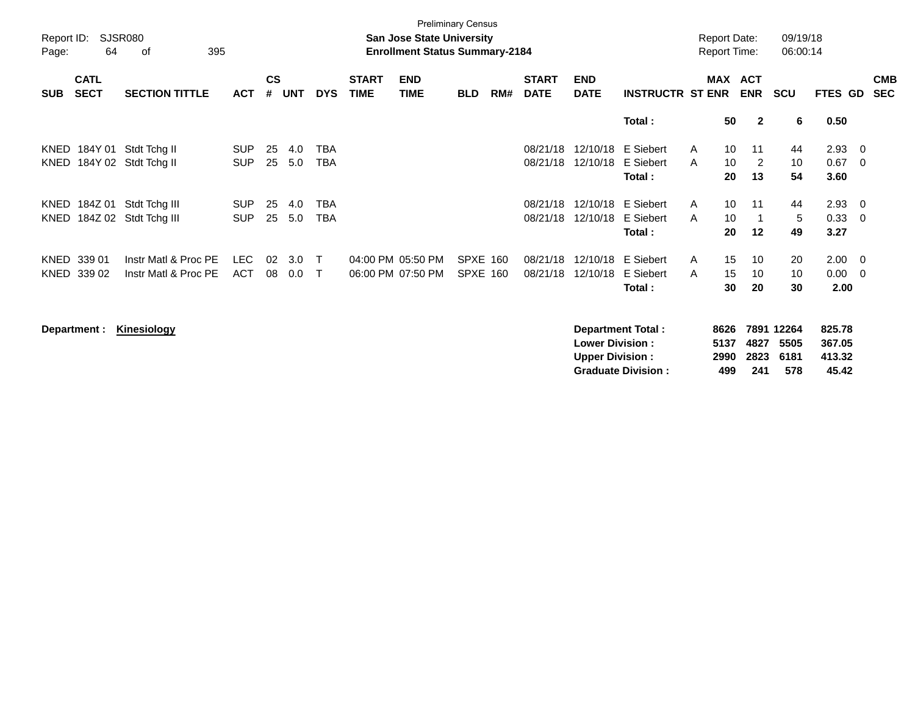Preliminary Census

**San Jose State University**

**Enrollment Status Summary-2184**

Report ID: SJSR080
Report Date: 09/19/18
Report Time: 06:00:14

| SUB | CATL SECT | SECTION TITTLE | ACT | CS # | UNT | DYS | START TIME | END TIME | BLD | RM# | START DATE | END DATE | INSTRUCTR | ST | MAX ENR | ACT ENR | SCU | FTES | GD | CMB SEC |
|---|---|---|---|---|---|---|---|---|---|---|---|---|---|---|---|---|---|---|---|---|
| | | | | | | | | | | | | | **Total :** | | **50** | **2** | **6** | **0.50** | | |
| KNED | 184Y 01 | Stdt Tchg II | SUP | 25 | 4.0 | TBA | | | | | 08/21/18 | 12/10/18 | E Siebert | A | 10 | 11 | 44 | 2.93 | 0 | |
| KNED | 184Y 02 | Stdt Tchg II | SUP | 25 | 5.0 | TBA | | | | | 08/21/18 | 12/10/18 | E Siebert | A | 10 | 2 | 10 | 0.67 | 0 | |
| | | | | | | | | | | | | | **Total :** | | **20** | **13** | **54** | **3.60** | | |
| KNED | 184Z 01 | Stdt Tchg III | SUP | 25 | 4.0 | TBA | | | | | 08/21/18 | 12/10/18 | E Siebert | A | 10 | 11 | 44 | 2.93 | 0 | |
| KNED | 184Z 02 | Stdt Tchg III | SUP | 25 | 5.0 | TBA | | | | | 08/21/18 | 12/10/18 | E Siebert | A | 10 | 1 | 5 | 0.33 | 0 | |
| | | | | | | | | | | | | | **Total :** | | **20** | **12** | **49** | **3.27** | | |
| KNED | 339 01 | Instr Matl & Proc PE | LEC | 02 | 3.0 | T | 04:00 PM | 05:50 PM | SPXE | 160 | 08/21/18 | 12/10/18 | E Siebert | A | 15 | 10 | 20 | 2.00 | 0 | |
| KNED | 339 02 | Instr Matl & Proc PE | ACT | 08 | 0.0 | T | 06:00 PM | 07:50 PM | SPXE | 160 | 08/21/18 | 12/10/18 | E Siebert | A | 15 | 10 | 10 | 0.00 | 0 | |
| | | | | | | | | | | | | | **Total :** | | **30** | **20** | **30** | **2.00** | | |

**Department :** **Kinesiology**

| | MAX ENR | ACT ENR | SCU | FTES |
|---|---|---|---|---|
| **Department Total :** | **8626** | **7891** | **12264** | **825.78** |
| **Lower Division :** | **5137** | **4827** | **5505** | **367.05** |
| **Upper Division :** | **2990** | **2823** | **6181** | **413.32** |
| **Graduate Division :** | **499** | **241** | **578** | **45.42** |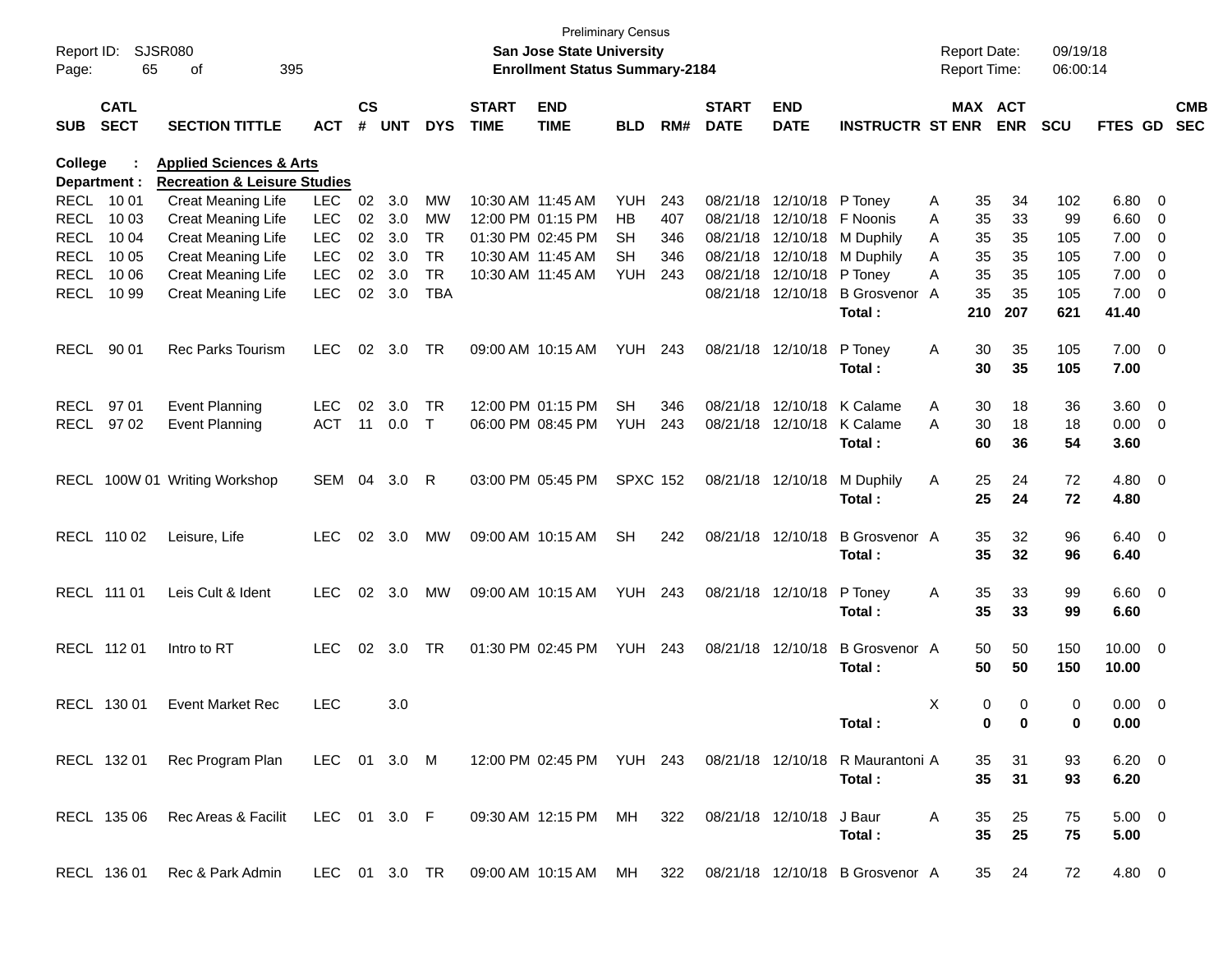Preliminary Census

Report ID: SJSR080
**San Jose State University**
**Enrollment Status Summary-2184**

Report Date: 09/19/18
Report Time: 06:00:14

**College : Applied Sciences & Arts**
**Department : Recreation & Leisure Studies**

| SUB | CATL SECT | SECTION TITTLE | ACT | CS # | UNT | DYS | START TIME | END TIME | BLD | RM# | START DATE | END DATE | INSTRUCTR | ST | MAX ENR | ACT ENR | SCU | FTES | GD | CMB SEC |
|---|---|---|---|---|---|---|---|---|---|---|---|---|---|---|---|---|---|---|---|---|
| RECL | 10 01 | Creat Meaning Life | LEC | 02 | 3.0 | MW | 10:30 AM | 11:45 AM | YUH | 243 | 08/21/18 | 12/10/18 | P Toney | A | 35 | 34 | 102 | 6.80 | 0 | |
| RECL | 10 03 | Creat Meaning Life | LEC | 02 | 3.0 | MW | 12:00 PM | 01:15 PM | HB | 407 | 08/21/18 | 12/10/18 | F Noonis | A | 35 | 33 | 99 | 6.60 | 0 | |
| RECL | 10 04 | Creat Meaning Life | LEC | 02 | 3.0 | TR | 01:30 PM | 02:45 PM | SH | 346 | 08/21/18 | 12/10/18 | M Duphily | A | 35 | 35 | 105 | 7.00 | 0 | |
| RECL | 10 05 | Creat Meaning Life | LEC | 02 | 3.0 | TR | 10:30 AM | 11:45 AM | SH | 346 | 08/21/18 | 12/10/18 | M Duphily | A | 35 | 35 | 105 | 7.00 | 0 | |
| RECL | 10 06 | Creat Meaning Life | LEC | 02 | 3.0 | TR | 10:30 AM | 11:45 AM | YUH | 243 | 08/21/18 | 12/10/18 | P Toney | A | 35 | 35 | 105 | 7.00 | 0 | |
| RECL | 10 99 | Creat Meaning Life | LEC | 02 | 3.0 | TBA | | | | | 08/21/18 | 12/10/18 | B Grosvenor | A | 35 | 35 | 105 | 7.00 | 0 | |
| | | | | | | | | | | | | | **Total :** | | **210** | **207** | **621** | **41.40** | | |
| RECL | 90 01 | Rec Parks Tourism | LEC | 02 | 3.0 | TR | 09:00 AM | 10:15 AM | YUH | 243 | 08/21/18 | 12/10/18 | P Toney | A | 30 | 35 | 105 | 7.00 | 0 | |
| | | | | | | | | | | | | | **Total :** | | **30** | **35** | **105** | **7.00** | | |
| RECL | 97 01 | Event Planning | LEC | 02 | 3.0 | TR | 12:00 PM | 01:15 PM | SH | 346 | 08/21/18 | 12/10/18 | K Calame | A | 30 | 18 | 36 | 3.60 | 0 | |
| RECL | 97 02 | Event Planning | ACT | 11 | 0.0 | T | 06:00 PM | 08:45 PM | YUH | 243 | 08/21/18 | 12/10/18 | K Calame | A | 30 | 18 | 18 | 0.00 | 0 | |
| | | | | | | | | | | | | | **Total :** | | **60** | **36** | **54** | **3.60** | | |
| RECL | 100W 01 | Writing Workshop | SEM | 04 | 3.0 | R | 03:00 PM | 05:45 PM | SPXC | 152 | 08/21/18 | 12/10/18 | M Duphily | A | 25 | 24 | 72 | 4.80 | 0 | |
| | | | | | | | | | | | | | **Total :** | | **25** | **24** | **72** | **4.80** | | |
| RECL | 110 02 | Leisure, Life | LEC | 02 | 3.0 | MW | 09:00 AM | 10:15 AM | SH | 242 | 08/21/18 | 12/10/18 | B Grosvenor | A | 35 | 32 | 96 | 6.40 | 0 | |
| | | | | | | | | | | | | | **Total :** | | **35** | **32** | **96** | **6.40** | | |
| RECL | 111 01 | Leis Cult & Ident | LEC | 02 | 3.0 | MW | 09:00 AM | 10:15 AM | YUH | 243 | 08/21/18 | 12/10/18 | P Toney | A | 35 | 33 | 99 | 6.60 | 0 | |
| | | | | | | | | | | | | | **Total :** | | **35** | **33** | **99** | **6.60** | | |
| RECL | 112 01 | Intro to RT | LEC | 02 | 3.0 | TR | 01:30 PM | 02:45 PM | YUH | 243 | 08/21/18 | 12/10/18 | B Grosvenor | A | 50 | 50 | 150 | 10.00 | 0 | |
| | | | | | | | | | | | | | **Total :** | | **50** | **50** | **150** | **10.00** | | |
| RECL | 130 01 | Event Market Rec | LEC | | 3.0 | | | | | | | | | X | 0 | 0 | 0 | 0.00 | 0 | |
| | | | | | | | | | | | | | **Total :** | | **0** | **0** | **0** | **0.00** | | |
| RECL | 132 01 | Rec Program Plan | LEC | 01 | 3.0 | M | 12:00 PM | 02:45 PM | YUH | 243 | 08/21/18 | 12/10/18 | R Maurantoni | A | 35 | 31 | 93 | 6.20 | 0 | |
| | | | | | | | | | | | | | **Total :** | | **35** | **31** | **93** | **6.20** | | |
| RECL | 135 06 | Rec Areas & Facilit | LEC | 01 | 3.0 | F | 09:30 AM | 12:15 PM | MH | 322 | 08/21/18 | 12/10/18 | J Baur | A | 35 | 25 | 75 | 5.00 | 0 | |
| | | | | | | | | | | | | | **Total :** | | **35** | **25** | **75** | **5.00** | | |
| RECL | 136 01 | Rec & Park Admin | LEC | 01 | 3.0 | TR | 09:00 AM | 10:15 AM | MH | 322 | 08/21/18 | 12/10/18 | B Grosvenor | A | 35 | 24 | 72 | 4.80 | 0 | |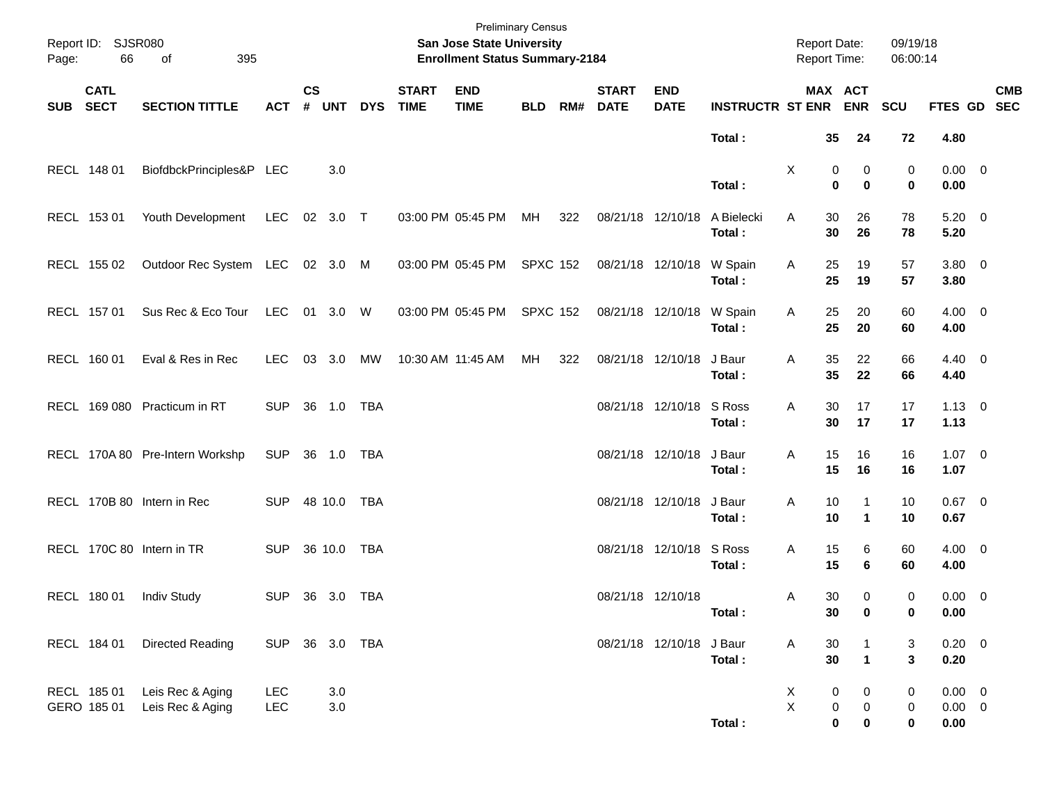Preliminary Census

**San Jose State University**

**Enrollment Status Summary-2184**

Report ID: SJSR080

Report Date: 09/19/18

Report Time: 06:00:14

| SUB | CATL SECT | SECTION TITTLE | ACT | CS # | UNT | DYS | START TIME | END TIME | BLD | RM# | START DATE | END DATE | INSTRUCTR | ST | MAX ENR | ACT ENR | SCU | FTES | GD | CMB SEC |
|---|---|---|---|---|---|---|---|---|---|---|---|---|---|---|---|---|---|---|---|---|
| | | | | | | | | | | | | | **Total :** | | **35** | **24** | **72** | **4.80** | | |
| RECL | 148 01 | BiofdbckPrinciples&P | LEC | | 3.0 | | | | | | | | | X | 0 | 0 | 0 | 0.00 | 0 | |
| | | | | | | | | | | | | | **Total :** | | **0** | **0** | **0** | **0.00** | | |
| RECL | 153 01 | Youth Development | LEC | 02 | 3.0 | T | 03:00 PM | 05:45 PM | MH | 322 | 08/21/18 | 12/10/18 | A Bielecki | A | 30 | 26 | 78 | 5.20 | 0 | |
| | | | | | | | | | | | | | **Total :** | | **30** | **26** | **78** | **5.20** | | |
| RECL | 155 02 | Outdoor Rec System | LEC | 02 | 3.0 | M | 03:00 PM | 05:45 PM | SPXC | 152 | 08/21/18 | 12/10/18 | W Spain | A | 25 | 19 | 57 | 3.80 | 0 | |
| | | | | | | | | | | | | | **Total :** | | **25** | **19** | **57** | **3.80** | | |
| RECL | 157 01 | Sus Rec & Eco Tour | LEC | 01 | 3.0 | W | 03:00 PM | 05:45 PM | SPXC | 152 | 08/21/18 | 12/10/18 | W Spain | A | 25 | 20 | 60 | 4.00 | 0 | |
| | | | | | | | | | | | | | **Total :** | | **25** | **20** | **60** | **4.00** | | |
| RECL | 160 01 | Eval & Res in Rec | LEC | 03 | 3.0 | MW | 10:30 AM | 11:45 AM | MH | 322 | 08/21/18 | 12/10/18 | J Baur | A | 35 | 22 | 66 | 4.40 | 0 | |
| | | | | | | | | | | | | | **Total :** | | **35** | **22** | **66** | **4.40** | | |
| RECL | 169 080 | Practicum in RT | SUP | 36 | 1.0 | TBA | | | | | 08/21/18 | 12/10/18 | S Ross | A | 30 | 17 | 17 | 1.13 | 0 | |
| | | | | | | | | | | | | | **Total :** | | **30** | **17** | **17** | **1.13** | | |
| RECL | 170A 80 | Pre-Intern Workshp | SUP | 36 | 1.0 | TBA | | | | | 08/21/18 | 12/10/18 | J Baur | A | 15 | 16 | 16 | 1.07 | 0 | |
| | | | | | | | | | | | | | **Total :** | | **15** | **16** | **16** | **1.07** | | |
| RECL | 170B 80 | Intern in Rec | SUP | 48 | 10.0 | TBA | | | | | 08/21/18 | 12/10/18 | J Baur | A | 10 | 1 | 10 | 0.67 | 0 | |
| | | | | | | | | | | | | | **Total :** | | **10** | **1** | **10** | **0.67** | | |
| RECL | 170C 80 | Intern in TR | SUP | 36 | 10.0 | TBA | | | | | 08/21/18 | 12/10/18 | S Ross | A | 15 | 6 | 60 | 4.00 | 0 | |
| | | | | | | | | | | | | | **Total :** | | **15** | **6** | **60** | **4.00** | | |
| RECL | 180 01 | Indiv Study | SUP | 36 | 3.0 | TBA | | | | | 08/21/18 | 12/10/18 | | A | 30 | 0 | 0 | 0.00 | 0 | |
| | | | | | | | | | | | | | **Total :** | | **30** | **0** | **0** | **0.00** | | |
| RECL | 184 01 | Directed Reading | SUP | 36 | 3.0 | TBA | | | | | 08/21/18 | 12/10/18 | J Baur | A | 30 | 1 | 3 | 0.20 | 0 | |
| | | | | | | | | | | | | | **Total :** | | **30** | **1** | **3** | **0.20** | | |
| RECL | 185 01 | Leis Rec & Aging | LEC | | 3.0 | | | | | | | | | X | 0 | 0 | 0 | 0.00 | 0 | |
| GERO | 185 01 | Leis Rec & Aging | LEC | | 3.0 | | | | | | | | | X | 0 | 0 | 0 | 0.00 | 0 | |
| | | | | | | | | | | | | | **Total :** | | **0** | **0** | **0** | **0.00** | | |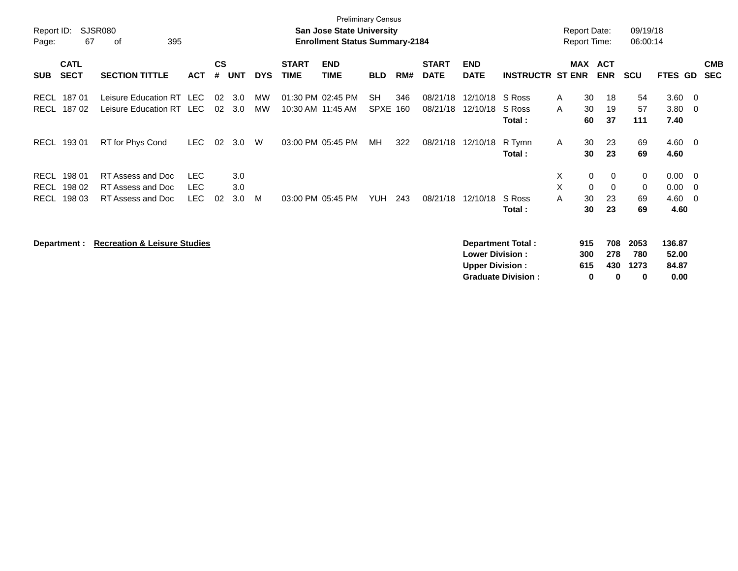Preliminary Census

**San Jose State University**

**Enrollment Status Summary-2184**

Report ID: SJSR080

Report Date: 09/19/18
Report Time: 06:00:14

| SUB | CATL SECT | SECTION TITTLE | ACT | CS # | UNT | DYS | START TIME | END TIME | BLD | RM# | START DATE | END DATE | INSTRUCTR | ST | MAX ENR | ACT ENR | SCU | FTES | GD | CMB SEC |
|---|---|---|---|---|---|---|---|---|---|---|---|---|---|---|---|---|---|---|---|---|
| RECL | 187 01 | Leisure Education RT | LEC | 02 | 3.0 | MW | 01:30 PM | 02:45 PM | SH | 346 | 08/21/18 | 12/10/18 | S Ross | A | 30 | 18 | 54 | 3.60 | 0 | |
| RECL | 187 02 | Leisure Education RT | LEC | 02 | 3.0 | MW | 10:30 AM | 11:45 AM | SPXE | 160 | 08/21/18 | 12/10/18 | S Ross | A | 30 | 19 | 57 | 3.80 | 0 | |
| | | | | | | | | | | | | | **Total :** | | **60** | **37** | **111** | **7.40** | | |
| RECL | 193 01 | RT for Phys Cond | LEC | 02 | 3.0 | W | 03:00 PM | 05:45 PM | MH | 322 | 08/21/18 | 12/10/18 | R Tymn | A | 30 | 23 | 69 | 4.60 | 0 | |
| | | | | | | | | | | | | | **Total :** | | **30** | **23** | **69** | **4.60** | | |
| RECL | 198 01 | RT Assess and Doc | LEC | | 3.0 | | | | | | | | | X | 0 | 0 | 0 | 0.00 | 0 | |
| RECL | 198 02 | RT Assess and Doc | LEC | | 3.0 | | | | | | | | | X | 0 | 0 | 0 | 0.00 | 0 | |
| RECL | 198 03 | RT Assess and Doc | LEC | 02 | 3.0 | M | 03:00 PM | 05:45 PM | YUH | 243 | 08/21/18 | 12/10/18 | S Ross | A | 30 | 23 | 69 | 4.60 | 0 | |
| | | | | | | | | | | | | | **Total :** | | **30** | **23** | **69** | **4.60** | | |

**Department :** **Recreation & Leisure Studies**

| | MAX ENR | ACT ENR | SCU | FTES |
|---|---|---|---|---|
| **Department Total :** | **915** | **708** | **2053** | **136.87** |
| **Lower Division :** | **300** | **278** | **780** | **52.00** |
| **Upper Division :** | **615** | **430** | **1273** | **84.87** |
| **Graduate Division :** | **0** | **0** | **0** | **0.00** |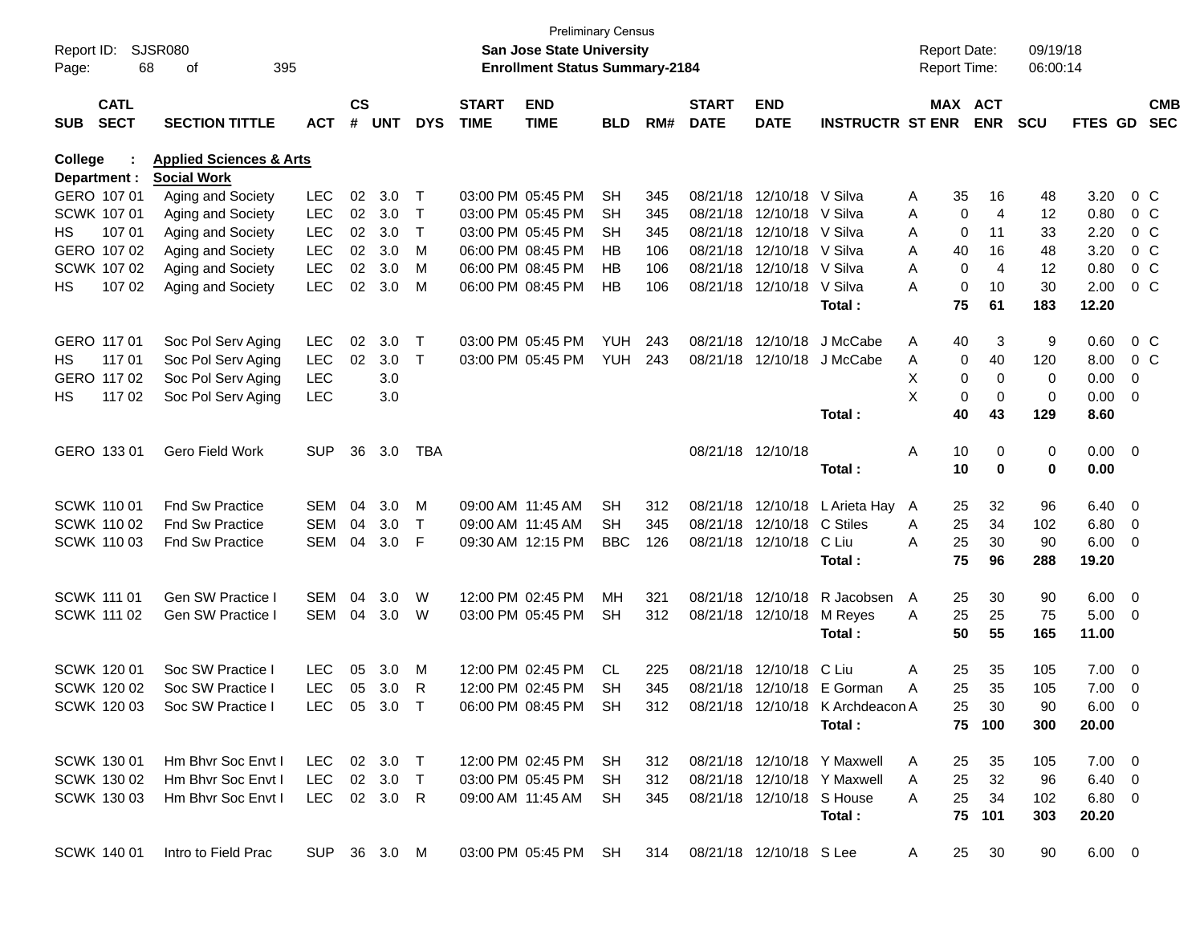Preliminary Census
**San Jose State University**
**Enrollment Status Summary-2184**

Report ID: SJSR080
Report Date: 09/19/18
Report Time: 06:00:14

**College : Applied Sciences & Arts**
**Department : Social Work**

| SUB | CATL SECT | SECTION TITTLE | ACT | CS # | UNT | DYS | START TIME | END TIME | BLD | RM# | START DATE | END DATE | INSTRUCTR | ST | MAX ENR | ACT ENR | SCU | FTES | GD | CMB SEC |
|---|---|---|---|---|---|---|---|---|---|---|---|---|---|---|---|---|---|---|---|---|
| GERO | 107 01 | Aging and Society | LEC | 02 | 3.0 | T | 03:00 PM | 05:45 PM | SH | 345 | 08/21/18 | 12/10/18 | V Silva | A | 35 | 16 | 48 | 3.20 | 0 | C |
| SCWK | 107 01 | Aging and Society | LEC | 02 | 3.0 | T | 03:00 PM | 05:45 PM | SH | 345 | 08/21/18 | 12/10/18 | V Silva | A | 0 | 4 | 12 | 0.80 | 0 | C |
| HS | 107 01 | Aging and Society | LEC | 02 | 3.0 | T | 03:00 PM | 05:45 PM | SH | 345 | 08/21/18 | 12/10/18 | V Silva | A | 0 | 11 | 33 | 2.20 | 0 | C |
| GERO | 107 02 | Aging and Society | LEC | 02 | 3.0 | M | 06:00 PM | 08:45 PM | HB | 106 | 08/21/18 | 12/10/18 | V Silva | A | 40 | 16 | 48 | 3.20 | 0 | C |
| SCWK | 107 02 | Aging and Society | LEC | 02 | 3.0 | M | 06:00 PM | 08:45 PM | HB | 106 | 08/21/18 | 12/10/18 | V Silva | A | 0 | 4 | 12 | 0.80 | 0 | C |
| HS | 107 02 | Aging and Society | LEC | 02 | 3.0 | M | 06:00 PM | 08:45 PM | HB | 106 | 08/21/18 | 12/10/18 | V Silva | A | 0 | 10 | 30 | 2.00 | 0 | C |
| | | | | | | | | | | | | | **Total :** | | **75** | **61** | **183** | **12.20** | | |
| GERO | 117 01 | Soc Pol Serv Aging | LEC | 02 | 3.0 | T | 03:00 PM | 05:45 PM | YUH | 243 | 08/21/18 | 12/10/18 | J McCabe | A | 40 | 3 | 9 | 0.60 | 0 | C |
| HS | 117 01 | Soc Pol Serv Aging | LEC | 02 | 3.0 | T | 03:00 PM | 05:45 PM | YUH | 243 | 08/21/18 | 12/10/18 | J McCabe | A | 0 | 40 | 120 | 8.00 | 0 | C |
| GERO | 117 02 | Soc Pol Serv Aging | LEC | | 3.0 | | | | | | | | | X | 0 | 0 | 0 | 0.00 | 0 | |
| HS | 117 02 | Soc Pol Serv Aging | LEC | | 3.0 | | | | | | | | | X | 0 | 0 | 0 | 0.00 | 0 | |
| | | | | | | | | | | | | | **Total :** | | **40** | **43** | **129** | **8.60** | | |
| GERO | 133 01 | Gero Field Work | SUP | 36 | 3.0 | TBA | | | | | 08/21/18 | 12/10/18 | | A | 10 | 0 | 0 | 0.00 | 0 | |
| | | | | | | | | | | | | | **Total :** | | **10** | **0** | **0** | **0.00** | | |
| SCWK | 110 01 | Fnd Sw Practice | SEM | 04 | 3.0 | M | 09:00 AM | 11:45 AM | SH | 312 | 08/21/18 | 12/10/18 | L Arieta Hay | A | 25 | 32 | 96 | 6.40 | 0 | |
| SCWK | 110 02 | Fnd Sw Practice | SEM | 04 | 3.0 | T | 09:00 AM | 11:45 AM | SH | 345 | 08/21/18 | 12/10/18 | C Stiles | A | 25 | 34 | 102 | 6.80 | 0 | |
| SCWK | 110 03 | Fnd Sw Practice | SEM | 04 | 3.0 | F | 09:30 AM | 12:15 PM | BBC | 126 | 08/21/18 | 12/10/18 | C Liu | A | 25 | 30 | 90 | 6.00 | 0 | |
| | | | | | | | | | | | | | **Total :** | | **75** | **96** | **288** | **19.20** | | |
| SCWK | 111 01 | Gen SW Practice I | SEM | 04 | 3.0 | W | 12:00 PM | 02:45 PM | MH | 321 | 08/21/18 | 12/10/18 | R Jacobsen | A | 25 | 30 | 90 | 6.00 | 0 | |
| SCWK | 111 02 | Gen SW Practice I | SEM | 04 | 3.0 | W | 03:00 PM | 05:45 PM | SH | 312 | 08/21/18 | 12/10/18 | M Reyes | A | 25 | 25 | 75 | 5.00 | 0 | |
| | | | | | | | | | | | | | **Total :** | | **50** | **55** | **165** | **11.00** | | |
| SCWK | 120 01 | Soc SW Practice I | LEC | 05 | 3.0 | M | 12:00 PM | 02:45 PM | CL | 225 | 08/21/18 | 12/10/18 | C Liu | A | 25 | 35 | 105 | 7.00 | 0 | |
| SCWK | 120 02 | Soc SW Practice I | LEC | 05 | 3.0 | R | 12:00 PM | 02:45 PM | SH | 345 | 08/21/18 | 12/10/18 | E Gorman | A | 25 | 35 | 105 | 7.00 | 0 | |
| SCWK | 120 03 | Soc SW Practice I | LEC | 05 | 3.0 | T | 06:00 PM | 08:45 PM | SH | 312 | 08/21/18 | 12/10/18 | K Archdeacon | A | 25 | 30 | 90 | 6.00 | 0 | |
| | | | | | | | | | | | | | **Total :** | | **75** | **100** | **300** | **20.00** | | |
| SCWK | 130 01 | Hm Bhvr Soc Envt I | LEC | 02 | 3.0 | T | 12:00 PM | 02:45 PM | SH | 312 | 08/21/18 | 12/10/18 | Y Maxwell | A | 25 | 35 | 105 | 7.00 | 0 | |
| SCWK | 130 02 | Hm Bhvr Soc Envt I | LEC | 02 | 3.0 | T | 03:00 PM | 05:45 PM | SH | 312 | 08/21/18 | 12/10/18 | Y Maxwell | A | 25 | 32 | 96 | 6.40 | 0 | |
| SCWK | 130 03 | Hm Bhvr Soc Envt I | LEC | 02 | 3.0 | R | 09:00 AM | 11:45 AM | SH | 345 | 08/21/18 | 12/10/18 | S House | A | 25 | 34 | 102 | 6.80 | 0 | |
| | | | | | | | | | | | | | **Total :** | | **75** | **101** | **303** | **20.20** | | |
| SCWK | 140 01 | Intro to Field Prac | SUP | 36 | 3.0 | M | 03:00 PM | 05:45 PM | SH | 314 | 08/21/18 | 12/10/18 | S Lee | A | 25 | 30 | 90 | 6.00 | 0 | |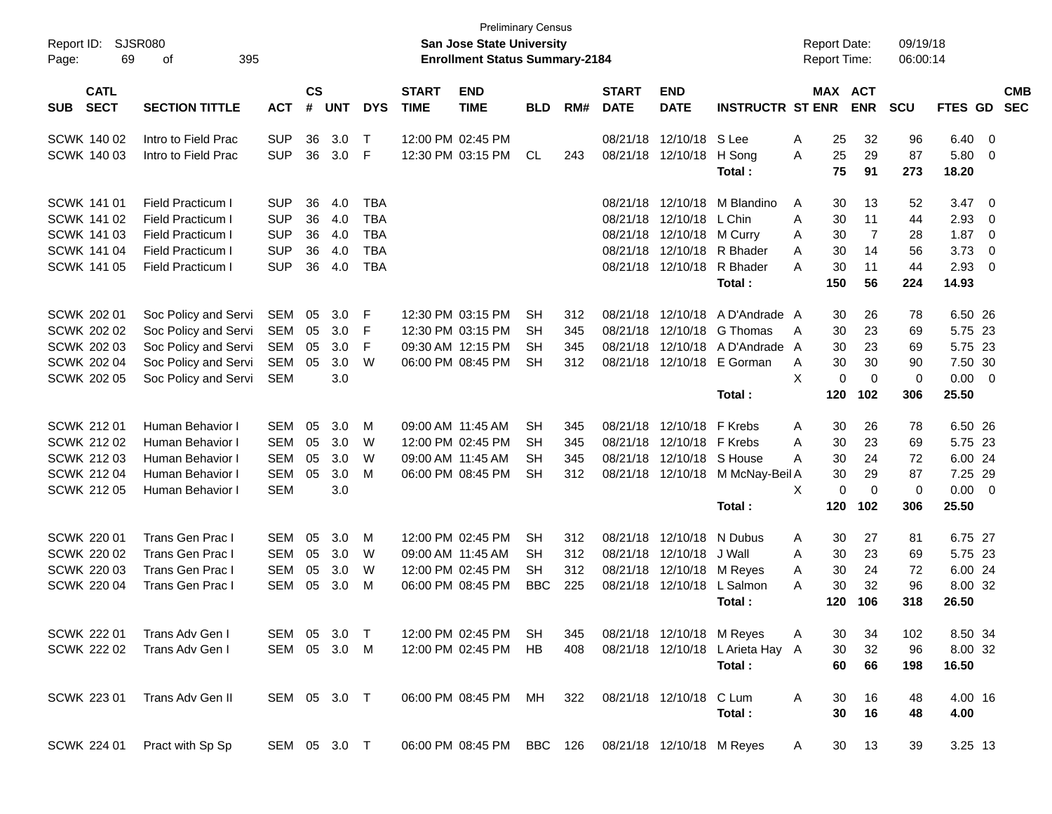Preliminary Census

Report ID: SJSR080

**San Jose State University**

**Enrollment Status Summary-2184**

Report Date: 09/19/18
Report Time: 06:00:14

| SUB | CATL SECT | SECTION TITTLE | ACT | CS # | UNT | DYS | START TIME | END TIME | BLD | RM# | START DATE | END DATE | INSTRUCTR | ST | MAX ENR | ACT ENR | SCU | FTES | GD | CMB SEC |
|---|---|---|---|---|---|---|---|---|---|---|---|---|---|---|---|---|---|---|---|---|
| SCWK | 140 02 | Intro to Field Prac | SUP | 36 | 3.0 | T | 12:00 PM | 02:45 PM | | | 08/21/18 | 12/10/18 | S Lee | A | 25 | 32 | 96 | 6.40 | 0 | |
| SCWK | 140 03 | Intro to Field Prac | SUP | 36 | 3.0 | F | 12:30 PM | 03:15 PM | CL | 243 | 08/21/18 | 12/10/18 | H Song | A | 25 | 29 | 87 | 5.80 | 0 | |
| | | | | | | | | | | | | | **Total :** | | **75** | **91** | **273** | **18.20** | | |
| SCWK | 141 01 | Field Practicum I | SUP | 36 | 4.0 | TBA | | | | | 08/21/18 | 12/10/18 | M Blandino | A | 30 | 13 | 52 | 3.47 | 0 | |
| SCWK | 141 02 | Field Practicum I | SUP | 36 | 4.0 | TBA | | | | | 08/21/18 | 12/10/18 | L Chin | A | 30 | 11 | 44 | 2.93 | 0 | |
| SCWK | 141 03 | Field Practicum I | SUP | 36 | 4.0 | TBA | | | | | 08/21/18 | 12/10/18 | M Curry | A | 30 | 7 | 28 | 1.87 | 0 | |
| SCWK | 141 04 | Field Practicum I | SUP | 36 | 4.0 | TBA | | | | | 08/21/18 | 12/10/18 | R Bhader | A | 30 | 14 | 56 | 3.73 | 0 | |
| SCWK | 141 05 | Field Practicum I | SUP | 36 | 4.0 | TBA | | | | | 08/21/18 | 12/10/18 | R Bhader | A | 30 | 11 | 44 | 2.93 | 0 | |
| | | | | | | | | | | | | | **Total :** | | **150** | **56** | **224** | **14.93** | | |
| SCWK | 202 01 | Soc Policy and Servi | SEM | 05 | 3.0 | F | 12:30 PM | 03:15 PM | SH | 312 | 08/21/18 | 12/10/18 | A D'Andrade | A | 30 | 26 | 78 | 6.50 | 26 | |
| SCWK | 202 02 | Soc Policy and Servi | SEM | 05 | 3.0 | F | 12:30 PM | 03:15 PM | SH | 345 | 08/21/18 | 12/10/18 | G Thomas | A | 30 | 23 | 69 | 5.75 | 23 | |
| SCWK | 202 03 | Soc Policy and Servi | SEM | 05 | 3.0 | F | 09:30 AM | 12:15 PM | SH | 345 | 08/21/18 | 12/10/18 | A D'Andrade | A | 30 | 23 | 69 | 5.75 | 23 | |
| SCWK | 202 04 | Soc Policy and Servi | SEM | 05 | 3.0 | W | 06:00 PM | 08:45 PM | SH | 312 | 08/21/18 | 12/10/18 | E Gorman | A | 30 | 30 | 90 | 7.50 | 30 | |
| SCWK | 202 05 | Soc Policy and Servi | SEM | | 3.0 | | | | | | | | | X | 0 | 0 | 0 | 0.00 | 0 | |
| | | | | | | | | | | | | | **Total :** | | **120** | **102** | **306** | **25.50** | | |
| SCWK | 212 01 | Human Behavior I | SEM | 05 | 3.0 | M | 09:00 AM | 11:45 AM | SH | 345 | 08/21/18 | 12/10/18 | F Krebs | A | 30 | 26 | 78 | 6.50 | 26 | |
| SCWK | 212 02 | Human Behavior I | SEM | 05 | 3.0 | W | 12:00 PM | 02:45 PM | SH | 345 | 08/21/18 | 12/10/18 | F Krebs | A | 30 | 23 | 69 | 5.75 | 23 | |
| SCWK | 212 03 | Human Behavior I | SEM | 05 | 3.0 | W | 09:00 AM | 11:45 AM | SH | 345 | 08/21/18 | 12/10/18 | S House | A | 30 | 24 | 72 | 6.00 | 24 | |
| SCWK | 212 04 | Human Behavior I | SEM | 05 | 3.0 | M | 06:00 PM | 08:45 PM | SH | 312 | 08/21/18 | 12/10/18 | M McNay-Beil | A | 30 | 29 | 87 | 7.25 | 29 | |
| SCWK | 212 05 | Human Behavior I | SEM | | 3.0 | | | | | | | | | X | 0 | 0 | 0 | 0.00 | 0 | |
| | | | | | | | | | | | | | **Total :** | | **120** | **102** | **306** | **25.50** | | |
| SCWK | 220 01 | Trans Gen Prac I | SEM | 05 | 3.0 | M | 12:00 PM | 02:45 PM | SH | 312 | 08/21/18 | 12/10/18 | N Dubus | A | 30 | 27 | 81 | 6.75 | 27 | |
| SCWK | 220 02 | Trans Gen Prac I | SEM | 05 | 3.0 | W | 09:00 AM | 11:45 AM | SH | 312 | 08/21/18 | 12/10/18 | J Wall | A | 30 | 23 | 69 | 5.75 | 23 | |
| SCWK | 220 03 | Trans Gen Prac I | SEM | 05 | 3.0 | W | 12:00 PM | 02:45 PM | SH | 312 | 08/21/18 | 12/10/18 | M Reyes | A | 30 | 24 | 72 | 6.00 | 24 | |
| SCWK | 220 04 | Trans Gen Prac I | SEM | 05 | 3.0 | M | 06:00 PM | 08:45 PM | BBC | 225 | 08/21/18 | 12/10/18 | L Salmon | A | 30 | 32 | 96 | 8.00 | 32 | |
| | | | | | | | | | | | | | **Total :** | | **120** | **106** | **318** | **26.50** | | |
| SCWK | 222 01 | Trans Adv Gen I | SEM | 05 | 3.0 | T | 12:00 PM | 02:45 PM | SH | 345 | 08/21/18 | 12/10/18 | M Reyes | A | 30 | 34 | 102 | 8.50 | 34 | |
| SCWK | 222 02 | Trans Adv Gen I | SEM | 05 | 3.0 | M | 12:00 PM | 02:45 PM | HB | 408 | 08/21/18 | 12/10/18 | L Arieta Hay | A | 30 | 32 | 96 | 8.00 | 32 | |
| | | | | | | | | | | | | | **Total :** | | **60** | **66** | **198** | **16.50** | | |
| SCWK | 223 01 | Trans Adv Gen II | SEM | 05 | 3.0 | T | 06:00 PM | 08:45 PM | MH | 322 | 08/21/18 | 12/10/18 | C Lum | A | 30 | 16 | 48 | 4.00 | 16 | |
| | | | | | | | | | | | | | **Total :** | | **30** | **16** | **48** | **4.00** | | |
| SCWK | 224 01 | Pract with Sp Sp | SEM | 05 | 3.0 | T | 06:00 PM | 08:45 PM | BBC | 126 | 08/21/18 | 12/10/18 | M Reyes | A | 30 | 13 | 39 | 3.25 | 13 | |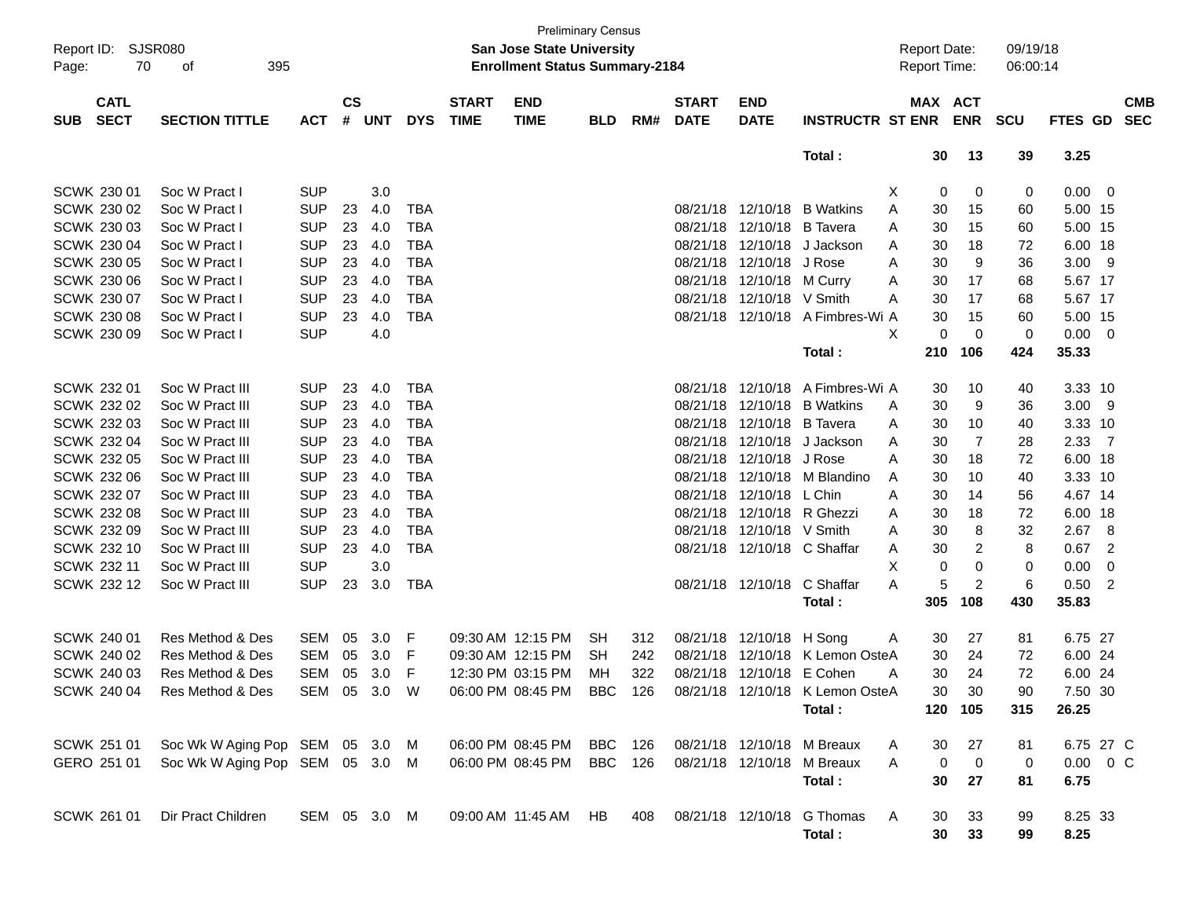Preliminary Census

**San Jose State University**

**Enrollment Status Summary-2184**

Report ID: SJSR080

Report Date: 09/19/18

Report Time: 06:00:14

| SUB | CATL SECT | SECTION TITTLE | ACT | CS # | UNT | DYS | START TIME | END TIME | BLD | RM# | START DATE | END DATE | INSTRUCTR | ST | MAX ENR | ACT ENR | SCU | FTES | GD | CMB SEC |
|---|---|---|---|---|---|---|---|---|---|---|---|---|---|---|---|---|---|---|---|---|
| | | | | | | | | | | | | | **Total :** | | **30** | **13** | **39** | **3.25** | | |
| SCWK | 230 01 | Soc W Pract I | SUP | | 3.0 | | | | | | | | | X | 0 | 0 | 0 | 0.00 | 0 | |
| SCWK | 230 02 | Soc W Pract I | SUP | 23 | 4.0 | TBA | | | | | 08/21/18 | 12/10/18 | B Watkins | A | 30 | 15 | 60 | 5.00 | 15 | |
| SCWK | 230 03 | Soc W Pract I | SUP | 23 | 4.0 | TBA | | | | | 08/21/18 | 12/10/18 | B Tavera | A | 30 | 15 | 60 | 5.00 | 15 | |
| SCWK | 230 04 | Soc W Pract I | SUP | 23 | 4.0 | TBA | | | | | 08/21/18 | 12/10/18 | J Jackson | A | 30 | 18 | 72 | 6.00 | 18 | |
| SCWK | 230 05 | Soc W Pract I | SUP | 23 | 4.0 | TBA | | | | | 08/21/18 | 12/10/18 | J Rose | A | 30 | 9 | 36 | 3.00 | 9 | |
| SCWK | 230 06 | Soc W Pract I | SUP | 23 | 4.0 | TBA | | | | | 08/21/18 | 12/10/18 | M Curry | A | 30 | 17 | 68 | 5.67 | 17 | |
| SCWK | 230 07 | Soc W Pract I | SUP | 23 | 4.0 | TBA | | | | | 08/21/18 | 12/10/18 | V Smith | A | 30 | 17 | 68 | 5.67 | 17 | |
| SCWK | 230 08 | Soc W Pract I | SUP | 23 | 4.0 | TBA | | | | | 08/21/18 | 12/10/18 | A Fimbres-Wi | A | 30 | 15 | 60 | 5.00 | 15 | |
| SCWK | 230 09 | Soc W Pract I | SUP | | 4.0 | | | | | | | | | X | 0 | 0 | 0 | 0.00 | 0 | |
| | | | | | | | | | | | | | **Total :** | | **210** | **106** | **424** | **35.33** | | |
| SCWK | 232 01 | Soc W Pract III | SUP | 23 | 4.0 | TBA | | | | | 08/21/18 | 12/10/18 | A Fimbres-Wi | A | 30 | 10 | 40 | 3.33 | 10 | |
| SCWK | 232 02 | Soc W Pract III | SUP | 23 | 4.0 | TBA | | | | | 08/21/18 | 12/10/18 | B Watkins | A | 30 | 9 | 36 | 3.00 | 9 | |
| SCWK | 232 03 | Soc W Pract III | SUP | 23 | 4.0 | TBA | | | | | 08/21/18 | 12/10/18 | B Tavera | A | 30 | 10 | 40 | 3.33 | 10 | |
| SCWK | 232 04 | Soc W Pract III | SUP | 23 | 4.0 | TBA | | | | | 08/21/18 | 12/10/18 | J Jackson | A | 30 | 7 | 28 | 2.33 | 7 | |
| SCWK | 232 05 | Soc W Pract III | SUP | 23 | 4.0 | TBA | | | | | 08/21/18 | 12/10/18 | J Rose | A | 30 | 18 | 72 | 6.00 | 18 | |
| SCWK | 232 06 | Soc W Pract III | SUP | 23 | 4.0 | TBA | | | | | 08/21/18 | 12/10/18 | M Blandino | A | 30 | 10 | 40 | 3.33 | 10 | |
| SCWK | 232 07 | Soc W Pract III | SUP | 23 | 4.0 | TBA | | | | | 08/21/18 | 12/10/18 | L Chin | A | 30 | 14 | 56 | 4.67 | 14 | |
| SCWK | 232 08 | Soc W Pract III | SUP | 23 | 4.0 | TBA | | | | | 08/21/18 | 12/10/18 | R Ghezzi | A | 30 | 18 | 72 | 6.00 | 18 | |
| SCWK | 232 09 | Soc W Pract III | SUP | 23 | 4.0 | TBA | | | | | 08/21/18 | 12/10/18 | V Smith | A | 30 | 8 | 32 | 2.67 | 8 | |
| SCWK | 232 10 | Soc W Pract III | SUP | 23 | 4.0 | TBA | | | | | 08/21/18 | 12/10/18 | C Shaffar | A | 30 | 2 | 8 | 0.67 | 2 | |
| SCWK | 232 11 | Soc W Pract III | SUP | | 3.0 | | | | | | | | | X | 0 | 0 | 0 | 0.00 | 0 | |
| SCWK | 232 12 | Soc W Pract III | SUP | 23 | 3.0 | TBA | | | | | 08/21/18 | 12/10/18 | C Shaffar | A | 5 | 2 | 6 | 0.50 | 2 | |
| | | | | | | | | | | | | | **Total :** | | **305** | **108** | **430** | **35.83** | | |
| SCWK | 240 01 | Res Method & Des | SEM | 05 | 3.0 | F | 09:30 AM | 12:15 PM | SH | 312 | 08/21/18 | 12/10/18 | H Song | A | 30 | 27 | 81 | 6.75 | 27 | |
| SCWK | 240 02 | Res Method & Des | SEM | 05 | 3.0 | F | 09:30 AM | 12:15 PM | SH | 242 | 08/21/18 | 12/10/18 | K Lemon Oste | A | 30 | 24 | 72 | 6.00 | 24 | |
| SCWK | 240 03 | Res Method & Des | SEM | 05 | 3.0 | F | 12:30 PM | 03:15 PM | MH | 322 | 08/21/18 | 12/10/18 | E Cohen | A | 30 | 24 | 72 | 6.00 | 24 | |
| SCWK | 240 04 | Res Method & Des | SEM | 05 | 3.0 | W | 06:00 PM | 08:45 PM | BBC | 126 | 08/21/18 | 12/10/18 | K Lemon Oste | A | 30 | 30 | 90 | 7.50 | 30 | |
| | | | | | | | | | | | | | **Total :** | | **120** | **105** | **315** | **26.25** | | |
| SCWK | 251 01 | Soc Wk W Aging Pop | SEM | 05 | 3.0 | M | 06:00 PM | 08:45 PM | BBC | 126 | 08/21/18 | 12/10/18 | M Breaux | A | 30 | 27 | 81 | 6.75 | 27 | C |
| GERO | 251 01 | Soc Wk W Aging Pop | SEM | 05 | 3.0 | M | 06:00 PM | 08:45 PM | BBC | 126 | 08/21/18 | 12/10/18 | M Breaux | A | 0 | 0 | 0 | 0.00 | 0 | C |
| | | | | | | | | | | | | | **Total :** | | **30** | **27** | **81** | **6.75** | | |
| SCWK | 261 01 | Dir Pract Children | SEM | 05 | 3.0 | M | 09:00 AM | 11:45 AM | HB | 408 | 08/21/18 | 12/10/18 | G Thomas | A | 30 | 33 | 99 | 8.25 | 33 | |
| | | | | | | | | | | | | | **Total :** | | **30** | **33** | **99** | **8.25** | | |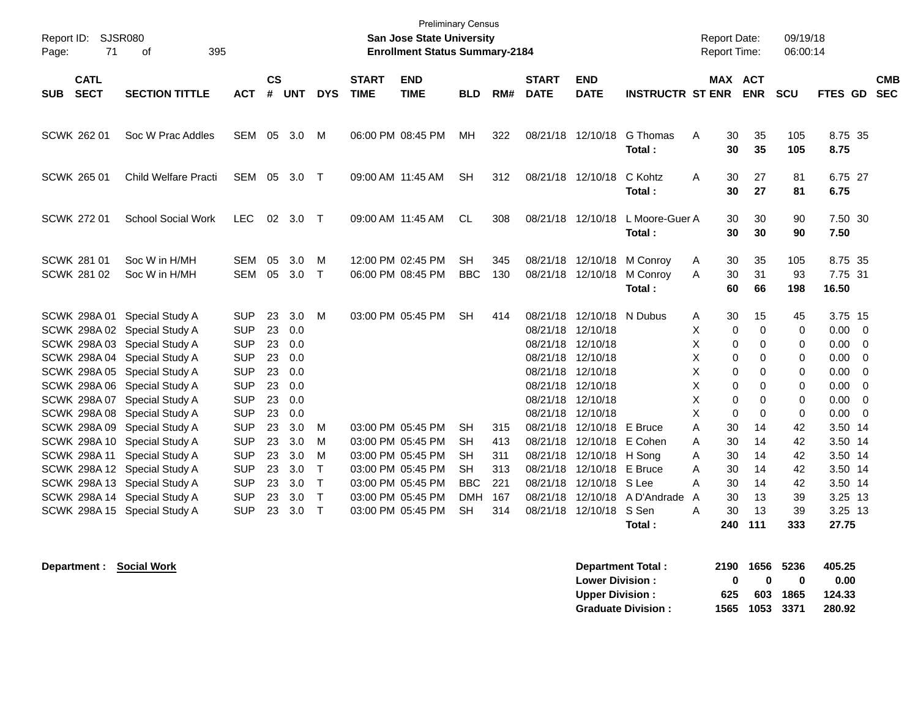Preliminary Census

**San Jose State University**

**Enrollment Status Summary-2184**

Report ID: SJSR080
Report Date: 09/19/18
Report Time: 06:00:14

| SUB | CATL SECT | SECTION TITTLE | ACT | CS # | UNT | DYS | START TIME | END TIME | BLD | RM# | START DATE | END DATE | INSTRUCTR | ST | MAX ENR | ACT ENR | SCU | FTES | GD | CMB SEC |
|---|---|---|---|---|---|---|---|---|---|---|---|---|---|---|---|---|---|---|---|---|
| SCWK | 262 01 | Soc W Prac Addles | SEM | 05 | 3.0 | M | 06:00 PM | 08:45 PM | MH | 322 | 08/21/18 | 12/10/18 | G Thomas | A | 30 | 35 | 105 | 8.75 | 35 | |
| | | | | | | | | | | | | | **Total :** | | **30** | **35** | **105** | **8.75** | | |
| SCWK | 265 01 | Child Welfare Practi | SEM | 05 | 3.0 | T | 09:00 AM | 11:45 AM | SH | 312 | 08/21/18 | 12/10/18 | C Kohtz | A | 30 | 27 | 81 | 6.75 | 27 | |
| | | | | | | | | | | | | | **Total :** | | **30** | **27** | **81** | **6.75** | | |
| SCWK | 272 01 | School Social Work | LEC | 02 | 3.0 | T | 09:00 AM | 11:45 AM | CL | 308 | 08/21/18 | 12/10/18 | L Moore-Guer | A | 30 | 30 | 90 | 7.50 | 30 | |
| | | | | | | | | | | | | | **Total :** | | **30** | **30** | **90** | **7.50** | | |
| SCWK | 281 01 | Soc W in H/MH | SEM | 05 | 3.0 | M | 12:00 PM | 02:45 PM | SH | 345 | 08/21/18 | 12/10/18 | M Conroy | A | 30 | 35 | 105 | 8.75 | 35 | |
| SCWK | 281 02 | Soc W in H/MH | SEM | 05 | 3.0 | T | 06:00 PM | 08:45 PM | BBC | 130 | 08/21/18 | 12/10/18 | M Conroy | A | 30 | 31 | 93 | 7.75 | 31 | |
| | | | | | | | | | | | | | **Total :** | | **60** | **66** | **198** | **16.50** | | |
| SCWK | 298A 01 | Special Study A | SUP | 23 | 3.0 | M | 03:00 PM | 05:45 PM | SH | 414 | 08/21/18 | 12/10/18 | N Dubus | A | 30 | 15 | 45 | 3.75 | 15 | |
| SCWK | 298A 02 | Special Study A | SUP | 23 | 0.0 | | | | | | 08/21/18 | 12/10/18 | | X | 0 | 0 | 0 | 0.00 | 0 | |
| SCWK | 298A 03 | Special Study A | SUP | 23 | 0.0 | | | | | | 08/21/18 | 12/10/18 | | X | 0 | 0 | 0 | 0.00 | 0 | |
| SCWK | 298A 04 | Special Study A | SUP | 23 | 0.0 | | | | | | 08/21/18 | 12/10/18 | | X | 0 | 0 | 0 | 0.00 | 0 | |
| SCWK | 298A 05 | Special Study A | SUP | 23 | 0.0 | | | | | | 08/21/18 | 12/10/18 | | X | 0 | 0 | 0 | 0.00 | 0 | |
| SCWK | 298A 06 | Special Study A | SUP | 23 | 0.0 | | | | | | 08/21/18 | 12/10/18 | | X | 0 | 0 | 0 | 0.00 | 0 | |
| SCWK | 298A 07 | Special Study A | SUP | 23 | 0.0 | | | | | | 08/21/18 | 12/10/18 | | X | 0 | 0 | 0 | 0.00 | 0 | |
| SCWK | 298A 08 | Special Study A | SUP | 23 | 0.0 | | | | | | 08/21/18 | 12/10/18 | | X | 0 | 0 | 0 | 0.00 | 0 | |
| SCWK | 298A 09 | Special Study A | SUP | 23 | 3.0 | M | 03:00 PM | 05:45 PM | SH | 315 | 08/21/18 | 12/10/18 | E Bruce | A | 30 | 14 | 42 | 3.50 | 14 | |
| SCWK | 298A 10 | Special Study A | SUP | 23 | 3.0 | M | 03:00 PM | 05:45 PM | SH | 413 | 08/21/18 | 12/10/18 | E Cohen | A | 30 | 14 | 42 | 3.50 | 14 | |
| SCWK | 298A 11 | Special Study A | SUP | 23 | 3.0 | M | 03:00 PM | 05:45 PM | SH | 311 | 08/21/18 | 12/10/18 | H Song | A | 30 | 14 | 42 | 3.50 | 14 | |
| SCWK | 298A 12 | Special Study A | SUP | 23 | 3.0 | T | 03:00 PM | 05:45 PM | SH | 313 | 08/21/18 | 12/10/18 | E Bruce | A | 30 | 14 | 42 | 3.50 | 14 | |
| SCWK | 298A 13 | Special Study A | SUP | 23 | 3.0 | T | 03:00 PM | 05:45 PM | BBC | 221 | 08/21/18 | 12/10/18 | S Lee | A | 30 | 14 | 42 | 3.50 | 14 | |
| SCWK | 298A 14 | Special Study A | SUP | 23 | 3.0 | T | 03:00 PM | 05:45 PM | DMH | 167 | 08/21/18 | 12/10/18 | A D'Andrade | A | 30 | 13 | 39 | 3.25 | 13 | |
| SCWK | 298A 15 | Special Study A | SUP | 23 | 3.0 | T | 03:00 PM | 05:45 PM | SH | 314 | 08/21/18 | 12/10/18 | S Sen | A | 30 | 13 | 39 | 3.25 | 13 | |
| | | | | | | | | | | | | | **Total :** | | **240** | **111** | **333** | **27.75** | | |

**Department : Social Work**

| | MAX ENR | ACT ENR | SCU | FTES |
|---|---|---|---|---|
| **Department Total :** | **2190** | **1656** | **5236** | **405.25** |
| **Lower Division :** | **0** | **0** | **0** | **0.00** |
| **Upper Division :** | **625** | **603** | **1865** | **124.33** |
| **Graduate Division :** | **1565** | **1053** | **3371** | **280.92** |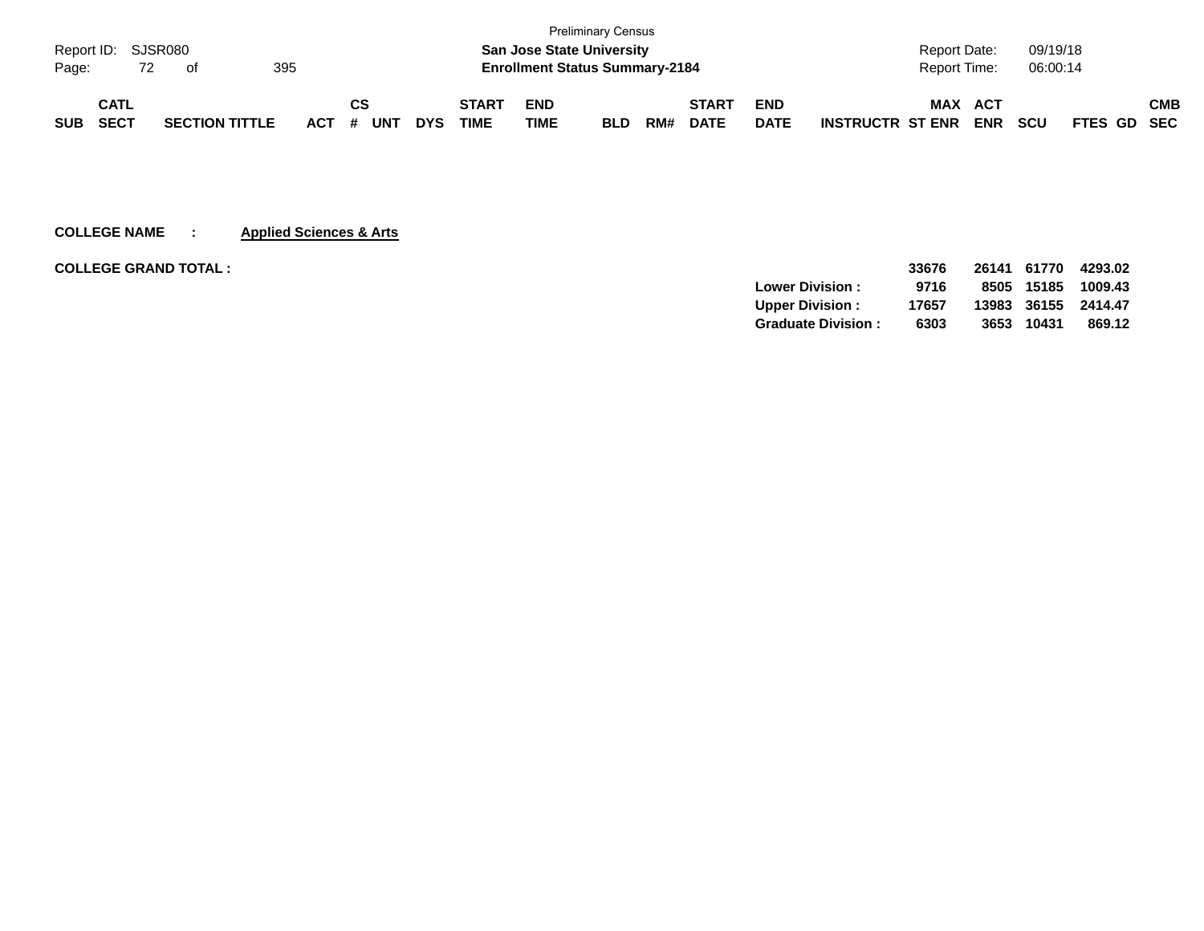Preliminary Census

**San Jose State University**

**Enrollment Status Summary-2184**

Report ID: SJSR080

Report Date: 09/19/18

Report Time: 06:00:14

| SUB | CATL SECT | SECTION TITTLE | ACT | CS # | UNT | DYS | START TIME | END TIME | BLD | RM# | START DATE | END DATE | INSTRUCTR | MAX ST ENR | ACT ENR | SCU | FTES | GD | CMB SEC |
|---|---|---|---|---|---|---|---|---|---|---|---|---|---|---|---|---|---|---|---|

**COLLEGE NAME : Applied Sciences & Arts**

| | | MAX ST ENR | ACT ENR | SCU | FTES |
|---|---|---|---|---|---|
| **COLLEGE GRAND TOTAL :** | | **33676** | **26141** | **61770** | **4293.02** |
| | **Lower Division :** | **9716** | **8505** | **15185** | **1009.43** |
| | **Upper Division :** | **17657** | **13983** | **36155** | **2414.47** |
| | **Graduate Division :** | **6303** | **3653** | **10431** | **869.12** |